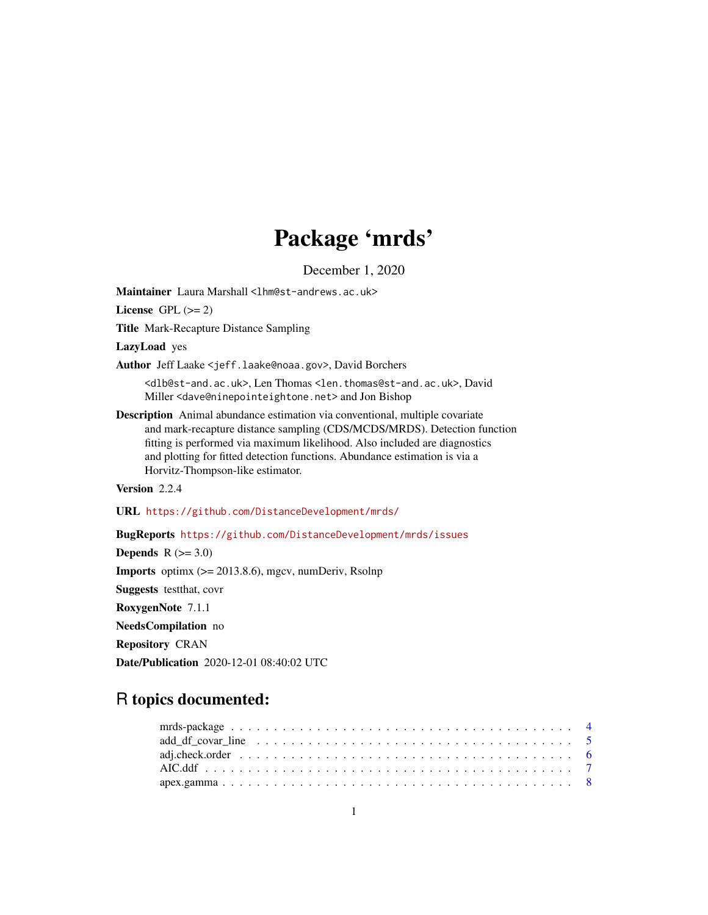# Package 'mrds'

December 1, 2020

**Maintainer** Laura Marshall <lhm@st-andrews.ac.uk>

**License** GPL (>= 2)

**Title** Mark-Recapture Distance Sampling

**LazyLoad** yes

**Author** Jeff Laake <jeff.laake@noaa.gov>, David Borchers <dlb@st-and.ac.uk>, Len Thomas <len.thomas@st-and.ac.uk>, David Miller <dave@ninepointeightone.net> and Jon Bishop

**Description** Animal abundance estimation via conventional, multiple covariate and mark-recapture distance sampling (CDS/MCDS/MRDS). Detection function fitting is performed via maximum likelihood. Also included are diagnostics and plotting for fitted detection functions. Abundance estimation is via a Horvitz-Thompson-like estimator.

**Version** 2.2.4

**URL** https://github.com/DistanceDevelopment/mrds/

**BugReports** https://github.com/DistanceDevelopment/mrds/issues

**Depends** R (>= 3.0)

**Imports** optimx (>= 2013.8.6), mgcv, numDeriv, Rsolnp

**Suggests** testthat, covr

**RoxygenNote** 7.1.1

**NeedsCompilation** no

**Repository** CRAN

**Date/Publication** 2020-12-01 08:40:02 UTC

## R topics documented:

mrds-package . . . . . . . . . . . . . . . . . . . . . . . . . . . . . . . . . . . . . . . . 4
add_df_covar_line . . . . . . . . . . . . . . . . . . . . . . . . . . . . . . . . . . . . . . 5
adj.check.order . . . . . . . . . . . . . . . . . . . . . . . . . . . . . . . . . . . . . . . 6
AIC.ddf . . . . . . . . . . . . . . . . . . . . . . . . . . . . . . . . . . . . . . . . . . . 7
apex.gamma . . . . . . . . . . . . . . . . . . . . . . . . . . . . . . . . . . . . . . . . . 8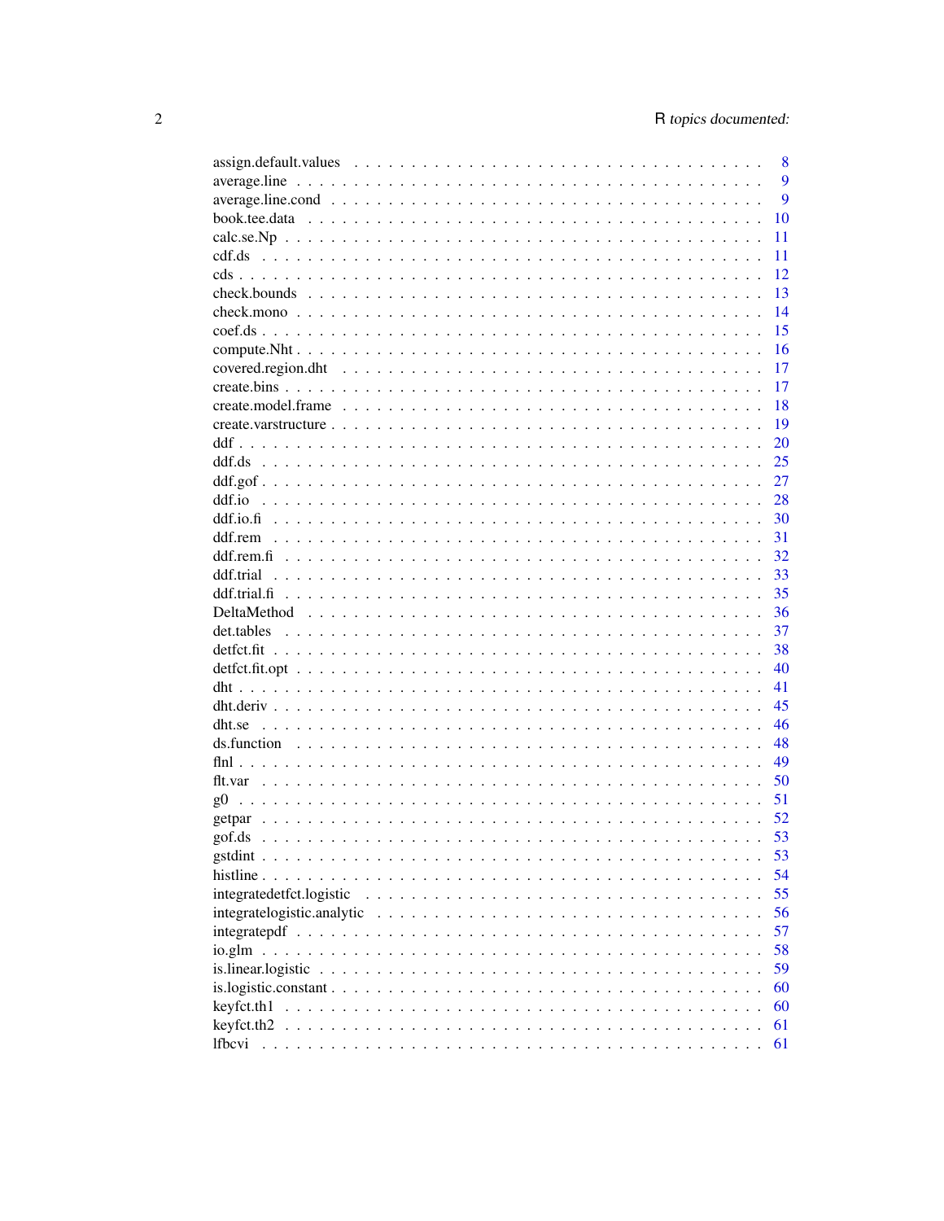assign.default.values . . . . . . . . . . . . . . . . . . . . . . . . . . . . . . . . . . 8
average.line . . . . . . . . . . . . . . . . . . . . . . . . . . . . . . . . . . . . . . . 9
average.line.cond . . . . . . . . . . . . . . . . . . . . . . . . . . . . . . . . . . . . 9
book.tee.data . . . . . . . . . . . . . . . . . . . . . . . . . . . . . . . . . . . . . . 10
calc.se.Np . . . . . . . . . . . . . . . . . . . . . . . . . . . . . . . . . . . . . . . 11
cdf.ds . . . . . . . . . . . . . . . . . . . . . . . . . . . . . . . . . . . . . . . . . 11
cds . . . . . . . . . . . . . . . . . . . . . . . . . . . . . . . . . . . . . . . . . . . 12
check.bounds . . . . . . . . . . . . . . . . . . . . . . . . . . . . . . . . . . . . . . 13
check.mono . . . . . . . . . . . . . . . . . . . . . . . . . . . . . . . . . . . . . . . 14
coef.ds . . . . . . . . . . . . . . . . . . . . . . . . . . . . . . . . . . . . . . . . . 15
compute.Nht . . . . . . . . . . . . . . . . . . . . . . . . . . . . . . . . . . . . . . . 16
covered.region.dht . . . . . . . . . . . . . . . . . . . . . . . . . . . . . . . . . . . 17
create.bins . . . . . . . . . . . . . . . . . . . . . . . . . . . . . . . . . . . . . . . 17
create.model.frame . . . . . . . . . . . . . . . . . . . . . . . . . . . . . . . . . . . 18
create.varstructure . . . . . . . . . . . . . . . . . . . . . . . . . . . . . . . . . . . 19
ddf . . . . . . . . . . . . . . . . . . . . . . . . . . . . . . . . . . . . . . . . . . . 20
ddf.ds . . . . . . . . . . . . . . . . . . . . . . . . . . . . . . . . . . . . . . . . . 25
ddf.gof . . . . . . . . . . . . . . . . . . . . . . . . . . . . . . . . . . . . . . . . . 27
ddf.io . . . . . . . . . . . . . . . . . . . . . . . . . . . . . . . . . . . . . . . . . 28
ddf.io.fi . . . . . . . . . . . . . . . . . . . . . . . . . . . . . . . . . . . . . . . . 30
ddf.rem . . . . . . . . . . . . . . . . . . . . . . . . . . . . . . . . . . . . . . . . . 31
ddf.rem.fi . . . . . . . . . . . . . . . . . . . . . . . . . . . . . . . . . . . . . . . 32
ddf.trial . . . . . . . . . . . . . . . . . . . . . . . . . . . . . . . . . . . . . . . . 33
ddf.trial.fi . . . . . . . . . . . . . . . . . . . . . . . . . . . . . . . . . . . . . . . 35
DeltaMethod . . . . . . . . . . . . . . . . . . . . . . . . . . . . . . . . . . . . . . . 36
det.tables . . . . . . . . . . . . . . . . . . . . . . . . . . . . . . . . . . . . . . . . 37
detfct.fit . . . . . . . . . . . . . . . . . . . . . . . . . . . . . . . . . . . . . . . . 38
detfct.fit.opt . . . . . . . . . . . . . . . . . . . . . . . . . . . . . . . . . . . . . . 40
dht . . . . . . . . . . . . . . . . . . . . . . . . . . . . . . . . . . . . . . . . . . . 41
dht.deriv . . . . . . . . . . . . . . . . . . . . . . . . . . . . . . . . . . . . . . . . 45
dht.se . . . . . . . . . . . . . . . . . . . . . . . . . . . . . . . . . . . . . . . . . 46
ds.function . . . . . . . . . . . . . . . . . . . . . . . . . . . . . . . . . . . . . . . 48
flnl . . . . . . . . . . . . . . . . . . . . . . . . . . . . . . . . . . . . . . . . . . . 49
flt.var . . . . . . . . . . . . . . . . . . . . . . . . . . . . . . . . . . . . . . . . . 50
g0 . . . . . . . . . . . . . . . . . . . . . . . . . . . . . . . . . . . . . . . . . . . . 51
getpar . . . . . . . . . . . . . . . . . . . . . . . . . . . . . . . . . . . . . . . . . 52
gof.ds . . . . . . . . . . . . . . . . . . . . . . . . . . . . . . . . . . . . . . . . . 53
gstdint . . . . . . . . . . . . . . . . . . . . . . . . . . . . . . . . . . . . . . . . . 53
histline . . . . . . . . . . . . . . . . . . . . . . . . . . . . . . . . . . . . . . . . 54
integratedetfct.logistic . . . . . . . . . . . . . . . . . . . . . . . . . . . . . . . . . 55
integratelogistic.analytic . . . . . . . . . . . . . . . . . . . . . . . . . . . . . . . . 56
integratepdf . . . . . . . . . . . . . . . . . . . . . . . . . . . . . . . . . . . . . . 57
io.glm . . . . . . . . . . . . . . . . . . . . . . . . . . . . . . . . . . . . . . . . . 58
is.linear.logistic . . . . . . . . . . . . . . . . . . . . . . . . . . . . . . . . . . . . 59
is.logistic.constant . . . . . . . . . . . . . . . . . . . . . . . . . . . . . . . . . . . 60
keyfct.th1 . . . . . . . . . . . . . . . . . . . . . . . . . . . . . . . . . . . . . . . . 60
keyfct.th2 . . . . . . . . . . . . . . . . . . . . . . . . . . . . . . . . . . . . . . . . 61
lfbcvi . . . . . . . . . . . . . . . . . . . . . . . . . . . . . . . . . . . . . . . . . 61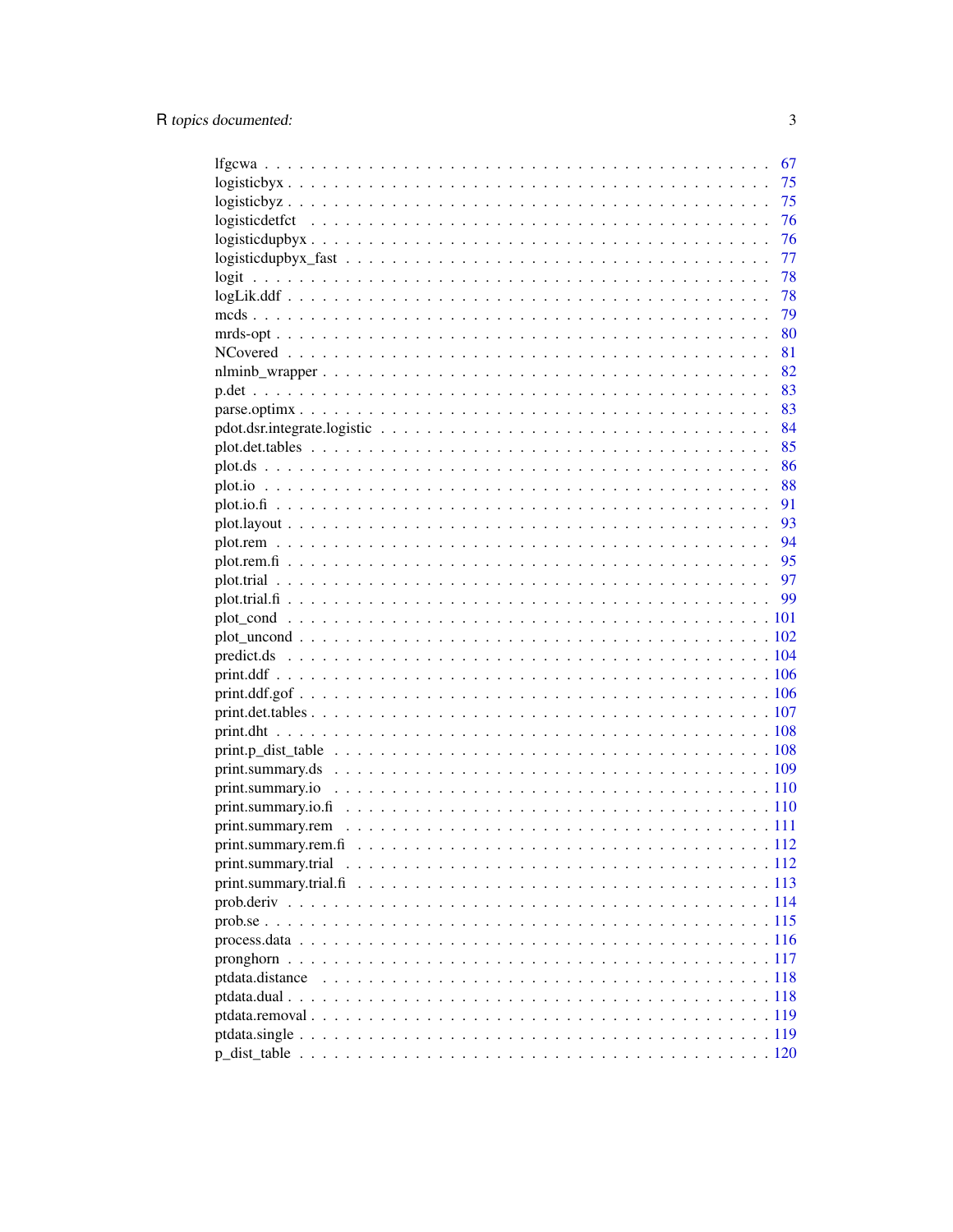lfgcwa . . . . . . . . . . . . . . . . . . . . . . . . . . . . . . . . . . . . . . . 67
logisticbyx . . . . . . . . . . . . . . . . . . . . . . . . . . . . . . . . . . . . . 75
logisticbyz . . . . . . . . . . . . . . . . . . . . . . . . . . . . . . . . . . . . . 75
logisticdetfct . . . . . . . . . . . . . . . . . . . . . . . . . . . . . . . . . . . . 76
logisticdupbyx . . . . . . . . . . . . . . . . . . . . . . . . . . . . . . . . . . . 76
logisticdupbyx_fast . . . . . . . . . . . . . . . . . . . . . . . . . . . . . . . . 77
logit . . . . . . . . . . . . . . . . . . . . . . . . . . . . . . . . . . . . . . . . 78
logLik.ddf . . . . . . . . . . . . . . . . . . . . . . . . . . . . . . . . . . . . . 78
mcds . . . . . . . . . . . . . . . . . . . . . . . . . . . . . . . . . . . . . . . . 79
mrds-opt . . . . . . . . . . . . . . . . . . . . . . . . . . . . . . . . . . . . . . 80
NCovered . . . . . . . . . . . . . . . . . . . . . . . . . . . . . . . . . . . . . . 81
nlminb_wrapper . . . . . . . . . . . . . . . . . . . . . . . . . . . . . . . . . . . 82
p.det . . . . . . . . . . . . . . . . . . . . . . . . . . . . . . . . . . . . . . . . 83
parse.optimx . . . . . . . . . . . . . . . . . . . . . . . . . . . . . . . . . . . . 83
pdot.dsr.integrate.logistic . . . . . . . . . . . . . . . . . . . . . . . . . . . . 84
plot.det.tables . . . . . . . . . . . . . . . . . . . . . . . . . . . . . . . . . . . 85
plot.ds . . . . . . . . . . . . . . . . . . . . . . . . . . . . . . . . . . . . . . . 86
plot.io . . . . . . . . . . . . . . . . . . . . . . . . . . . . . . . . . . . . . . . 88
plot.io.fi . . . . . . . . . . . . . . . . . . . . . . . . . . . . . . . . . . . . . . 91
plot.layout . . . . . . . . . . . . . . . . . . . . . . . . . . . . . . . . . . . . . 93
plot.rem . . . . . . . . . . . . . . . . . . . . . . . . . . . . . . . . . . . . . . 94
plot.rem.fi . . . . . . . . . . . . . . . . . . . . . . . . . . . . . . . . . . . . . 95
plot.trial . . . . . . . . . . . . . . . . . . . . . . . . . . . . . . . . . . . . . . 97
plot.trial.fi . . . . . . . . . . . . . . . . . . . . . . . . . . . . . . . . . . . . . 99
plot_cond . . . . . . . . . . . . . . . . . . . . . . . . . . . . . . . . . . . . . . 101
plot_uncond . . . . . . . . . . . . . . . . . . . . . . . . . . . . . . . . . . . . . 102
predict.ds . . . . . . . . . . . . . . . . . . . . . . . . . . . . . . . . . . . . . . 104
print.ddf . . . . . . . . . . . . . . . . . . . . . . . . . . . . . . . . . . . . . . 106
print.ddf.gof . . . . . . . . . . . . . . . . . . . . . . . . . . . . . . . . . . . . 106
print.det.tables . . . . . . . . . . . . . . . . . . . . . . . . . . . . . . . . . . . 107
print.dht . . . . . . . . . . . . . . . . . . . . . . . . . . . . . . . . . . . . . . 108
print.p_dist_table . . . . . . . . . . . . . . . . . . . . . . . . . . . . . . . . . 108
print.summary.ds . . . . . . . . . . . . . . . . . . . . . . . . . . . . . . . . . . 109
print.summary.io . . . . . . . . . . . . . . . . . . . . . . . . . . . . . . . . . . 110
print.summary.io.fi . . . . . . . . . . . . . . . . . . . . . . . . . . . . . . . . . 110
print.summary.rem . . . . . . . . . . . . . . . . . . . . . . . . . . . . . . . . . . 111
print.summary.rem.fi . . . . . . . . . . . . . . . . . . . . . . . . . . . . . . . . 112
print.summary.trial . . . . . . . . . . . . . . . . . . . . . . . . . . . . . . . . . 112
print.summary.trial.fi . . . . . . . . . . . . . . . . . . . . . . . . . . . . . . . 113
prob.deriv . . . . . . . . . . . . . . . . . . . . . . . . . . . . . . . . . . . . . . 114
prob.se . . . . . . . . . . . . . . . . . . . . . . . . . . . . . . . . . . . . . . . 115
process.data . . . . . . . . . . . . . . . . . . . . . . . . . . . . . . . . . . . . 116
pronghorn . . . . . . . . . . . . . . . . . . . . . . . . . . . . . . . . . . . . . . 117
ptdata.distance . . . . . . . . . . . . . . . . . . . . . . . . . . . . . . . . . . . 118
ptdata.dual . . . . . . . . . . . . . . . . . . . . . . . . . . . . . . . . . . . . . 118
ptdata.removal . . . . . . . . . . . . . . . . . . . . . . . . . . . . . . . . . . . . 119
ptdata.single . . . . . . . . . . . . . . . . . . . . . . . . . . . . . . . . . . . . 119
p_dist_table . . . . . . . . . . . . . . . . . . . . . . . . . . . . . . . . . . . . 120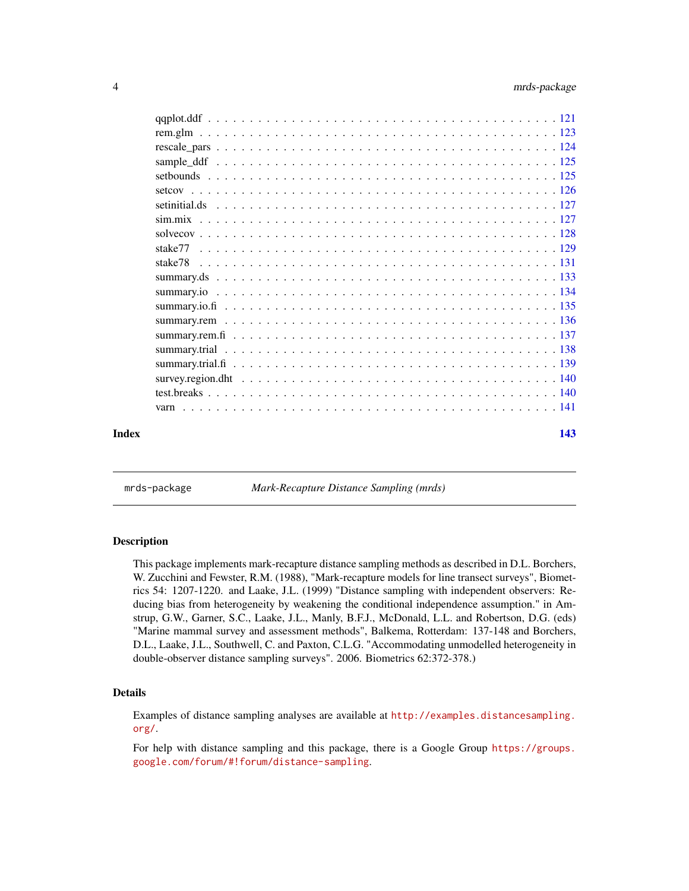qqplot.ddf . . . . . . . . . . . . . . . . . . . . . . . . . . . . . . . . . . . . . . . . . 121
rem.glm . . . . . . . . . . . . . . . . . . . . . . . . . . . . . . . . . . . . . . . . . . . 123
rescale_pars . . . . . . . . . . . . . . . . . . . . . . . . . . . . . . . . . . . . . . . . . 124
sample_ddf . . . . . . . . . . . . . . . . . . . . . . . . . . . . . . . . . . . . . . . . . . 125
setbounds . . . . . . . . . . . . . . . . . . . . . . . . . . . . . . . . . . . . . . . . . . . 125
setcov . . . . . . . . . . . . . . . . . . . . . . . . . . . . . . . . . . . . . . . . . . . . . 126
setinitial.ds . . . . . . . . . . . . . . . . . . . . . . . . . . . . . . . . . . . . . . . . . . 127
sim.mix . . . . . . . . . . . . . . . . . . . . . . . . . . . . . . . . . . . . . . . . . . . . 127
solvecov . . . . . . . . . . . . . . . . . . . . . . . . . . . . . . . . . . . . . . . . . . . . 128
stake77 . . . . . . . . . . . . . . . . . . . . . . . . . . . . . . . . . . . . . . . . . . . . . 129
stake78 . . . . . . . . . . . . . . . . . . . . . . . . . . . . . . . . . . . . . . . . . . . . . 131
summary.ds . . . . . . . . . . . . . . . . . . . . . . . . . . . . . . . . . . . . . . . . . . . 133
summary.io . . . . . . . . . . . . . . . . . . . . . . . . . . . . . . . . . . . . . . . . . . . 134
summary.io.fi . . . . . . . . . . . . . . . . . . . . . . . . . . . . . . . . . . . . . . . . . . 135
summary.rem . . . . . . . . . . . . . . . . . . . . . . . . . . . . . . . . . . . . . . . . . . 136
summary.rem.fi . . . . . . . . . . . . . . . . . . . . . . . . . . . . . . . . . . . . . . . . . 137
summary.trial . . . . . . . . . . . . . . . . . . . . . . . . . . . . . . . . . . . . . . . . . . 138
summary.trial.fi . . . . . . . . . . . . . . . . . . . . . . . . . . . . . . . . . . . . . . . . . 139
survey.region.dht . . . . . . . . . . . . . . . . . . . . . . . . . . . . . . . . . . . . . . . . 140
test.breaks . . . . . . . . . . . . . . . . . . . . . . . . . . . . . . . . . . . . . . . . . . . 140
varn . . . . . . . . . . . . . . . . . . . . . . . . . . . . . . . . . . . . . . . . . . . . . . . 141

**Index** **143**

---

`mrds-package` *Mark-Recapture Distance Sampling (mrds)*

---

### Description

This package implements mark-recapture distance sampling methods as described in D.L. Borchers, W. Zucchini and Fewster, R.M. (1988), "Mark-recapture models for line transect surveys", Biometrics 54: 1207-1220. and Laake, J.L. (1999) "Distance sampling with independent observers: Reducing bias from heterogeneity by weakening the conditional independence assumption." in Amstrup, G.W., Garner, S.C., Laake, J.L., Manly, B.F.J., McDonald, L.L. and Robertson, D.G. (eds) "Marine mammal survey and assessment methods", Balkema, Rotterdam: 137-148 and Borchers, D.L., Laake, J.L., Southwell, C. and Paxton, C.L.G. "Accommodating unmodelled heterogeneity in double-observer distance sampling surveys". 2006. Biometrics 62:372-378.)

### Details

Examples of distance sampling analyses are available at http://examples.distancesampling.org/.

For help with distance sampling and this package, there is a Google Group https://groups.google.com/forum/#!forum/distance-sampling.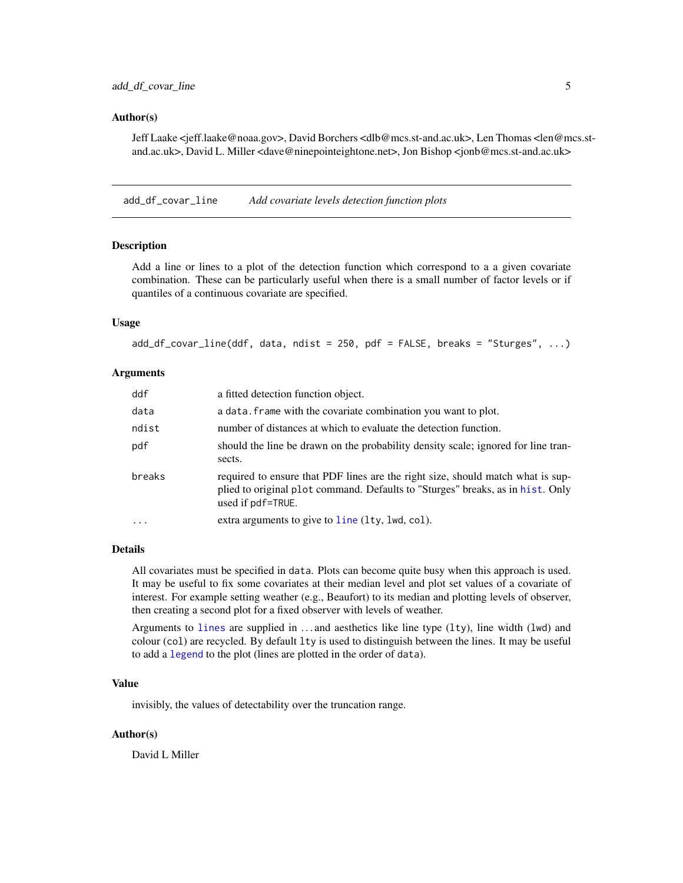### Author(s)

Jeff Laake <jeff.laake@noaa.gov>, David Borchers <dlb@mcs.st-and.ac.uk>, Len Thomas <len@mcs.st-and.ac.uk>, David L. Miller <dave@ninepointeightone.net>, Jon Bishop <jonb@mcs.st-and.ac.uk>

---

## add_df_covar_line — *Add covariate levels detection function plots*

### Description

Add a line or lines to a plot of the detection function which correspond to a a given covariate combination. These can be particularly useful when there is a small number of factor levels or if quantiles of a continuous covariate are specified.

### Usage

```
add_df_covar_line(ddf, data, ndist = 250, pdf = FALSE, breaks = "Sturges", ...)
```

### Arguments

| | |
|---|---|
| `ddf` | a fitted detection function object. |
| `data` | a `data.frame` with the covariate combination you want to plot. |
| `ndist` | number of distances at which to evaluate the detection function. |
| `pdf` | should the line be drawn on the probability density scale; ignored for line transects. |
| `breaks` | required to ensure that PDF lines are the right size, should match what is supplied to original `plot` command. Defaults to "Sturges" breaks, as in `hist`. Only used if `pdf=TRUE`. |
| `...` | extra arguments to give to `line` (`lty`, `lwd`, `col`). |

### Details

All covariates must be specified in `data`. Plots can become quite busy when this approach is used. It may be useful to fix some covariates at their median level and plot set values of a covariate of interest. For example setting weather (e.g., Beaufort) to its median and plotting levels of observer, then creating a second plot for a fixed observer with levels of weather.

Arguments to `lines` are supplied in ... and aesthetics like line type (`lty`), line width (`lwd`) and colour (`col`) are recycled. By default `lty` is used to distinguish between the lines. It may be useful to add a `legend` to the plot (lines are plotted in the order of `data`).

### Value

invisibly, the values of detectability over the truncation range.

### Author(s)

David L Miller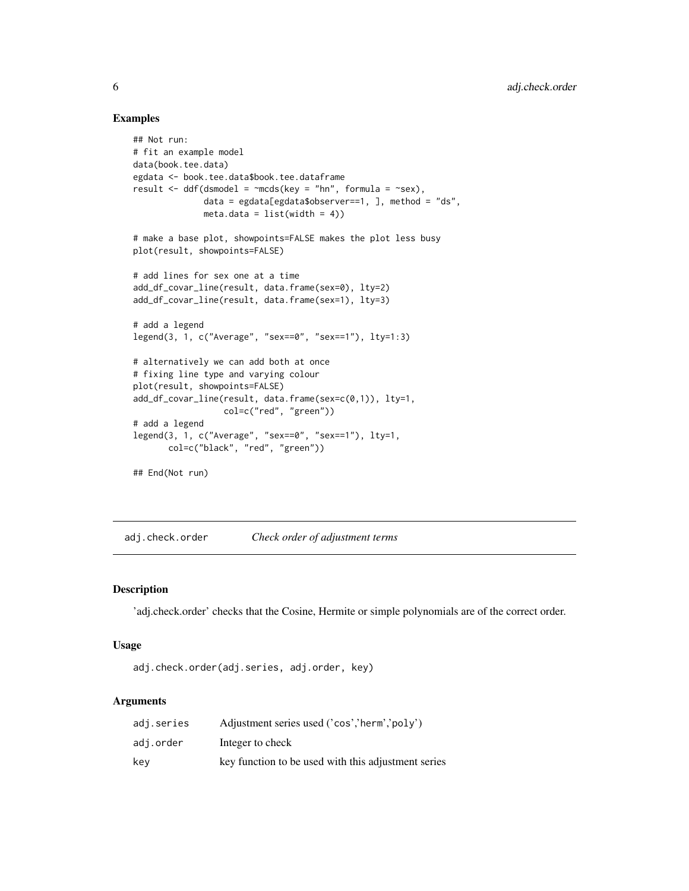### Examples

```
## Not run:
# fit an example model
data(book.tee.data)
egdata <- book.tee.data$book.tee.dataframe
result <- ddf(dsmodel = ~mcds(key = "hn", formula = ~sex),
              data = egdata[egdata$observer==1, ], method = "ds",
              meta.data = list(width = 4))

# make a base plot, showpoints=FALSE makes the plot less busy
plot(result, showpoints=FALSE)

# add lines for sex one at a time
add_df_covar_line(result, data.frame(sex=0), lty=2)
add_df_covar_line(result, data.frame(sex=1), lty=3)

# add a legend
legend(3, 1, c("Average", "sex==0", "sex==1"), lty=1:3)

# alternatively we can add both at once
# fixing line type and varying colour
plot(result, showpoints=FALSE)
add_df_covar_line(result, data.frame(sex=c(0,1)), lty=1,
                  col=c("red", "green"))
# add a legend
legend(3, 1, c("Average", "sex==0", "sex==1"), lty=1,
       col=c("black", "red", "green"))

## End(Not run)
```

---

## adj.check.order *Check order of adjustment terms*

### Description

'adj.check.order' checks that the Cosine, Hermite or simple polynomials are of the correct order.

### Usage

```
adj.check.order(adj.series, adj.order, key)
```

### Arguments

| | |
|---|---|
| adj.series | Adjustment series used ('cos','herm','poly') |
| adj.order | Integer to check |
| key | key function to be used with this adjustment series |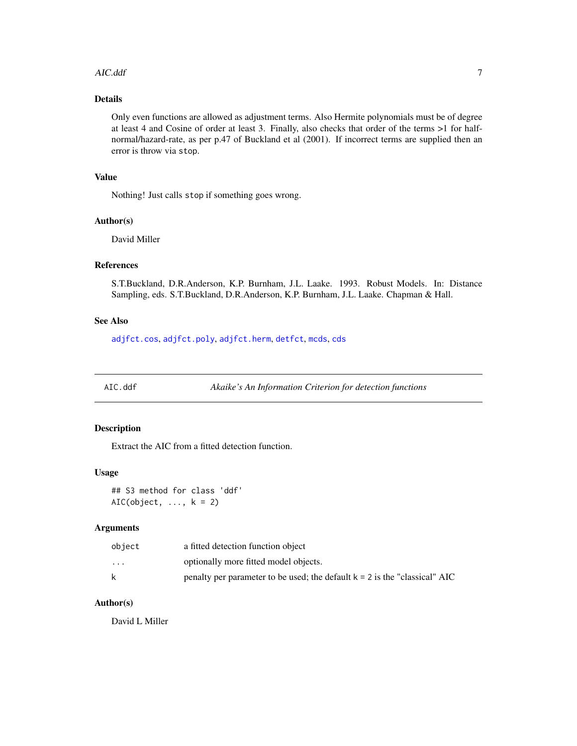### Details

Only even functions are allowed as adjustment terms. Also Hermite polynomials must be of degree at least 4 and Cosine of order at least 3. Finally, also checks that order of the terms >1 for half-normal/hazard-rate, as per p.47 of Buckland et al (2001). If incorrect terms are supplied then an error is throw via `stop`.

### Value

Nothing! Just calls `stop` if something goes wrong.

### Author(s)

David Miller

### References

S.T.Buckland, D.R.Anderson, K.P. Burnham, J.L. Laake. 1993. Robust Models. In: Distance Sampling, eds. S.T.Buckland, D.R.Anderson, K.P. Burnham, J.L. Laake. Chapman & Hall.

### See Also

`adjfct.cos`, `adjfct.poly`, `adjfct.herm`, `detfct`, `mcds`, `cds`

---

## AIC.ddf — *Akaike's An Information Criterion for detection functions*

### Description

Extract the AIC from a fitted detection function.

### Usage

```
## S3 method for class 'ddf'
AIC(object, ..., k = 2)
```

### Arguments

| | |
|---|---|
| `object` | a fitted detection function object |
| `...` | optionally more fitted model objects. |
| `k` | penalty per parameter to be used; the default `k = 2` is the "classical" AIC |

### Author(s)

David L Miller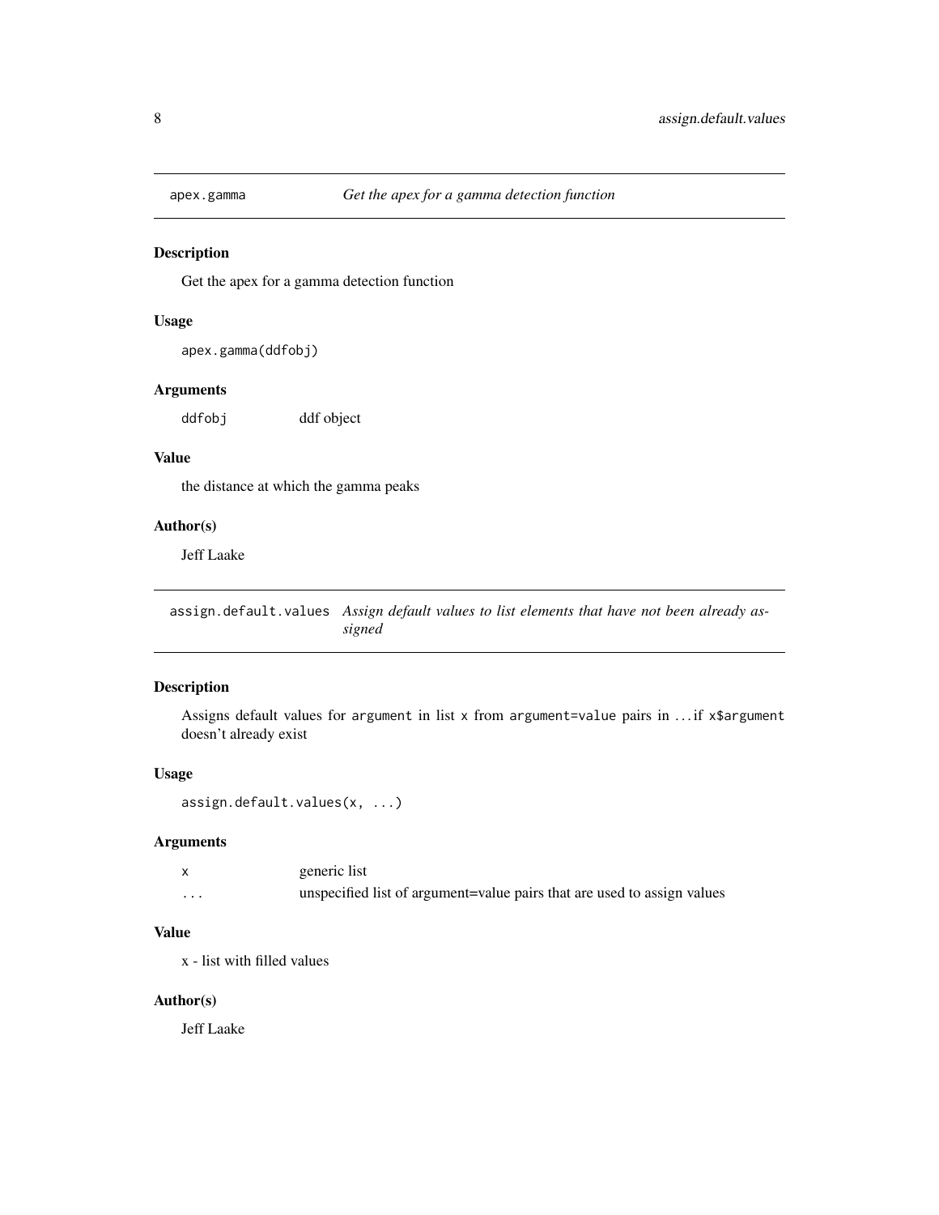## apex.gamma *Get the apex for a gamma detection function*

### Description

Get the apex for a gamma detection function

### Usage

```
apex.gamma(ddfobj)
```

### Arguments

| | |
|---|---|
| ddfobj | ddf object |

### Value

the distance at which the gamma peaks

### Author(s)

Jeff Laake

## assign.default.values *Assign default values to list elements that have not been already assigned*

### Description

Assigns default values for `argument` in list `x` from `argument=value` pairs in ... if `x$argument` doesn't already exist

### Usage

```
assign.default.values(x, ...)
```

### Arguments

| | |
|---|---|
| x | generic list |
| ... | unspecified list of argument=value pairs that are used to assign values |

### Value

x - list with filled values

### Author(s)

Jeff Laake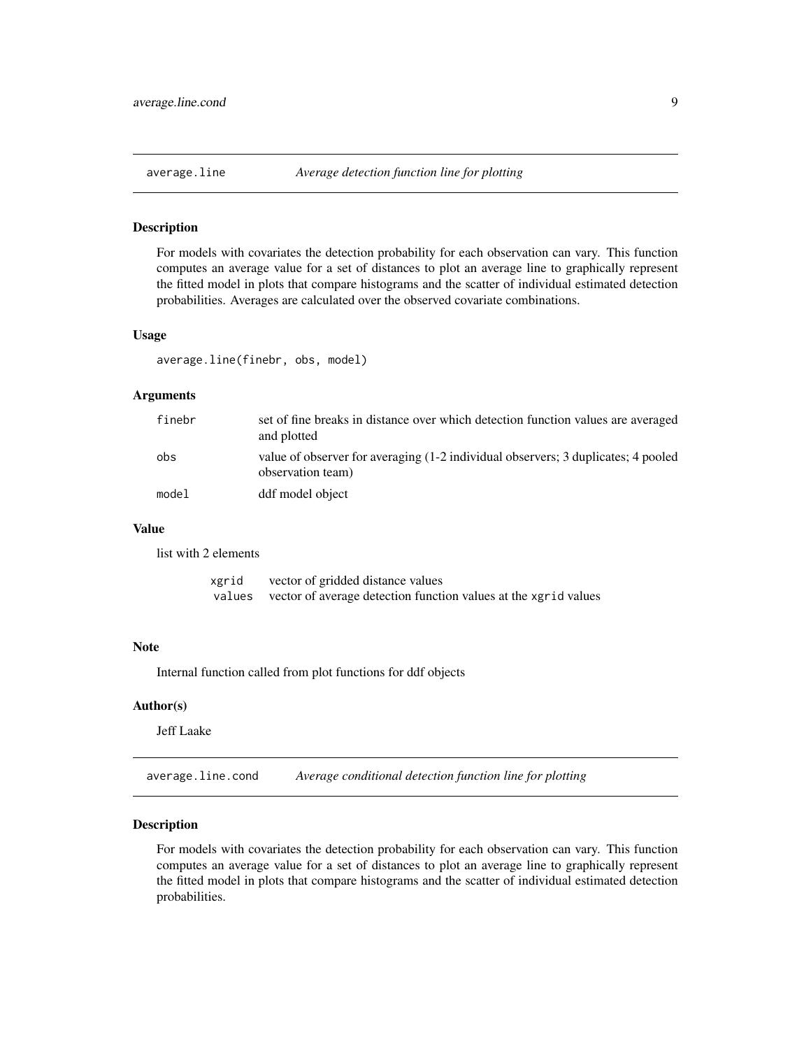## average.line — *Average detection function line for plotting*

### Description

For models with covariates the detection probability for each observation can vary. This function computes an average value for a set of distances to plot an average line to graphically represent the fitted model in plots that compare histograms and the scatter of individual estimated detection probabilities. Averages are calculated over the observed covariate combinations.

### Usage

```
average.line(finebr, obs, model)
```

### Arguments

| | |
|---|---|
| `finebr` | set of fine breaks in distance over which detection function values are averaged and plotted |
| `obs` | value of observer for averaging (1-2 individual observers; 3 duplicates; 4 pooled observation team) |
| `model` | ddf model object |

### Value

list with 2 elements

| | |
|---|---|
| `xgrid` | vector of gridded distance values |
| `values` | vector of average detection function values at the `xgrid` values |

### Note

Internal function called from plot functions for ddf objects

### Author(s)

Jeff Laake

## average.line.cond — *Average conditional detection function line for plotting*

### Description

For models with covariates the detection probability for each observation can vary. This function computes an average value for a set of distances to plot an average line to graphically represent the fitted model in plots that compare histograms and the scatter of individual estimated detection probabilities.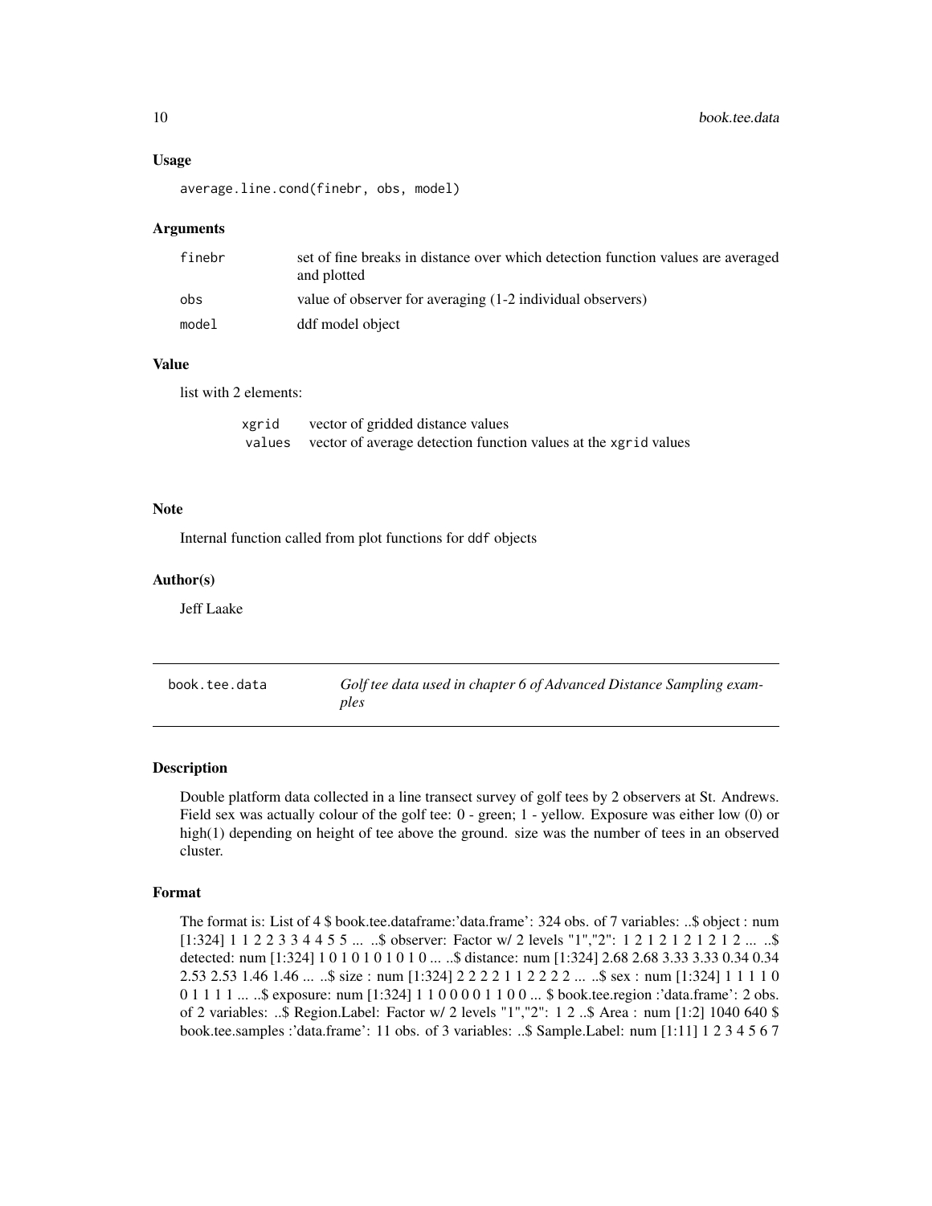### Usage

```
average.line.cond(finebr, obs, model)
```

### Arguments

| | |
|---|---|
| finebr | set of fine breaks in distance over which detection function values are averaged and plotted |
| obs | value of observer for averaging (1-2 individual observers) |
| model | ddf model object |

### Value

list with 2 elements:

| | |
|---|---|
| xgrid | vector of gridded distance values |
| values | vector of average detection function values at the xgrid values |

### Note

Internal function called from plot functions for ddf objects

### Author(s)

Jeff Laake

## book.tee.data — *Golf tee data used in chapter 6 of Advanced Distance Sampling examples*

### Description

Double platform data collected in a line transect survey of golf tees by 2 observers at St. Andrews. Field sex was actually colour of the golf tee: 0 - green; 1 - yellow. Exposure was either low (0) or high(1) depending on height of tee above the ground. size was the number of tees in an observed cluster.

### Format

The format is: List of 4 $ book.tee.dataframe:'data.frame': 324 obs. of 7 variables: ..$ object : num [1:324] 1 1 2 2 3 3 4 4 5 5 ... ..$ observer: Factor w/ 2 levels "1","2": 1 2 1 2 1 2 1 2 1 2 ... ..$ detected: num [1:324] 1 0 1 0 1 0 1 0 1 0 ... ..$ distance: num [1:324] 2.68 2.68 3.33 3.33 0.34 0.34 2.53 2.53 1.46 1.46 ... ..$ size : num [1:324] 2 2 2 2 1 1 2 2 2 2 ... ..$ sex : num [1:324] 1 1 1 1 0 0 1 1 1 1 ... ..$ exposure: num [1:324] 1 1 0 0 0 0 1 1 0 0 ... $ book.tee.region :'data.frame': 2 obs. of 2 variables: ..$ Region.Label: Factor w/ 2 levels "1","2": 1 2 ..$ Area : num [1:2] 1040 640 $ book.tee.samples :'data.frame': 11 obs. of 3 variables: ..$ Sample.Label: num [1:11] 1 2 3 4 5 6 7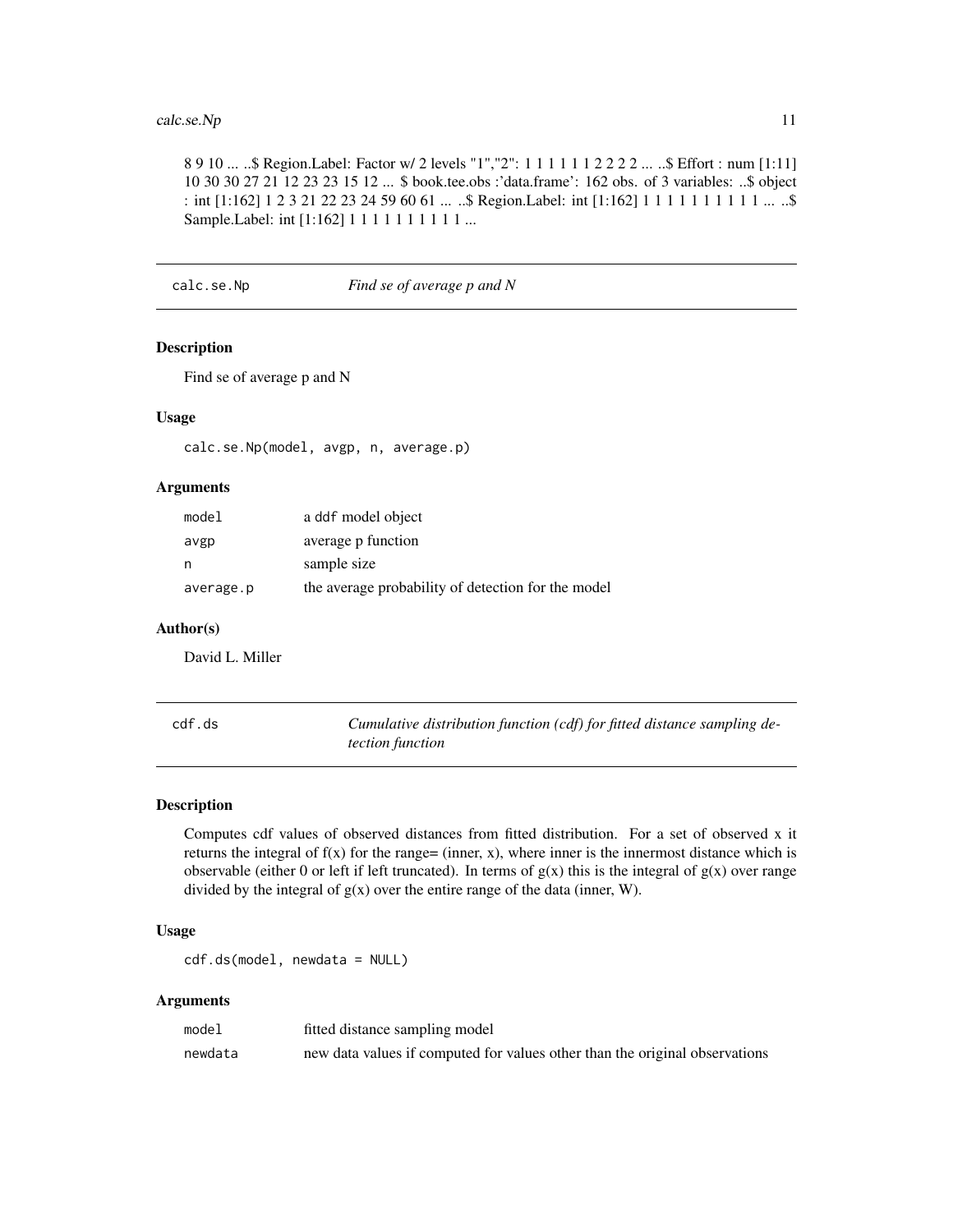8 9 10 ... ..$ Region.Label: Factor w/ 2 levels "1","2": 1 1 1 1 1 1 1 2 2 2 2 ... ..$ Effort : num [1:11] 10 30 30 27 21 12 23 23 15 12 ... $ book.tee.obs :'data.frame': 162 obs. of 3 variables: ..$ object : int [1:162] 1 2 3 21 22 23 24 59 60 61 ... ..$ Region.Label: int [1:162] 1 1 1 1 1 1 1 1 1 1 ... ..$ Sample.Label: int [1:162] 1 1 1 1 1 1 1 1 1 1 ...

## calc.se.Np — *Find se of average p and N*

### Description

Find se of average p and N

### Usage

```
calc.se.Np(model, avgp, n, average.p)
```

### Arguments

| | |
|---|---|
| `model` | a `ddf` model object |
| `avgp` | average p function |
| `n` | sample size |
| `average.p` | the average probability of detection for the model |

### Author(s)

David L. Miller

## cdf.ds — *Cumulative distribution function (cdf) for fitted distance sampling detection function*

### Description

Computes cdf values of observed distances from fitted distribution. For a set of observed x it returns the integral of f(x) for the range= (inner, x), where inner is the innermost distance which is observable (either 0 or left if left truncated). In terms of g(x) this is the integral of g(x) over range divided by the integral of g(x) over the entire range of the data (inner, W).

### Usage

```
cdf.ds(model, newdata = NULL)
```

### Arguments

| | |
|---|---|
| `model` | fitted distance sampling model |
| `newdata` | new data values if computed for values other than the original observations |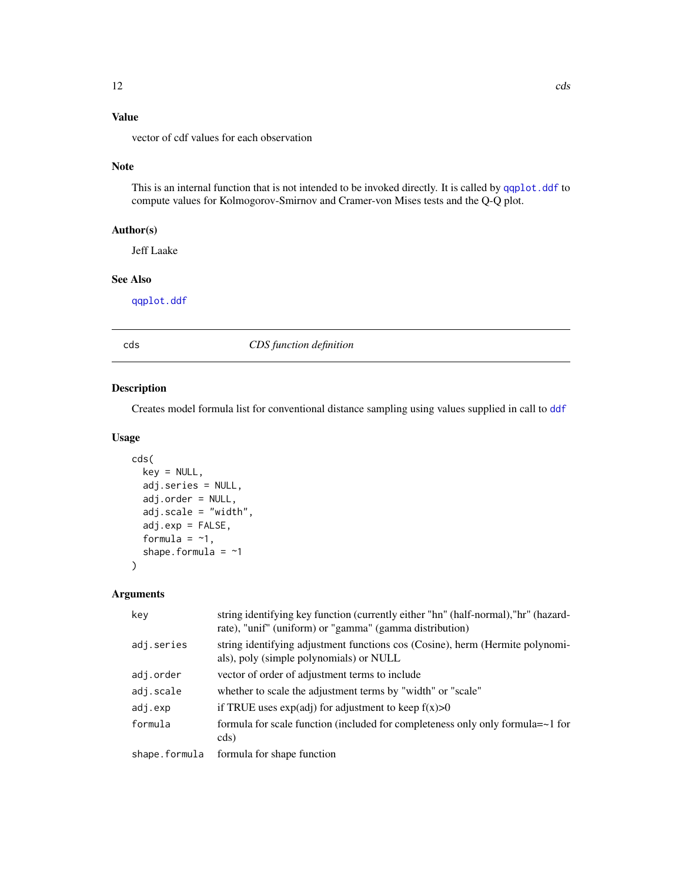### Value

vector of cdf values for each observation

### Note

This is an internal function that is not intended to be invoked directly. It is called by qqplot.ddf to compute values for Kolmogorov-Smirnov and Cramer-von Mises tests and the Q-Q plot.

### Author(s)

Jeff Laake

### See Also

qqplot.ddf

---

## cds — *CDS function definition*

---

### Description

Creates model formula list for conventional distance sampling using values supplied in call to ddf

### Usage

```
cds(
  key = NULL,
  adj.series = NULL,
  adj.order = NULL,
  adj.scale = "width",
  adj.exp = FALSE,
  formula = ~1,
  shape.formula = ~1
)
```

### Arguments

| | |
|---|---|
| key | string identifying key function (currently either "hn" (half-normal),"hr" (hazard-rate), "unif" (uniform) or "gamma" (gamma distribution) |
| adj.series | string identifying adjustment functions cos (Cosine), herm (Hermite polynomials), poly (simple polynomials) or NULL |
| adj.order | vector of order of adjustment terms to include |
| adj.scale | whether to scale the adjustment terms by "width" or "scale" |
| adj.exp | if TRUE uses exp(adj) for adjustment to keep f(x)>0 |
| formula | formula for scale function (included for completeness only only formula=~1 for cds) |
| shape.formula | formula for shape function |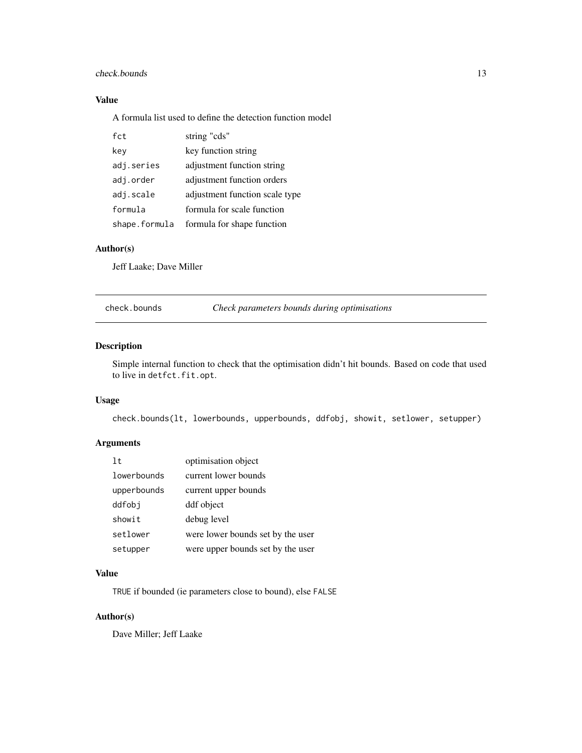## Value

A formula list used to define the detection function model

| | |
|---|---|
| `fct` | string "cds" |
| `key` | key function string |
| `adj.series` | adjustment function string |
| `adj.order` | adjustment function orders |
| `adj.scale` | adjustment function scale type |
| `formula` | formula for scale function |
| `shape.formula` | formula for shape function |

## Author(s)

Jeff Laake; Dave Miller

---

# check.bounds — *Check parameters bounds during optimisations*

## Description

Simple internal function to check that the optimisation didn't hit bounds. Based on code that used to live in `detfct.fit.opt`.

## Usage

```
check.bounds(lt, lowerbounds, upperbounds, ddfobj, showit, setlower, setupper)
```

## Arguments

| | |
|---|---|
| `lt` | optimisation object |
| `lowerbounds` | current lower bounds |
| `upperbounds` | current upper bounds |
| `ddfobj` | ddf object |
| `showit` | debug level |
| `setlower` | were lower bounds set by the user |
| `setupper` | were upper bounds set by the user |

## Value

`TRUE` if bounded (ie parameters close to bound), else `FALSE`

## Author(s)

Dave Miller; Jeff Laake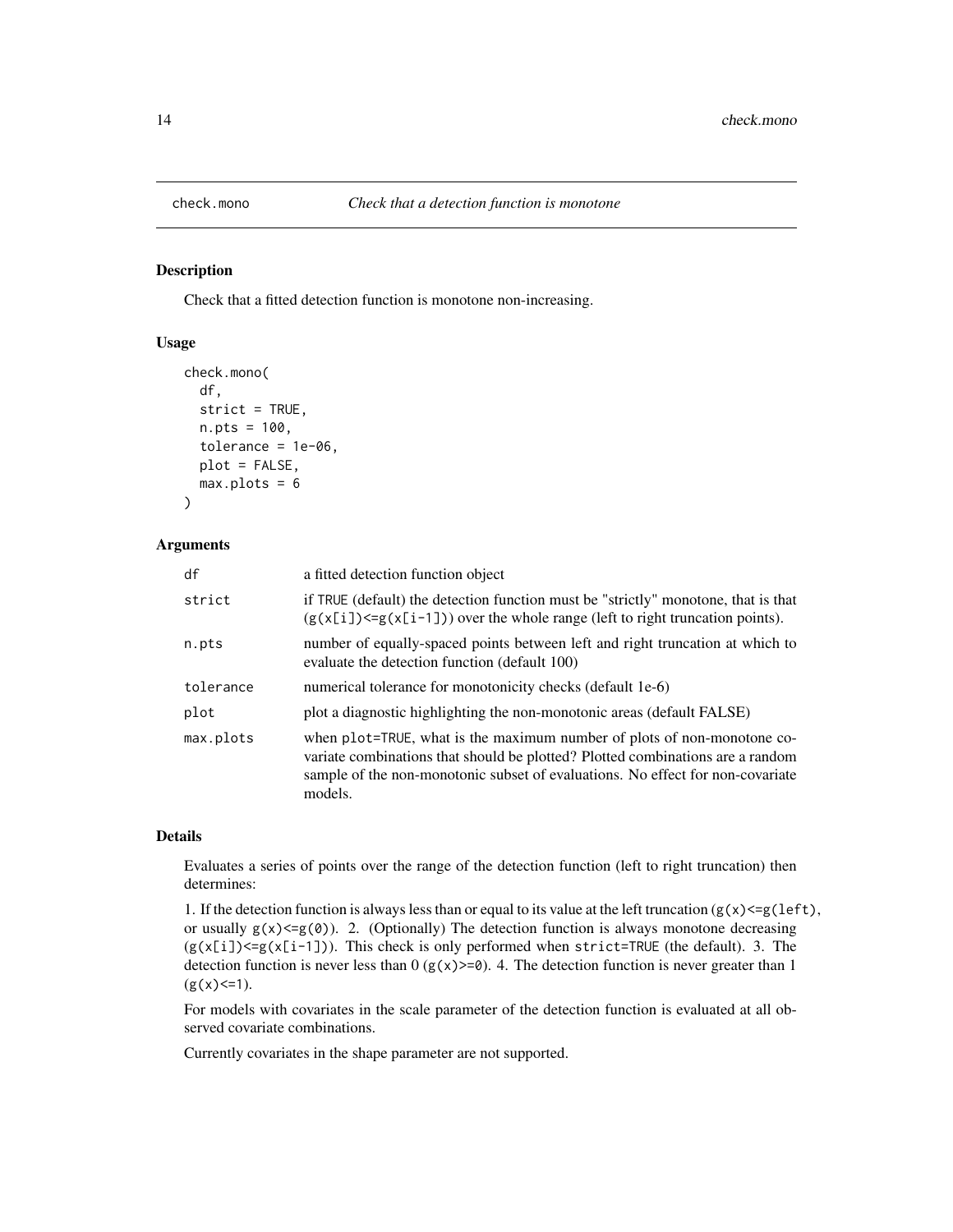# check.mono *Check that a detection function is monotone*

## Description

Check that a fitted detection function is monotone non-increasing.

## Usage

```
check.mono(
  df,
  strict = TRUE,
  n.pts = 100,
  tolerance = 1e-06,
  plot = FALSE,
  max.plots = 6
)
```

## Arguments

| | |
|---|---|
| `df` | a fitted detection function object |
| `strict` | if `TRUE` (default) the detection function must be "strictly" monotone, that is that (`g(x[i])<=g(x[i-1])`) over the whole range (left to right truncation points). |
| `n.pts` | number of equally-spaced points between left and right truncation at which to evaluate the detection function (default 100) |
| `tolerance` | numerical tolerance for monotonicity checks (default 1e-6) |
| `plot` | plot a diagnostic highlighting the non-monotonic areas (default FALSE) |
| `max.plots` | when `plot=TRUE`, what is the maximum number of plots of non-monotone covariate combinations that should be plotted? Plotted combinations are a random sample of the non-monotonic subset of evaluations. No effect for non-covariate models. |

## Details

Evaluates a series of points over the range of the detection function (left to right truncation) then determines:

1. If the detection function is always less than or equal to its value at the left truncation (`g(x)<=g(left)`, or usually `g(x)<=g(0)`). 2. (Optionally) The detection function is always monotone decreasing (`g(x[i])<=g(x[i-1])`). This check is only performed when `strict=TRUE` (the default). 3. The detection function is never less than 0 (`g(x)>=0`). 4. The detection function is never greater than 1 (`g(x)<=1`).

For models with covariates in the scale parameter of the detection function is evaluated at all observed covariate combinations.

Currently covariates in the shape parameter are not supported.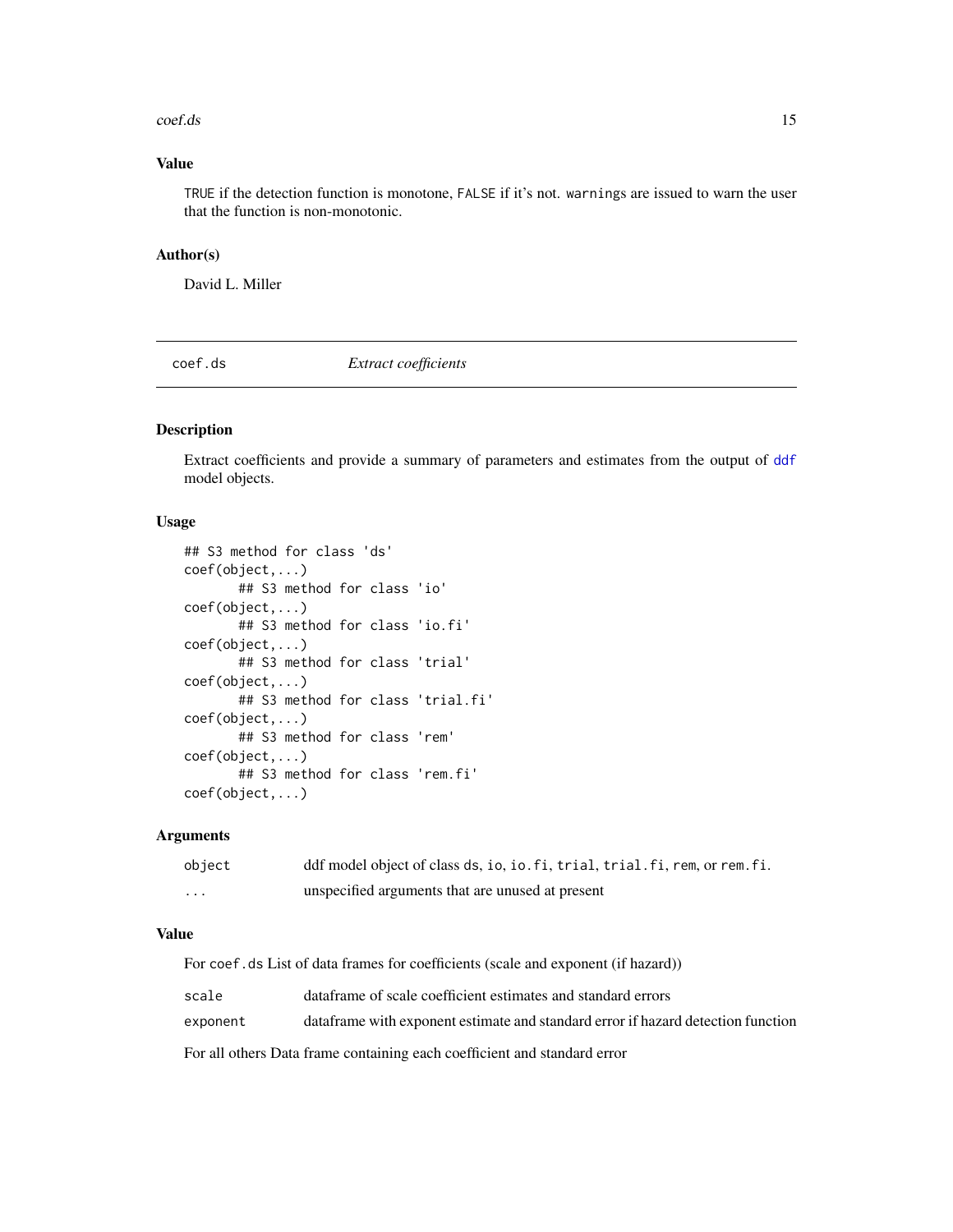## Value

TRUE if the detection function is monotone, FALSE if it's not. warnings are issued to warn the user that the function is non-monotonic.

## Author(s)

David L. Miller

---

# coef.ds *Extract coefficients*

## Description

Extract coefficients and provide a summary of parameters and estimates from the output of ddf model objects.

## Usage

```
## S3 method for class 'ds'
coef(object,...)
       ## S3 method for class 'io'
coef(object,...)
       ## S3 method for class 'io.fi'
coef(object,...)
       ## S3 method for class 'trial'
coef(object,...)
       ## S3 method for class 'trial.fi'
coef(object,...)
       ## S3 method for class 'rem'
coef(object,...)
       ## S3 method for class 'rem.fi'
coef(object,...)
```

## Arguments

| | |
|---|---|
| object | ddf model object of class ds, io, io.fi, trial, trial.fi, rem, or rem.fi. |
| ... | unspecified arguments that are unused at present |

## Value

For coef.ds List of data frames for coefficients (scale and exponent (if hazard))

| | |
|---|---|
| scale | dataframe of scale coefficient estimates and standard errors |
| exponent | dataframe with exponent estimate and standard error if hazard detection function |

For all others Data frame containing each coefficient and standard error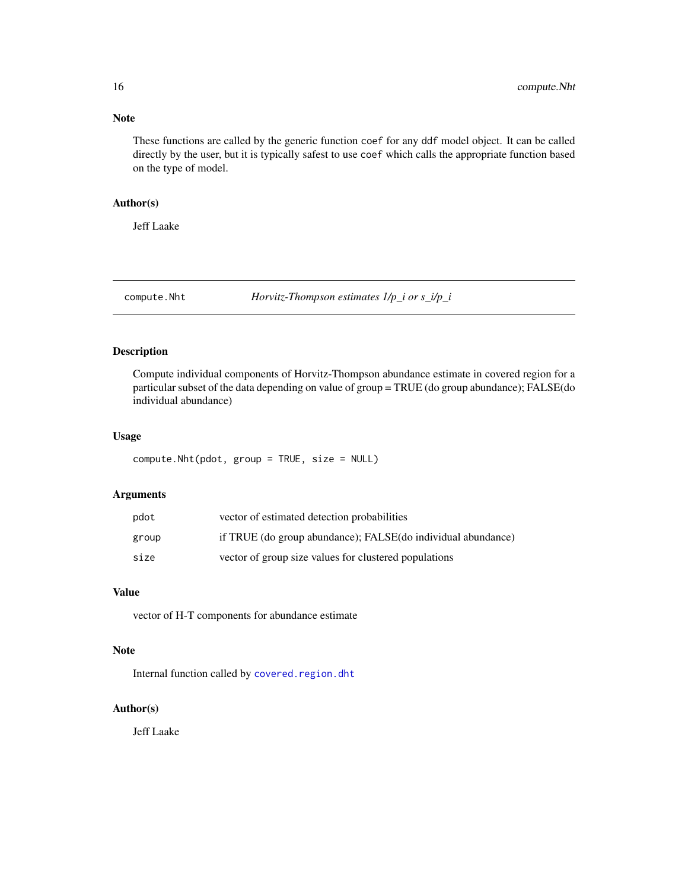## Note

These functions are called by the generic function `coef` for any `ddf` model object. It can be called directly by the user, but it is typically safest to use `coef` which calls the appropriate function based on the type of model.

## Author(s)

Jeff Laake

---

## compute.Nht — *Horvitz-Thompson estimates 1/p_i or s_i/p_i*

### Description

Compute individual components of Horvitz-Thompson abundance estimate in covered region for a particular subset of the data depending on value of group = TRUE (do group abundance); FALSE(do individual abundance)

### Usage

```
compute.Nht(pdot, group = TRUE, size = NULL)
```

### Arguments

| | |
|---|---|
| `pdot` | vector of estimated detection probabilities |
| `group` | if TRUE (do group abundance); FALSE(do individual abundance) |
| `size` | vector of group size values for clustered populations |

### Value

vector of H-T components for abundance estimate

### Note

Internal function called by `covered.region.dht`

### Author(s)

Jeff Laake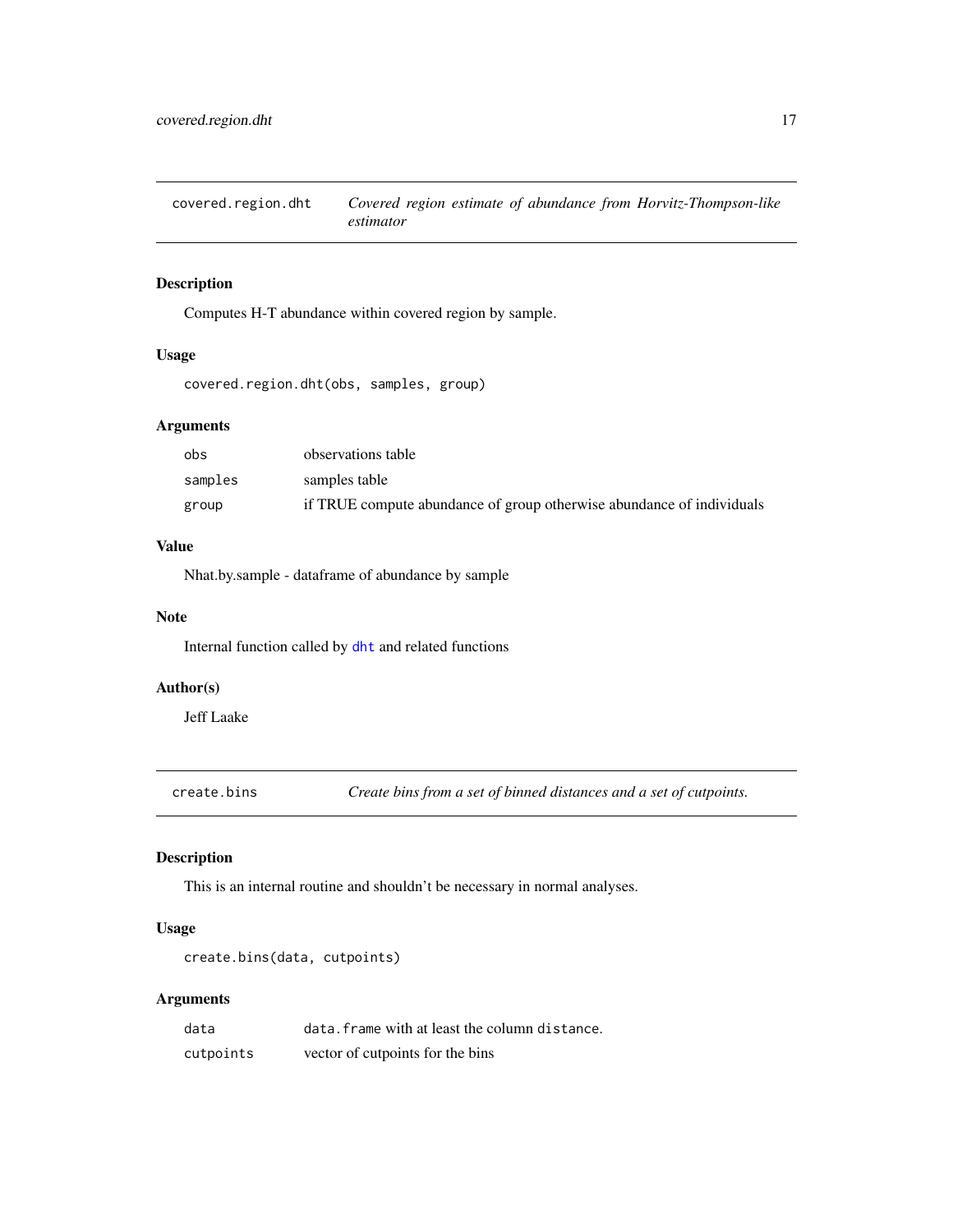## covered.region.dht — *Covered region estimate of abundance from Horvitz-Thompson-like estimator*

### Description

Computes H-T abundance within covered region by sample.

### Usage

```
covered.region.dht(obs, samples, group)
```

### Arguments

| | |
|---|---|
| `obs` | observations table |
| `samples` | samples table |
| `group` | if TRUE compute abundance of group otherwise abundance of individuals |

### Value

Nhat.by.sample - dataframe of abundance by sample

### Note

Internal function called by `dht` and related functions

### Author(s)

Jeff Laake

## create.bins — *Create bins from a set of binned distances and a set of cutpoints.*

### Description

This is an internal routine and shouldn't be necessary in normal analyses.

### Usage

```
create.bins(data, cutpoints)
```

### Arguments

| | |
|---|---|
| `data` | `data.frame` with at least the column `distance`. |
| `cutpoints` | vector of cutpoints for the bins |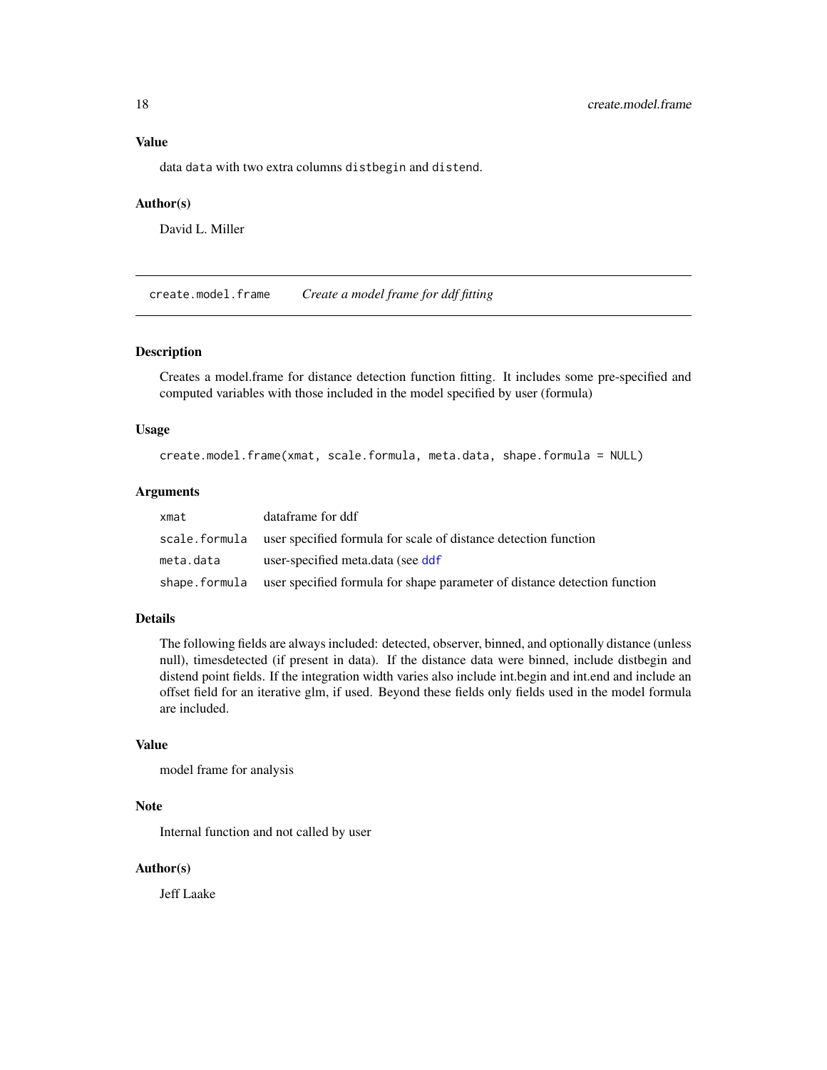### Value

data `data` with two extra columns `distbegin` and `distend`.

### Author(s)

David L. Miller

---

## create.model.frame *Create a model frame for ddf fitting*

---

### Description

Creates a model.frame for distance detection function fitting. It includes some pre-specified and computed variables with those included in the model specified by user (formula)

### Usage

```
create.model.frame(xmat, scale.formula, meta.data, shape.formula = NULL)
```

### Arguments

| | |
|---|---|
| `xmat` | dataframe for ddf |
| `scale.formula` | user specified formula for scale of distance detection function |
| `meta.data` | user-specified meta.data (see `ddf` |
| `shape.formula` | user specified formula for shape parameter of distance detection function |

### Details

The following fields are always included: detected, observer, binned, and optionally distance (unless null), timesdetected (if present in data). If the distance data were binned, include distbegin and distend point fields. If the integration width varies also include int.begin and int.end and include an offset field for an iterative glm, if used. Beyond these fields only fields used in the model formula are included.

### Value

model frame for analysis

### Note

Internal function and not called by user

### Author(s)

Jeff Laake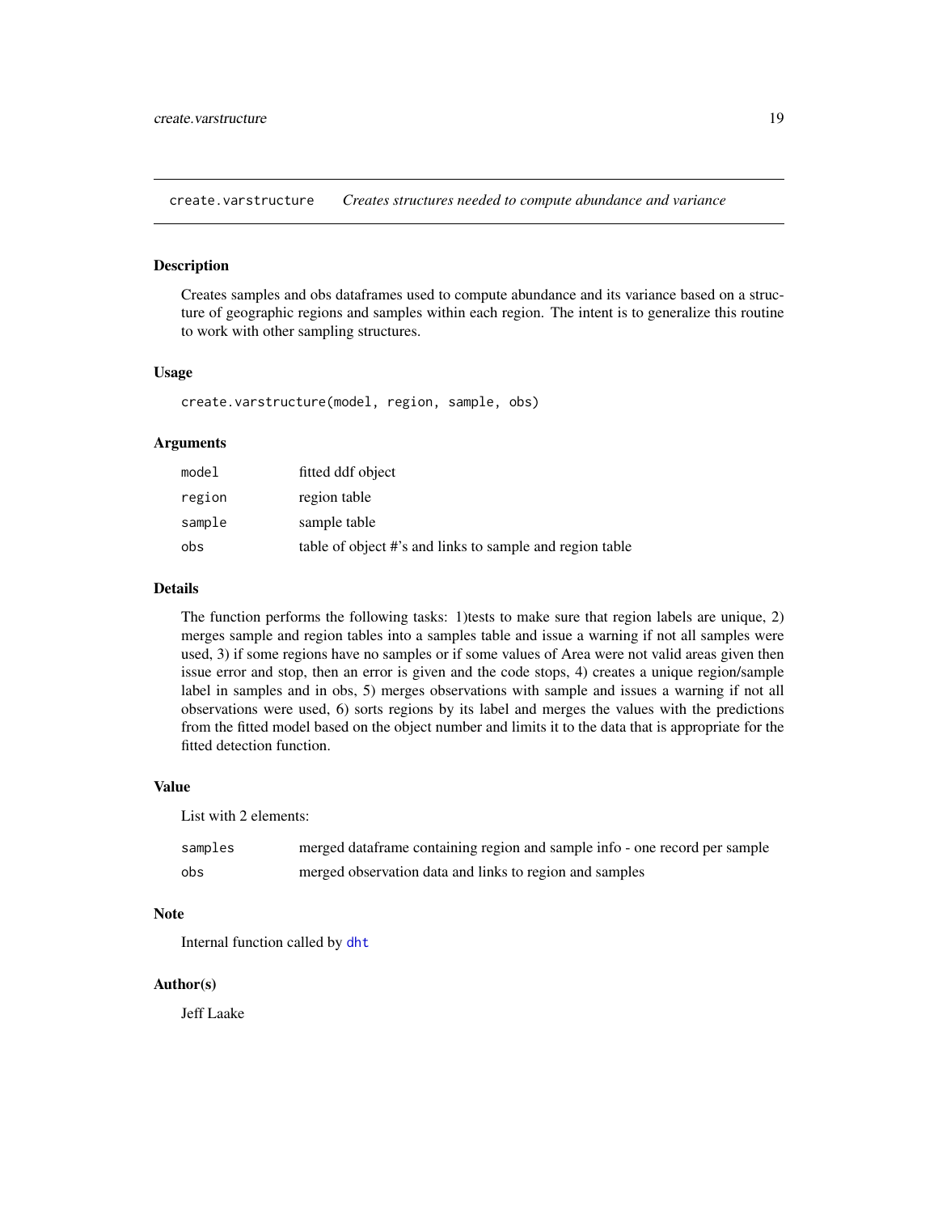## create.varstructure *Creates structures needed to compute abundance and variance*

### Description

Creates samples and obs dataframes used to compute abundance and its variance based on a structure of geographic regions and samples within each region. The intent is to generalize this routine to work with other sampling structures.

### Usage

```
create.varstructure(model, region, sample, obs)
```

### Arguments

| | |
|---|---|
| `model` | fitted ddf object |
| `region` | region table |
| `sample` | sample table |
| `obs` | table of object #'s and links to sample and region table |

### Details

The function performs the following tasks: 1)tests to make sure that region labels are unique, 2) merges sample and region tables into a samples table and issue a warning if not all samples were used, 3) if some regions have no samples or if some values of Area were not valid areas given then issue error and stop, then an error is given and the code stops, 4) creates a unique region/sample label in samples and in obs, 5) merges observations with sample and issues a warning if not all observations were used, 6) sorts regions by its label and merges the values with the predictions from the fitted model based on the object number and limits it to the data that is appropriate for the fitted detection function.

### Value

List with 2 elements:

| | |
|---|---|
| `samples` | merged dataframe containing region and sample info - one record per sample |
| `obs` | merged observation data and links to region and samples |

### Note

Internal function called by `dht`

### Author(s)

Jeff Laake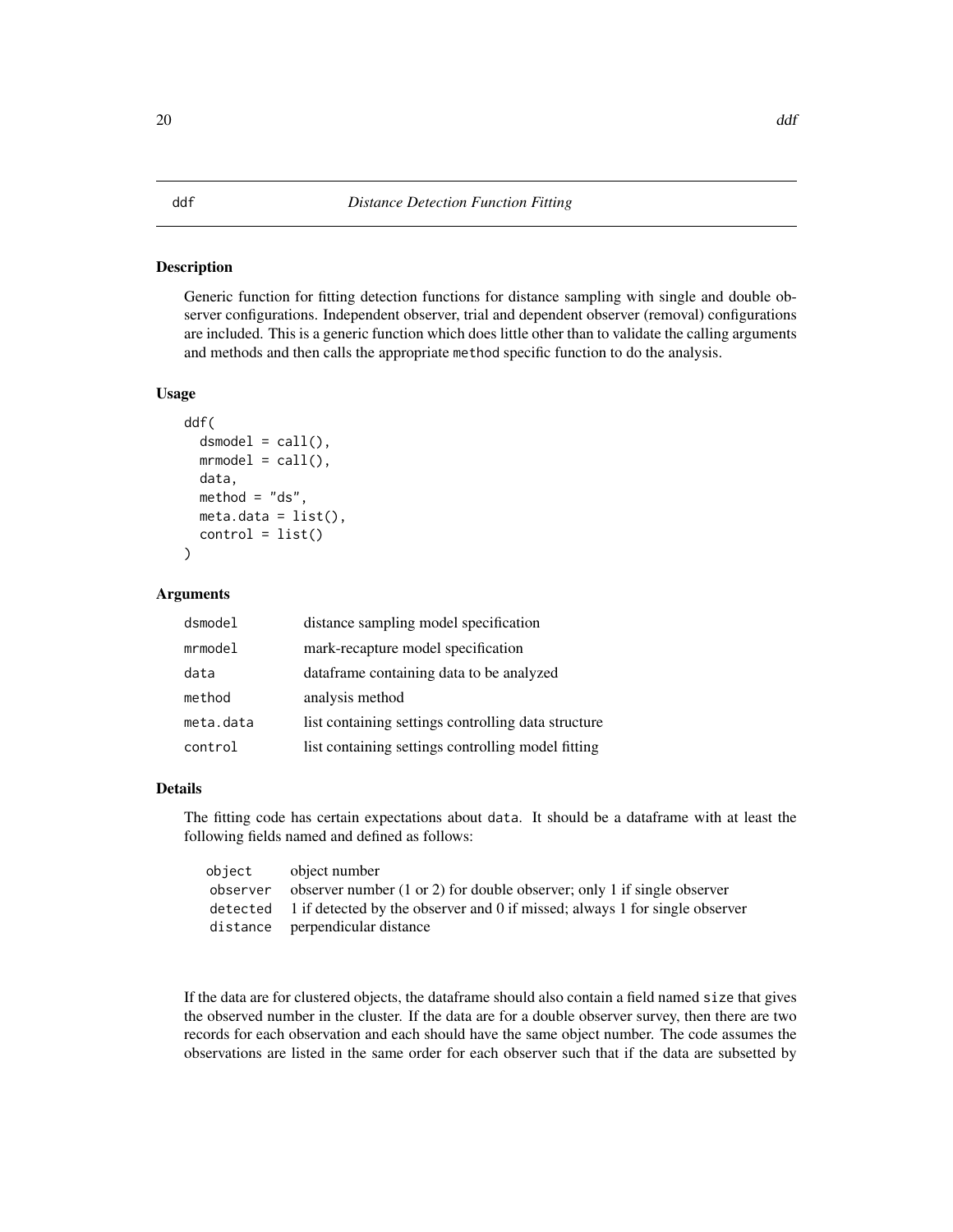# ddf — Distance Detection Function Fitting

## Description

Generic function for fitting detection functions for distance sampling with single and double observer configurations. Independent observer, trial and dependent observer (removal) configurations are included. This is a generic function which does little other than to validate the calling arguments and methods and then calls the appropriate `method` specific function to do the analysis.

## Usage

```
ddf(
  dsmodel = call(),
  mrmodel = call(),
  data,
  method = "ds",
  meta.data = list(),
  control = list()
)
```

## Arguments

| | |
|---|---|
| `dsmodel` | distance sampling model specification |
| `mrmodel` | mark-recapture model specification |
| `data` | dataframe containing data to be analyzed |
| `method` | analysis method |
| `meta.data` | list containing settings controlling data structure |
| `control` | list containing settings controlling model fitting |

## Details

The fitting code has certain expectations about `data`. It should be a dataframe with at least the following fields named and defined as follows:

| | |
|---|---|
| `object` | object number |
| `observer` | observer number (1 or 2) for double observer; only 1 if single observer |
| `detected` | 1 if detected by the observer and 0 if missed; always 1 for single observer |
| `distance` | perpendicular distance |

If the data are for clustered objects, the dataframe should also contain a field named `size` that gives the observed number in the cluster. If the data are for a double observer survey, then there are two records for each observation and each should have the same object number. The code assumes the observations are listed in the same order for each observer such that if the data are subsetted by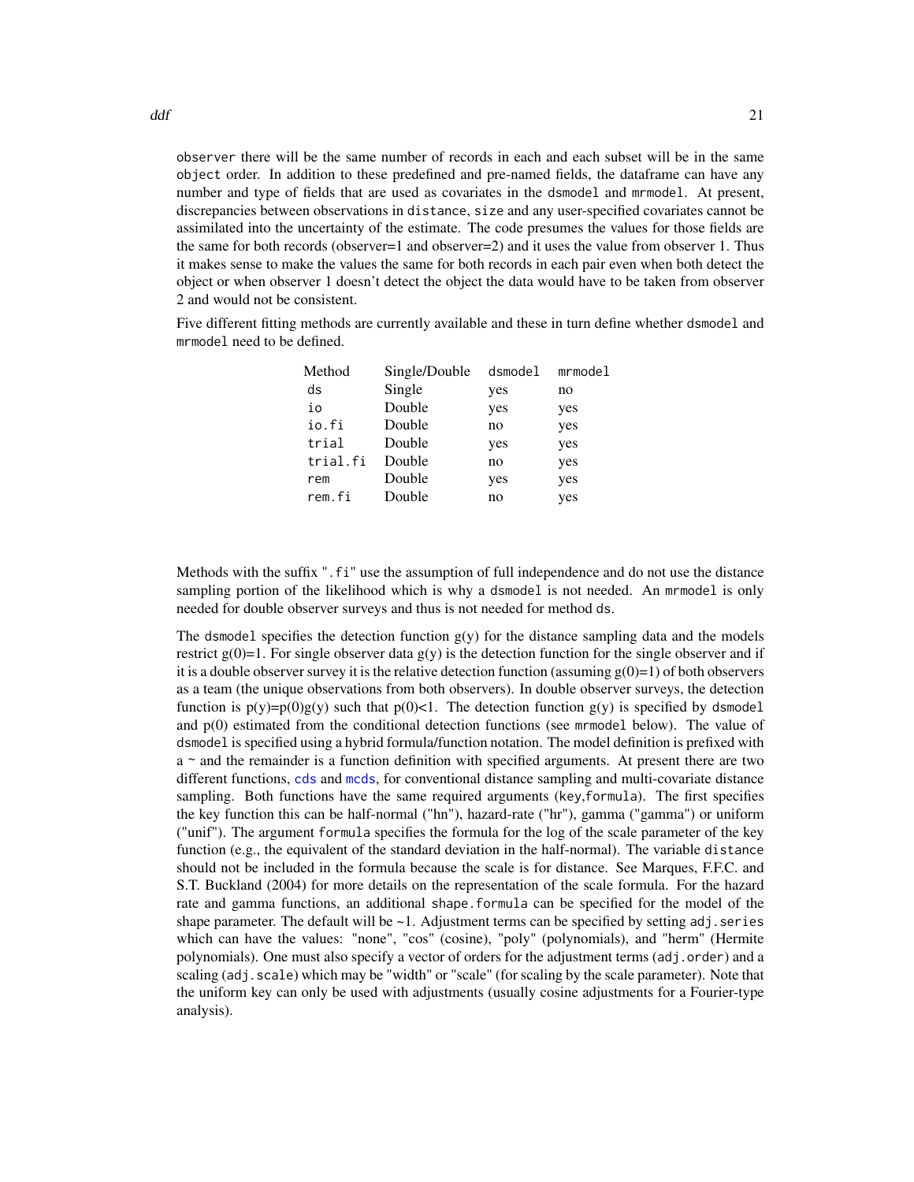observer there will be the same number of records in each and each subset will be in the same object order. In addition to these predefined and pre-named fields, the dataframe can have any number and type of fields that are used as covariates in the dsmodel and mrmodel. At present, discrepancies between observations in distance, size and any user-specified covariates cannot be assimilated into the uncertainty of the estimate. The code presumes the values for those fields are the same for both records (observer=1 and observer=2) and it uses the value from observer 1. Thus it makes sense to make the values the same for both records in each pair even when both detect the object or when observer 1 doesn't detect the object the data would have to be taken from observer 2 and would not be consistent.

Five different fitting methods are currently available and these in turn define whether dsmodel and mrmodel need to be defined.

| Method | Single/Double | dsmodel | mrmodel |
|---|---|---|---|
| ds | Single | yes | no |
| io | Double | yes | yes |
| io.fi | Double | no | yes |
| trial | Double | yes | yes |
| trial.fi | Double | no | yes |
| rem | Double | yes | yes |
| rem.fi | Double | no | yes |

Methods with the suffix ".fi" use the assumption of full independence and do not use the distance sampling portion of the likelihood which is why a dsmodel is not needed. An mrmodel is only needed for double observer surveys and thus is not needed for method ds.

The dsmodel specifies the detection function g(y) for the distance sampling data and the models restrict g(0)=1. For single observer data g(y) is the detection function for the single observer and if it is a double observer survey it is the relative detection function (assuming g(0)=1) of both observers as a team (the unique observations from both observers). In double observer surveys, the detection function is p(y)=p(0)g(y) such that p(0)<1. The detection function g(y) is specified by dsmodel and p(0) estimated from the conditional detection functions (see mrmodel below). The value of dsmodel is specified using a hybrid formula/function notation. The model definition is prefixed with a ~ and the remainder is a function definition with specified arguments. At present there are two different functions, cds and mcds, for conventional distance sampling and multi-covariate distance sampling. Both functions have the same required arguments (key,formula). The first specifies the key function this can be half-normal ("hn"), hazard-rate ("hr"), gamma ("gamma") or uniform ("unif"). The argument formula specifies the formula for the log of the scale parameter of the key function (e.g., the equivalent of the standard deviation in the half-normal). The variable distance should not be included in the formula because the scale is for distance. See Marques, F.F.C. and S.T. Buckland (2004) for more details on the representation of the scale formula. For the hazard rate and gamma functions, an additional shape.formula can be specified for the model of the shape parameter. The default will be ~1. Adjustment terms can be specified by setting adj.series which can have the values: "none", "cos" (cosine), "poly" (polynomials), and "herm" (Hermite polynomials). One must also specify a vector of orders for the adjustment terms (adj.order) and a scaling (adj.scale) which may be "width" or "scale" (for scaling by the scale parameter). Note that the uniform key can only be used with adjustments (usually cosine adjustments for a Fourier-type analysis).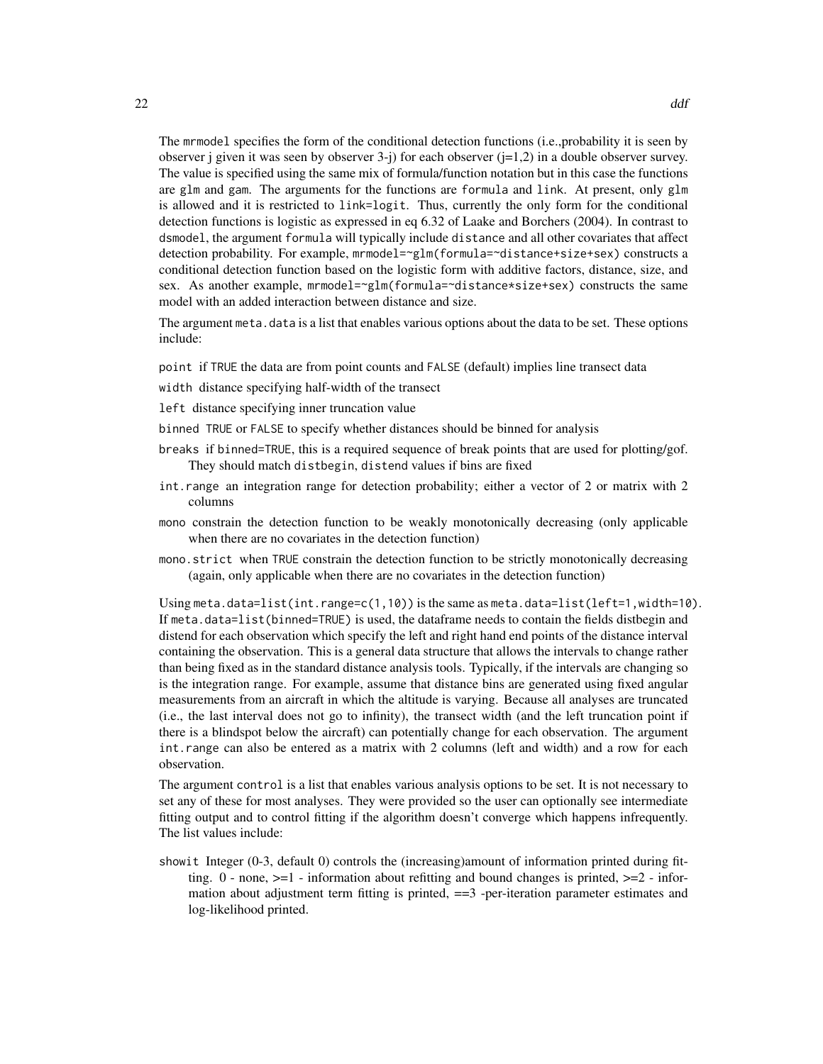The `mrmodel` specifies the form of the conditional detection functions (i.e.,probability it is seen by observer j given it was seen by observer 3-j) for each observer (j=1,2) in a double observer survey. The value is specified using the same mix of formula/function notation but in this case the functions are `glm` and `gam`. The arguments for the functions are `formula` and `link`. At present, only `glm` is allowed and it is restricted to `link=logit`. Thus, currently the only form for the conditional detection functions is logistic as expressed in eq 6.32 of Laake and Borchers (2004). In contrast to `dsmodel`, the argument `formula` will typically include `distance` and all other covariates that affect detection probability. For example, `mrmodel=~glm(formula=~distance+size+sex)` constructs a conditional detection function based on the logistic form with additive factors, distance, size, and sex. As another example, `mrmodel=~glm(formula=~distance*size+sex)` constructs the same model with an added interaction between distance and size.

The argument `meta.data` is a list that enables various options about the data to be set. These options include:

- `point` if `TRUE` the data are from point counts and `FALSE` (default) implies line transect data
- `width` distance specifying half-width of the transect
- `left` distance specifying inner truncation value
- `binned` `TRUE` or `FALSE` to specify whether distances should be binned for analysis
- `breaks` if `binned=TRUE`, this is a required sequence of break points that are used for plotting/gof. They should match `distbegin`, `distend` values if bins are fixed
- `int.range` an integration range for detection probability; either a vector of 2 or matrix with 2 columns
- `mono` constrain the detection function to be weakly monotonically decreasing (only applicable when there are no covariates in the detection function)
- `mono.strict` when `TRUE` constrain the detection function to be strictly monotonically decreasing (again, only applicable when there are no covariates in the detection function)

Using `meta.data=list(int.range=c(1,10))` is the same as `meta.data=list(left=1,width=10)`. If `meta.data=list(binned=TRUE)` is used, the dataframe needs to contain the fields distbegin and distend for each observation which specify the left and right hand end points of the distance interval containing the observation. This is a general data structure that allows the intervals to change rather than being fixed as in the standard distance analysis tools. Typically, if the intervals are changing so is the integration range. For example, assume that distance bins are generated using fixed angular measurements from an aircraft in which the altitude is varying. Because all analyses are truncated (i.e., the last interval does not go to infinity), the transect width (and the left truncation point if there is a blindspot below the aircraft) can potentially change for each observation. The argument `int.range` can also be entered as a matrix with 2 columns (left and width) and a row for each observation.

The argument `control` is a list that enables various analysis options to be set. It is not necessary to set any of these for most analyses. They were provided so the user can optionally see intermediate fitting output and to control fitting if the algorithm doesn't converge which happens infrequently. The list values include:

- `showit` Integer (0-3, default 0) controls the (increasing)amount of information printed during fitting. 0 - none, >=1 - information about refitting and bound changes is printed, >=2 - information about adjustment term fitting is printed, ==3 -per-iteration parameter estimates and log-likelihood printed.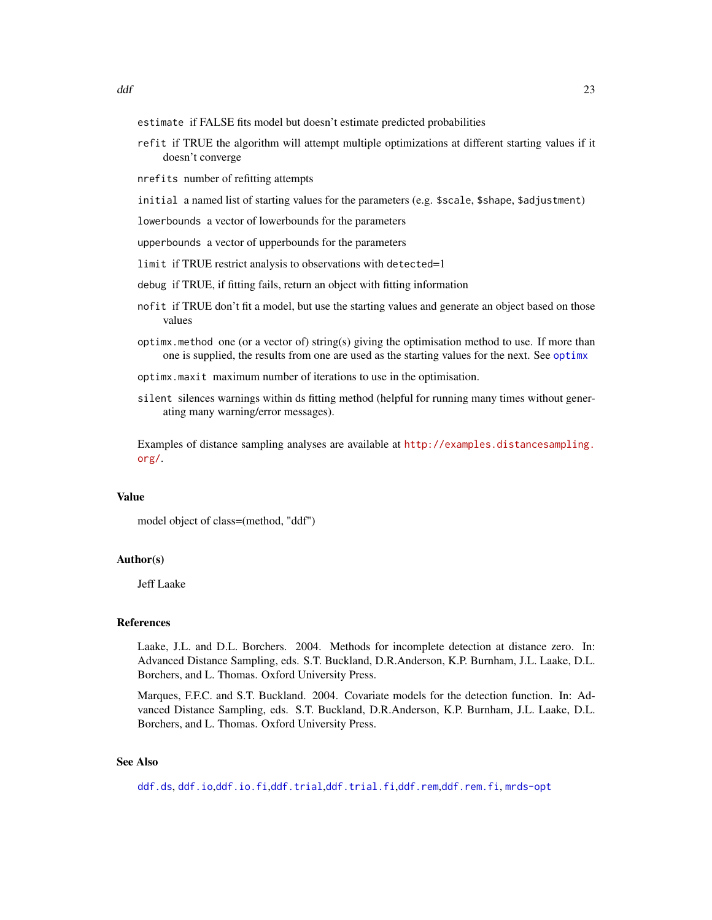`estimate` if FALSE fits model but doesn't estimate predicted probabilities

`refit` if TRUE the algorithm will attempt multiple optimizations at different starting values if it doesn't converge

`nrefits` number of refitting attempts

`initial` a named list of starting values for the parameters (e.g. `$scale`, `$shape`, `$adjustment`)

`lowerbounds` a vector of lowerbounds for the parameters

`upperbounds` a vector of upperbounds for the parameters

`limit` if TRUE restrict analysis to observations with `detected`=1

`debug` if TRUE, if fitting fails, return an object with fitting information

`nofit` if TRUE don't fit a model, but use the starting values and generate an object based on those values

`optimx.method` one (or a vector of) string(s) giving the optimisation method to use. If more than one is supplied, the results from one are used as the starting values for the next. See `optimx`

`optimx.maxit` maximum number of iterations to use in the optimisation.

`silent` silences warnings within ds fitting method (helpful for running many times without generating many warning/error messages).

Examples of distance sampling analyses are available at http://examples.distancesampling.org/.

## Value

model object of class=(method, "ddf")

## Author(s)

Jeff Laake

## References

Laake, J.L. and D.L. Borchers. 2004. Methods for incomplete detection at distance zero. In: Advanced Distance Sampling, eds. S.T. Buckland, D.R.Anderson, K.P. Burnham, J.L. Laake, D.L. Borchers, and L. Thomas. Oxford University Press.

Marques, F.F.C. and S.T. Buckland. 2004. Covariate models for the detection function. In: Advanced Distance Sampling, eds. S.T. Buckland, D.R.Anderson, K.P. Burnham, J.L. Laake, D.L. Borchers, and L. Thomas. Oxford University Press.

## See Also

`ddf.ds`, `ddf.io`,`ddf.io.fi`,`ddf.trial`,`ddf.trial.fi`,`ddf.rem`,`ddf.rem.fi`, `mrds-opt`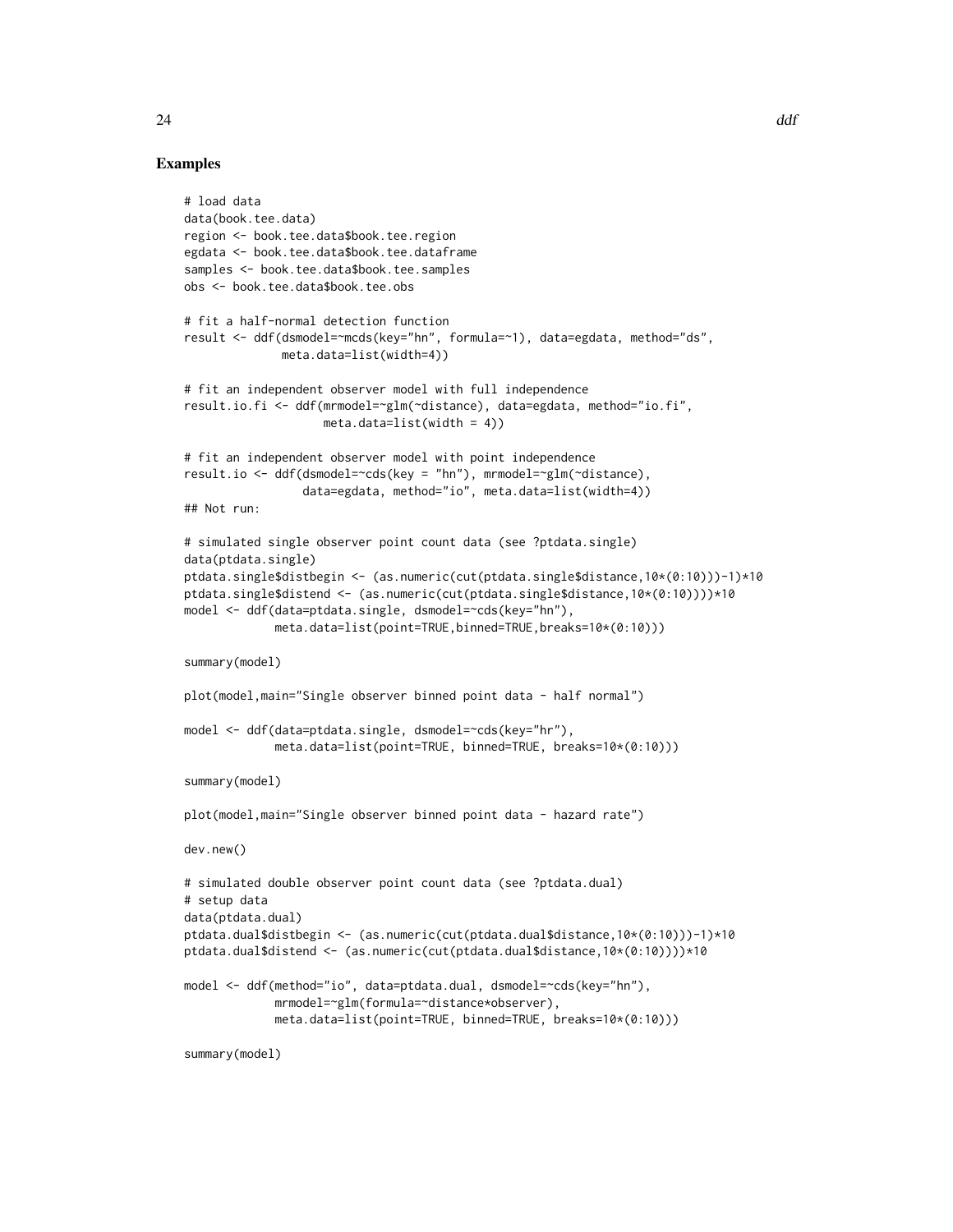## Examples

```
# load data
data(book.tee.data)
region <- book.tee.data$book.tee.region
egdata <- book.tee.data$book.tee.dataframe
samples <- book.tee.data$book.tee.samples
obs <- book.tee.data$book.tee.obs

# fit a half-normal detection function
result <- ddf(dsmodel=~mcds(key="hn", formula=~1), data=egdata, method="ds",
              meta.data=list(width=4))

# fit an independent observer model with full independence
result.io.fi <- ddf(mrmodel=~glm(~distance), data=egdata, method="io.fi",
                    meta.data=list(width = 4))

# fit an independent observer model with point independence
result.io <- ddf(dsmodel=~cds(key = "hn"), mrmodel=~glm(~distance),
                 data=egdata, method="io", meta.data=list(width=4))
## Not run:

# simulated single observer point count data (see ?ptdata.single)
data(ptdata.single)
ptdata.single$distbegin <- (as.numeric(cut(ptdata.single$distance,10*(0:10)))-1)*10
ptdata.single$distend <- (as.numeric(cut(ptdata.single$distance,10*(0:10))))*10
model <- ddf(data=ptdata.single, dsmodel=~cds(key="hn"),
             meta.data=list(point=TRUE,binned=TRUE,breaks=10*(0:10)))

summary(model)

plot(model,main="Single observer binned point data - half normal")

model <- ddf(data=ptdata.single, dsmodel=~cds(key="hr"),
             meta.data=list(point=TRUE, binned=TRUE, breaks=10*(0:10)))

summary(model)

plot(model,main="Single observer binned point data - hazard rate")

dev.new()

# simulated double observer point count data (see ?ptdata.dual)
# setup data
data(ptdata.dual)
ptdata.dual$distbegin <- (as.numeric(cut(ptdata.dual$distance,10*(0:10)))-1)*10
ptdata.dual$distend <- (as.numeric(cut(ptdata.dual$distance,10*(0:10))))*10

model <- ddf(method="io", data=ptdata.dual, dsmodel=~cds(key="hn"),
             mrmodel=~glm(formula=~distance*observer),
             meta.data=list(point=TRUE, binned=TRUE, breaks=10*(0:10)))

summary(model)
```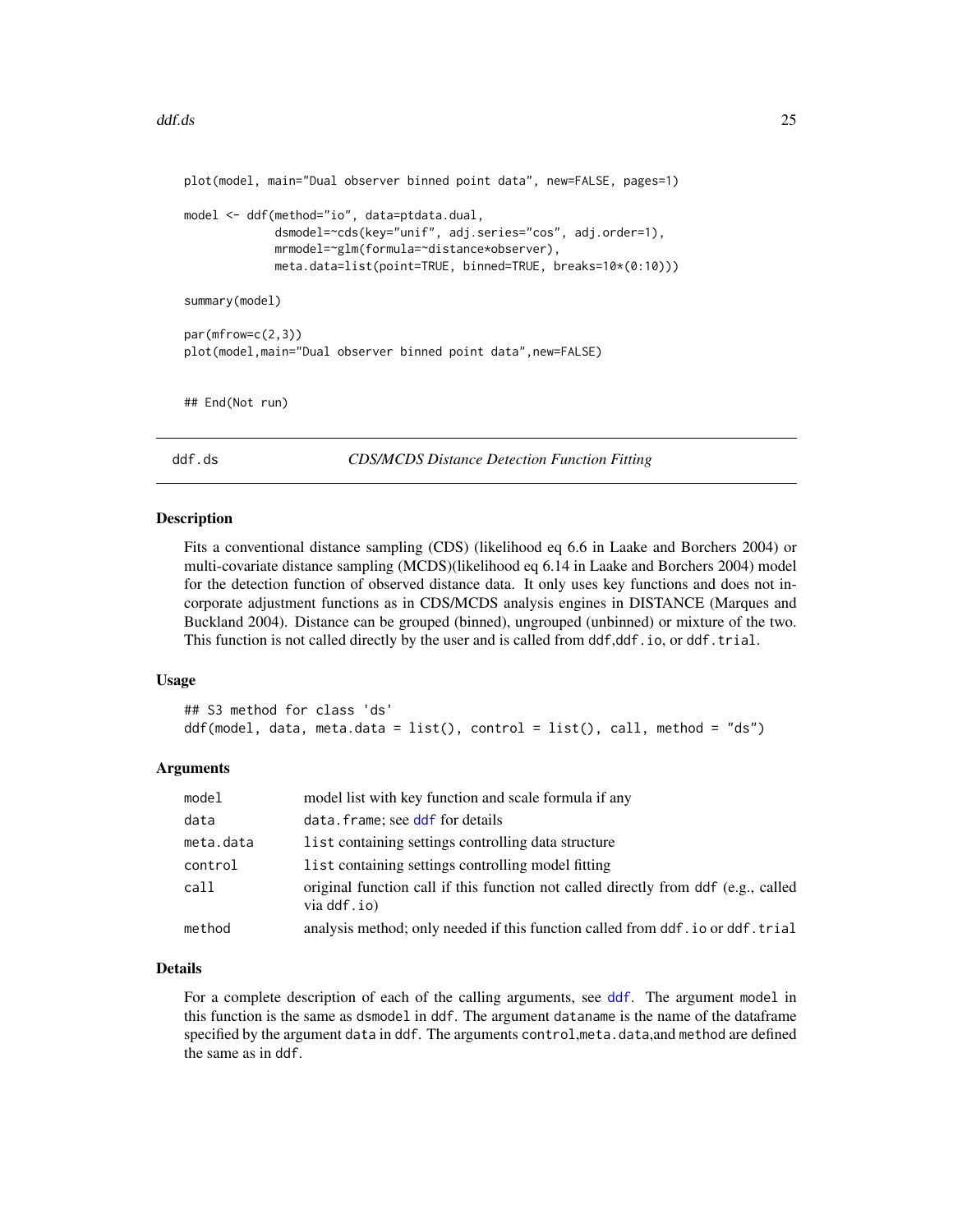```
plot(model, main="Dual observer binned point data", new=FALSE, pages=1)

model <- ddf(method="io", data=ptdata.dual,
             dsmodel=~cds(key="unif", adj.series="cos", adj.order=1),
             mrmodel=~glm(formula=~distance*observer),
             meta.data=list(point=TRUE, binned=TRUE, breaks=10*(0:10)))

summary(model)

par(mfrow=c(2,3))
plot(model,main="Dual observer binned point data",new=FALSE)


## End(Not run)
```

## ddf.ds — *CDS/MCDS Distance Detection Function Fitting*

### Description

Fits a conventional distance sampling (CDS) (likelihood eq 6.6 in Laake and Borchers 2004) or multi-covariate distance sampling (MCDS)(likelihood eq 6.14 in Laake and Borchers 2004) model for the detection function of observed distance data. It only uses key functions and does not incorporate adjustment functions as in CDS/MCDS analysis engines in DISTANCE (Marques and Buckland 2004). Distance can be grouped (binned), ungrouped (unbinned) or mixture of the two. This function is not called directly by the user and is called from `ddf`,`ddf.io`, or `ddf.trial`.

### Usage

```
## S3 method for class 'ds'
ddf(model, data, meta.data = list(), control = list(), call, method = "ds")
```

### Arguments

| | |
|---|---|
| `model` | model list with key function and scale formula if any |
| `data` | `data.frame`; see `ddf` for details |
| `meta.data` | `list` containing settings controlling data structure |
| `control` | `list` containing settings controlling model fitting |
| `call` | original function call if this function not called directly from `ddf` (e.g., called via `ddf.io`) |
| `method` | analysis method; only needed if this function called from `ddf.io` or `ddf.trial` |

### Details

For a complete description of each of the calling arguments, see `ddf`. The argument `model` in this function is the same as `dsmodel` in `ddf`. The argument `dataname` is the name of the dataframe specified by the argument `data` in `ddf`. The arguments `control`,`meta.data`,and `method` are defined the same as in `ddf`.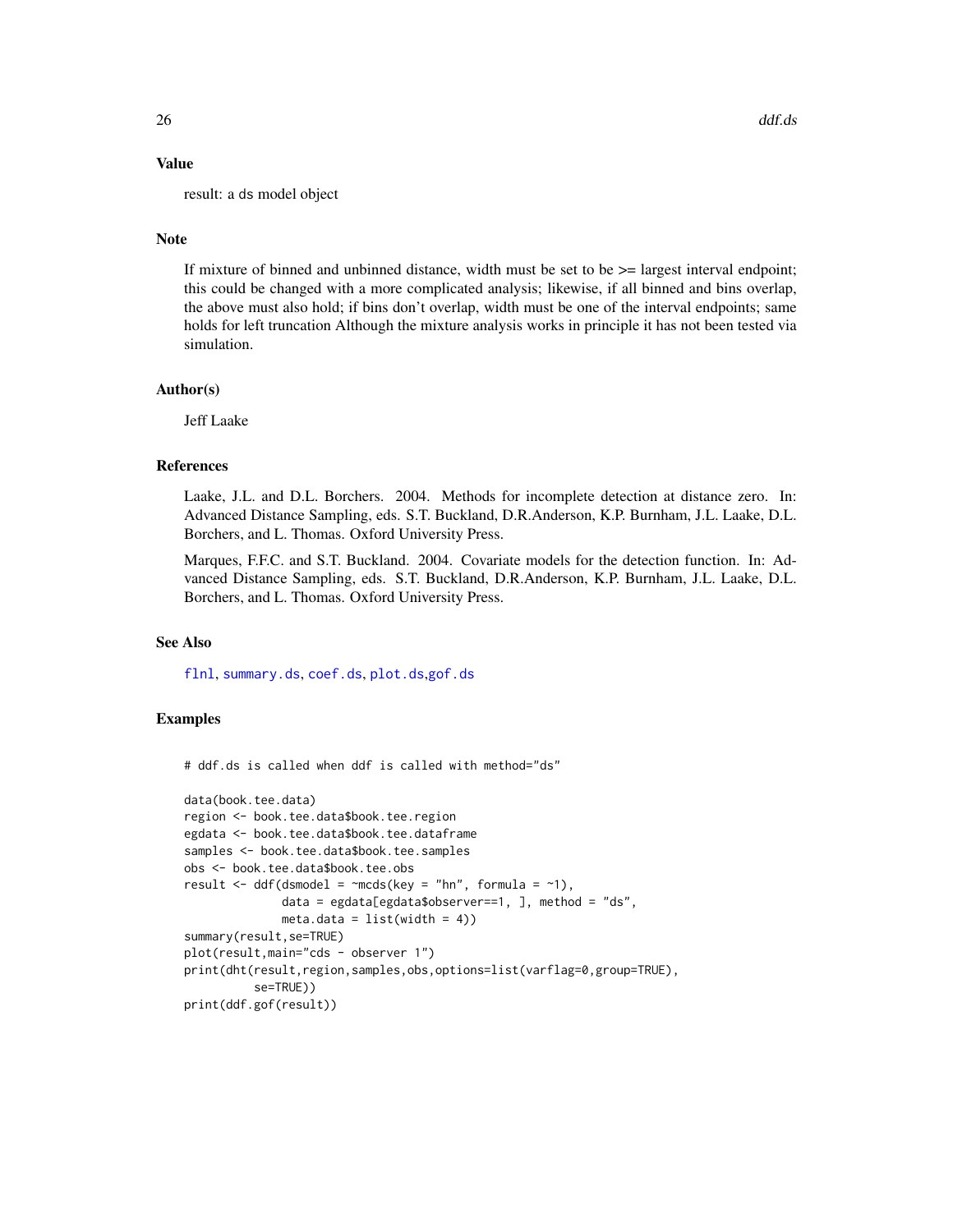### Value

result: a ds model object

### Note

If mixture of binned and unbinned distance, width must be set to be >= largest interval endpoint; this could be changed with a more complicated analysis; likewise, if all binned and bins overlap, the above must also hold; if bins don't overlap, width must be one of the interval endpoints; same holds for left truncation Although the mixture analysis works in principle it has not been tested via simulation.

### Author(s)

Jeff Laake

### References

Laake, J.L. and D.L. Borchers. 2004. Methods for incomplete detection at distance zero. In: Advanced Distance Sampling, eds. S.T. Buckland, D.R.Anderson, K.P. Burnham, J.L. Laake, D.L. Borchers, and L. Thomas. Oxford University Press.

Marques, F.F.C. and S.T. Buckland. 2004. Covariate models for the detection function. In: Advanced Distance Sampling, eds. S.T. Buckland, D.R.Anderson, K.P. Burnham, J.L. Laake, D.L. Borchers, and L. Thomas. Oxford University Press.

### See Also

flnl, summary.ds, coef.ds, plot.ds,gof.ds

### Examples

```
# ddf.ds is called when ddf is called with method="ds"

data(book.tee.data)
region <- book.tee.data$book.tee.region
egdata <- book.tee.data$book.tee.dataframe
samples <- book.tee.data$book.tee.samples
obs <- book.tee.data$book.tee.obs
result <- ddf(dsmodel = ~mcds(key = "hn", formula = ~1),
              data = egdata[egdata$observer==1, ], method = "ds",
              meta.data = list(width = 4))
summary(result,se=TRUE)
plot(result,main="cds - observer 1")
print(dht(result,region,samples,obs,options=list(varflag=0,group=TRUE),
         se=TRUE))
print(ddf.gof(result))
```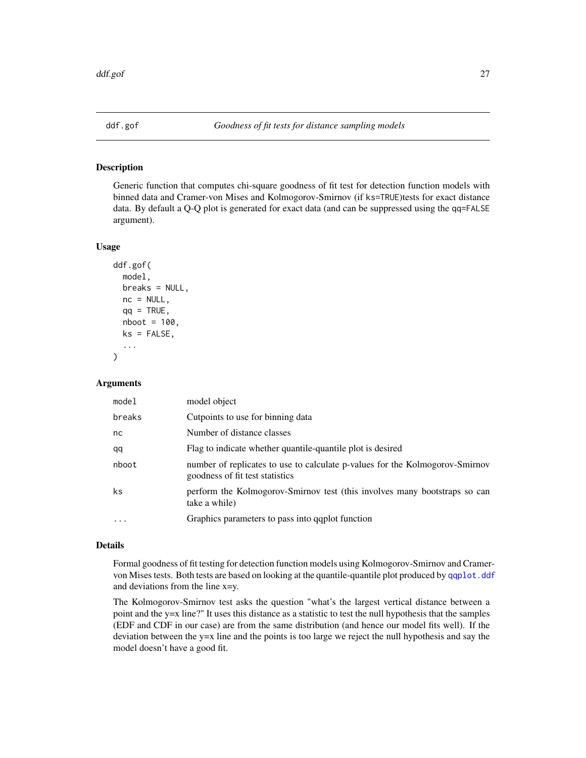## ddf.gof — *Goodness of fit tests for distance sampling models*

### Description

Generic function that computes chi-square goodness of fit test for detection function models with binned data and Cramer-von Mises and Kolmogorov-Smirnov (if `ks=TRUE`)tests for exact distance data. By default a Q-Q plot is generated for exact data (and can be suppressed using the `qq=FALSE` argument).

### Usage

```
ddf.gof(
  model,
  breaks = NULL,
  nc = NULL,
  qq = TRUE,
  nboot = 100,
  ks = FALSE,
  ...
)
```

### Arguments

| | |
|---|---|
| `model` | model object |
| `breaks` | Cutpoints to use for binning data |
| `nc` | Number of distance classes |
| `qq` | Flag to indicate whether quantile-quantile plot is desired |
| `nboot` | number of replicates to use to calculate p-values for the Kolmogorov-Smirnov goodness of fit test statistics |
| `ks` | perform the Kolmogorov-Smirnov test (this involves many bootstraps so can take a while) |
| `...` | Graphics parameters to pass into qqplot function |

### Details

Formal goodness of fit testing for detection function models using Kolmogorov-Smirnov and Cramer-von Mises tests. Both tests are based on looking at the quantile-quantile plot produced by `qqplot.ddf` and deviations from the line x=y.

The Kolmogorov-Smirnov test asks the question "what's the largest vertical distance between a point and the y=x line?" It uses this distance as a statistic to test the null hypothesis that the samples (EDF and CDF in our case) are from the same distribution (and hence our model fits well). If the deviation between the y=x line and the points is too large we reject the null hypothesis and say the model doesn't have a good fit.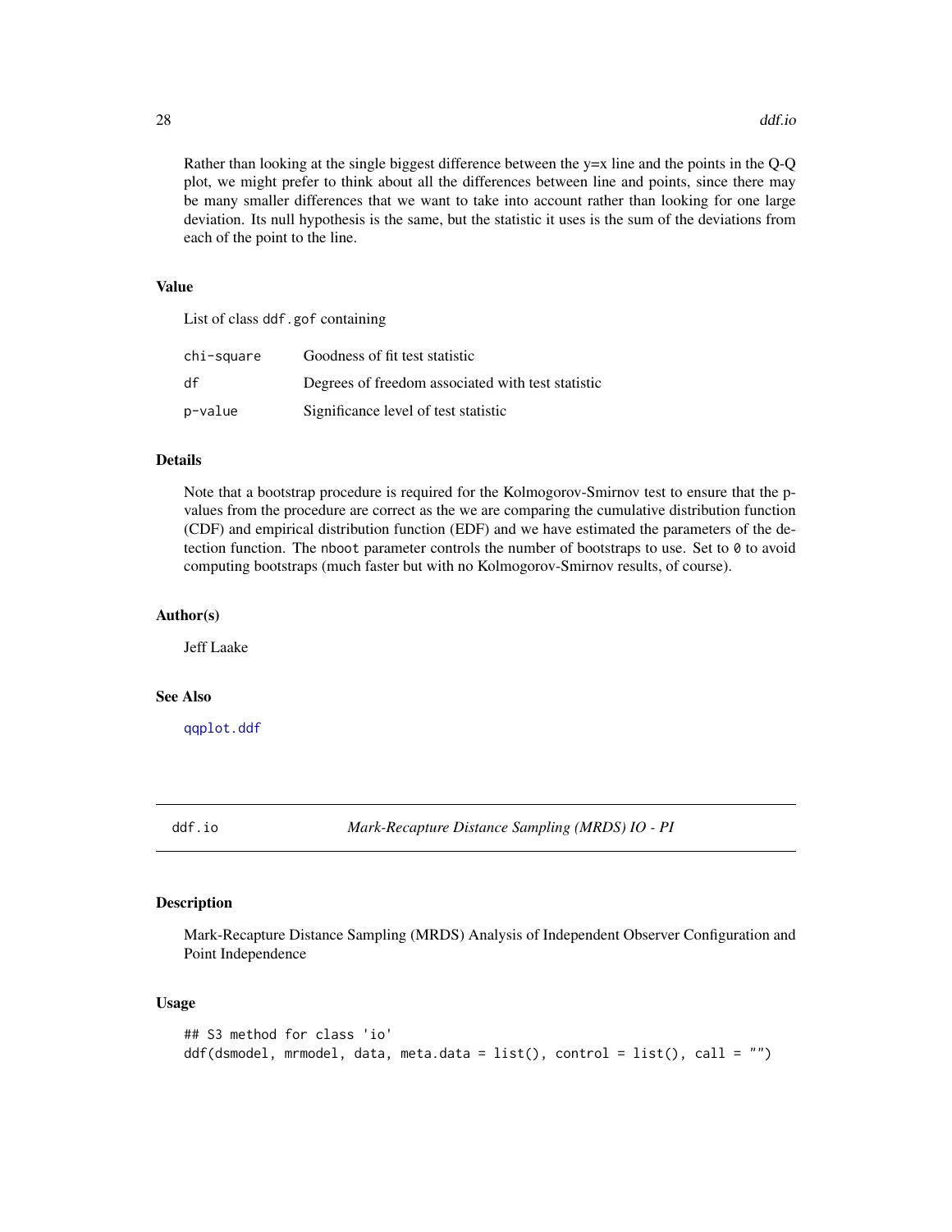Rather than looking at the single biggest difference between the y=x line and the points in the Q-Q plot, we might prefer to think about all the differences between line and points, since there may be many smaller differences that we want to take into account rather than looking for one large deviation. Its null hypothesis is the same, but the statistic it uses is the sum of the deviations from each of the point to the line.

### Value

List of class `ddf.gof` containing

| | |
|---|---|
| `chi-square` | Goodness of fit test statistic |
| `df` | Degrees of freedom associated with test statistic |
| `p-value` | Significance level of test statistic |

### Details

Note that a bootstrap procedure is required for the Kolmogorov-Smirnov test to ensure that the p-values from the procedure are correct as the we are comparing the cumulative distribution function (CDF) and empirical distribution function (EDF) and we have estimated the parameters of the detection function. The `nboot` parameter controls the number of bootstraps to use. Set to `0` to avoid computing bootstraps (much faster but with no Kolmogorov-Smirnov results, of course).

### Author(s)

Jeff Laake

### See Also

`qqplot.ddf`

---

## ddf.io — *Mark-Recapture Distance Sampling (MRDS) IO - PI*

---

### Description

Mark-Recapture Distance Sampling (MRDS) Analysis of Independent Observer Configuration and Point Independence

### Usage

```
## S3 method for class 'io'
ddf(dsmodel, mrmodel, data, meta.data = list(), control = list(), call = "")
```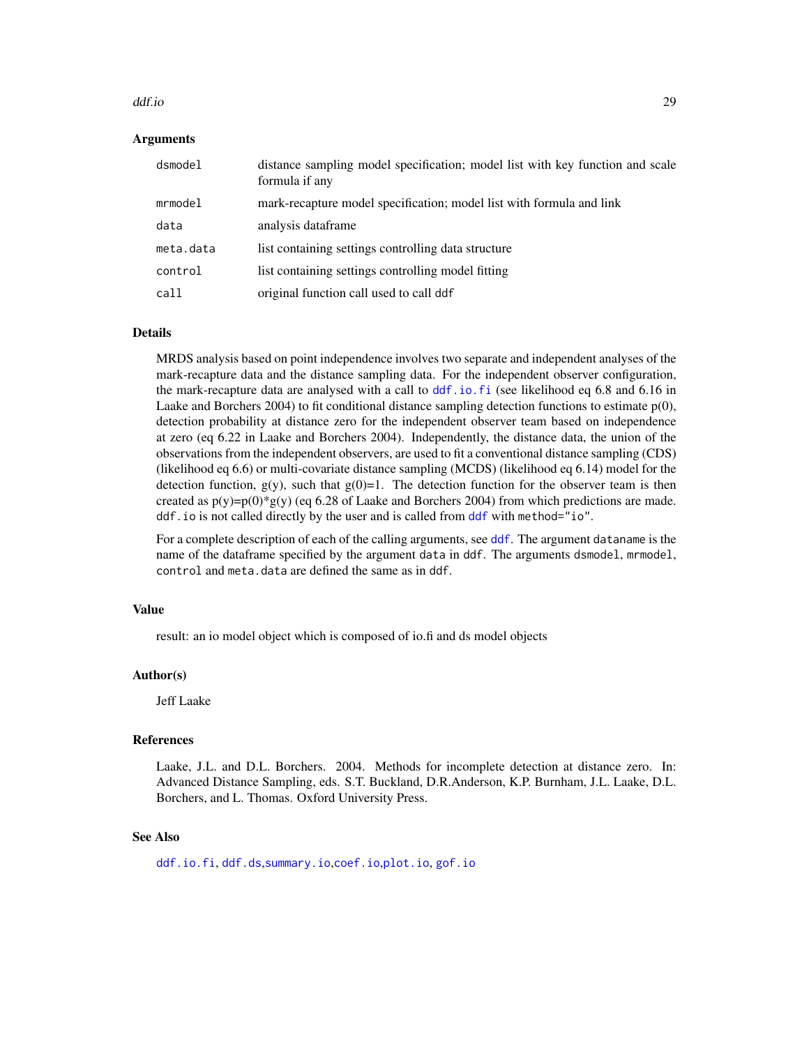## Arguments

| | |
|---|---|
| `dsmodel` | distance sampling model specification; model list with key function and scale formula if any |
| `mrmodel` | mark-recapture model specification; model list with formula and link |
| `data` | analysis dataframe |
| `meta.data` | list containing settings controlling data structure |
| `control` | list containing settings controlling model fitting |
| `call` | original function call used to call `ddf` |

## Details

MRDS analysis based on point independence involves two separate and independent analyses of the mark-recapture data and the distance sampling data. For the independent observer configuration, the mark-recapture data are analysed with a call to `ddf.io.fi` (see likelihood eq 6.8 and 6.16 in Laake and Borchers 2004) to fit conditional distance sampling detection functions to estimate p(0), detection probability at distance zero for the independent observer team based on independence at zero (eq 6.22 in Laake and Borchers 2004). Independently, the distance data, the union of the observations from the independent observers, are used to fit a conventional distance sampling (CDS) (likelihood eq 6.6) or multi-covariate distance sampling (MCDS) (likelihood eq 6.14) model for the detection function, g(y), such that g(0)=1. The detection function for the observer team is then created as p(y)=p(0)*g(y) (eq 6.28 of Laake and Borchers 2004) from which predictions are made. `ddf.io` is not called directly by the user and is called from `ddf` with `method="io"`.

For a complete description of each of the calling arguments, see `ddf`. The argument `dataname` is the name of the dataframe specified by the argument `data` in `ddf`. The arguments `dsmodel`, `mrmodel`, `control` and `meta.data` are defined the same as in `ddf`.

## Value

result: an io model object which is composed of io.fi and ds model objects

## Author(s)

Jeff Laake

## References

Laake, J.L. and D.L. Borchers. 2004. Methods for incomplete detection at distance zero. In: Advanced Distance Sampling, eds. S.T. Buckland, D.R.Anderson, K.P. Burnham, J.L. Laake, D.L. Borchers, and L. Thomas. Oxford University Press.

## See Also

`ddf.io.fi`, `ddf.ds`,`summary.io`,`coef.io`,`plot.io`, `gof.io`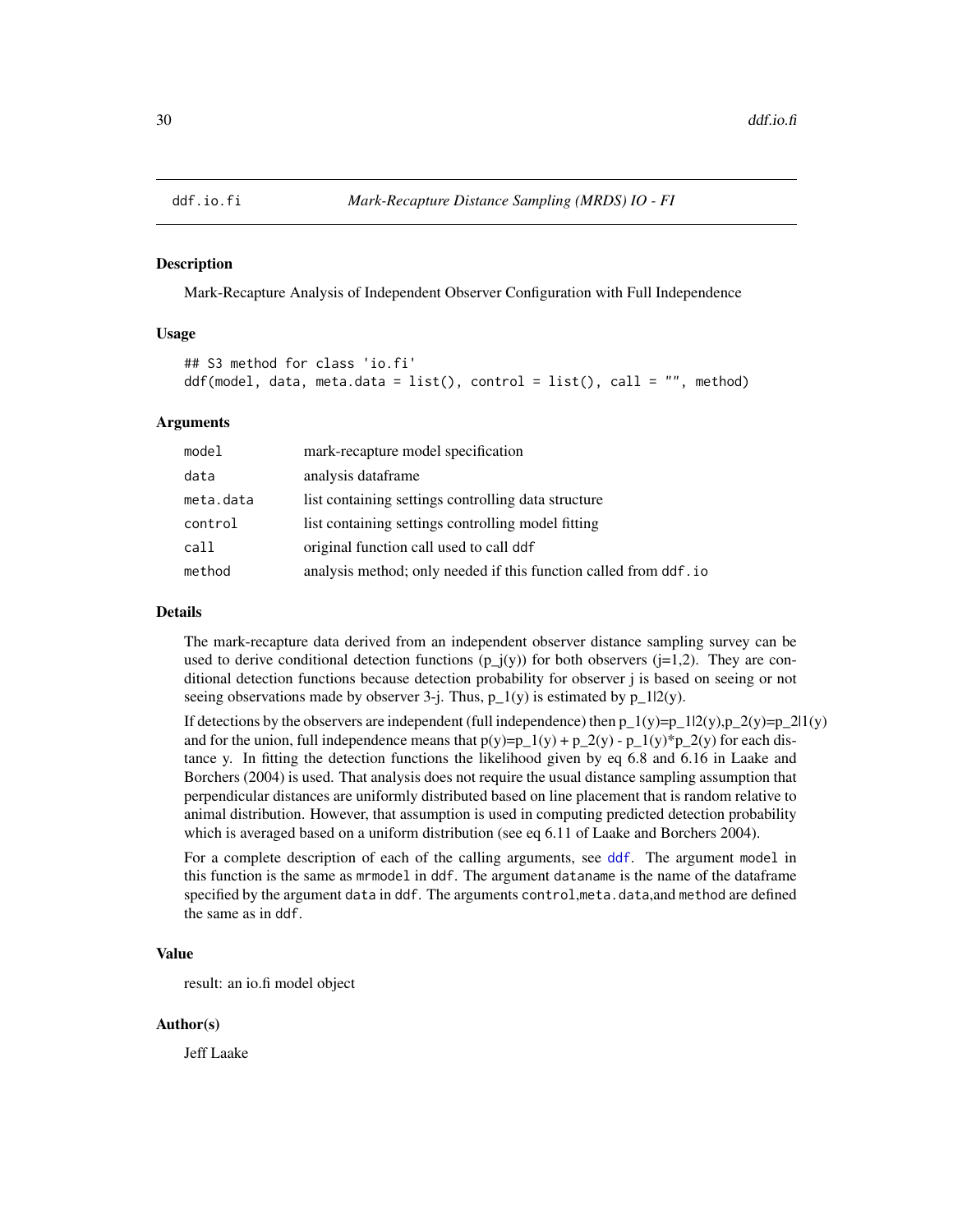# ddf.io.fi — *Mark-Recapture Distance Sampling (MRDS) IO - FI*

## Description

Mark-Recapture Analysis of Independent Observer Configuration with Full Independence

## Usage

```
## S3 method for class 'io.fi'
ddf(model, data, meta.data = list(), control = list(), call = "", method)
```

## Arguments

| | |
|---|---|
| `model` | mark-recapture model specification |
| `data` | analysis dataframe |
| `meta.data` | list containing settings controlling data structure |
| `control` | list containing settings controlling model fitting |
| `call` | original function call used to call `ddf` |
| `method` | analysis method; only needed if this function called from `ddf.io` |

## Details

The mark-recapture data derived from an independent observer distance sampling survey can be used to derive conditional detection functions ($p_j(y)$) for both observers ($j=1,2$). They are conditional detection functions because detection probability for observer j is based on seeing or not seeing observations made by observer 3-j. Thus, $p_1(y)$ is estimated by $p_{1|2}(y)$.

If detections by the observers are independent (full independence) then $p_1(y)=p_{1|2}(y), p_2(y)=p_{2|1}(y)$ and for the union, full independence means that $p(y)=p_1(y) + p_2(y) - p_1(y)*p_2(y)$ for each distance y. In fitting the detection functions the likelihood given by eq 6.8 and 6.16 in Laake and Borchers (2004) is used. That analysis does not require the usual distance sampling assumption that perpendicular distances are uniformly distributed based on line placement that is random relative to animal distribution. However, that assumption is used in computing predicted detection probability which is averaged based on a uniform distribution (see eq 6.11 of Laake and Borchers 2004).

For a complete description of each of the calling arguments, see `ddf`. The argument `model` in this function is the same as `mrmodel` in `ddf`. The argument `dataname` is the name of the dataframe specified by the argument `data` in `ddf`. The arguments `control`,`meta.data`,and `method` are defined the same as in `ddf`.

## Value

result: an io.fi model object

## Author(s)

Jeff Laake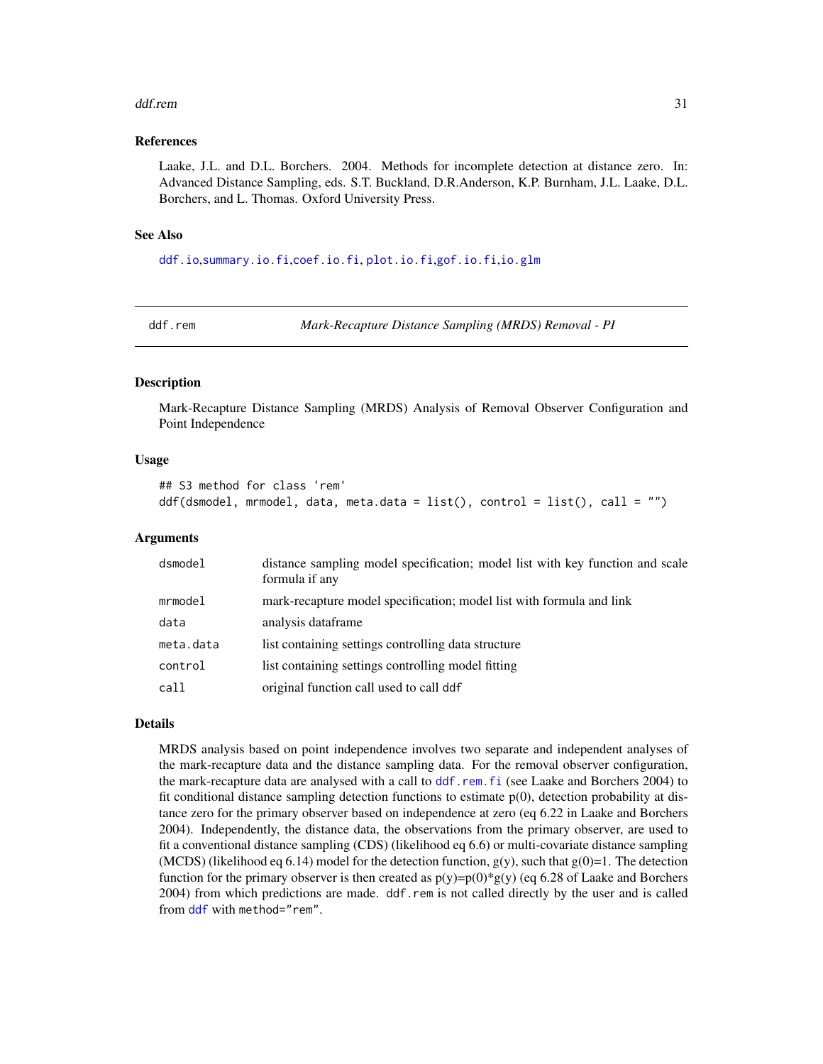## References

Laake, J.L. and D.L. Borchers. 2004. Methods for incomplete detection at distance zero. In: Advanced Distance Sampling, eds. S.T. Buckland, D.R.Anderson, K.P. Burnham, J.L. Laake, D.L. Borchers, and L. Thomas. Oxford University Press.

## See Also

ddf.io,summary.io.fi,coef.io.fi, plot.io.fi,gof.io.fi,io.glm

---

# ddf.rem — *Mark-Recapture Distance Sampling (MRDS) Removal - PI*

## Description

Mark-Recapture Distance Sampling (MRDS) Analysis of Removal Observer Configuration and Point Independence

## Usage

```
## S3 method for class 'rem'
ddf(dsmodel, mrmodel, data, meta.data = list(), control = list(), call = "")
```

## Arguments

| | |
|---|---|
| dsmodel | distance sampling model specification; model list with key function and scale formula if any |
| mrmodel | mark-recapture model specification; model list with formula and link |
| data | analysis dataframe |
| meta.data | list containing settings controlling data structure |
| control | list containing settings controlling model fitting |
| call | original function call used to call ddf |

## Details

MRDS analysis based on point independence involves two separate and independent analyses of the mark-recapture data and the distance sampling data. For the removal observer configuration, the mark-recapture data are analysed with a call to ddf.rem.fi (see Laake and Borchers 2004) to fit conditional distance sampling detection functions to estimate p(0), detection probability at distance zero for the primary observer based on independence at zero (eq 6.22 in Laake and Borchers 2004). Independently, the distance data, the observations from the primary observer, are used to fit a conventional distance sampling (CDS) (likelihood eq 6.6) or multi-covariate distance sampling (MCDS) (likelihood eq 6.14) model for the detection function, g(y), such that g(0)=1. The detection function for the primary observer is then created as p(y)=p(0)*g(y) (eq 6.28 of Laake and Borchers 2004) from which predictions are made. `ddf.rem` is not called directly by the user and is called from ddf with `method="rem"`.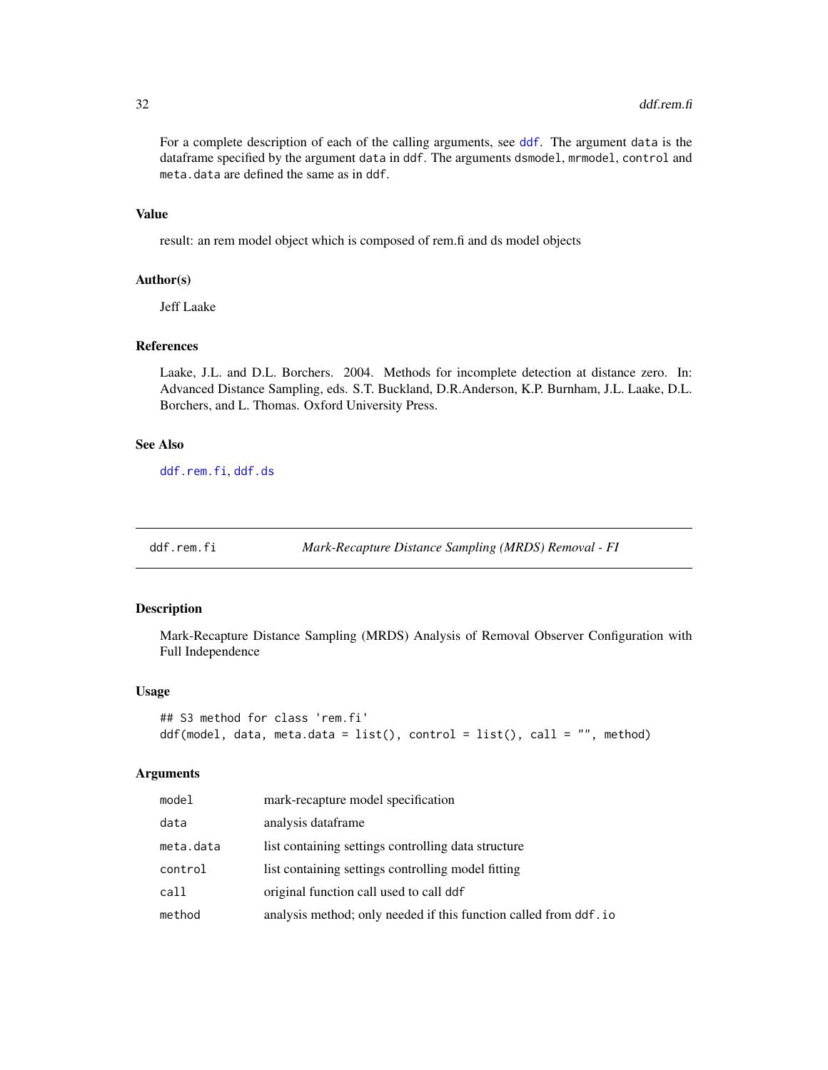For a complete description of each of the calling arguments, see `ddf`. The argument `data` is the dataframe specified by the argument `data` in `ddf`. The arguments `dsmodel`, `mrmodel`, `control` and `meta.data` are defined the same as in `ddf`.

### Value

result: an rem model object which is composed of rem.fi and ds model objects

### Author(s)

Jeff Laake

### References

Laake, J.L. and D.L. Borchers. 2004. Methods for incomplete detection at distance zero. In: Advanced Distance Sampling, eds. S.T. Buckland, D.R.Anderson, K.P. Burnham, J.L. Laake, D.L. Borchers, and L. Thomas. Oxford University Press.

### See Also

`ddf.rem.fi`, `ddf.ds`

---

## ddf.rem.fi — *Mark-Recapture Distance Sampling (MRDS) Removal - FI*

### Description

Mark-Recapture Distance Sampling (MRDS) Analysis of Removal Observer Configuration with Full Independence

### Usage

```
## S3 method for class 'rem.fi'
ddf(model, data, meta.data = list(), control = list(), call = "", method)
```

### Arguments

| | |
|---|---|
| `model` | mark-recapture model specification |
| `data` | analysis dataframe |
| `meta.data` | list containing settings controlling data structure |
| `control` | list containing settings controlling model fitting |
| `call` | original function call used to call `ddf` |
| `method` | analysis method; only needed if this function called from `ddf.io` |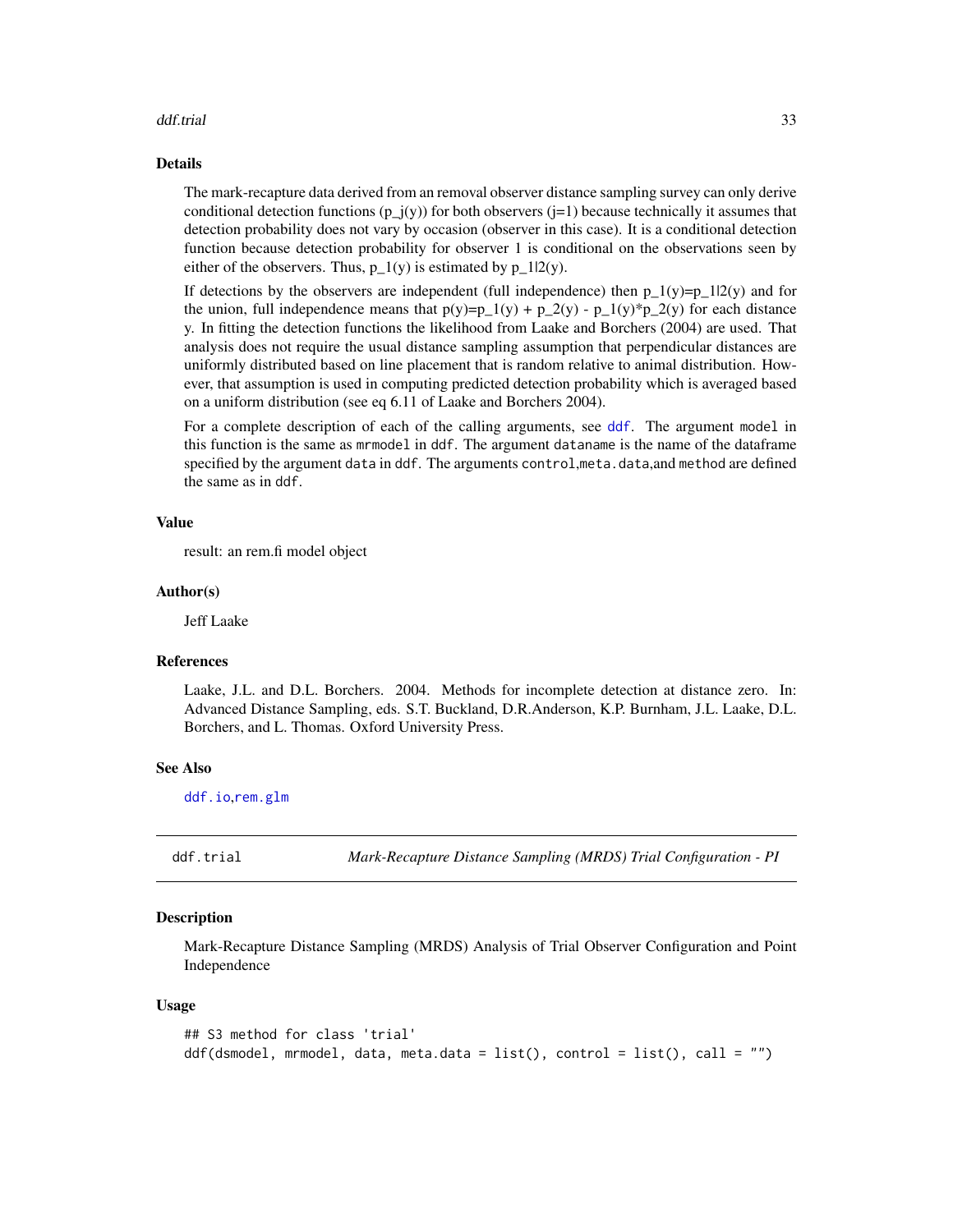## Details

The mark-recapture data derived from an removal observer distance sampling survey can only derive conditional detection functions ($p_j(y)$) for both observers ($j=1$) because technically it assumes that detection probability does not vary by occasion (observer in this case). It is a conditional detection function because detection probability for observer 1 is conditional on the observations seen by either of the observers. Thus, $p_1(y)$ is estimated by $p_{1|2}(y)$.

If detections by the observers are independent (full independence) then $p_1(y)=p_{1|2}(y)$ and for the union, full independence means that $p(y)=p_1(y) + p_2(y) - p_1(y)*p_2(y)$ for each distance y. In fitting the detection functions the likelihood from Laake and Borchers (2004) are used. That analysis does not require the usual distance sampling assumption that perpendicular distances are uniformly distributed based on line placement that is random relative to animal distribution. However, that assumption is used in computing predicted detection probability which is averaged based on a uniform distribution (see eq 6.11 of Laake and Borchers 2004).

For a complete description of each of the calling arguments, see `ddf`. The argument `model` in this function is the same as `mrmodel` in `ddf`. The argument `dataname` is the name of the dataframe specified by the argument `data` in `ddf`. The arguments `control`,`meta.data`,and `method` are defined the same as in `ddf`.

## Value

result: an rem.fi model object

## Author(s)

Jeff Laake

## References

Laake, J.L. and D.L. Borchers. 2004. Methods for incomplete detection at distance zero. In: Advanced Distance Sampling, eds. S.T. Buckland, D.R.Anderson, K.P. Burnham, J.L. Laake, D.L. Borchers, and L. Thomas. Oxford University Press.

## See Also

`ddf.io`,`rem.glm`

---

# ddf.trial — *Mark-Recapture Distance Sampling (MRDS) Trial Configuration - PI*

## Description

Mark-Recapture Distance Sampling (MRDS) Analysis of Trial Observer Configuration and Point Independence

## Usage

```
## S3 method for class 'trial'
ddf(dsmodel, mrmodel, data, meta.data = list(), control = list(), call = "")
```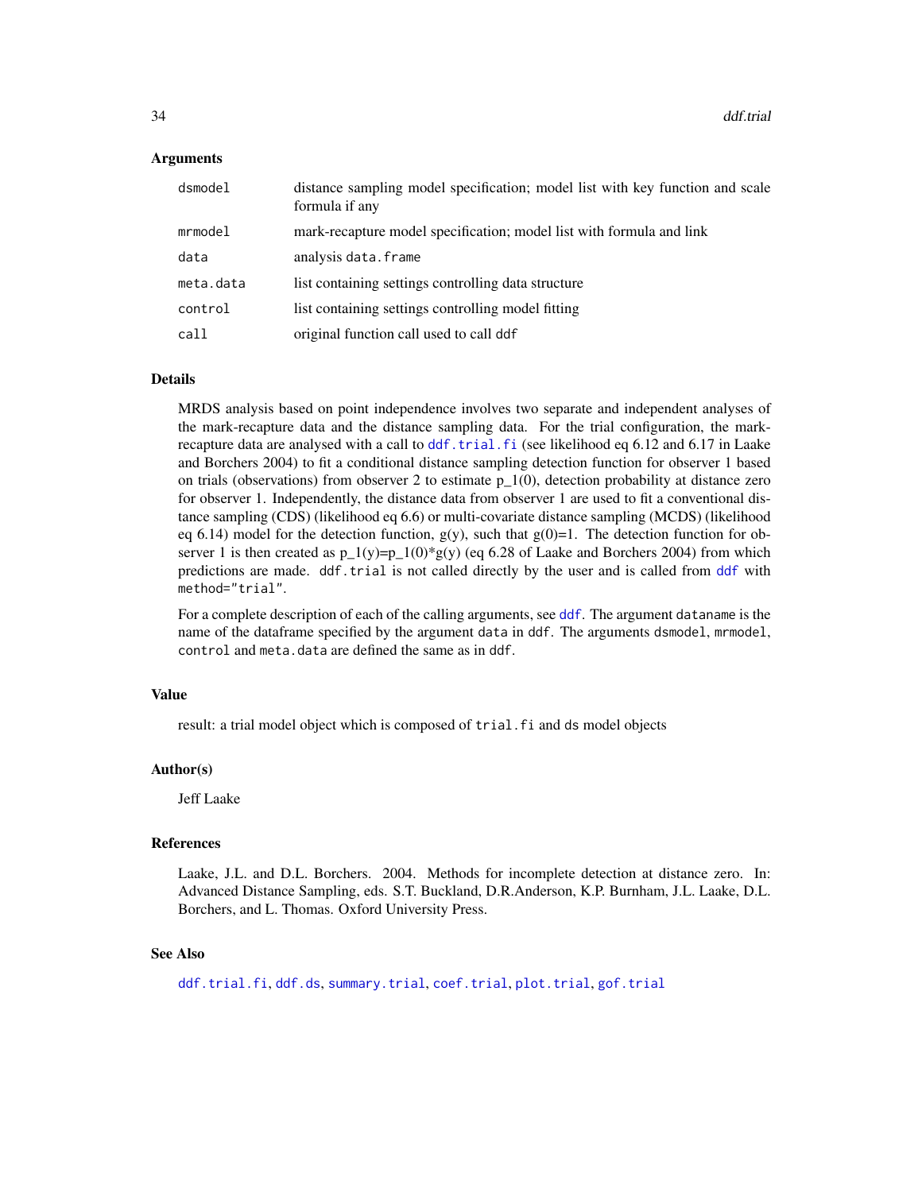### Arguments

| | |
|---|---|
| `dsmodel` | distance sampling model specification; model list with key function and scale formula if any |
| `mrmodel` | mark-recapture model specification; model list with formula and link |
| `data` | analysis `data.frame` |
| `meta.data` | list containing settings controlling data structure |
| `control` | list containing settings controlling model fitting |
| `call` | original function call used to call `ddf` |

### Details

MRDS analysis based on point independence involves two separate and independent analyses of the mark-recapture data and the distance sampling data. For the trial configuration, the mark-recapture data are analysed with a call to `ddf.trial.fi` (see likelihood eq 6.12 and 6.17 in Laake and Borchers 2004) to fit a conditional distance sampling detection function for observer 1 based on trials (observations) from observer 2 to estimate $p_1(0)$, detection probability at distance zero for observer 1. Independently, the distance data from observer 1 are used to fit a conventional distance sampling (CDS) (likelihood eq 6.6) or multi-covariate distance sampling (MCDS) (likelihood eq 6.14) model for the detection function, $g(y)$, such that $g(0)=1$. The detection function for observer 1 is then created as $p_1(y)=p_1(0)*g(y)$ (eq 6.28 of Laake and Borchers 2004) from which predictions are made. `ddf.trial` is not called directly by the user and is called from `ddf` with `method="trial"`.

For a complete description of each of the calling arguments, see `ddf`. The argument `dataname` is the name of the dataframe specified by the argument `data` in `ddf`. The arguments `dsmodel`, `mrmodel`, `control` and `meta.data` are defined the same as in `ddf`.

### Value

result: a trial model object which is composed of `trial.fi` and `ds` model objects

### Author(s)

Jeff Laake

### References

Laake, J.L. and D.L. Borchers. 2004. Methods for incomplete detection at distance zero. In: Advanced Distance Sampling, eds. S.T. Buckland, D.R.Anderson, K.P. Burnham, J.L. Laake, D.L. Borchers, and L. Thomas. Oxford University Press.

### See Also

`ddf.trial.fi`, `ddf.ds`, `summary.trial`, `coef.trial`, `plot.trial`, `gof.trial`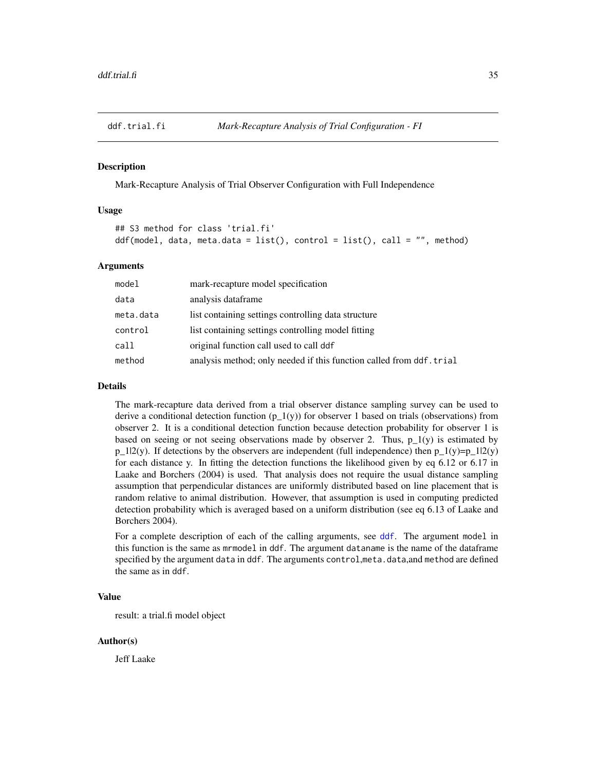# ddf.trial.fi — *Mark-Recapture Analysis of Trial Configuration - FI*

## Description

Mark-Recapture Analysis of Trial Observer Configuration with Full Independence

## Usage

```
## S3 method for class 'trial.fi'
ddf(model, data, meta.data = list(), control = list(), call = "", method)
```

## Arguments

| | |
|---|---|
| `model` | mark-recapture model specification |
| `data` | analysis dataframe |
| `meta.data` | list containing settings controlling data structure |
| `control` | list containing settings controlling model fitting |
| `call` | original function call used to call `ddf` |
| `method` | analysis method; only needed if this function called from `ddf.trial` |

## Details

The mark-recapture data derived from a trial observer distance sampling survey can be used to derive a conditional detection function ($p_1(y)$) for observer 1 based on trials (observations) from observer 2. It is a conditional detection function because detection probability for observer 1 is based on seeing or not seeing observations made by observer 2. Thus, $p_1(y)$ is estimated by $p_{1|2}(y)$. If detections by the observers are independent (full independence) then $p_1(y)=p_{1|2}(y)$ for each distance y. In fitting the detection functions the likelihood given by eq 6.12 or 6.17 in Laake and Borchers (2004) is used. That analysis does not require the usual distance sampling assumption that perpendicular distances are uniformly distributed based on line placement that is random relative to animal distribution. However, that assumption is used in computing predicted detection probability which is averaged based on a uniform distribution (see eq 6.13 of Laake and Borchers 2004).

For a complete description of each of the calling arguments, see `ddf`. The argument `model` in this function is the same as `mrmodel` in `ddf`. The argument `dataname` is the name of the dataframe specified by the argument `data` in `ddf`. The arguments `control`,`meta.data`,and `method` are defined the same as in `ddf`.

## Value

result: a trial.fi model object

## Author(s)

Jeff Laake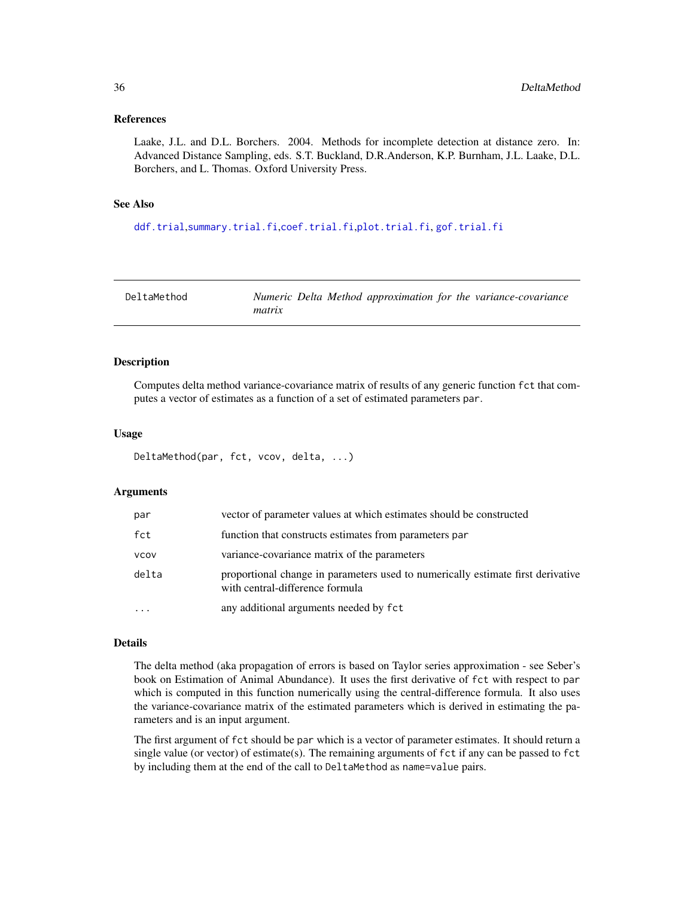### References

Laake, J.L. and D.L. Borchers. 2004. Methods for incomplete detection at distance zero. In: Advanced Distance Sampling, eds. S.T. Buckland, D.R.Anderson, K.P. Burnham, J.L. Laake, D.L. Borchers, and L. Thomas. Oxford University Press.

### See Also

ddf.trial,summary.trial.fi,coef.trial.fi,plot.trial.fi, gof.trial.fi

---

## DeltaMethod — *Numeric Delta Method approximation for the variance-covariance matrix*

---

### Description

Computes delta method variance-covariance matrix of results of any generic function `fct` that computes a vector of estimates as a function of a set of estimated parameters `par`.

### Usage

```
DeltaMethod(par, fct, vcov, delta, ...)
```

### Arguments

| | |
|---|---|
| `par` | vector of parameter values at which estimates should be constructed |
| `fct` | function that constructs estimates from parameters `par` |
| `vcov` | variance-covariance matrix of the parameters |
| `delta` | proportional change in parameters used to numerically estimate first derivative with central-difference formula |
| `...` | any additional arguments needed by `fct` |

### Details

The delta method (aka propagation of errors is based on Taylor series approximation - see Seber's book on Estimation of Animal Abundance). It uses the first derivative of `fct` with respect to `par` which is computed in this function numerically using the central-difference formula. It also uses the variance-covariance matrix of the estimated parameters which is derived in estimating the parameters and is an input argument.

The first argument of `fct` should be `par` which is a vector of parameter estimates. It should return a single value (or vector) of estimate(s). The remaining arguments of `fct` if any can be passed to `fct` by including them at the end of the call to `DeltaMethod` as `name=value` pairs.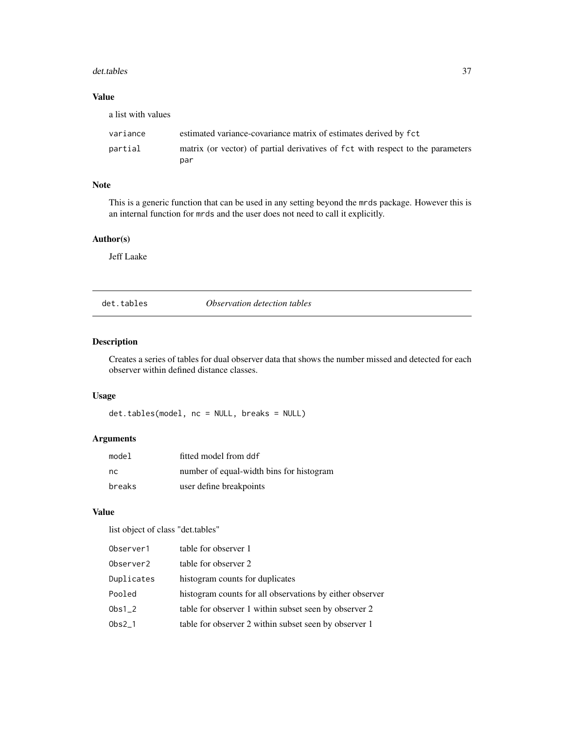### Value

a list with values

| | |
|---|---|
| `variance` | estimated variance-covariance matrix of estimates derived by `fct` |
| `partial` | matrix (or vector) of partial derivatives of `fct` with respect to the parameters `par` |

### Note

This is a generic function that can be used in any setting beyond the `mrds` package. However this is an internal function for `mrds` and the user does not need to call it explicitly.

### Author(s)

Jeff Laake

---

## det.tables — *Observation detection tables*

### Description

Creates a series of tables for dual observer data that shows the number missed and detected for each observer within defined distance classes.

### Usage

```
det.tables(model, nc = NULL, breaks = NULL)
```

### Arguments

| | |
|---|---|
| `model` | fitted model from `ddf` |
| `nc` | number of equal-width bins for histogram |
| `breaks` | user define breakpoints |

### Value

list object of class "det.tables"

| | |
|---|---|
| `Observer1` | table for observer 1 |
| `Observer2` | table for observer 2 |
| `Duplicates` | histogram counts for duplicates |
| `Pooled` | histogram counts for all observations by either observer |
| `Obs1_2` | table for observer 1 within subset seen by observer 2 |
| `Obs2_1` | table for observer 2 within subset seen by observer 1 |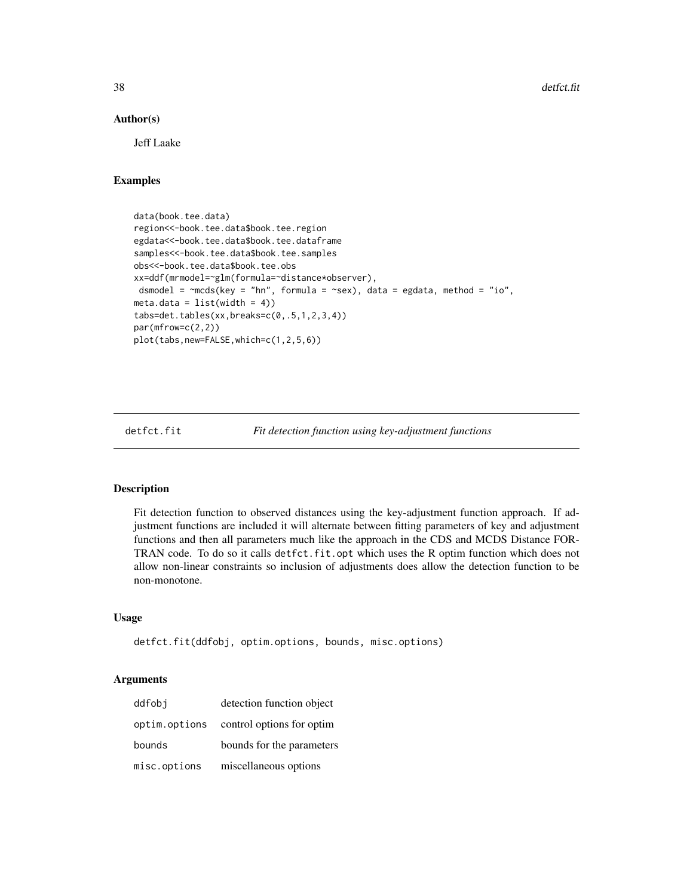## Author(s)

Jeff Laake

## Examples

```
data(book.tee.data)
region<<-book.tee.data$book.tee.region
egdata<<-book.tee.data$book.tee.dataframe
samples<<-book.tee.data$book.tee.samples
obs<<-book.tee.data$book.tee.obs
xx=ddf(mrmodel=~glm(formula=~distance*observer),
 dsmodel = ~mcds(key = "hn", formula = ~sex), data = egdata, method = "io",
meta.data = list(width = 4))
tabs=det.tables(xx,breaks=c(0,.5,1,2,3,4))
par(mfrow=c(2,2))
plot(tabs,new=FALSE,which=c(1,2,5,6))
```

---

# detfct.fit — *Fit detection function using key-adjustment functions*

## Description

Fit detection function to observed distances using the key-adjustment function approach. If adjustment functions are included it will alternate between fitting parameters of key and adjustment functions and then all parameters much like the approach in the CDS and MCDS Distance FORTRAN code. To do so it calls `detfct.fit.opt` which uses the R optim function which does not allow non-linear constraints so inclusion of adjustments does allow the detection function to be non-monotone.

## Usage

```
detfct.fit(ddfobj, optim.options, bounds, misc.options)
```

## Arguments

| | |
|---|---|
| `ddfobj` | detection function object |
| `optim.options` | control options for optim |
| `bounds` | bounds for the parameters |
| `misc.options` | miscellaneous options |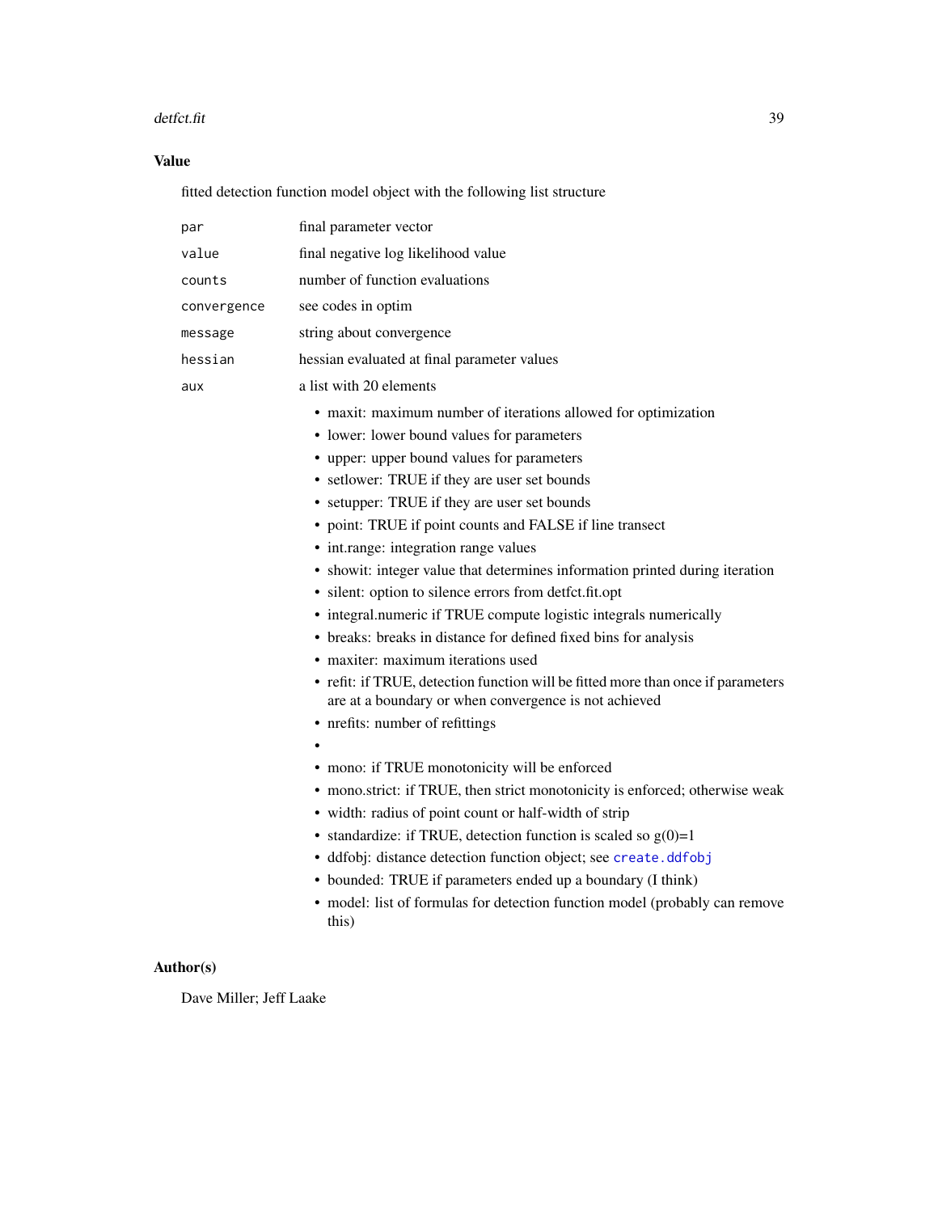## Value

fitted detection function model object with the following list structure

| | |
|---|---|
| `par` | final parameter vector |
| `value` | final negative log likelihood value |
| `counts` | number of function evaluations |
| `convergence` | see codes in optim |
| `message` | string about convergence |
| `hessian` | hessian evaluated at final parameter values |
| `aux` | a list with 20 elements |

- maxit: maximum number of iterations allowed for optimization
- lower: lower bound values for parameters
- upper: upper bound values for parameters
- setlower: TRUE if they are user set bounds
- setupper: TRUE if they are user set bounds
- point: TRUE if point counts and FALSE if line transect
- int.range: integration range values
- showit: integer value that determines information printed during iteration
- silent: option to silence errors from detfct.fit.opt
- integral.numeric if TRUE compute logistic integrals numerically
- breaks: breaks in distance for defined fixed bins for analysis
- maxiter: maximum iterations used
- refit: if TRUE, detection function will be fitted more than once if parameters are at a boundary or when convergence is not achieved
- nrefits: number of refittings
- 
- mono: if TRUE monotonicity will be enforced
- mono.strict: if TRUE, then strict monotonicity is enforced; otherwise weak
- width: radius of point count or half-width of strip
- standardize: if TRUE, detection function is scaled so g(0)=1
- ddfobj: distance detection function object; see `create.ddfobj`
- bounded: TRUE if parameters ended up a boundary (I think)
- model: list of formulas for detection function model (probably can remove this)

## Author(s)

Dave Miller; Jeff Laake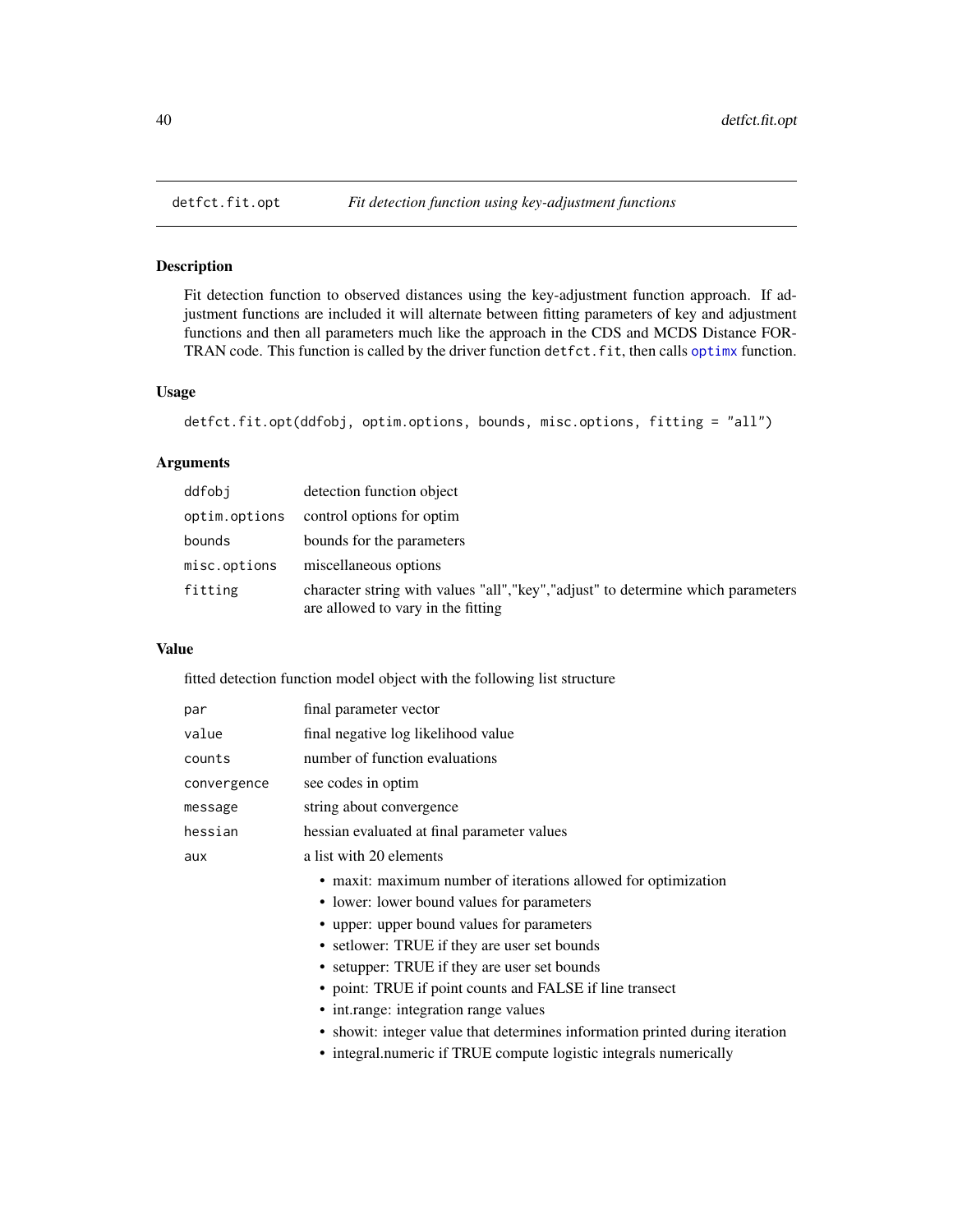## detfct.fit.opt *Fit detection function using key-adjustment functions*

### Description

Fit detection function to observed distances using the key-adjustment function approach. If adjustment functions are included it will alternate between fitting parameters of key and adjustment functions and then all parameters much like the approach in the CDS and MCDS Distance FORTRAN code. This function is called by the driver function `detfct.fit`, then calls `optimx` function.

### Usage

```
detfct.fit.opt(ddfobj, optim.options, bounds, misc.options, fitting = "all")
```

### Arguments

| | |
|---|---|
| `ddfobj` | detection function object |
| `optim.options` | control options for optim |
| `bounds` | bounds for the parameters |
| `misc.options` | miscellaneous options |
| `fitting` | character string with values "all","key","adjust" to determine which parameters are allowed to vary in the fitting |

### Value

fitted detection function model object with the following list structure

| | |
|---|---|
| `par` | final parameter vector |
| `value` | final negative log likelihood value |
| `counts` | number of function evaluations |
| `convergence` | see codes in optim |
| `message` | string about convergence |
| `hessian` | hessian evaluated at final parameter values |
| `aux` | a list with 20 elements |

- maxit: maximum number of iterations allowed for optimization
- lower: lower bound values for parameters
- upper: upper bound values for parameters
- setlower: TRUE if they are user set bounds
- setupper: TRUE if they are user set bounds
- point: TRUE if point counts and FALSE if line transect
- int.range: integration range values
- showit: integer value that determines information printed during iteration
- integral.numeric if TRUE compute logistic integrals numerically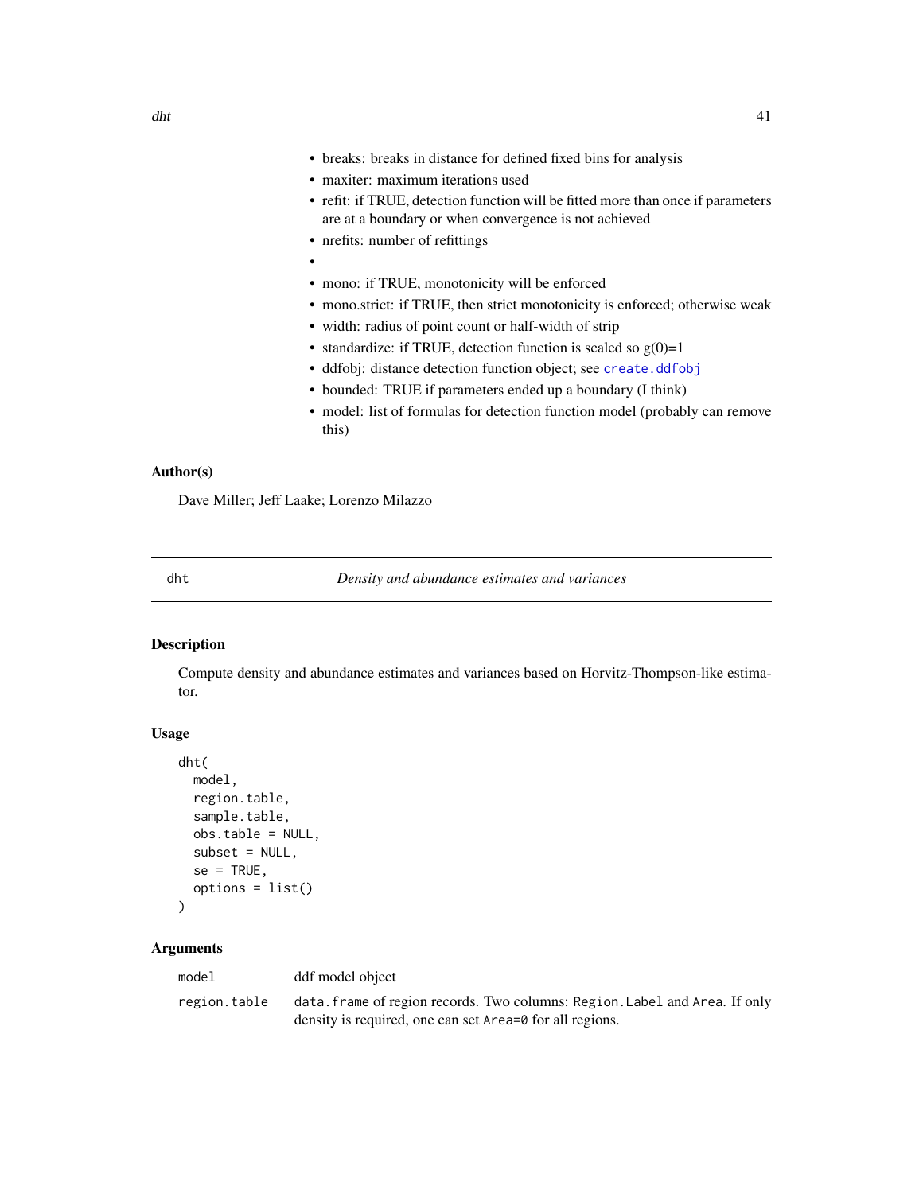- breaks: breaks in distance for defined fixed bins for analysis
- maxiter: maximum iterations used
- refit: if TRUE, detection function will be fitted more than once if parameters are at a boundary or when convergence is not achieved
- nrefits: number of refittings
- 
- mono: if TRUE, monotonicity will be enforced
- mono.strict: if TRUE, then strict monotonicity is enforced; otherwise weak
- width: radius of point count or half-width of strip
- standardize: if TRUE, detection function is scaled so g(0)=1
- ddfobj: distance detection function object; see `create.ddfobj`
- bounded: TRUE if parameters ended up a boundary (I think)
- model: list of formulas for detection function model (probably can remove this)

### Author(s)

Dave Miller; Jeff Laake; Lorenzo Milazzo

---

## dht — *Density and abundance estimates and variances*

### Description

Compute density and abundance estimates and variances based on Horvitz-Thompson-like estimator.

### Usage

```
dht(
  model,
  region.table,
  sample.table,
  obs.table = NULL,
  subset = NULL,
  se = TRUE,
  options = list()
)
```

### Arguments

| | |
|---|---|
| `model` | ddf model object |
| `region.table` | `data.frame` of region records. Two columns: `Region.Label` and `Area`. If only density is required, one can set `Area=0` for all regions. |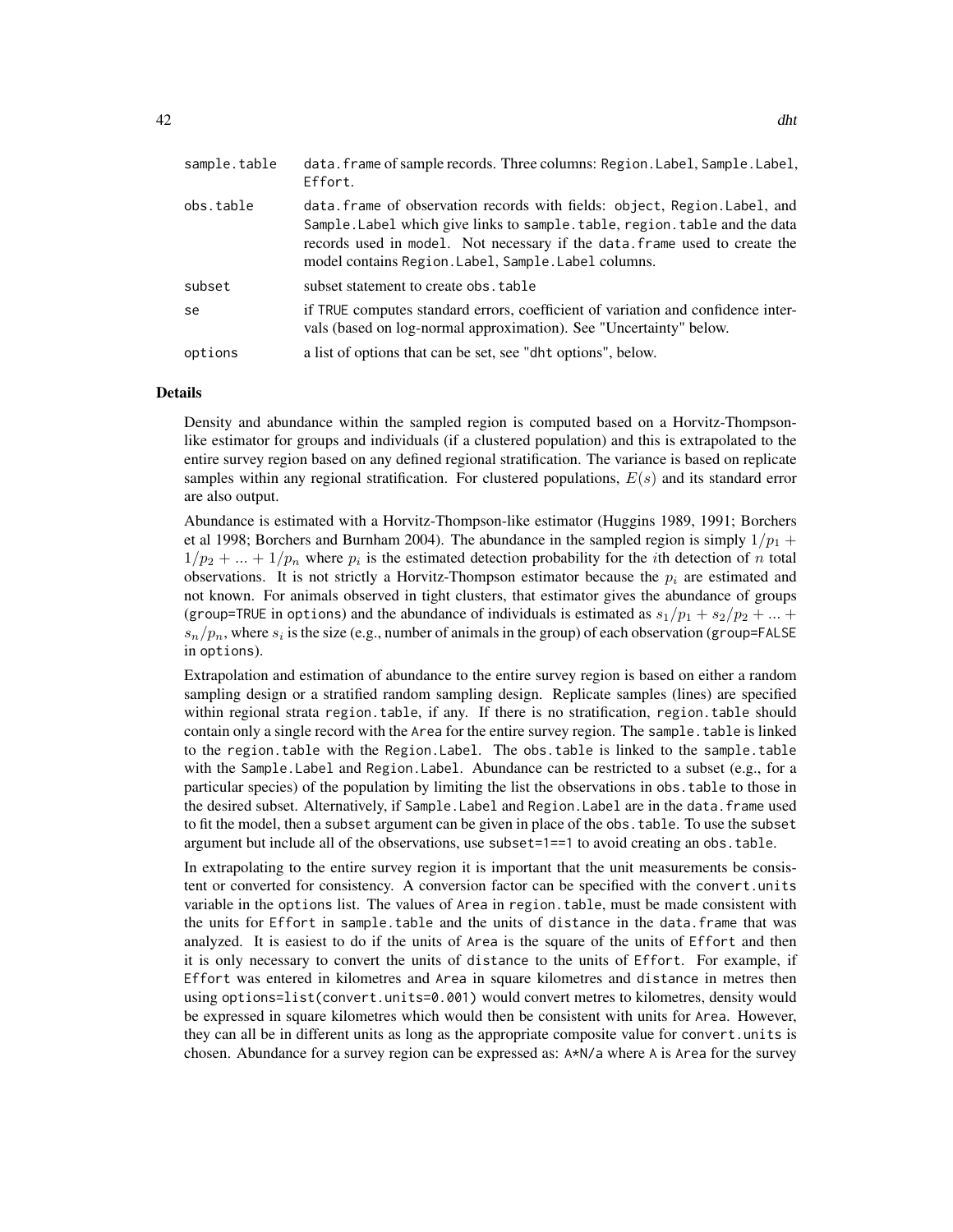| | |
|---|---|
| sample.table | data.frame of sample records. Three columns: Region.Label, Sample.Label, Effort. |
| obs.table | data.frame of observation records with fields: object, Region.Label, and Sample.Label which give links to sample.table, region.table and the data records used in model. Not necessary if the data.frame used to create the model contains Region.Label, Sample.Label columns. |
| subset | subset statement to create obs.table |
| se | if TRUE computes standard errors, coefficient of variation and confidence intervals (based on log-normal approximation). See "Uncertainty" below. |
| options | a list of options that can be set, see "dht options", below. |

## Details

Density and abundance within the sampled region is computed based on a Horvitz-Thompson-like estimator for groups and individuals (if a clustered population) and this is extrapolated to the entire survey region based on any defined regional stratification. The variance is based on replicate samples within any regional stratification. For clustered populations, $E(s)$ and its standard error are also output.

Abundance is estimated with a Horvitz-Thompson-like estimator (Huggins 1989, 1991; Borchers et al 1998; Borchers and Burnham 2004). The abundance in the sampled region is simply $1/p_1 + 1/p_2 + ... + 1/p_n$ where $p_i$ is the estimated detection probability for the $i$th detection of $n$ total observations. It is not strictly a Horvitz-Thompson estimator because the $p_i$ are estimated and not known. For animals observed in tight clusters, that estimator gives the abundance of groups (group=TRUE in options) and the abundance of individuals is estimated as $s_1/p_1 + s_2/p_2 + ... + s_n/p_n$, where $s_i$ is the size (e.g., number of animals in the group) of each observation (group=FALSE in options).

Extrapolation and estimation of abundance to the entire survey region is based on either a random sampling design or a stratified random sampling design. Replicate samples (lines) are specified within regional strata region.table, if any. If there is no stratification, region.table should contain only a single record with the Area for the entire survey region. The sample.table is linked to the region.table with the Region.Label. The obs.table is linked to the sample.table with the Sample.Label and Region.Label. Abundance can be restricted to a subset (e.g., for a particular species) of the population by limiting the list the observations in obs.table to those in the desired subset. Alternatively, if Sample.Label and Region.Label are in the data.frame used to fit the model, then a subset argument can be given in place of the obs.table. To use the subset argument but include all of the observations, use subset=1==1 to avoid creating an obs.table.

In extrapolating to the entire survey region it is important that the unit measurements be consistent or converted for consistency. A conversion factor can be specified with the convert.units variable in the options list. The values of Area in region.table, must be made consistent with the units for Effort in sample.table and the units of distance in the data.frame that was analyzed. It is easiest to do if the units of Area is the square of the units of Effort and then it is only necessary to convert the units of distance to the units of Effort. For example, if Effort was entered in kilometres and Area in square kilometres and distance in metres then using options=list(convert.units=0.001) would convert metres to kilometres, density would be expressed in square kilometres which would then be consistent with units for Area. However, they can all be in different units as long as the appropriate composite value for convert.units is chosen. Abundance for a survey region can be expressed as: A*N/a where A is Area for the survey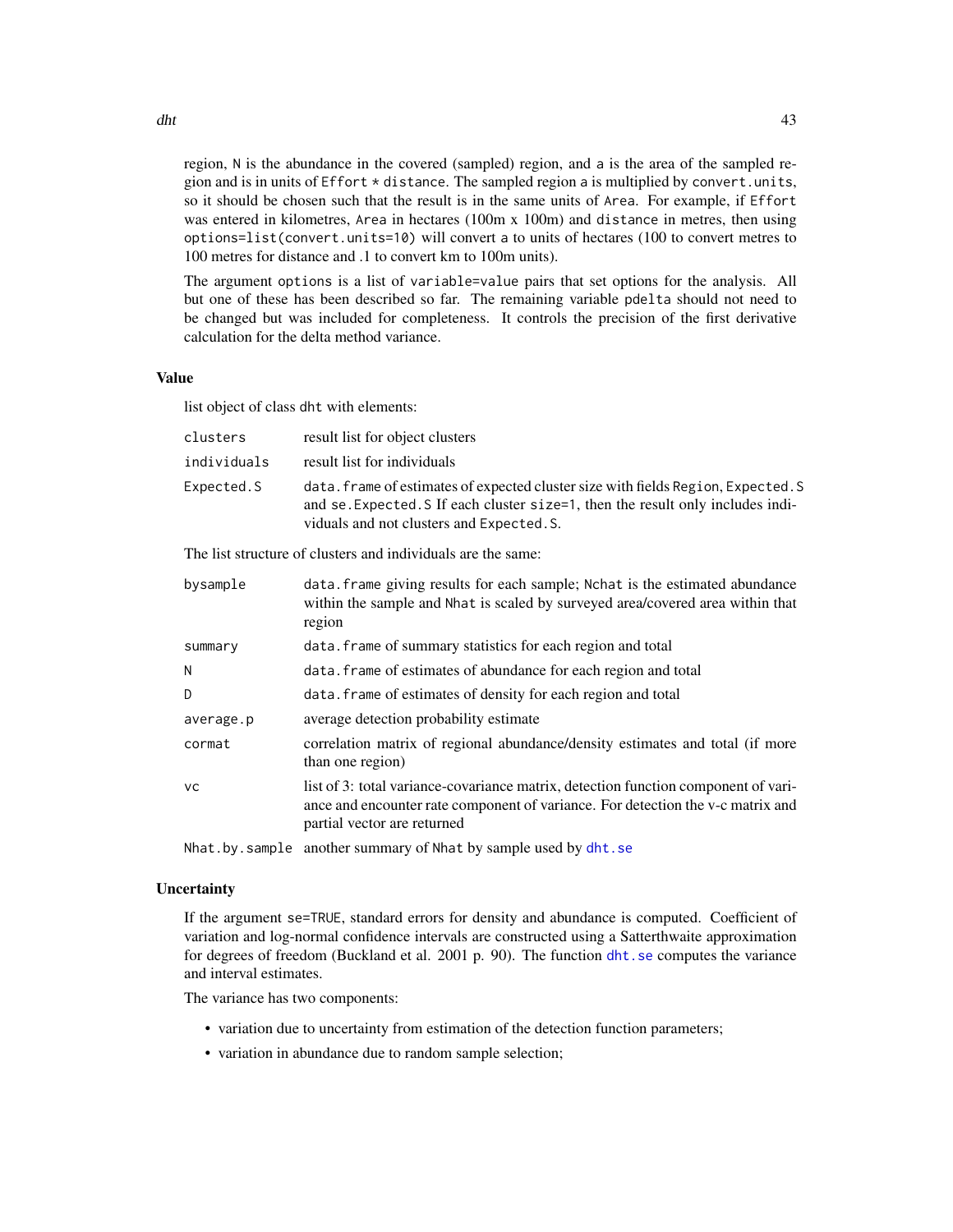region, N is the abundance in the covered (sampled) region, and a is the area of the sampled region and is in units of Effort * distance. The sampled region a is multiplied by convert.units, so it should be chosen such that the result is in the same units of Area. For example, if Effort was entered in kilometres, Area in hectares (100m x 100m) and distance in metres, then using options=list(convert.units=10) will convert a to units of hectares (100 to convert metres to 100 metres for distance and .1 to convert km to 100m units).

The argument options is a list of variable=value pairs that set options for the analysis. All but one of these has been described so far. The remaining variable pdelta should not need to be changed but was included for completeness. It controls the precision of the first derivative calculation for the delta method variance.

## Value

list object of class dht with elements:

| | |
|---|---|
| clusters | result list for object clusters |
| individuals | result list for individuals |
| Expected.S | data.frame of estimates of expected cluster size with fields Region, Expected.S and se.Expected.S If each cluster size=1, then the result only includes individuals and not clusters and Expected.S. |

The list structure of clusters and individuals are the same:

| | |
|---|---|
| bysample | data.frame giving results for each sample; Nchat is the estimated abundance within the sample and Nhat is scaled by surveyed area/covered area within that region |
| summary | data.frame of summary statistics for each region and total |
| N | data.frame of estimates of abundance for each region and total |
| D | data.frame of estimates of density for each region and total |
| average.p | average detection probability estimate |
| cormat | correlation matrix of regional abundance/density estimates and total (if more than one region) |
| vc | list of 3: total variance-covariance matrix, detection function component of variance and encounter rate component of variance. For detection the v-c matrix and partial vector are returned |
| Nhat.by.sample | another summary of Nhat by sample used by dht.se |

## Uncertainty

If the argument se=TRUE, standard errors for density and abundance is computed. Coefficient of variation and log-normal confidence intervals are constructed using a Satterthwaite approximation for degrees of freedom (Buckland et al. 2001 p. 90). The function dht.se computes the variance and interval estimates.

The variance has two components:

- variation due to uncertainty from estimation of the detection function parameters;
- variation in abundance due to random sample selection;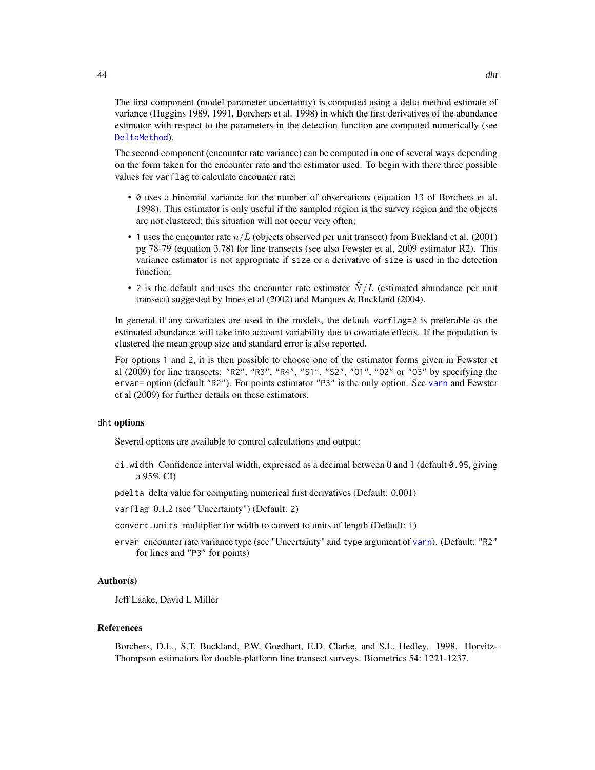The first component (model parameter uncertainty) is computed using a delta method estimate of variance (Huggins 1989, 1991, Borchers et al. 1998) in which the first derivatives of the abundance estimator with respect to the parameters in the detection function are computed numerically (see `DeltaMethod`).

The second component (encounter rate variance) can be computed in one of several ways depending on the form taken for the encounter rate and the estimator used. To begin with there three possible values for `varflag` to calculate encounter rate:

- `0` uses a binomial variance for the number of observations (equation 13 of Borchers et al. 1998). This estimator is only useful if the sampled region is the survey region and the objects are not clustered; this situation will not occur very often;
- `1` uses the encounter rate $n/L$ (objects observed per unit transect) from Buckland et al. (2001) pg 78-79 (equation 3.78) for line transects (see also Fewster et al, 2009 estimator R2). This variance estimator is not appropriate if `size` or a derivative of `size` is used in the detection function;
- `2` is the default and uses the encounter rate estimator $\hat{N}/L$ (estimated abundance per unit transect) suggested by Innes et al (2002) and Marques & Buckland (2004).

In general if any covariates are used in the models, the default `varflag=2` is preferable as the estimated abundance will take into account variability due to covariate effects. If the population is clustered the mean group size and standard error is also reported.

For options `1` and `2`, it is then possible to choose one of the estimator forms given in Fewster et al (2009) for line transects: `"R2"`, `"R3"`, `"R4"`, `"S1"`, `"S2"`, `"O1"`, `"O2"` or `"O3"` by specifying the `ervar=` option (default `"R2"`). For points estimator `"P3"` is the only option. See `varn` and Fewster et al (2009) for further details on these estimators.

### `dht` options

Several options are available to control calculations and output:

`ci.width` Confidence interval width, expressed as a decimal between 0 and 1 (default `0.95`, giving a 95% CI)

`pdelta` delta value for computing numerical first derivatives (Default: 0.001)

`varflag` 0,1,2 (see "Uncertainty") (Default: `2`)

`convert.units` multiplier for width to convert to units of length (Default: `1`)

`ervar` encounter rate variance type (see "Uncertainty" and `type` argument of `varn`). (Default: `"R2"` for lines and `"P3"` for points)

## Author(s)

Jeff Laake, David L Miller

## References

Borchers, D.L., S.T. Buckland, P.W. Goedhart, E.D. Clarke, and S.L. Hedley. 1998. Horvitz-Thompson estimators for double-platform line transect surveys. Biometrics 54: 1221-1237.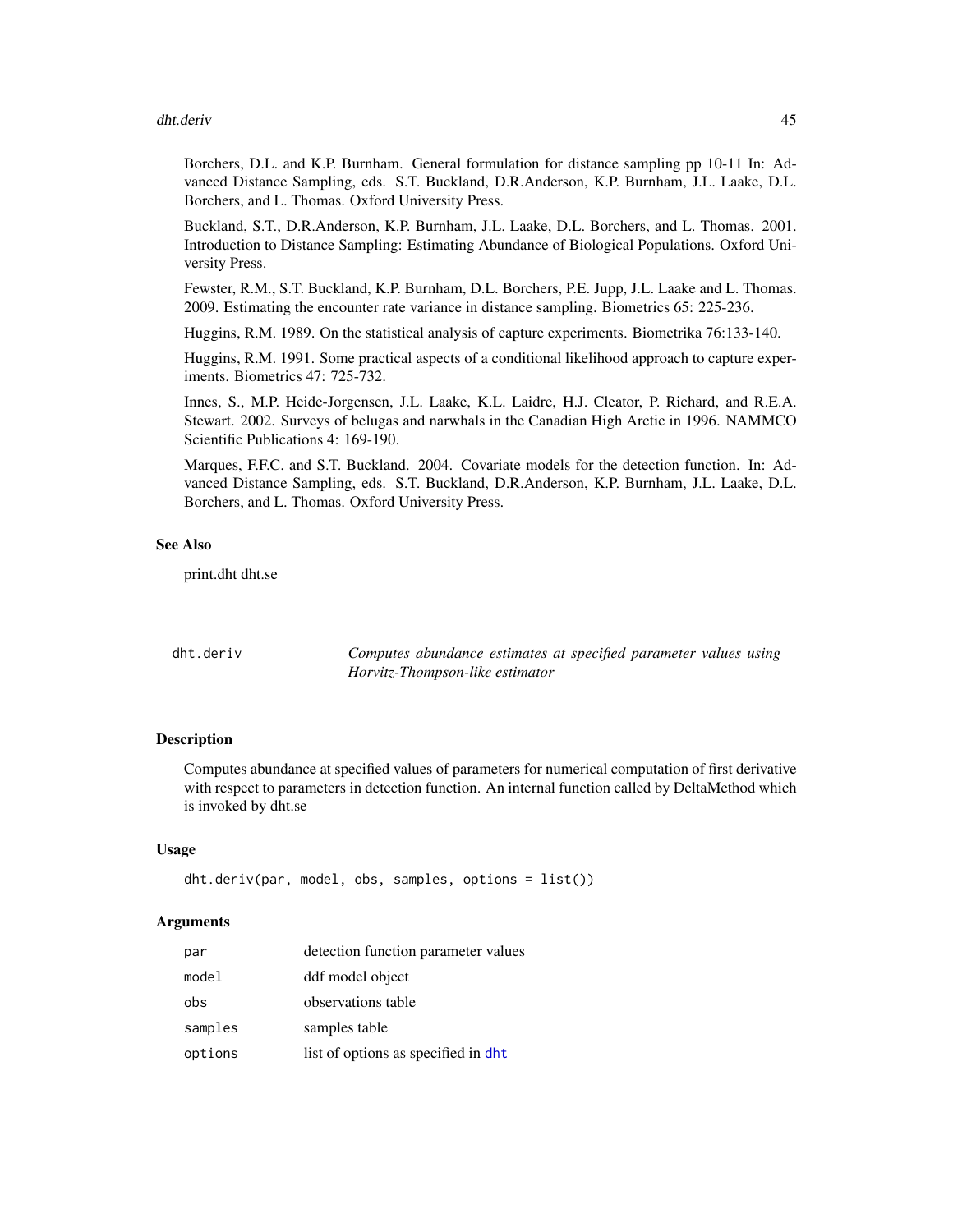Borchers, D.L. and K.P. Burnham. General formulation for distance sampling pp 10-11 In: Advanced Distance Sampling, eds. S.T. Buckland, D.R.Anderson, K.P. Burnham, J.L. Laake, D.L. Borchers, and L. Thomas. Oxford University Press.

Buckland, S.T., D.R.Anderson, K.P. Burnham, J.L. Laake, D.L. Borchers, and L. Thomas. 2001. Introduction to Distance Sampling: Estimating Abundance of Biological Populations. Oxford University Press.

Fewster, R.M., S.T. Buckland, K.P. Burnham, D.L. Borchers, P.E. Jupp, J.L. Laake and L. Thomas. 2009. Estimating the encounter rate variance in distance sampling. Biometrics 65: 225-236.

Huggins, R.M. 1989. On the statistical analysis of capture experiments. Biometrika 76:133-140.

Huggins, R.M. 1991. Some practical aspects of a conditional likelihood approach to capture experiments. Biometrics 47: 725-732.

Innes, S., M.P. Heide-Jorgensen, J.L. Laake, K.L. Laidre, H.J. Cleator, P. Richard, and R.E.A. Stewart. 2002. Surveys of belugas and narwhals in the Canadian High Arctic in 1996. NAMMCO Scientific Publications 4: 169-190.

Marques, F.F.C. and S.T. Buckland. 2004. Covariate models for the detection function. In: Advanced Distance Sampling, eds. S.T. Buckland, D.R.Anderson, K.P. Burnham, J.L. Laake, D.L. Borchers, and L. Thomas. Oxford University Press.

### See Also

print.dht dht.se

---

## dht.deriv — *Computes abundance estimates at specified parameter values using Horvitz-Thompson-like estimator*

### Description

Computes abundance at specified values of parameters for numerical computation of first derivative with respect to parameters in detection function. An internal function called by DeltaMethod which is invoked by dht.se

### Usage

```
dht.deriv(par, model, obs, samples, options = list())
```

### Arguments

| | |
|---|---|
| par | detection function parameter values |
| model | ddf model object |
| obs | observations table |
| samples | samples table |
| options | list of options as specified in dht |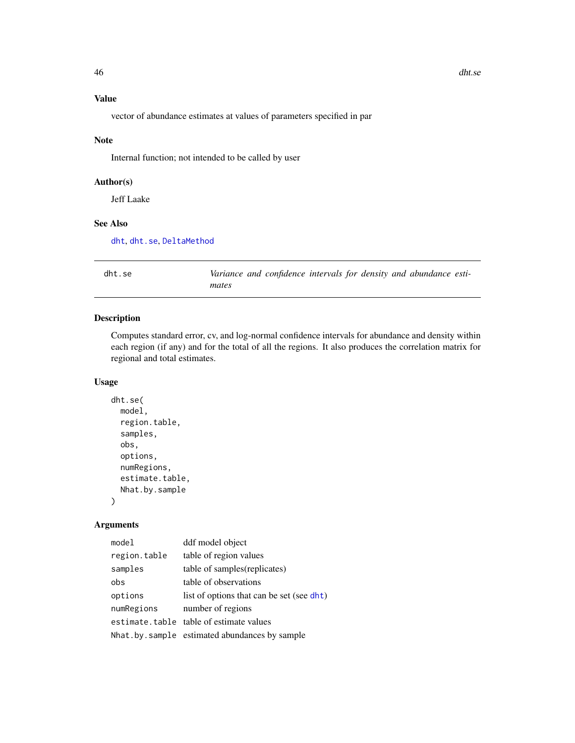## Value

vector of abundance estimates at values of parameters specified in par

## Note

Internal function; not intended to be called by user

## Author(s)

Jeff Laake

## See Also

dht, dht.se, DeltaMethod

---

# dht.se — *Variance and confidence intervals for density and abundance estimates*

## Description

Computes standard error, cv, and log-normal confidence intervals for abundance and density within each region (if any) and for the total of all the regions. It also produces the correlation matrix for regional and total estimates.

## Usage

```
dht.se(
  model,
  region.table,
  samples,
  obs,
  options,
  numRegions,
  estimate.table,
  Nhat.by.sample
)
```

## Arguments

| | |
|---|---|
| model | ddf model object |
| region.table | table of region values |
| samples | table of samples(replicates) |
| obs | table of observations |
| options | list of options that can be set (see dht) |
| numRegions | number of regions |
| estimate.table | table of estimate values |
| Nhat.by.sample | estimated abundances by sample |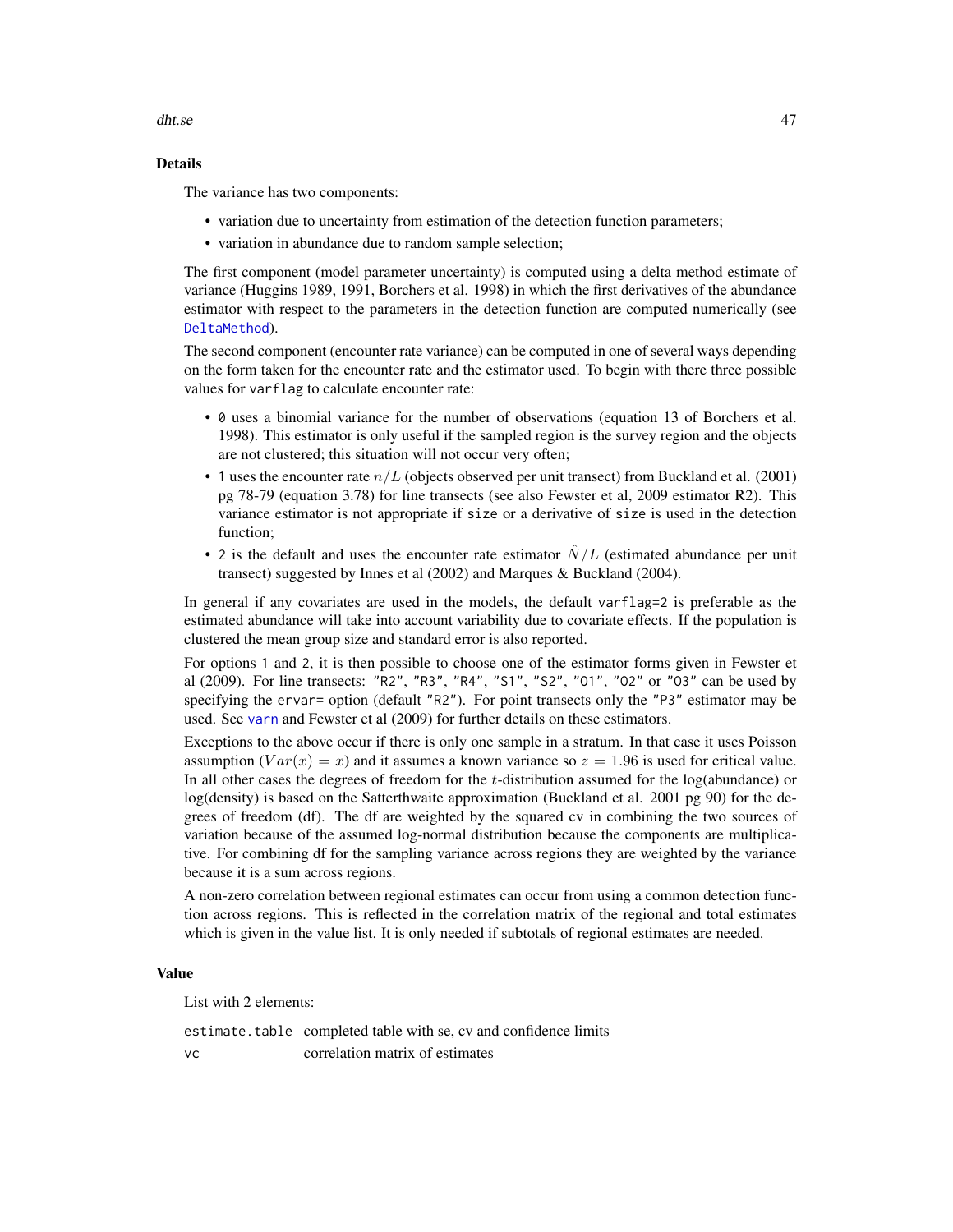## Details

The variance has two components:

- variation due to uncertainty from estimation of the detection function parameters;
- variation in abundance due to random sample selection;

The first component (model parameter uncertainty) is computed using a delta method estimate of variance (Huggins 1989, 1991, Borchers et al. 1998) in which the first derivatives of the abundance estimator with respect to the parameters in the detection function are computed numerically (see `DeltaMethod`).

The second component (encounter rate variance) can be computed in one of several ways depending on the form taken for the encounter rate and the estimator used. To begin with there three possible values for `varflag` to calculate encounter rate:

- `0` uses a binomial variance for the number of observations (equation 13 of Borchers et al. 1998). This estimator is only useful if the sampled region is the survey region and the objects are not clustered; this situation will not occur very often;
- `1` uses the encounter rate $n/L$ (objects observed per unit transect) from Buckland et al. (2001) pg 78-79 (equation 3.78) for line transects (see also Fewster et al, 2009 estimator R2). This variance estimator is not appropriate if `size` or a derivative of `size` is used in the detection function;
- `2` is the default and uses the encounter rate estimator $\hat{N}/L$ (estimated abundance per unit transect) suggested by Innes et al (2002) and Marques & Buckland (2004).

In general if any covariates are used in the models, the default `varflag=2` is preferable as the estimated abundance will take into account variability due to covariate effects. If the population is clustered the mean group size and standard error is also reported.

For options `1` and `2`, it is then possible to choose one of the estimator forms given in Fewster et al (2009). For line transects: `"R2"`, `"R3"`, `"R4"`, `"S1"`, `"S2"`, `"O1"`, `"O2"` or `"O3"` can be used by specifying the `ervar=` option (default `"R2"`). For point transects only the `"P3"` estimator may be used. See `varn` and Fewster et al (2009) for further details on these estimators.

Exceptions to the above occur if there is only one sample in a stratum. In that case it uses Poisson assumption ($Var(x) = x$) and it assumes a known variance so $z = 1.96$ is used for critical value. In all other cases the degrees of freedom for the $t$-distribution assumed for the log(abundance) or log(density) is based on the Satterthwaite approximation (Buckland et al. 2001 pg 90) for the degrees of freedom (df). The df are weighted by the squared cv in combining the two sources of variation because of the assumed log-normal distribution because the components are multiplicative. For combining df for the sampling variance across regions they are weighted by the variance because it is a sum across regions.

A non-zero correlation between regional estimates can occur from using a common detection function across regions. This is reflected in the correlation matrix of the regional and total estimates which is given in the value list. It is only needed if subtotals of regional estimates are needed.

## Value

List with 2 elements:

| | |
|---|---|
| `estimate.table` | completed table with se, cv and confidence limits |
| `vc` | correlation matrix of estimates |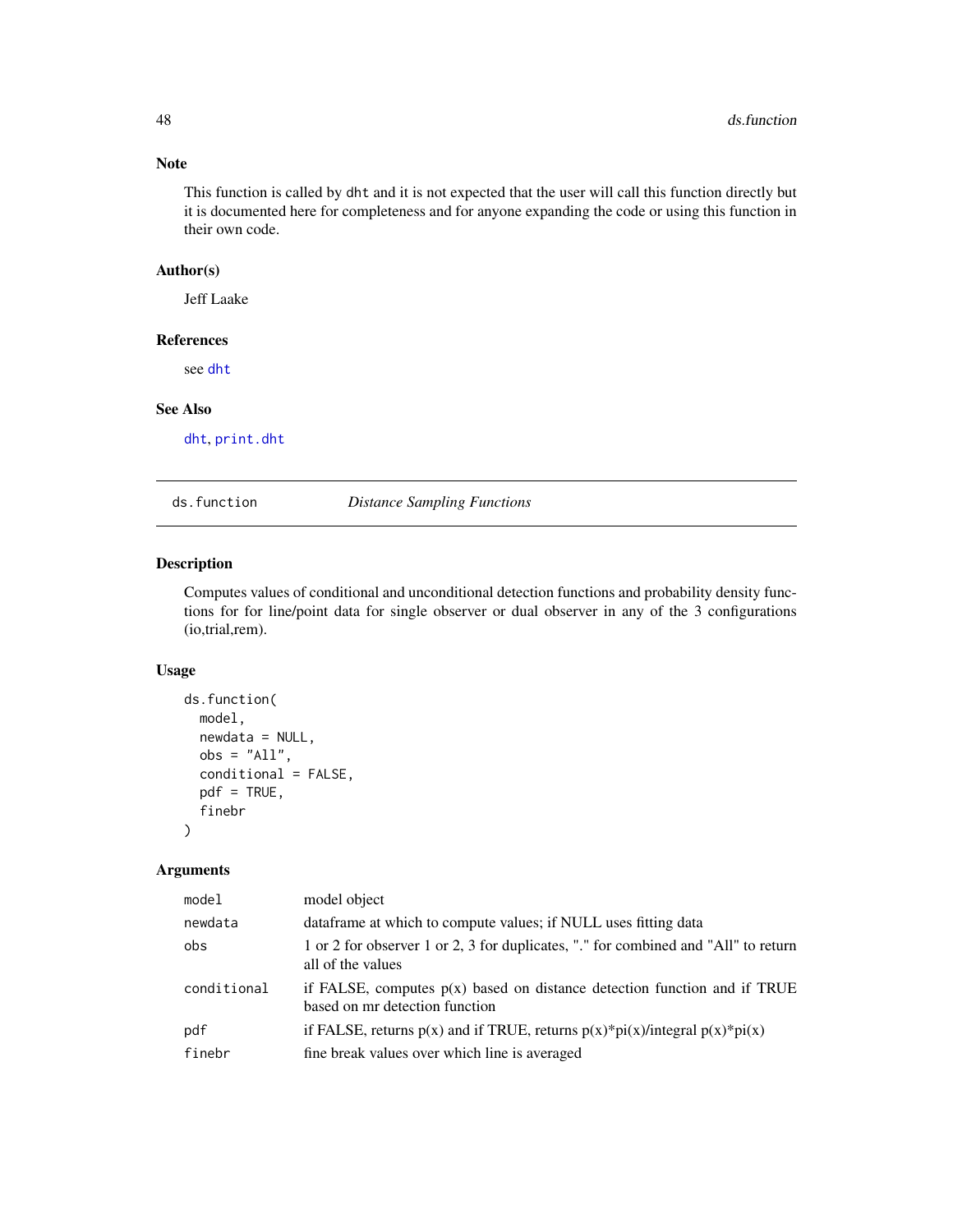### Note

This function is called by `dht` and it is not expected that the user will call this function directly but it is documented here for completeness and for anyone expanding the code or using this function in their own code.

### Author(s)

Jeff Laake

### References

see `dht`

### See Also

`dht`, `print.dht`

---

## ds.function — *Distance Sampling Functions*

---

### Description

Computes values of conditional and unconditional detection functions and probability density functions for for line/point data for single observer or dual observer in any of the 3 configurations (io,trial,rem).

### Usage

```
ds.function(
  model,
  newdata = NULL,
  obs = "All",
  conditional = FALSE,
  pdf = TRUE,
  finebr
)
```

### Arguments

| | |
|---|---|
| `model` | model object |
| `newdata` | dataframe at which to compute values; if NULL uses fitting data |
| `obs` | 1 or 2 for observer 1 or 2, 3 for duplicates, "." for combined and "All" to return all of the values |
| `conditional` | if FALSE, computes p(x) based on distance detection function and if TRUE based on mr detection function |
| `pdf` | if FALSE, returns p(x) and if TRUE, returns p(x)*pi(x)/integral p(x)*pi(x) |
| `finebr` | fine break values over which line is averaged |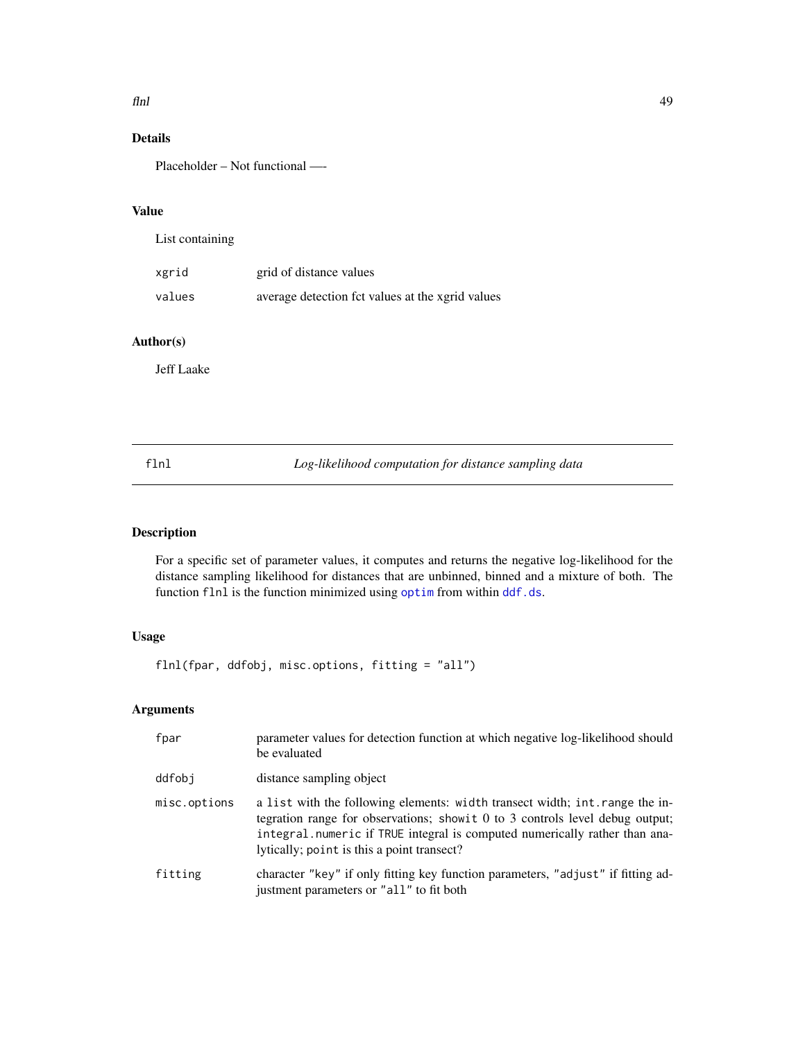## Details

Placeholder – Not functional —-

## Value

List containing

| | |
|---|---|
| xgrid | grid of distance values |
| values | average detection fct values at the xgrid values |

## Author(s)

Jeff Laake

---

# flnl — *Log-likelihood computation for distance sampling data*

## Description

For a specific set of parameter values, it computes and returns the negative log-likelihood for the distance sampling likelihood for distances that are unbinned, binned and a mixture of both. The function `flnl` is the function minimized using `optim` from within `ddf.ds`.

## Usage

```
flnl(fpar, ddfobj, misc.options, fitting = "all")
```

## Arguments

| | |
|---|---|
| fpar | parameter values for detection function at which negative log-likelihood should be evaluated |
| ddfobj | distance sampling object |
| misc.options | a `list` with the following elements: `width` transect width; `int.range` the integration range for observations; `showit` 0 to 3 controls level debug output; `integral.numeric` if `TRUE` integral is computed numerically rather than analytically; `point` is this a point transect? |
| fitting | character `"key"` if only fitting key function parameters, `"adjust"` if fitting adjustment parameters or `"all"` to fit both |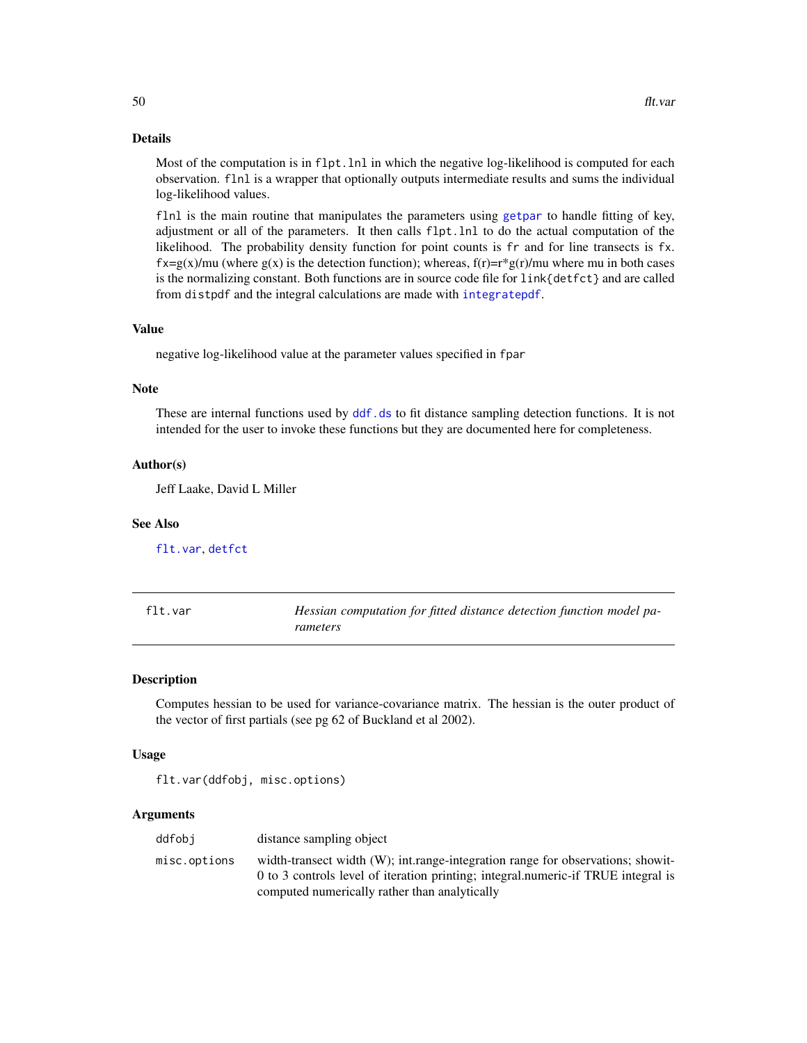### Details

Most of the computation is in `flpt.lnl` in which the negative log-likelihood is computed for each observation. `flnl` is a wrapper that optionally outputs intermediate results and sums the individual log-likelihood values.

`flnl` is the main routine that manipulates the parameters using `getpar` to handle fitting of key, adjustment or all of the parameters. It then calls `flpt.lnl` to do the actual computation of the likelihood. The probability density function for point counts is `fr` and for line transects is `fx`. fx=g(x)/mu (where g(x) is the detection function); whereas, f(r)=r*g(r)/mu where mu in both cases is the normalizing constant. Both functions are in source code file for `link{detfct}` and are called from `distpdf` and the integral calculations are made with `integratepdf`.

### Value

negative log-likelihood value at the parameter values specified in `fpar`

### Note

These are internal functions used by `ddf.ds` to fit distance sampling detection functions. It is not intended for the user to invoke these functions but they are documented here for completeness.

### Author(s)

Jeff Laake, David L Miller

### See Also

`flt.var`, `detfct`

---

## flt.var — *Hessian computation for fitted distance detection function model parameters*

---

### Description

Computes hessian to be used for variance-covariance matrix. The hessian is the outer product of the vector of first partials (see pg 62 of Buckland et al 2002).

### Usage

```
flt.var(ddfobj, misc.options)
```

### Arguments

| | |
|---|---|
| `ddfobj` | distance sampling object |
| `misc.options` | width-transect width (W); int.range-integration range for observations; showit-0 to 3 controls level of iteration printing; integral.numeric-if TRUE integral is computed numerically rather than analytically |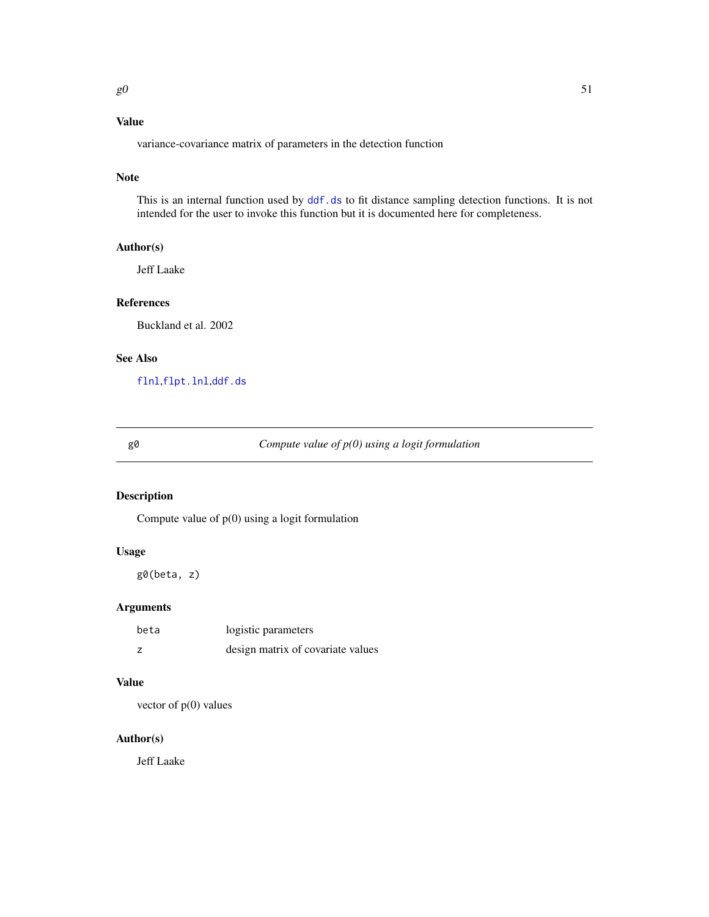### Value

variance-covariance matrix of parameters in the detection function

### Note

This is an internal function used by `ddf.ds` to fit distance sampling detection functions. It is not intended for the user to invoke this function but it is documented here for completeness.

### Author(s)

Jeff Laake

### References

Buckland et al. 2002

### See Also

`flnl`,`flpt.lnl`,`ddf.ds`

---

## g0 — *Compute value of p(0) using a logit formulation*

---

### Description

Compute value of p(0) using a logit formulation

### Usage

```
g0(beta, z)
```

### Arguments

| | |
|---|---|
| `beta` | logistic parameters |
| `z` | design matrix of covariate values |

### Value

vector of p(0) values

### Author(s)

Jeff Laake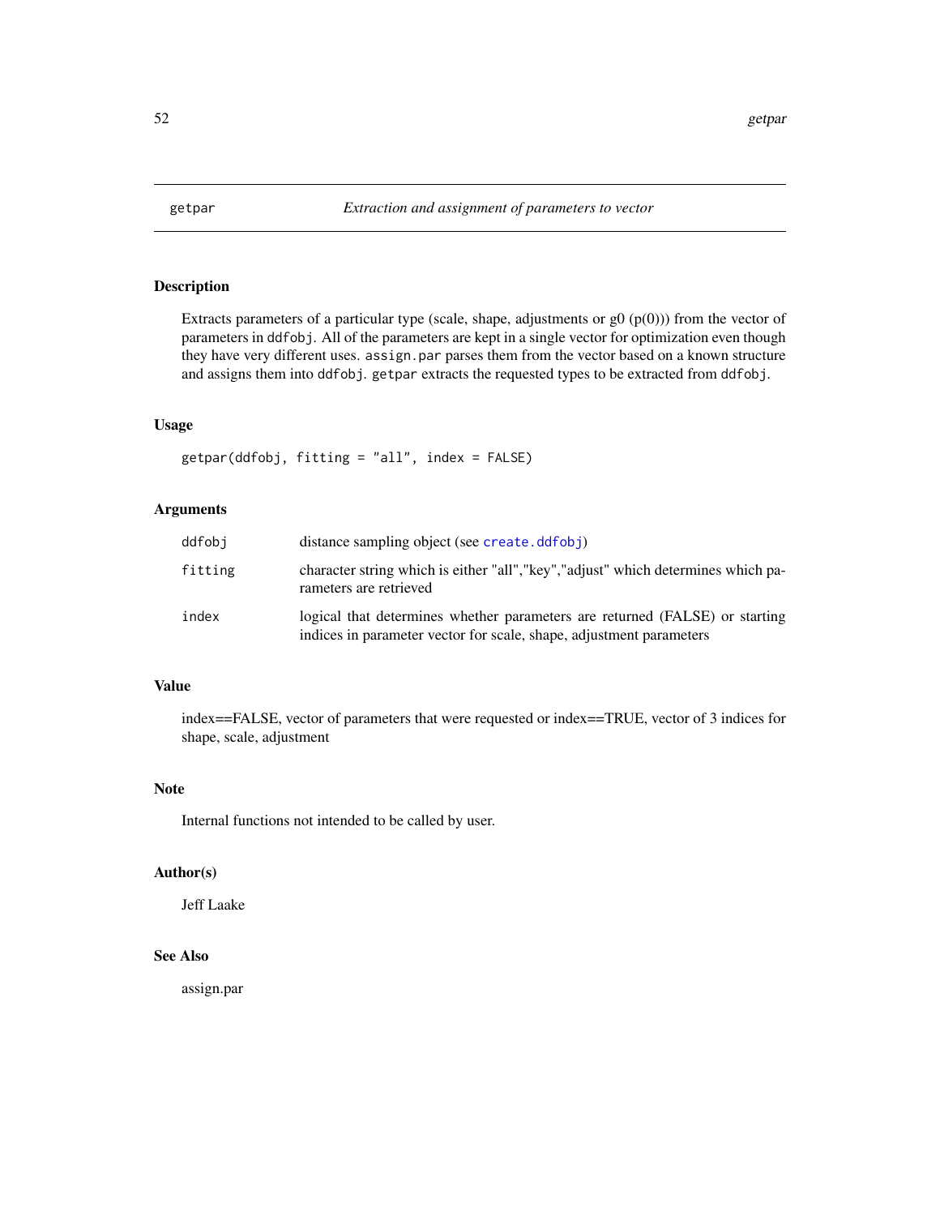# getpar — *Extraction and assignment of parameters to vector*

## Description

Extracts parameters of a particular type (scale, shape, adjustments or g0 (p(0))) from the vector of parameters in ddfobj. All of the parameters are kept in a single vector for optimization even though they have very different uses. assign.par parses them from the vector based on a known structure and assigns them into ddfobj. getpar extracts the requested types to be extracted from ddfobj.

## Usage

```
getpar(ddfobj, fitting = "all", index = FALSE)
```

## Arguments

| | |
|---|---|
| ddfobj | distance sampling object (see create.ddfobj) |
| fitting | character string which is either "all","key","adjust" which determines which parameters are retrieved |
| index | logical that determines whether parameters are returned (FALSE) or starting indices in parameter vector for scale, shape, adjustment parameters |

## Value

index==FALSE, vector of parameters that were requested or index==TRUE, vector of 3 indices for shape, scale, adjustment

## Note

Internal functions not intended to be called by user.

## Author(s)

Jeff Laake

## See Also

assign.par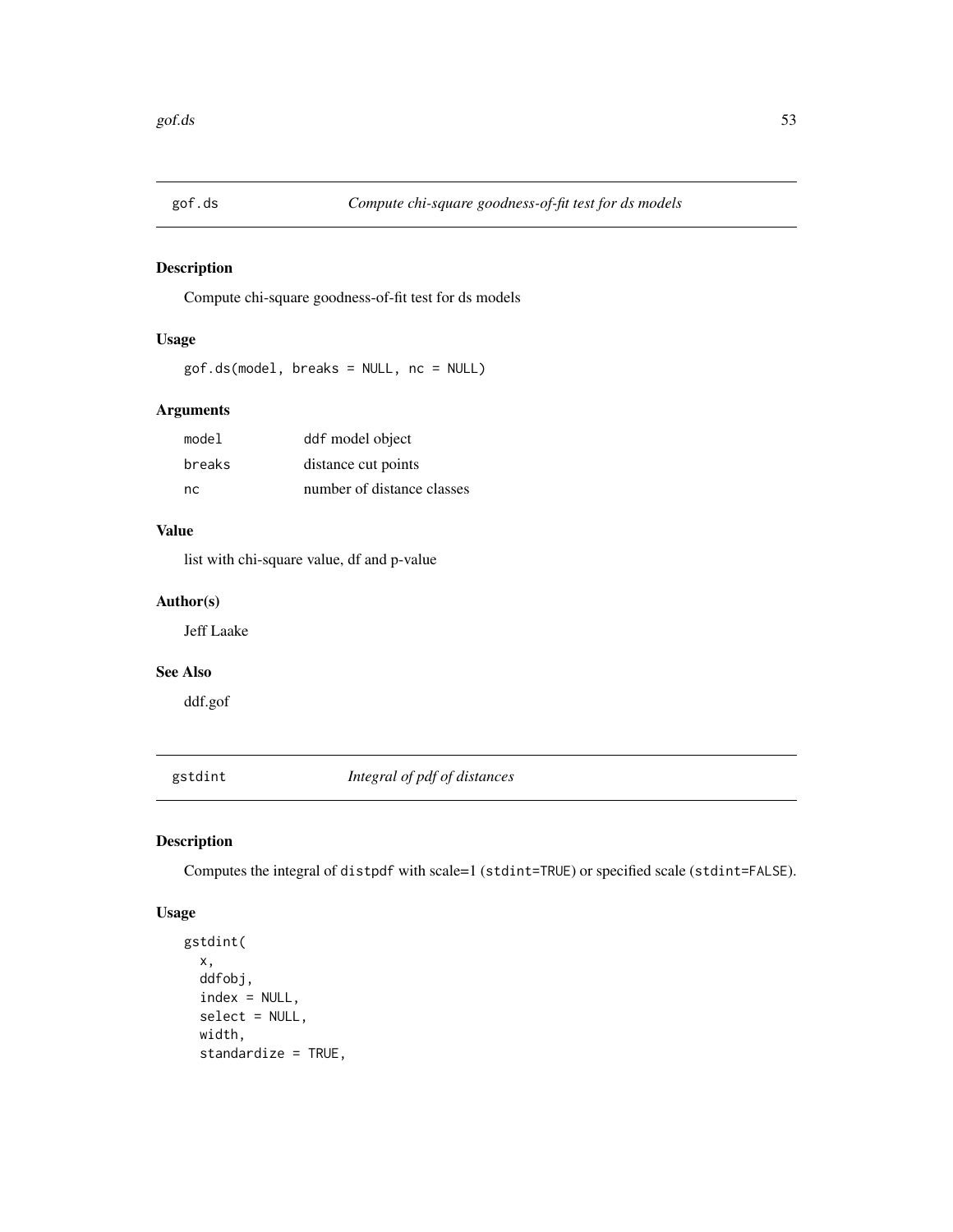## gof.ds — *Compute chi-square goodness-of-fit test for ds models*

### Description

Compute chi-square goodness-of-fit test for ds models

### Usage

```
gof.ds(model, breaks = NULL, nc = NULL)
```

### Arguments

| | |
|---|---|
| model | ddf model object |
| breaks | distance cut points |
| nc | number of distance classes |

### Value

list with chi-square value, df and p-value

### Author(s)

Jeff Laake

### See Also

ddf.gof

## gstdint — *Integral of pdf of distances*

### Description

Computes the integral of `distpdf` with scale=1 (`stdint=TRUE`) or specified scale (`stdint=FALSE`).

### Usage

```
gstdint(
  x,
  ddfobj,
  index = NULL,
  select = NULL,
  width,
  standardize = TRUE,
```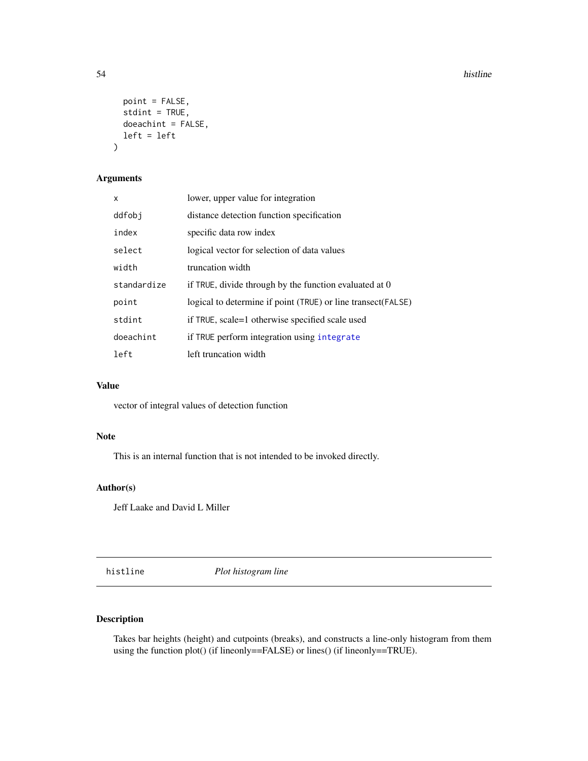```
  point = FALSE,
  stdint = TRUE,
  doeachint = FALSE,
  left = left
)
```

### Arguments

| | |
|---|---|
| `x` | lower, upper value for integration |
| `ddfobj` | distance detection function specification |
| `index` | specific data row index |
| `select` | logical vector for selection of data values |
| `width` | truncation width |
| `standardize` | if TRUE, divide through by the function evaluated at 0 |
| `point` | logical to determine if point (TRUE) or line transect(FALSE) |
| `stdint` | if TRUE, scale=1 otherwise specified scale used |
| `doeachint` | if TRUE perform integration using `integrate` |
| `left` | left truncation width |

### Value

vector of integral values of detection function

### Note

This is an internal function that is not intended to be invoked directly.

### Author(s)

Jeff Laake and David L Miller

---

## histline — *Plot histogram line*

---

### Description

Takes bar heights (height) and cutpoints (breaks), and constructs a line-only histogram from them using the function plot() (if lineonly==FALSE) or lines() (if lineonly==TRUE).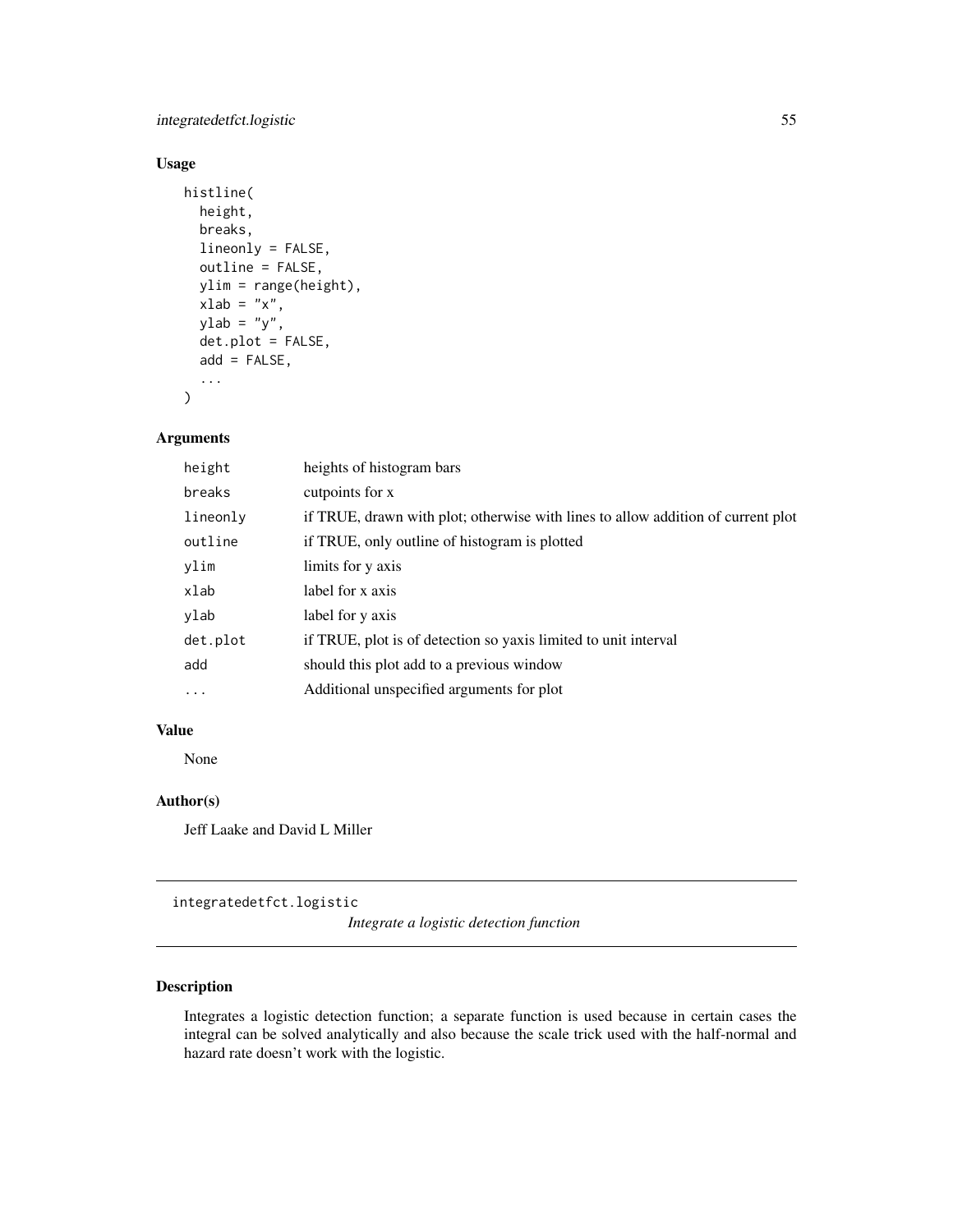## Usage

```
histline(
  height,
  breaks,
  lineonly = FALSE,
  outline = FALSE,
  ylim = range(height),
  xlab = "x",
  ylab = "y",
  det.plot = FALSE,
  add = FALSE,
  ...
)
```

## Arguments

| | |
|---|---|
| height | heights of histogram bars |
| breaks | cutpoints for x |
| lineonly | if TRUE, drawn with plot; otherwise with lines to allow addition of current plot |
| outline | if TRUE, only outline of histogram is plotted |
| ylim | limits for y axis |
| xlab | label for x axis |
| ylab | label for y axis |
| det.plot | if TRUE, plot is of detection so yaxis limited to unit interval |
| add | should this plot add to a previous window |
| ... | Additional unspecified arguments for plot |

## Value

None

## Author(s)

Jeff Laake and David L Miller

---

# integratedetfct.logistic

*Integrate a logistic detection function*

## Description

Integrates a logistic detection function; a separate function is used because in certain cases the integral can be solved analytically and also because the scale trick used with the half-normal and hazard rate doesn't work with the logistic.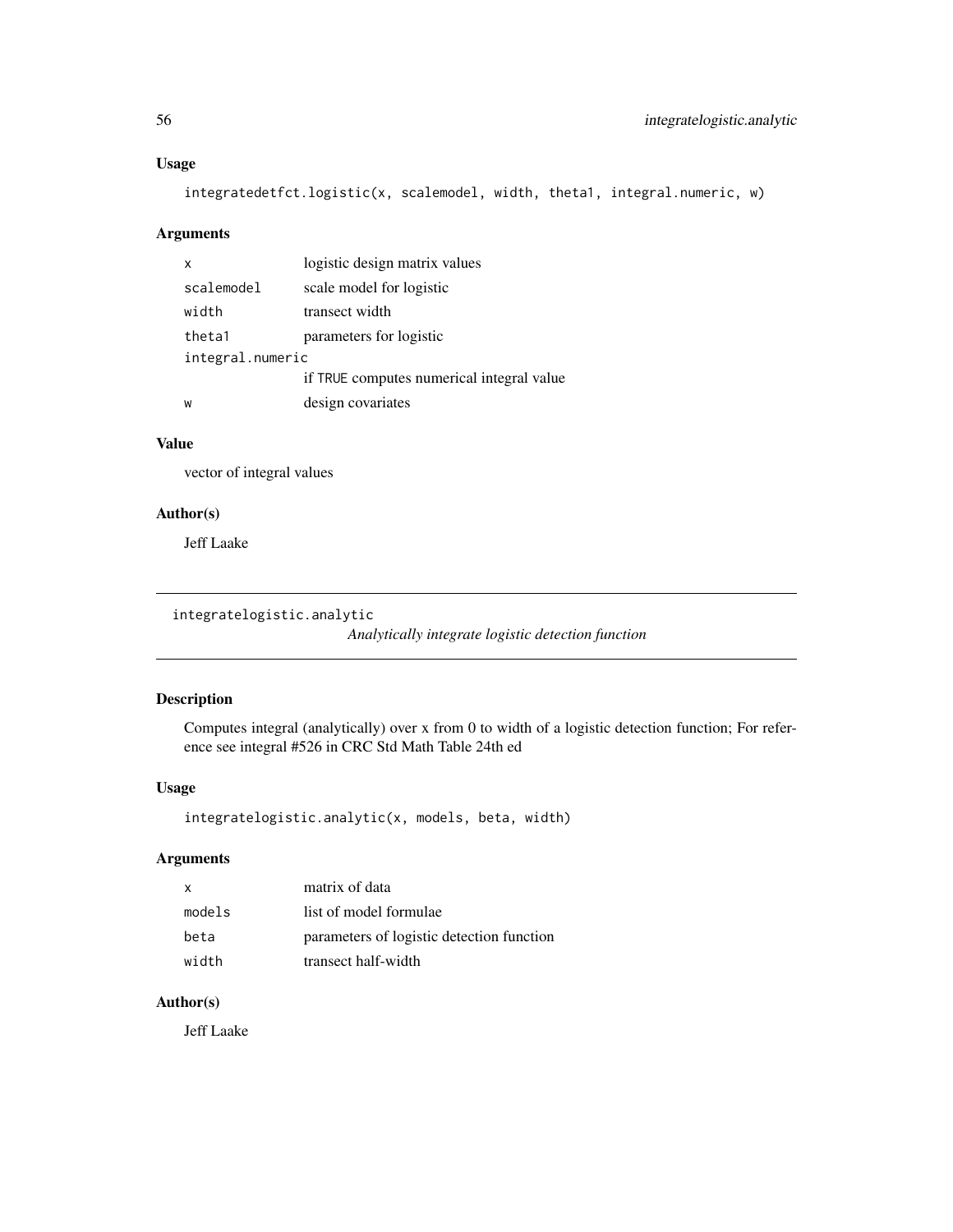### Usage

```
integratedetfct.logistic(x, scalemodel, width, theta1, integral.numeric, w)
```

### Arguments

| | |
|---|---|
| x | logistic design matrix values |
| scalemodel | scale model for logistic |
| width | transect width |
| theta1 | parameters for logistic |
| integral.numeric | if TRUE computes numerical integral value |
| w | design covariates |

### Value

vector of integral values

### Author(s)

Jeff Laake

---

## integratelogistic.analytic

*Analytically integrate logistic detection function*

---

### Description

Computes integral (analytically) over x from 0 to width of a logistic detection function; For reference see integral #526 in CRC Std Math Table 24th ed

### Usage

```
integratelogistic.analytic(x, models, beta, width)
```

### Arguments

| | |
|---|---|
| x | matrix of data |
| models | list of model formulae |
| beta | parameters of logistic detection function |
| width | transect half-width |

### Author(s)

Jeff Laake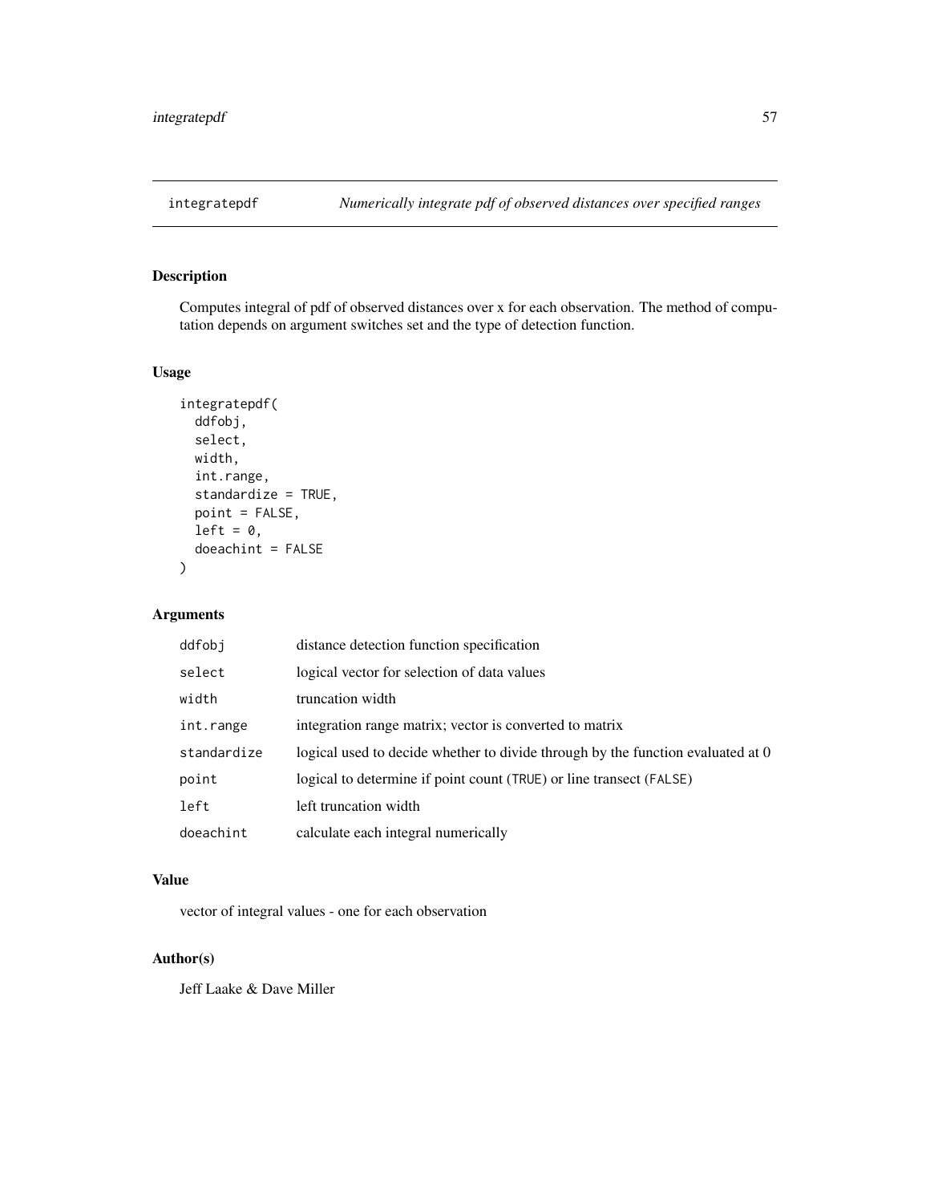# integratepdf — *Numerically integrate pdf of observed distances over specified ranges*

## Description

Computes integral of pdf of observed distances over x for each observation. The method of computation depends on argument switches set and the type of detection function.

## Usage

```
integratepdf(
  ddfobj,
  select,
  width,
  int.range,
  standardize = TRUE,
  point = FALSE,
  left = 0,
  doeachint = FALSE
)
```

## Arguments

| Argument | Description |
|---|---|
| `ddfobj` | distance detection function specification |
| `select` | logical vector for selection of data values |
| `width` | truncation width |
| `int.range` | integration range matrix; vector is converted to matrix |
| `standardize` | logical used to decide whether to divide through by the function evaluated at 0 |
| `point` | logical to determine if point count (`TRUE`) or line transect (`FALSE`) |
| `left` | left truncation width |
| `doeachint` | calculate each integral numerically |

## Value

vector of integral values - one for each observation

## Author(s)

Jeff Laake & Dave Miller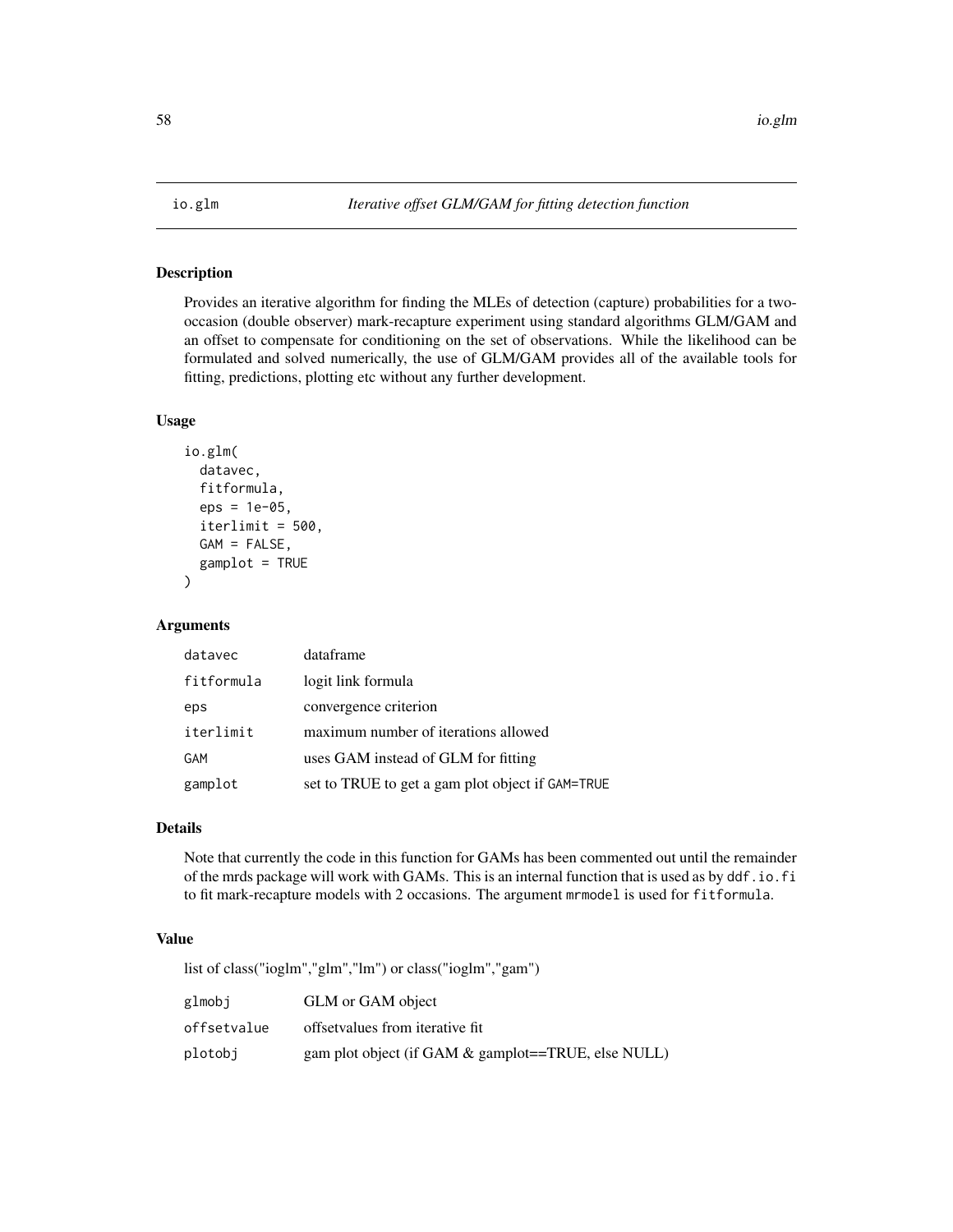# io.glm *Iterative offset GLM/GAM for fitting detection function*

## Description

Provides an iterative algorithm for finding the MLEs of detection (capture) probabilities for a two-occasion (double observer) mark-recapture experiment using standard algorithms GLM/GAM and an offset to compensate for conditioning on the set of observations. While the likelihood can be formulated and solved numerically, the use of GLM/GAM provides all of the available tools for fitting, predictions, plotting etc without any further development.

## Usage

```
io.glm(
  datavec,
  fitformula,
  eps = 1e-05,
  iterlimit = 500,
  GAM = FALSE,
  gamplot = TRUE
)
```

## Arguments

| | |
|---|---|
| datavec | dataframe |
| fitformula | logit link formula |
| eps | convergence criterion |
| iterlimit | maximum number of iterations allowed |
| GAM | uses GAM instead of GLM for fitting |
| gamplot | set to TRUE to get a gam plot object if GAM=TRUE |

## Details

Note that currently the code in this function for GAMs has been commented out until the remainder of the mrds package will work with GAMs. This is an internal function that is used as by `ddf.io.fi` to fit mark-recapture models with 2 occasions. The argument `mrmodel` is used for `fitformula`.

## Value

list of class("ioglm","glm","lm") or class("ioglm","gam")

| | |
|---|---|
| glmobj | GLM or GAM object |
| offsetvalue | offsetvalues from iterative fit |
| plotobj | gam plot object (if GAM & gamplot==TRUE, else NULL) |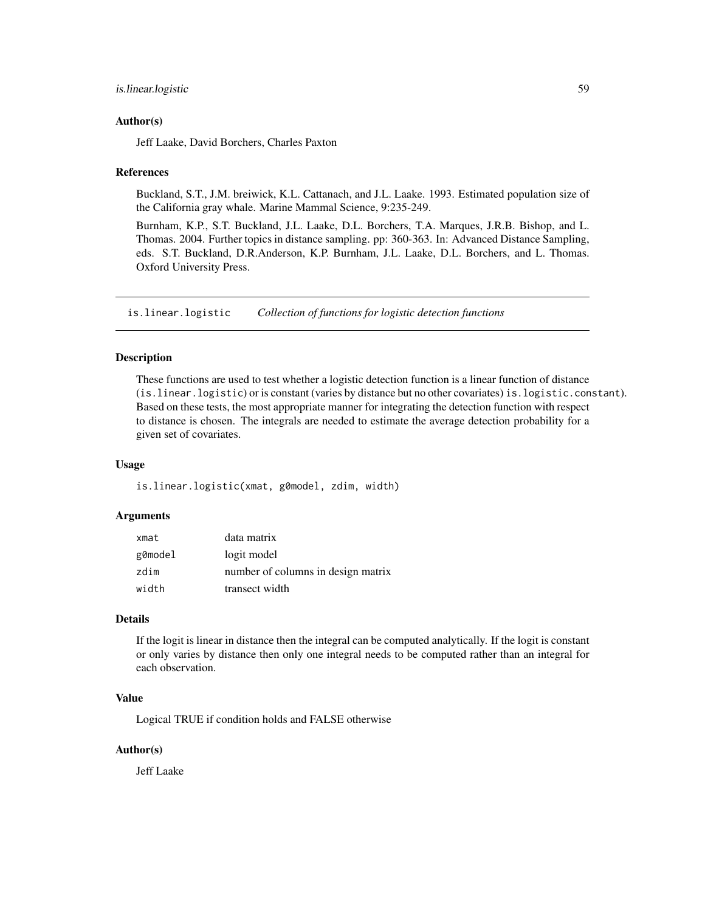### Author(s)

Jeff Laake, David Borchers, Charles Paxton

### References

Buckland, S.T., J.M. breiwick, K.L. Cattanach, and J.L. Laake. 1993. Estimated population size of the California gray whale. Marine Mammal Science, 9:235-249.

Burnham, K.P., S.T. Buckland, J.L. Laake, D.L. Borchers, T.A. Marques, J.R.B. Bishop, and L. Thomas. 2004. Further topics in distance sampling. pp: 360-363. In: Advanced Distance Sampling, eds. S.T. Buckland, D.R.Anderson, K.P. Burnham, J.L. Laake, D.L. Borchers, and L. Thomas. Oxford University Press.

---

## is.linear.logistic — *Collection of functions for logistic detection functions*

### Description

These functions are used to test whether a logistic detection function is a linear function of distance (`is.linear.logistic`) or is constant (varies by distance but no other covariates) `is.logistic.constant`). Based on these tests, the most appropriate manner for integrating the detection function with respect to distance is chosen. The integrals are needed to estimate the average detection probability for a given set of covariates.

### Usage

```
is.linear.logistic(xmat, g0model, zdim, width)
```

### Arguments

| | |
|---|---|
| `xmat` | data matrix |
| `g0model` | logit model |
| `zdim` | number of columns in design matrix |
| `width` | transect width |

### Details

If the logit is linear in distance then the integral can be computed analytically. If the logit is constant or only varies by distance then only one integral needs to be computed rather than an integral for each observation.

### Value

Logical TRUE if condition holds and FALSE otherwise

### Author(s)

Jeff Laake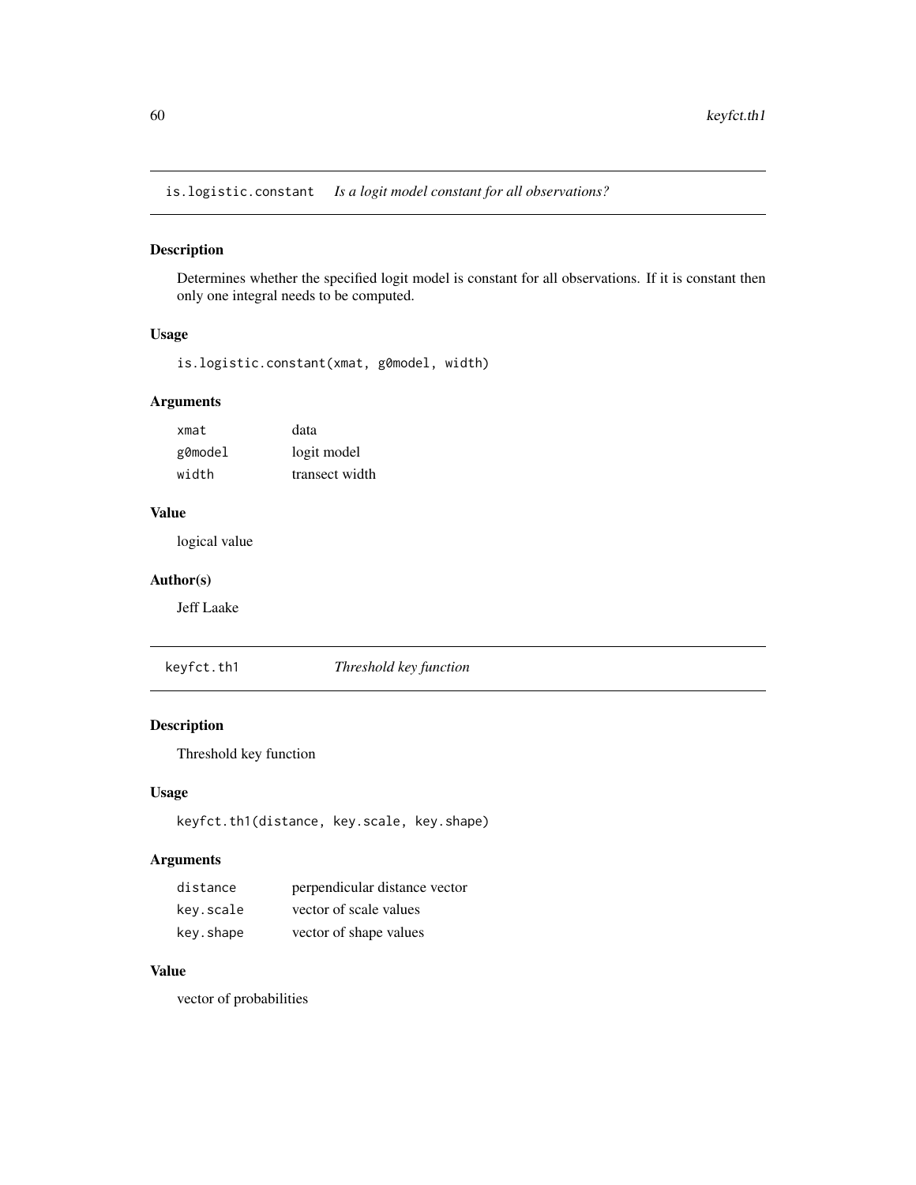## is.logistic.constant *Is a logit model constant for all observations?*

### Description

Determines whether the specified logit model is constant for all observations. If it is constant then only one integral needs to be computed.

### Usage

```
is.logistic.constant(xmat, g0model, width)
```

### Arguments

| | |
|---|---|
| xmat | data |
| g0model | logit model |
| width | transect width |

### Value

logical value

### Author(s)

Jeff Laake

## keyfct.th1 *Threshold key function*

### Description

Threshold key function

### Usage

```
keyfct.th1(distance, key.scale, key.shape)
```

### Arguments

| | |
|---|---|
| distance | perpendicular distance vector |
| key.scale | vector of scale values |
| key.shape | vector of shape values |

### Value

vector of probabilities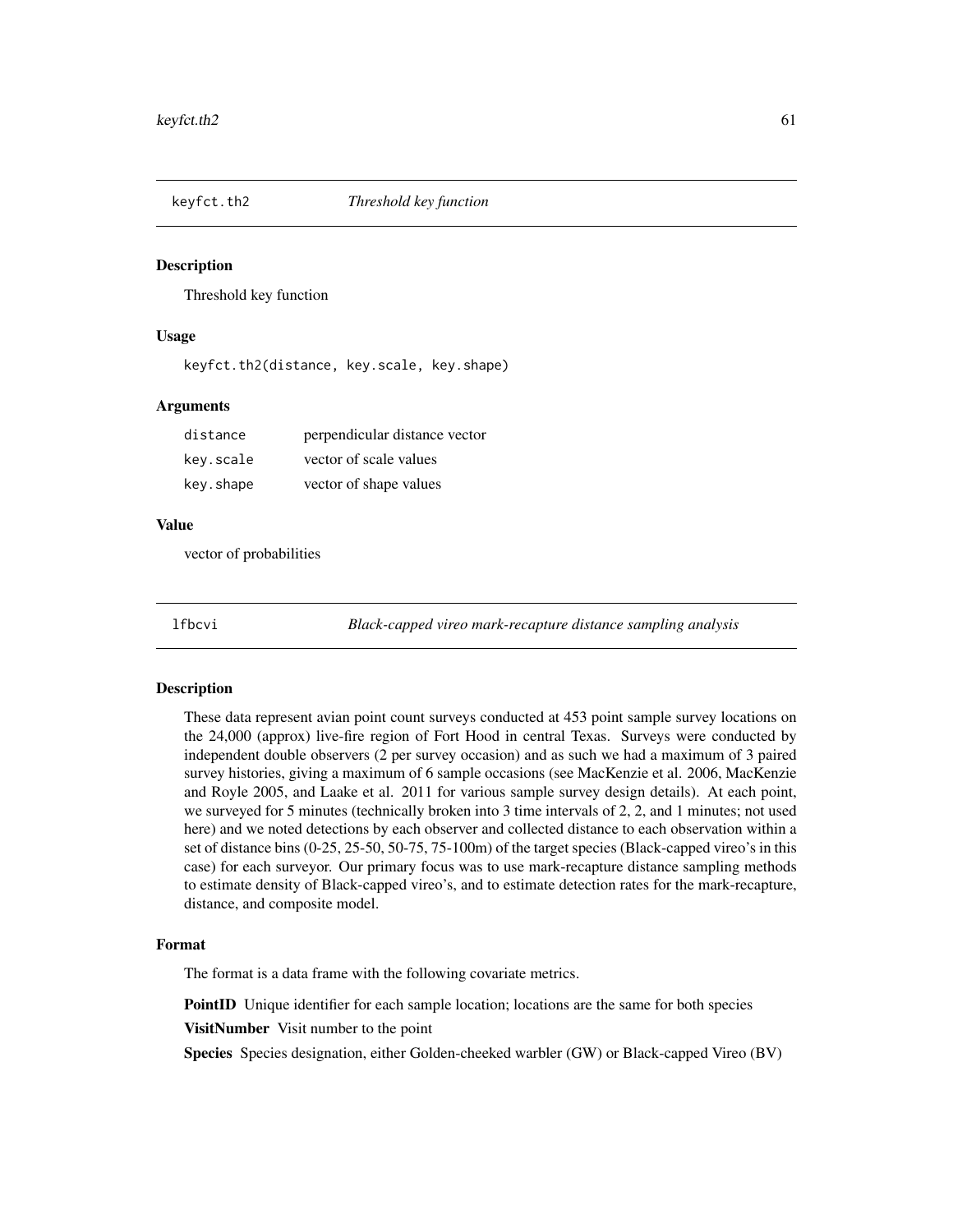## keyfct.th2 — *Threshold key function*

### Description

Threshold key function

### Usage

```
keyfct.th2(distance, key.scale, key.shape)
```

### Arguments

| | |
|---|---|
| distance | perpendicular distance vector |
| key.scale | vector of scale values |
| key.shape | vector of shape values |

### Value

vector of probabilities

## lfbcvi — *Black-capped vireo mark-recapture distance sampling analysis*

### Description

These data represent avian point count surveys conducted at 453 point sample survey locations on the 24,000 (approx) live-fire region of Fort Hood in central Texas. Surveys were conducted by independent double observers (2 per survey occasion) and as such we had a maximum of 3 paired survey histories, giving a maximum of 6 sample occasions (see MacKenzie et al. 2006, MacKenzie and Royle 2005, and Laake et al. 2011 for various sample survey design details). At each point, we surveyed for 5 minutes (technically broken into 3 time intervals of 2, 2, and 1 minutes; not used here) and we noted detections by each observer and collected distance to each observation within a set of distance bins (0-25, 25-50, 50-75, 75-100m) of the target species (Black-capped vireo's in this case) for each surveyor. Our primary focus was to use mark-recapture distance sampling methods to estimate density of Black-capped vireo's, and to estimate detection rates for the mark-recapture, distance, and composite model.

### Format

The format is a data frame with the following covariate metrics.

**PointID** Unique identifier for each sample location; locations are the same for both species

**VisitNumber** Visit number to the point

**Species** Species designation, either Golden-cheeked warbler (GW) or Black-capped Vireo (BV)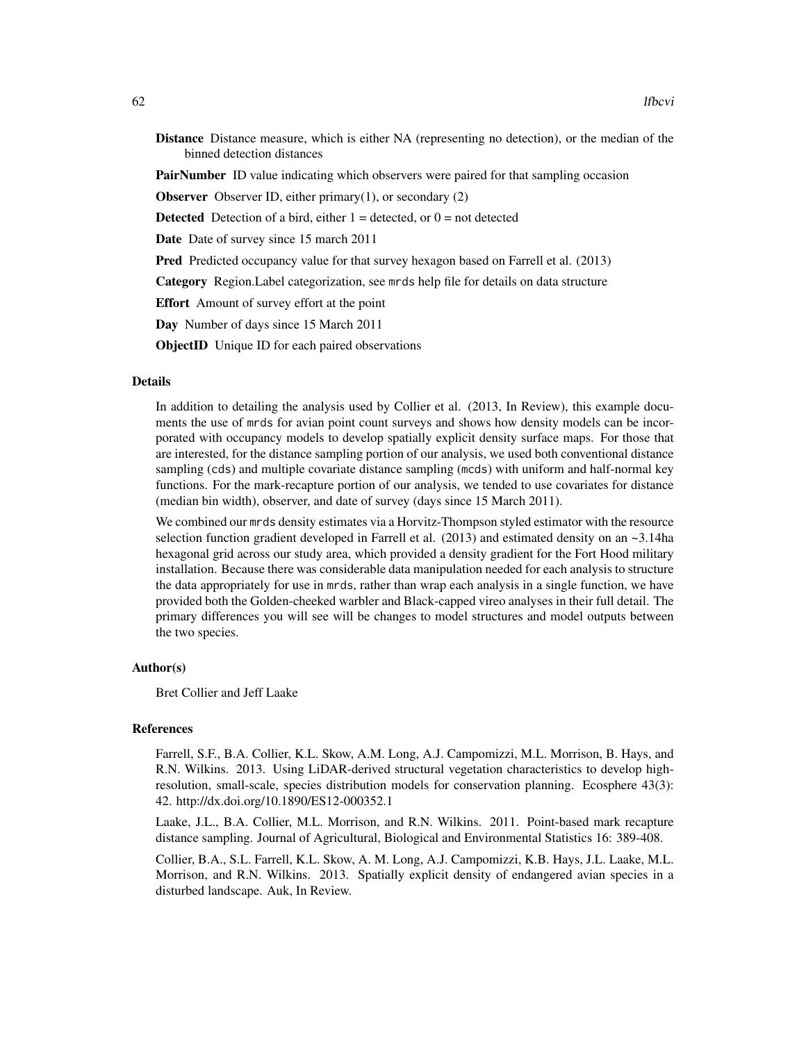**Distance** Distance measure, which is either NA (representing no detection), or the median of the binned detection distances

**PairNumber** ID value indicating which observers were paired for that sampling occasion

**Observer** Observer ID, either primary(1), or secondary (2)

**Detected** Detection of a bird, either 1 = detected, or 0 = not detected

**Date** Date of survey since 15 march 2011

**Pred** Predicted occupancy value for that survey hexagon based on Farrell et al. (2013)

**Category** Region.Label categorization, see mrds help file for details on data structure

**Effort** Amount of survey effort at the point

**Day** Number of days since 15 March 2011

**ObjectID** Unique ID for each paired observations

### Details

In addition to detailing the analysis used by Collier et al. (2013, In Review), this example documents the use of mrds for avian point count surveys and shows how density models can be incorporated with occupancy models to develop spatially explicit density surface maps. For those that are interested, for the distance sampling portion of our analysis, we used both conventional distance sampling (cds) and multiple covariate distance sampling (mcds) with uniform and half-normal key functions. For the mark-recapture portion of our analysis, we tended to use covariates for distance (median bin width), observer, and date of survey (days since 15 March 2011).

We combined our mrds density estimates via a Horvitz-Thompson styled estimator with the resource selection function gradient developed in Farrell et al. (2013) and estimated density on an ~3.14ha hexagonal grid across our study area, which provided a density gradient for the Fort Hood military installation. Because there was considerable data manipulation needed for each analysis to structure the data appropriately for use in mrds, rather than wrap each analysis in a single function, we have provided both the Golden-cheeked warbler and Black-capped vireo analyses in their full detail. The primary differences you will see will be changes to model structures and model outputs between the two species.

### Author(s)

Bret Collier and Jeff Laake

### References

Farrell, S.F., B.A. Collier, K.L. Skow, A.M. Long, A.J. Campomizzi, M.L. Morrison, B. Hays, and R.N. Wilkins. 2013. Using LiDAR-derived structural vegetation characteristics to develop high-resolution, small-scale, species distribution models for conservation planning. Ecosphere 43(3): 42. http://dx.doi.org/10.1890/ES12-000352.1

Laake, J.L., B.A. Collier, M.L. Morrison, and R.N. Wilkins. 2011. Point-based mark recapture distance sampling. Journal of Agricultural, Biological and Environmental Statistics 16: 389-408.

Collier, B.A., S.L. Farrell, K.L. Skow, A. M. Long, A.J. Campomizzi, K.B. Hays, J.L. Laake, M.L. Morrison, and R.N. Wilkins. 2013. Spatially explicit density of endangered avian species in a disturbed landscape. Auk, In Review.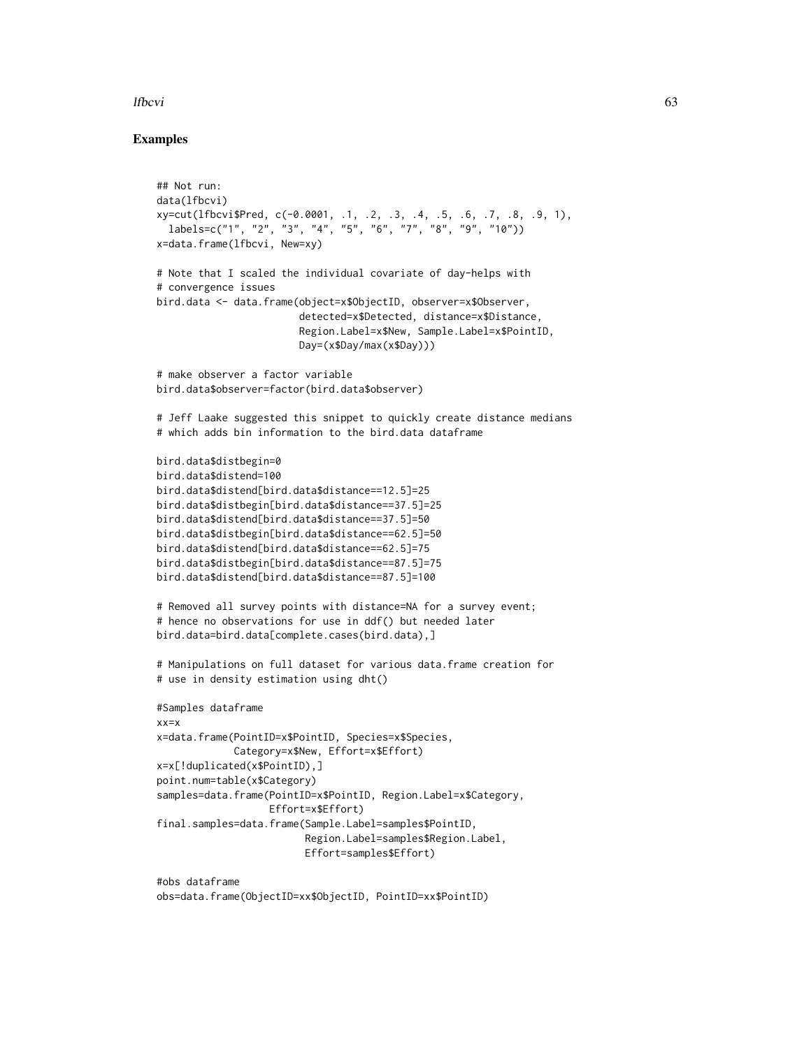## Examples

```
## Not run:
data(lfbcvi)
xy=cut(lfbcvi$Pred, c(-0.0001, .1, .2, .3, .4, .5, .6, .7, .8, .9, 1),
  labels=c("1", "2", "3", "4", "5", "6", "7", "8", "9", "10"))
x=data.frame(lfbcvi, New=xy)

# Note that I scaled the individual covariate of day-helps with
# convergence issues
bird.data <- data.frame(object=x$ObjectID, observer=x$Observer,
                        detected=x$Detected, distance=x$Distance,
                        Region.Label=x$New, Sample.Label=x$PointID,
                        Day=(x$Day/max(x$Day)))

# make observer a factor variable
bird.data$observer=factor(bird.data$observer)

# Jeff Laake suggested this snippet to quickly create distance medians
# which adds bin information to the bird.data dataframe

bird.data$distbegin=0
bird.data$distend=100
bird.data$distend[bird.data$distance==12.5]=25
bird.data$distbegin[bird.data$distance==37.5]=25
bird.data$distend[bird.data$distance==37.5]=50
bird.data$distbegin[bird.data$distance==62.5]=50
bird.data$distend[bird.data$distance==62.5]=75
bird.data$distbegin[bird.data$distance==87.5]=75
bird.data$distend[bird.data$distance==87.5]=100

# Removed all survey points with distance=NA for a survey event;
# hence no observations for use in ddf() but needed later
bird.data=bird.data[complete.cases(bird.data),]

# Manipulations on full dataset for various data.frame creation for
# use in density estimation using dht()

#Samples dataframe
xx=x
x=data.frame(PointID=x$PointID, Species=x$Species,
             Category=x$New, Effort=x$Effort)
x=x[!duplicated(x$PointID),]
point.num=table(x$Category)
samples=data.frame(PointID=x$PointID, Region.Label=x$Category,
                   Effort=x$Effort)
final.samples=data.frame(Sample.Label=samples$PointID,
                         Region.Label=samples$Region.Label,
                         Effort=samples$Effort)

#obs dataframe
obs=data.frame(ObjectID=xx$ObjectID, PointID=xx$PointID)
```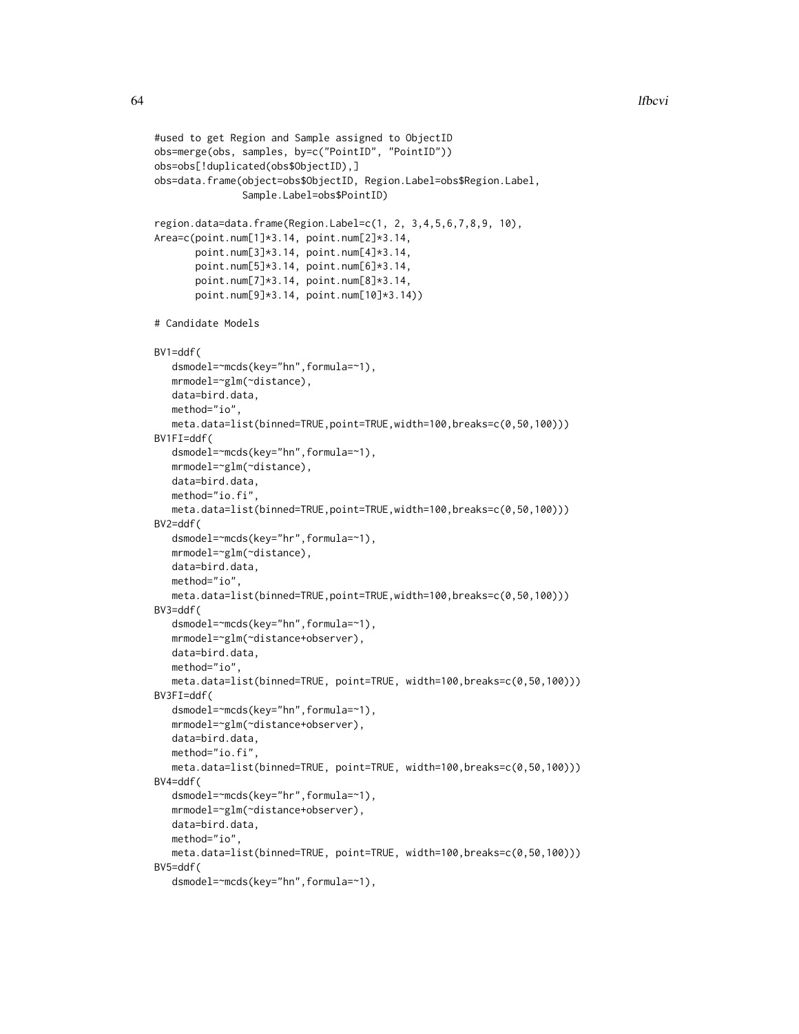```
#used to get Region and Sample assigned to ObjectID
obs=merge(obs, samples, by=c("PointID", "PointID"))
obs=obs[!duplicated(obs$ObjectID),]
obs=data.frame(object=obs$ObjectID, Region.Label=obs$Region.Label,
               Sample.Label=obs$PointID)

region.data=data.frame(Region.Label=c(1, 2, 3,4,5,6,7,8,9, 10),
Area=c(point.num[1]*3.14, point.num[2]*3.14,
       point.num[3]*3.14, point.num[4]*3.14,
       point.num[5]*3.14, point.num[6]*3.14,
       point.num[7]*3.14, point.num[8]*3.14,
       point.num[9]*3.14, point.num[10]*3.14))

# Candidate Models

BV1=ddf(
   dsmodel=~mcds(key="hn",formula=~1),
   mrmodel=~glm(~distance),
   data=bird.data,
   method="io",
   meta.data=list(binned=TRUE,point=TRUE,width=100,breaks=c(0,50,100)))
BV1FI=ddf(
   dsmodel=~mcds(key="hn",formula=~1),
   mrmodel=~glm(~distance),
   data=bird.data,
   method="io.fi",
   meta.data=list(binned=TRUE,point=TRUE,width=100,breaks=c(0,50,100)))
BV2=ddf(
   dsmodel=~mcds(key="hr",formula=~1),
   mrmodel=~glm(~distance),
   data=bird.data,
   method="io",
   meta.data=list(binned=TRUE,point=TRUE,width=100,breaks=c(0,50,100)))
BV3=ddf(
   dsmodel=~mcds(key="hn",formula=~1),
   mrmodel=~glm(~distance+observer),
   data=bird.data,
   method="io",
   meta.data=list(binned=TRUE, point=TRUE, width=100,breaks=c(0,50,100)))
BV3FI=ddf(
   dsmodel=~mcds(key="hn",formula=~1),
   mrmodel=~glm(~distance+observer),
   data=bird.data,
   method="io.fi",
   meta.data=list(binned=TRUE, point=TRUE, width=100,breaks=c(0,50,100)))
BV4=ddf(
   dsmodel=~mcds(key="hr",formula=~1),
   mrmodel=~glm(~distance+observer),
   data=bird.data,
   method="io",
   meta.data=list(binned=TRUE, point=TRUE, width=100,breaks=c(0,50,100)))
BV5=ddf(
   dsmodel=~mcds(key="hn",formula=~1),
```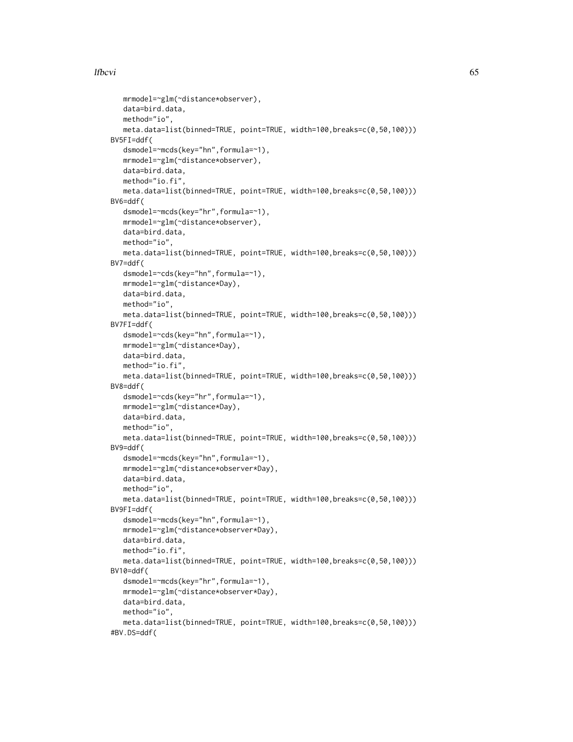```
    mrmodel=~glm(~distance*observer),
    data=bird.data,
    method="io",
    meta.data=list(binned=TRUE, point=TRUE, width=100,breaks=c(0,50,100)))
BV5FI=ddf(
    dsmodel=~mcds(key="hn",formula=~1),
    mrmodel=~glm(~distance*observer),
    data=bird.data,
    method="io.fi",
    meta.data=list(binned=TRUE, point=TRUE, width=100,breaks=c(0,50,100)))
BV6=ddf(
    dsmodel=~mcds(key="hr",formula=~1),
    mrmodel=~glm(~distance*observer),
    data=bird.data,
    method="io",
    meta.data=list(binned=TRUE, point=TRUE, width=100,breaks=c(0,50,100)))
BV7=ddf(
    dsmodel=~cds(key="hn",formula=~1),
    mrmodel=~glm(~distance*Day),
    data=bird.data,
    method="io",
    meta.data=list(binned=TRUE, point=TRUE, width=100,breaks=c(0,50,100)))
BV7FI=ddf(
    dsmodel=~cds(key="hn",formula=~1),
    mrmodel=~glm(~distance*Day),
    data=bird.data,
    method="io.fi",
    meta.data=list(binned=TRUE, point=TRUE, width=100,breaks=c(0,50,100)))
BV8=ddf(
    dsmodel=~cds(key="hr",formula=~1),
    mrmodel=~glm(~distance*Day),
    data=bird.data,
    method="io",
    meta.data=list(binned=TRUE, point=TRUE, width=100,breaks=c(0,50,100)))
BV9=ddf(
    dsmodel=~mcds(key="hn",formula=~1),
    mrmodel=~glm(~distance*observer*Day),
    data=bird.data,
    method="io",
    meta.data=list(binned=TRUE, point=TRUE, width=100,breaks=c(0,50,100)))
BV9FI=ddf(
    dsmodel=~mcds(key="hn",formula=~1),
    mrmodel=~glm(~distance*observer*Day),
    data=bird.data,
    method="io.fi",
    meta.data=list(binned=TRUE, point=TRUE, width=100,breaks=c(0,50,100)))
BV10=ddf(
    dsmodel=~mcds(key="hr",formula=~1),
    mrmodel=~glm(~distance*observer*Day),
    data=bird.data,
    method="io",
    meta.data=list(binned=TRUE, point=TRUE, width=100,breaks=c(0,50,100)))
#BV.DS=ddf(
```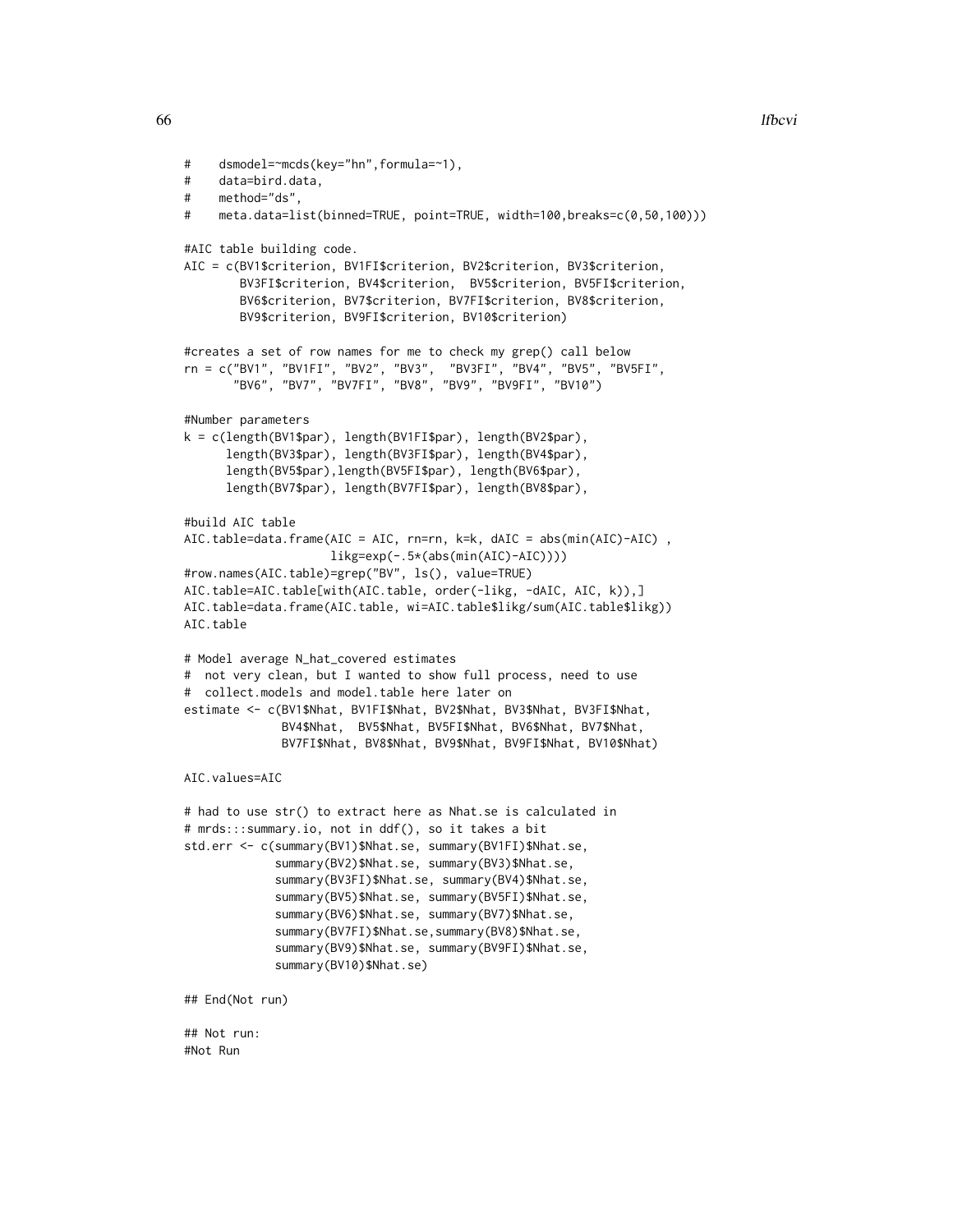```
#    dsmodel=~mcds(key="hn",formula=~1),
#    data=bird.data,
#    method="ds",
#    meta.data=list(binned=TRUE, point=TRUE, width=100,breaks=c(0,50,100)))

#AIC table building code.
AIC = c(BV1$criterion, BV1FI$criterion, BV2$criterion, BV3$criterion,
        BV3FI$criterion, BV4$criterion,  BV5$criterion, BV5FI$criterion,
        BV6$criterion, BV7$criterion, BV7FI$criterion, BV8$criterion,
        BV9$criterion, BV9FI$criterion, BV10$criterion)

#creates a set of row names for me to check my grep() call below
rn = c("BV1", "BV1FI", "BV2", "BV3",  "BV3FI", "BV4", "BV5", "BV5FI",
       "BV6", "BV7", "BV7FI", "BV8", "BV9", "BV9FI", "BV10")

#Number parameters
k = c(length(BV1$par), length(BV1FI$par), length(BV2$par),
      length(BV3$par), length(BV3FI$par), length(BV4$par),
      length(BV5$par),length(BV5FI$par), length(BV6$par),
      length(BV7$par), length(BV7FI$par), length(BV8$par),

#build AIC table
AIC.table=data.frame(AIC = AIC, rn=rn, k=k, dAIC = abs(min(AIC)-AIC) ,
                     likg=exp(-.5*(abs(min(AIC)-AIC))))
#row.names(AIC.table)=grep("BV", ls(), value=TRUE)
AIC.table=AIC.table[with(AIC.table, order(-likg, -dAIC, AIC, k)),]
AIC.table=data.frame(AIC.table, wi=AIC.table$likg/sum(AIC.table$likg))
AIC.table

# Model average N_hat_covered estimates
#  not very clean, but I wanted to show full process, need to use
#  collect.models and model.table here later on
estimate <- c(BV1$Nhat, BV1FI$Nhat, BV2$Nhat, BV3$Nhat, BV3FI$Nhat,
              BV4$Nhat,  BV5$Nhat, BV5FI$Nhat, BV6$Nhat, BV7$Nhat,
              BV7FI$Nhat, BV8$Nhat, BV9$Nhat, BV9FI$Nhat, BV10$Nhat)

AIC.values=AIC

# had to use str() to extract here as Nhat.se is calculated in
# mrds:::summary.io, not in ddf(), so it takes a bit
std.err <- c(summary(BV1)$Nhat.se, summary(BV1FI)$Nhat.se,
             summary(BV2)$Nhat.se, summary(BV3)$Nhat.se,
             summary(BV3FI)$Nhat.se, summary(BV4)$Nhat.se,
             summary(BV5)$Nhat.se, summary(BV5FI)$Nhat.se,
             summary(BV6)$Nhat.se, summary(BV7)$Nhat.se,
             summary(BV7FI)$Nhat.se,summary(BV8)$Nhat.se,
             summary(BV9)$Nhat.se, summary(BV9FI)$Nhat.se,
             summary(BV10)$Nhat.se)

## End(Not run)

## Not run:
#Not Run
```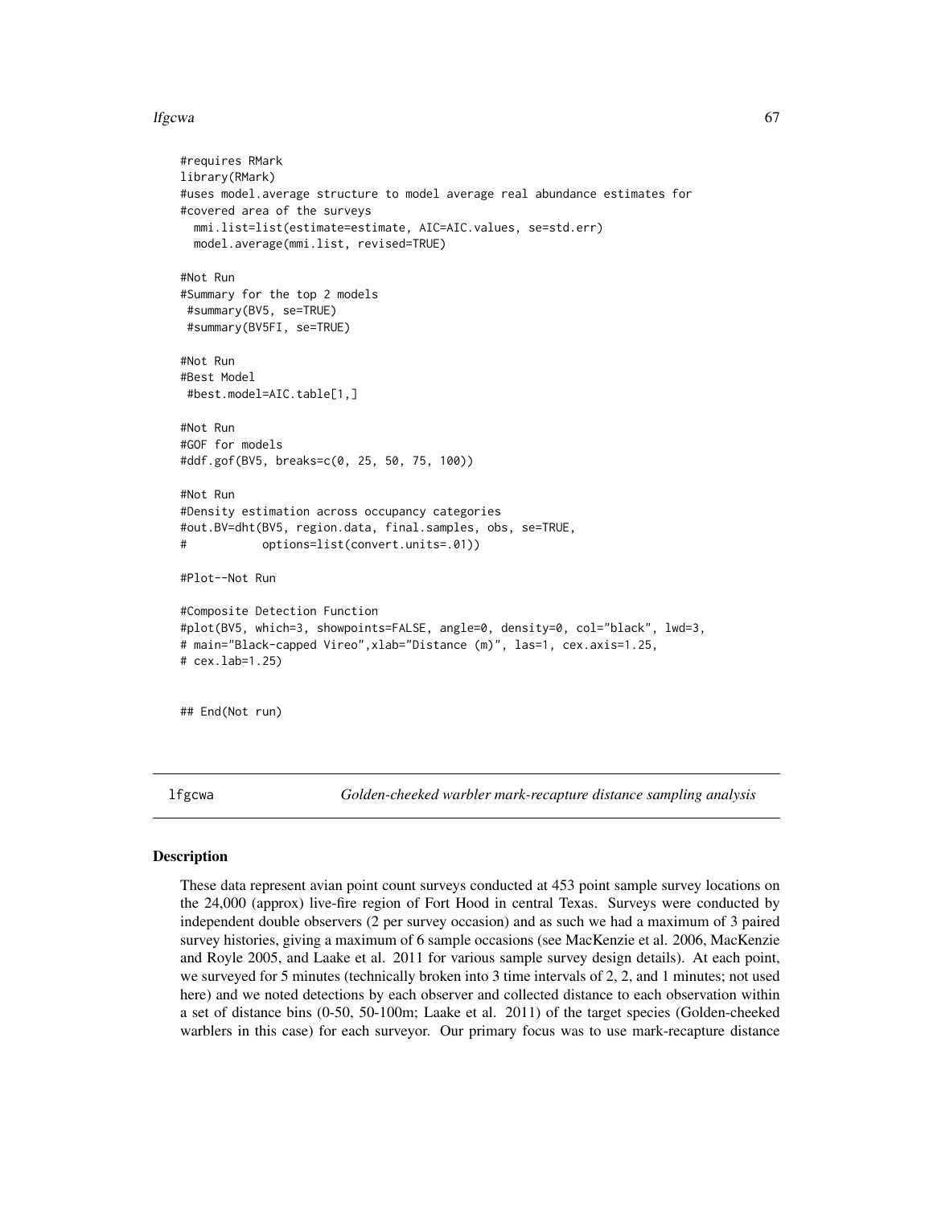```
#requires RMark
library(RMark)
#uses model.average structure to model average real abundance estimates for
#covered area of the surveys
  mmi.list=list(estimate=estimate, AIC=AIC.values, se=std.err)
  model.average(mmi.list, revised=TRUE)

#Not Run
#Summary for the top 2 models
 #summary(BV5, se=TRUE)
 #summary(BV5FI, se=TRUE)

#Not Run
#Best Model
 #best.model=AIC.table[1,]

#Not Run
#GOF for models
#ddf.gof(BV5, breaks=c(0, 25, 50, 75, 100))

#Not Run
#Density estimation across occupancy categories
#out.BV=dht(BV5, region.data, final.samples, obs, se=TRUE,
#           options=list(convert.units=.01))

#Plot--Not Run

#Composite Detection Function
#plot(BV5, which=3, showpoints=FALSE, angle=0, density=0, col="black", lwd=3,
# main="Black-capped Vireo",xlab="Distance (m)", las=1, cex.axis=1.25,
# cex.lab=1.25)


## End(Not run)
```

---

## lfgcwa — *Golden-cheeked warbler mark-recapture distance sampling analysis*

### Description

These data represent avian point count surveys conducted at 453 point sample survey locations on the 24,000 (approx) live-fire region of Fort Hood in central Texas. Surveys were conducted by independent double observers (2 per survey occasion) and as such we had a maximum of 3 paired survey histories, giving a maximum of 6 sample occasions (see MacKenzie et al. 2006, MacKenzie and Royle 2005, and Laake et al. 2011 for various sample survey design details). At each point, we surveyed for 5 minutes (technically broken into 3 time intervals of 2, 2, and 1 minutes; not used here) and we noted detections by each observer and collected distance to each observation within a set of distance bins (0-50, 50-100m; Laake et al. 2011) of the target species (Golden-cheeked warblers in this case) for each surveyor. Our primary focus was to use mark-recapture distance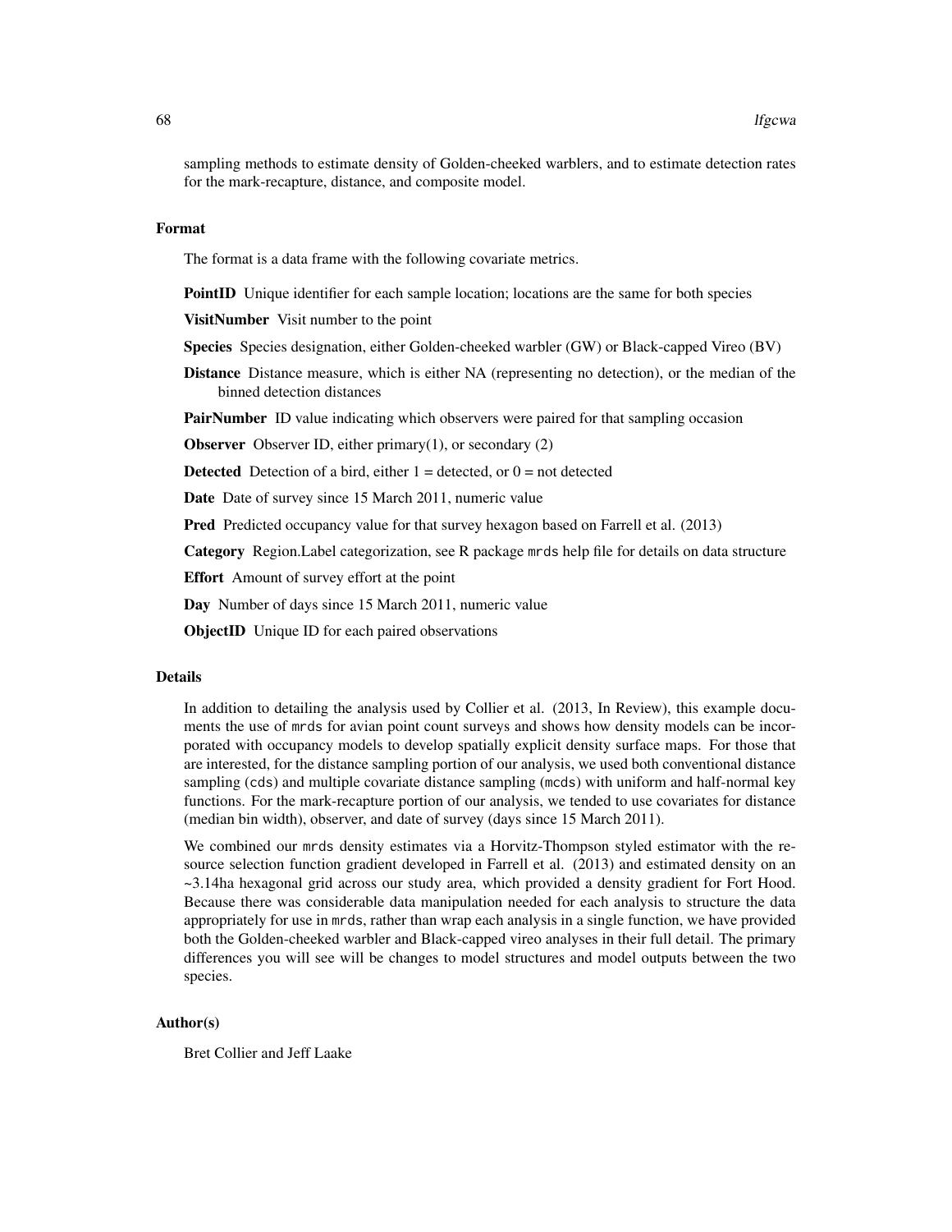sampling methods to estimate density of Golden-cheeked warblers, and to estimate detection rates for the mark-recapture, distance, and composite model.

### Format

The format is a data frame with the following covariate metrics.

**PointID** Unique identifier for each sample location; locations are the same for both species

**VisitNumber** Visit number to the point

**Species** Species designation, either Golden-cheeked warbler (GW) or Black-capped Vireo (BV)

**Distance** Distance measure, which is either NA (representing no detection), or the median of the binned detection distances

**PairNumber** ID value indicating which observers were paired for that sampling occasion

**Observer** Observer ID, either primary(1), or secondary (2)

**Detected** Detection of a bird, either 1 = detected, or 0 = not detected

**Date** Date of survey since 15 March 2011, numeric value

**Pred** Predicted occupancy value for that survey hexagon based on Farrell et al. (2013)

**Category** Region.Label categorization, see R package `mrds` help file for details on data structure

**Effort** Amount of survey effort at the point

**Day** Number of days since 15 March 2011, numeric value

**ObjectID** Unique ID for each paired observations

### Details

In addition to detailing the analysis used by Collier et al. (2013, In Review), this example documents the use of `mrds` for avian point count surveys and shows how density models can be incorporated with occupancy models to develop spatially explicit density surface maps. For those that are interested, for the distance sampling portion of our analysis, we used both conventional distance sampling (`cds`) and multiple covariate distance sampling (`mcds`) with uniform and half-normal key functions. For the mark-recapture portion of our analysis, we tended to use covariates for distance (median bin width), observer, and date of survey (days since 15 March 2011).

We combined our `mrds` density estimates via a Horvitz-Thompson styled estimator with the resource selection function gradient developed in Farrell et al. (2013) and estimated density on an ~3.14ha hexagonal grid across our study area, which provided a density gradient for Fort Hood. Because there was considerable data manipulation needed for each analysis to structure the data appropriately for use in `mrds`, rather than wrap each analysis in a single function, we have provided both the Golden-cheeked warbler and Black-capped vireo analyses in their full detail. The primary differences you will see will be changes to model structures and model outputs between the two species.

### Author(s)

Bret Collier and Jeff Laake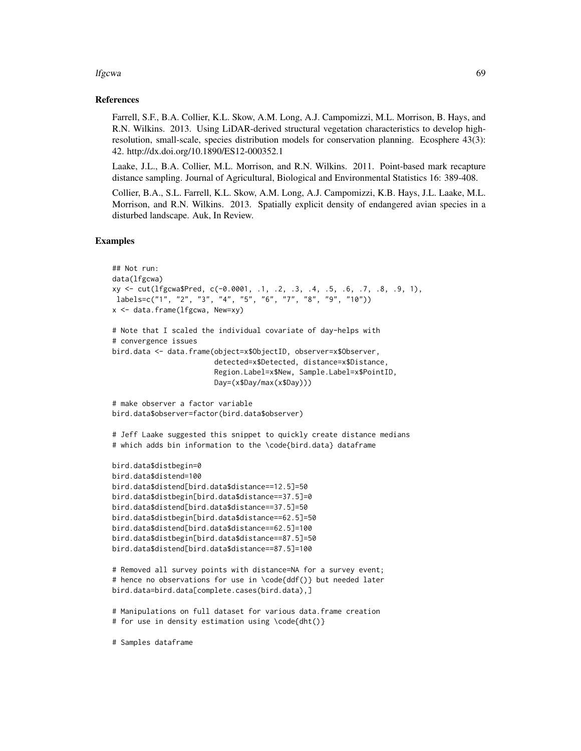## References

Farrell, S.F., B.A. Collier, K.L. Skow, A.M. Long, A.J. Campomizzi, M.L. Morrison, B. Hays, and R.N. Wilkins. 2013. Using LiDAR-derived structural vegetation characteristics to develop high-resolution, small-scale, species distribution models for conservation planning. Ecosphere 43(3): 42. http://dx.doi.org/10.1890/ES12-000352.1

Laake, J.L., B.A. Collier, M.L. Morrison, and R.N. Wilkins. 2011. Point-based mark recapture distance sampling. Journal of Agricultural, Biological and Environmental Statistics 16: 389-408.

Collier, B.A., S.L. Farrell, K.L. Skow, A.M. Long, A.J. Campomizzi, K.B. Hays, J.L. Laake, M.L. Morrison, and R.N. Wilkins. 2013. Spatially explicit density of endangered avian species in a disturbed landscape. Auk, In Review.

## Examples

```
## Not run:
data(lfgcwa)
xy <- cut(lfgcwa$Pred, c(-0.0001, .1, .2, .3, .4, .5, .6, .7, .8, .9, 1),
 labels=c("1", "2", "3", "4", "5", "6", "7", "8", "9", "10"))
x <- data.frame(lfgcwa, New=xy)

# Note that I scaled the individual covariate of day-helps with
# convergence issues
bird.data <- data.frame(object=x$ObjectID, observer=x$Observer,
                        detected=x$Detected, distance=x$Distance,
                        Region.Label=x$New, Sample.Label=x$PointID,
                        Day=(x$Day/max(x$Day)))

# make observer a factor variable
bird.data$observer=factor(bird.data$observer)

# Jeff Laake suggested this snippet to quickly create distance medians
# which adds bin information to the \code{bird.data} dataframe

bird.data$distbegin=0
bird.data$distend=100
bird.data$distend[bird.data$distance==12.5]=50
bird.data$distbegin[bird.data$distance==37.5]=0
bird.data$distend[bird.data$distance==37.5]=50
bird.data$distbegin[bird.data$distance==62.5]=50
bird.data$distend[bird.data$distance==62.5]=100
bird.data$distbegin[bird.data$distance==87.5]=50
bird.data$distend[bird.data$distance==87.5]=100

# Removed all survey points with distance=NA for a survey event;
# hence no observations for use in \code{ddf()} but needed later
bird.data=bird.data[complete.cases(bird.data),]

# Manipulations on full dataset for various data.frame creation
# for use in density estimation using \code{dht()}

# Samples dataframe
```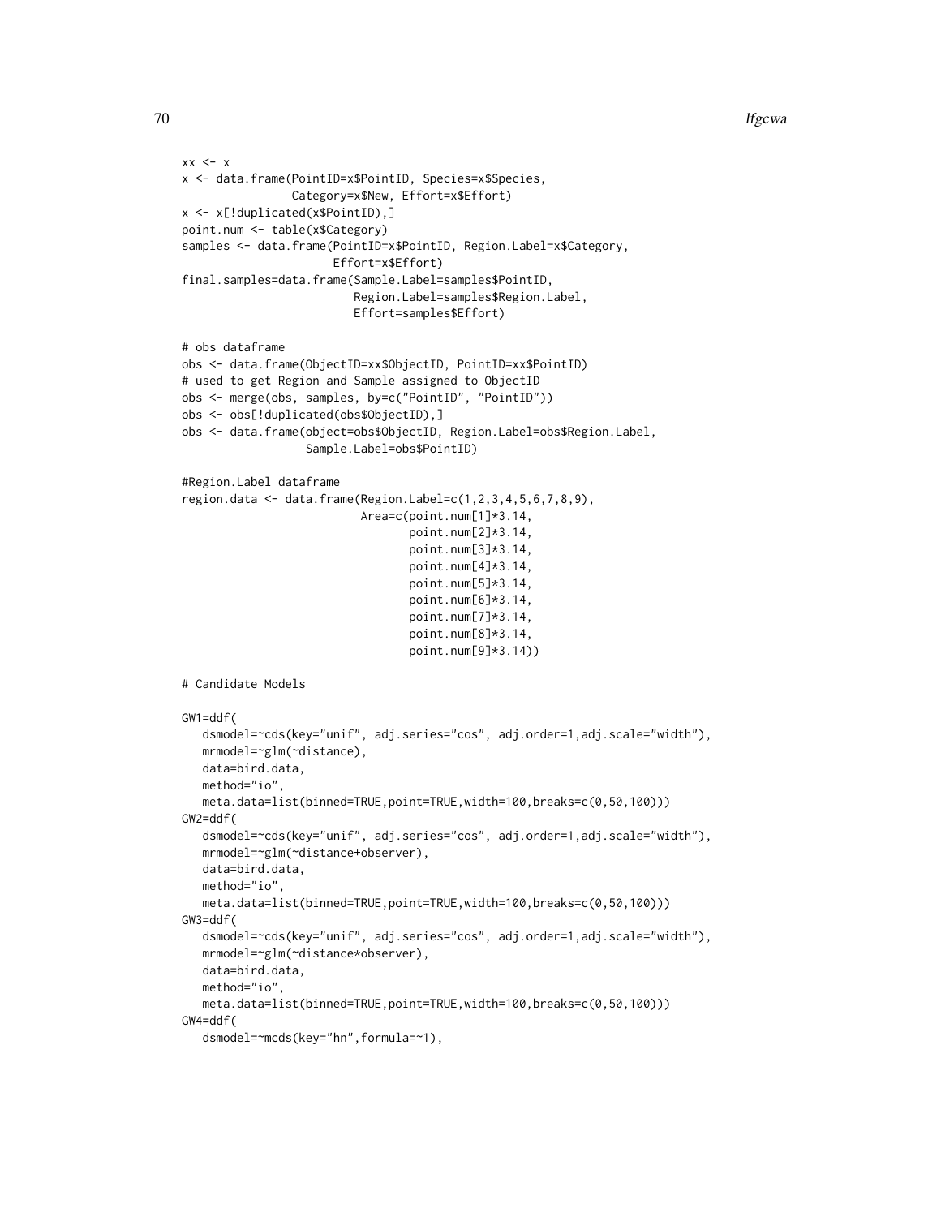```
xx <- x
x <- data.frame(PointID=x$PointID, Species=x$Species,
                Category=x$New, Effort=x$Effort)
x <- x[!duplicated(x$PointID),]
point.num <- table(x$Category)
samples <- data.frame(PointID=x$PointID, Region.Label=x$Category,
                      Effort=x$Effort)
final.samples=data.frame(Sample.Label=samples$PointID,
                         Region.Label=samples$Region.Label,
                         Effort=samples$Effort)

# obs dataframe
obs <- data.frame(ObjectID=xx$ObjectID, PointID=xx$PointID)
# used to get Region and Sample assigned to ObjectID
obs <- merge(obs, samples, by=c("PointID", "PointID"))
obs <- obs[!duplicated(obs$ObjectID),]
obs <- data.frame(object=obs$ObjectID, Region.Label=obs$Region.Label,
                  Sample.Label=obs$PointID)

#Region.Label dataframe
region.data <- data.frame(Region.Label=c(1,2,3,4,5,6,7,8,9),
                          Area=c(point.num[1]*3.14,
                                 point.num[2]*3.14,
                                 point.num[3]*3.14,
                                 point.num[4]*3.14,
                                 point.num[5]*3.14,
                                 point.num[6]*3.14,
                                 point.num[7]*3.14,
                                 point.num[8]*3.14,
                                 point.num[9]*3.14))

# Candidate Models

GW1=ddf(
   dsmodel=~cds(key="unif", adj.series="cos", adj.order=1,adj.scale="width"),
   mrmodel=~glm(~distance),
   data=bird.data,
   method="io",
   meta.data=list(binned=TRUE,point=TRUE,width=100,breaks=c(0,50,100)))
GW2=ddf(
   dsmodel=~cds(key="unif", adj.series="cos", adj.order=1,adj.scale="width"),
   mrmodel=~glm(~distance+observer),
   data=bird.data,
   method="io",
   meta.data=list(binned=TRUE,point=TRUE,width=100,breaks=c(0,50,100)))
GW3=ddf(
   dsmodel=~cds(key="unif", adj.series="cos", adj.order=1,adj.scale="width"),
   mrmodel=~glm(~distance*observer),
   data=bird.data,
   method="io",
   meta.data=list(binned=TRUE,point=TRUE,width=100,breaks=c(0,50,100)))
GW4=ddf(
   dsmodel=~mcds(key="hn",formula=~1),
```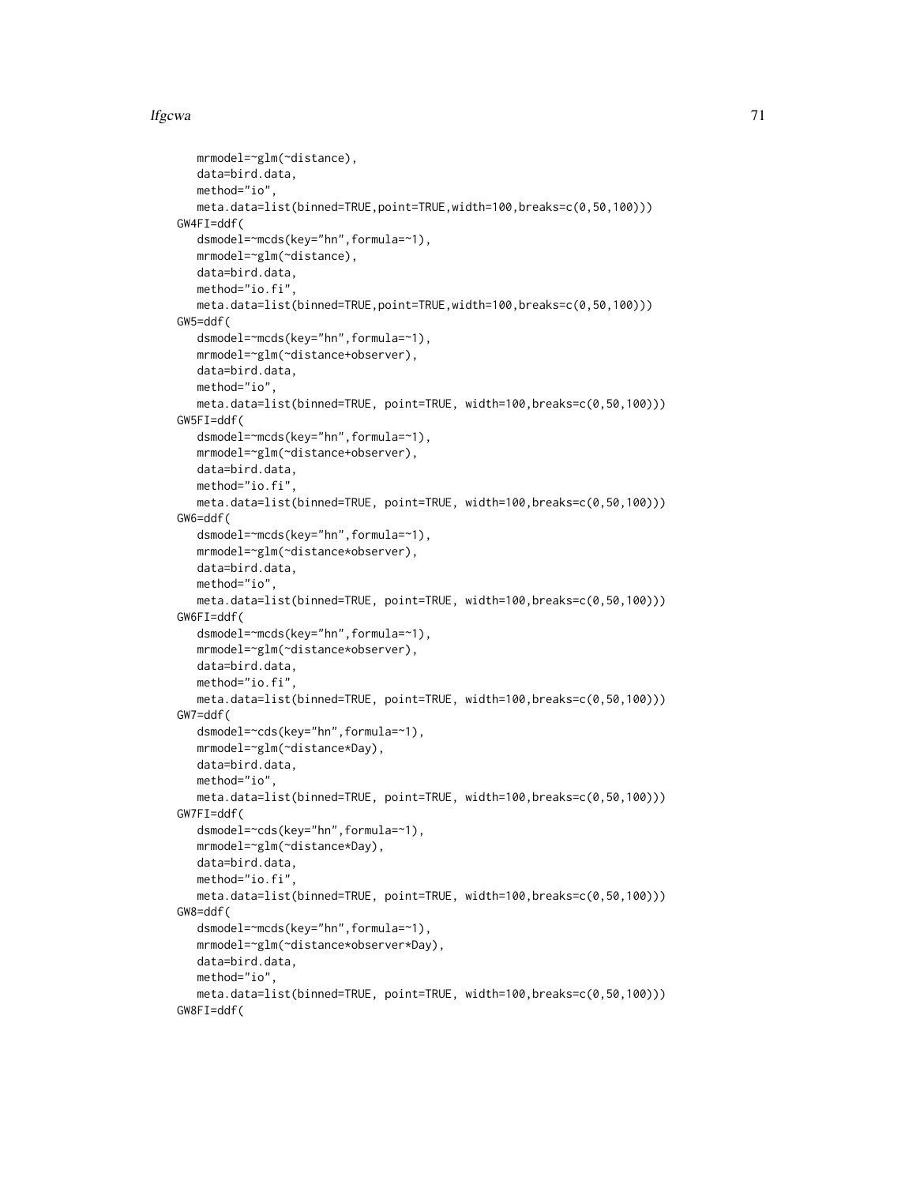```
    mrmodel=~glm(~distance),
    data=bird.data,
    method="io",
    meta.data=list(binned=TRUE,point=TRUE,width=100,breaks=c(0,50,100)))
  GW4FI=ddf(
    dsmodel=~mcds(key="hn",formula=~1),
    mrmodel=~glm(~distance),
    data=bird.data,
    method="io.fi",
    meta.data=list(binned=TRUE,point=TRUE,width=100,breaks=c(0,50,100)))
  GW5=ddf(
    dsmodel=~mcds(key="hn",formula=~1),
    mrmodel=~glm(~distance+observer),
    data=bird.data,
    method="io",
    meta.data=list(binned=TRUE, point=TRUE, width=100,breaks=c(0,50,100)))
  GW5FI=ddf(
    dsmodel=~mcds(key="hn",formula=~1),
    mrmodel=~glm(~distance+observer),
    data=bird.data,
    method="io.fi",
    meta.data=list(binned=TRUE, point=TRUE, width=100,breaks=c(0,50,100)))
  GW6=ddf(
    dsmodel=~mcds(key="hn",formula=~1),
    mrmodel=~glm(~distance*observer),
    data=bird.data,
    method="io",
    meta.data=list(binned=TRUE, point=TRUE, width=100,breaks=c(0,50,100)))
  GW6FI=ddf(
    dsmodel=~mcds(key="hn",formula=~1),
    mrmodel=~glm(~distance*observer),
    data=bird.data,
    method="io.fi",
    meta.data=list(binned=TRUE, point=TRUE, width=100,breaks=c(0,50,100)))
  GW7=ddf(
    dsmodel=~cds(key="hn",formula=~1),
    mrmodel=~glm(~distance*Day),
    data=bird.data,
    method="io",
    meta.data=list(binned=TRUE, point=TRUE, width=100,breaks=c(0,50,100)))
  GW7FI=ddf(
    dsmodel=~cds(key="hn",formula=~1),
    mrmodel=~glm(~distance*Day),
    data=bird.data,
    method="io.fi",
    meta.data=list(binned=TRUE, point=TRUE, width=100,breaks=c(0,50,100)))
  GW8=ddf(
    dsmodel=~mcds(key="hn",formula=~1),
    mrmodel=~glm(~distance*observer*Day),
    data=bird.data,
    method="io",
    meta.data=list(binned=TRUE, point=TRUE, width=100,breaks=c(0,50,100)))
  GW8FI=ddf(
```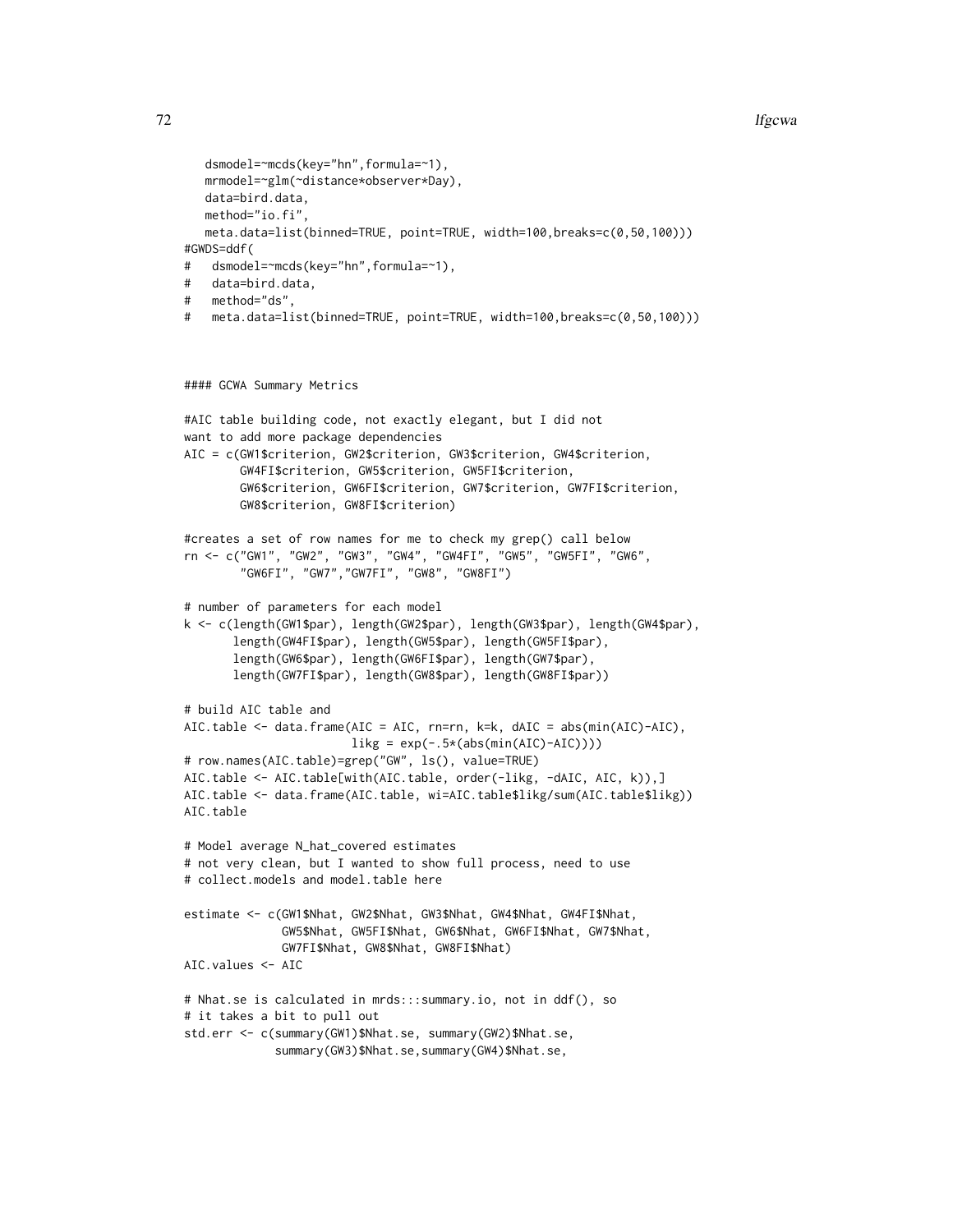```
   dsmodel=~mcds(key="hn",formula=~1),
   mrmodel=~glm(~distance*observer*Day),
   data=bird.data,
   method="io.fi",
   meta.data=list(binned=TRUE, point=TRUE, width=100,breaks=c(0,50,100)))
#GWDS=ddf(
#   dsmodel=~mcds(key="hn",formula=~1),
#   data=bird.data,
#   method="ds",
#   meta.data=list(binned=TRUE, point=TRUE, width=100,breaks=c(0,50,100)))



#### GCWA Summary Metrics

#AIC table building code, not exactly elegant, but I did not
want to add more package dependencies
AIC = c(GW1$criterion, GW2$criterion, GW3$criterion, GW4$criterion,
        GW4FI$criterion, GW5$criterion, GW5FI$criterion,
        GW6$criterion, GW6FI$criterion, GW7$criterion, GW7FI$criterion,
        GW8$criterion, GW8FI$criterion)

#creates a set of row names for me to check my grep() call below
rn <- c("GW1", "GW2", "GW3", "GW4", "GW4FI", "GW5", "GW5FI", "GW6",
        "GW6FI", "GW7","GW7FI", "GW8", "GW8FI")

# number of parameters for each model
k <- c(length(GW1$par), length(GW2$par), length(GW3$par), length(GW4$par),
       length(GW4FI$par), length(GW5$par), length(GW5FI$par),
       length(GW6$par), length(GW6FI$par), length(GW7$par),
       length(GW7FI$par), length(GW8$par), length(GW8FI$par))

# build AIC table and
AIC.table <- data.frame(AIC = AIC, rn=rn, k=k, dAIC = abs(min(AIC)-AIC),
                        likg = exp(-.5*(abs(min(AIC)-AIC))))
# row.names(AIC.table)=grep("GW", ls(), value=TRUE)
AIC.table <- AIC.table[with(AIC.table, order(-likg, -dAIC, AIC, k)),]
AIC.table <- data.frame(AIC.table, wi=AIC.table$likg/sum(AIC.table$likg))
AIC.table

# Model average N_hat_covered estimates
# not very clean, but I wanted to show full process, need to use
# collect.models and model.table here

estimate <- c(GW1$Nhat, GW2$Nhat, GW3$Nhat, GW4$Nhat, GW4FI$Nhat,
              GW5$Nhat, GW5FI$Nhat, GW6$Nhat, GW6FI$Nhat, GW7$Nhat,
              GW7FI$Nhat, GW8$Nhat, GW8FI$Nhat)
AIC.values <- AIC

# Nhat.se is calculated in mrds:::summary.io, not in ddf(), so
# it takes a bit to pull out
std.err <- c(summary(GW1)$Nhat.se, summary(GW2)$Nhat.se,
             summary(GW3)$Nhat.se,summary(GW4)$Nhat.se,
```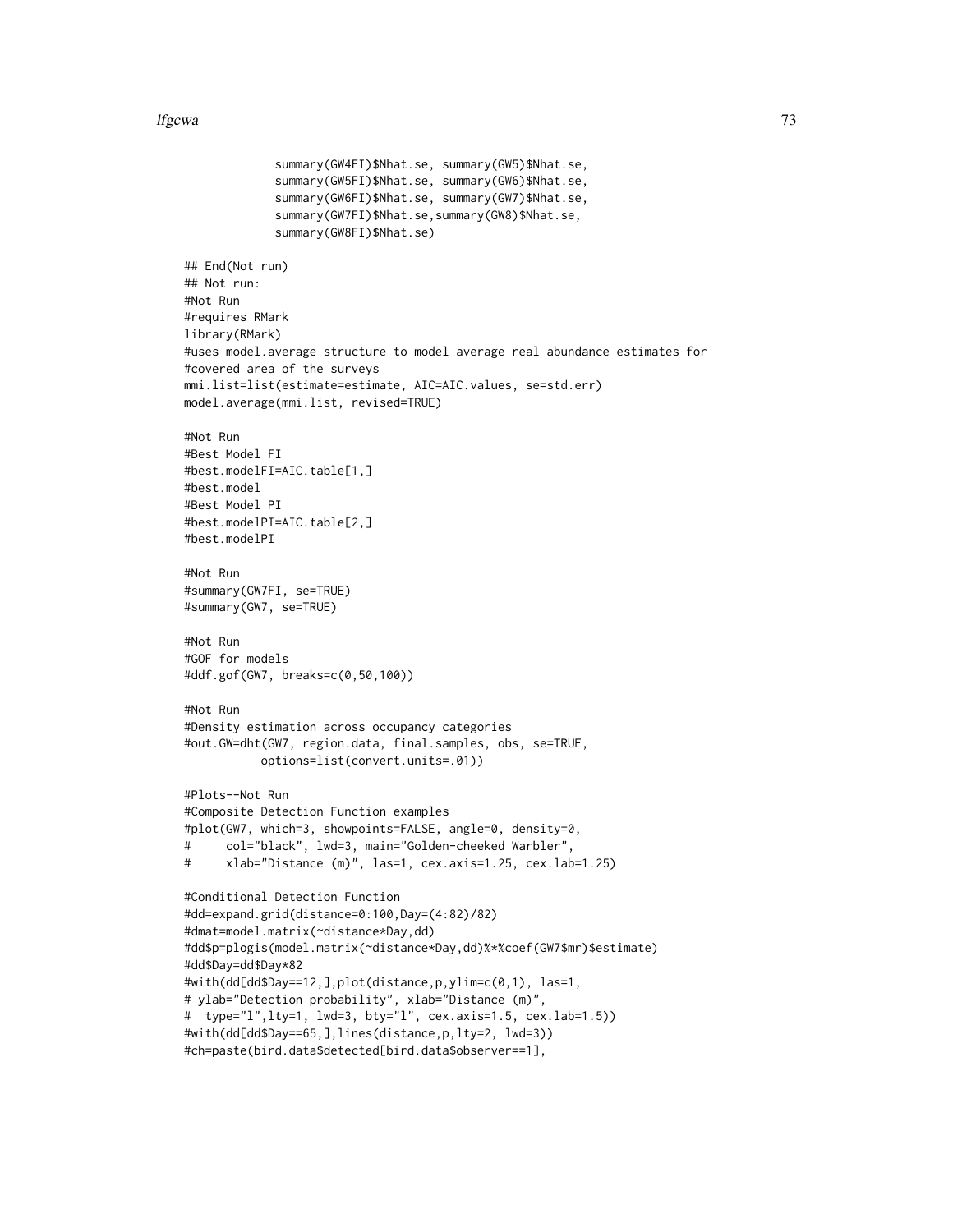```
             summary(GW4FI)$Nhat.se, summary(GW5)$Nhat.se,
             summary(GW5FI)$Nhat.se, summary(GW6)$Nhat.se,
             summary(GW6FI)$Nhat.se, summary(GW7)$Nhat.se,
             summary(GW7FI)$Nhat.se,summary(GW8)$Nhat.se,
             summary(GW8FI)$Nhat.se)

## End(Not run)
## Not run:
#Not Run
#requires RMark
library(RMark)
#uses model.average structure to model average real abundance estimates for
#covered area of the surveys
mmi.list=list(estimate=estimate, AIC=AIC.values, se=std.err)
model.average(mmi.list, revised=TRUE)

#Not Run
#Best Model FI
#best.modelFI=AIC.table[1,]
#best.model
#Best Model PI
#best.modelPI=AIC.table[2,]
#best.modelPI

#Not Run
#summary(GW7FI, se=TRUE)
#summary(GW7, se=TRUE)

#Not Run
#GOF for models
#ddf.gof(GW7, breaks=c(0,50,100))

#Not Run
#Density estimation across occupancy categories
#out.GW=dht(GW7, region.data, final.samples, obs, se=TRUE,
          options=list(convert.units=.01))

#Plots--Not Run
#Composite Detection Function examples
#plot(GW7, which=3, showpoints=FALSE, angle=0, density=0,
#     col="black", lwd=3, main="Golden-cheeked Warbler",
#     xlab="Distance (m)", las=1, cex.axis=1.25, cex.lab=1.25)

#Conditional Detection Function
#dd=expand.grid(distance=0:100,Day=(4:82)/82)
#dmat=model.matrix(~distance*Day,dd)
#dd$p=plogis(model.matrix(~distance*Day,dd)%*%coef(GW7$mr)$estimate)
#dd$Day=dd$Day*82
#with(dd[dd$Day==12,],plot(distance,p,ylim=c(0,1), las=1,
# ylab="Detection probability", xlab="Distance (m)",
#  type="l",lty=1, lwd=3, bty="l", cex.axis=1.5, cex.lab=1.5))
#with(dd[dd$Day==65,],lines(distance,p,lty=2, lwd=3))
#ch=paste(bird.data$detected[bird.data$observer==1],
```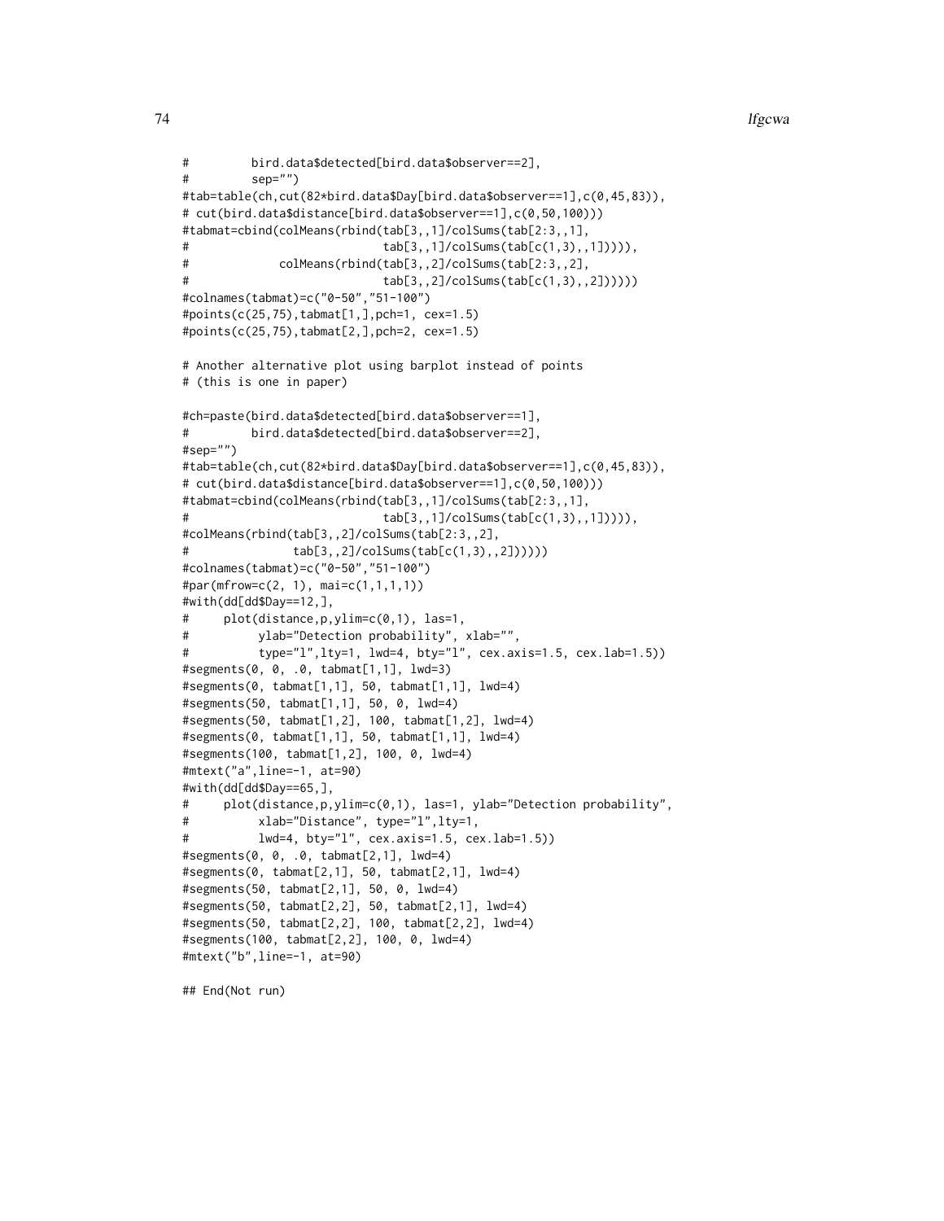```
#         bird.data$detected[bird.data$observer==2],
#         sep="")
#tab=table(ch,cut(82*bird.data$Day[bird.data$observer==1],c(0,45,83)),
# cut(bird.data$distance[bird.data$observer==1],c(0,50,100)))
#tabmat=cbind(colMeans(rbind(tab[3,,1]/colSums(tab[2:3,,1],
#                            tab[3,,1]/colSums(tab[c(1,3),,1])))),
#             colMeans(rbind(tab[3,,2]/colSums(tab[2:3,,2],
#                            tab[3,,2]/colSums(tab[c(1,3),,2])))))
#colnames(tabmat)=c("0-50","51-100")
#points(c(25,75),tabmat[1,],pch=1, cex=1.5)
#points(c(25,75),tabmat[2,],pch=2, cex=1.5)

# Another alternative plot using barplot instead of points
# (this is one in paper)

#ch=paste(bird.data$detected[bird.data$observer==1],
#         bird.data$detected[bird.data$observer==2],
#sep="")
#tab=table(ch,cut(82*bird.data$Day[bird.data$observer==1],c(0,45,83)),
# cut(bird.data$distance[bird.data$observer==1],c(0,50,100)))
#tabmat=cbind(colMeans(rbind(tab[3,,1]/colSums(tab[2:3,,1],
#                            tab[3,,1]/colSums(tab[c(1,3),,1])))),
#colMeans(rbind(tab[3,,2]/colSums(tab[2:3,,2],
#               tab[3,,2]/colSums(tab[c(1,3),,2])))))
#colnames(tabmat)=c("0-50","51-100")
#par(mfrow=c(2, 1), mai=c(1,1,1,1))
#with(dd[dd$Day==12,],
#     plot(distance,p,ylim=c(0,1), las=1,
#          ylab="Detection probability", xlab="",
#          type="l",lty=1, lwd=4, bty="l", cex.axis=1.5, cex.lab=1.5))
#segments(0, 0, .0, tabmat[1,1], lwd=3)
#segments(0, tabmat[1,1], 50, tabmat[1,1], lwd=4)
#segments(50, tabmat[1,1], 50, 0, lwd=4)
#segments(50, tabmat[1,2], 100, tabmat[1,2], lwd=4)
#segments(0, tabmat[1,1], 50, tabmat[1,1], lwd=4)
#segments(100, tabmat[1,2], 100, 0, lwd=4)
#mtext("a",line=-1, at=90)
#with(dd[dd$Day==65,],
#     plot(distance,p,ylim=c(0,1), las=1, ylab="Detection probability",
#          xlab="Distance", type="l",lty=1,
#          lwd=4, bty="l", cex.axis=1.5, cex.lab=1.5))
#segments(0, 0, .0, tabmat[2,1], lwd=4)
#segments(0, tabmat[2,1], 50, tabmat[2,1], lwd=4)
#segments(50, tabmat[2,1], 50, 0, lwd=4)
#segments(50, tabmat[2,2], 50, tabmat[2,1], lwd=4)
#segments(50, tabmat[2,2], 100, tabmat[2,2], lwd=4)
#segments(100, tabmat[2,2], 100, 0, lwd=4)
#mtext("b",line=-1, at=90)

## End(Not run)
```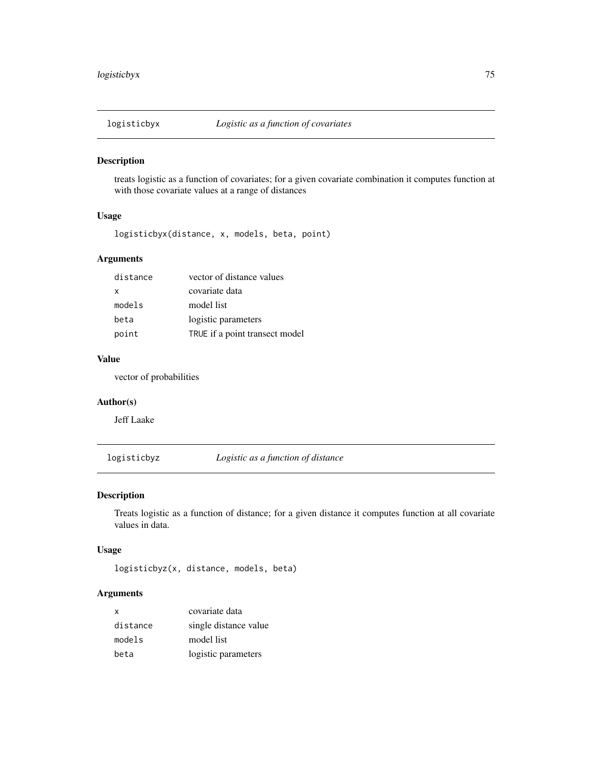## logisticbyx — *Logistic as a function of covariates*

### Description

treats logistic as a function of covariates; for a given covariate combination it computes function at with those covariate values at a range of distances

### Usage

```
logisticbyx(distance, x, models, beta, point)
```

### Arguments

| | |
|---|---|
| distance | vector of distance values |
| x | covariate data |
| models | model list |
| beta | logistic parameters |
| point | TRUE if a point transect model |

### Value

vector of probabilities

### Author(s)

Jeff Laake

## logisticbyz — *Logistic as a function of distance*

### Description

Treats logistic as a function of distance; for a given distance it computes function at all covariate values in data.

### Usage

```
logisticbyz(x, distance, models, beta)
```

### Arguments

| | |
|---|---|
| x | covariate data |
| distance | single distance value |
| models | model list |
| beta | logistic parameters |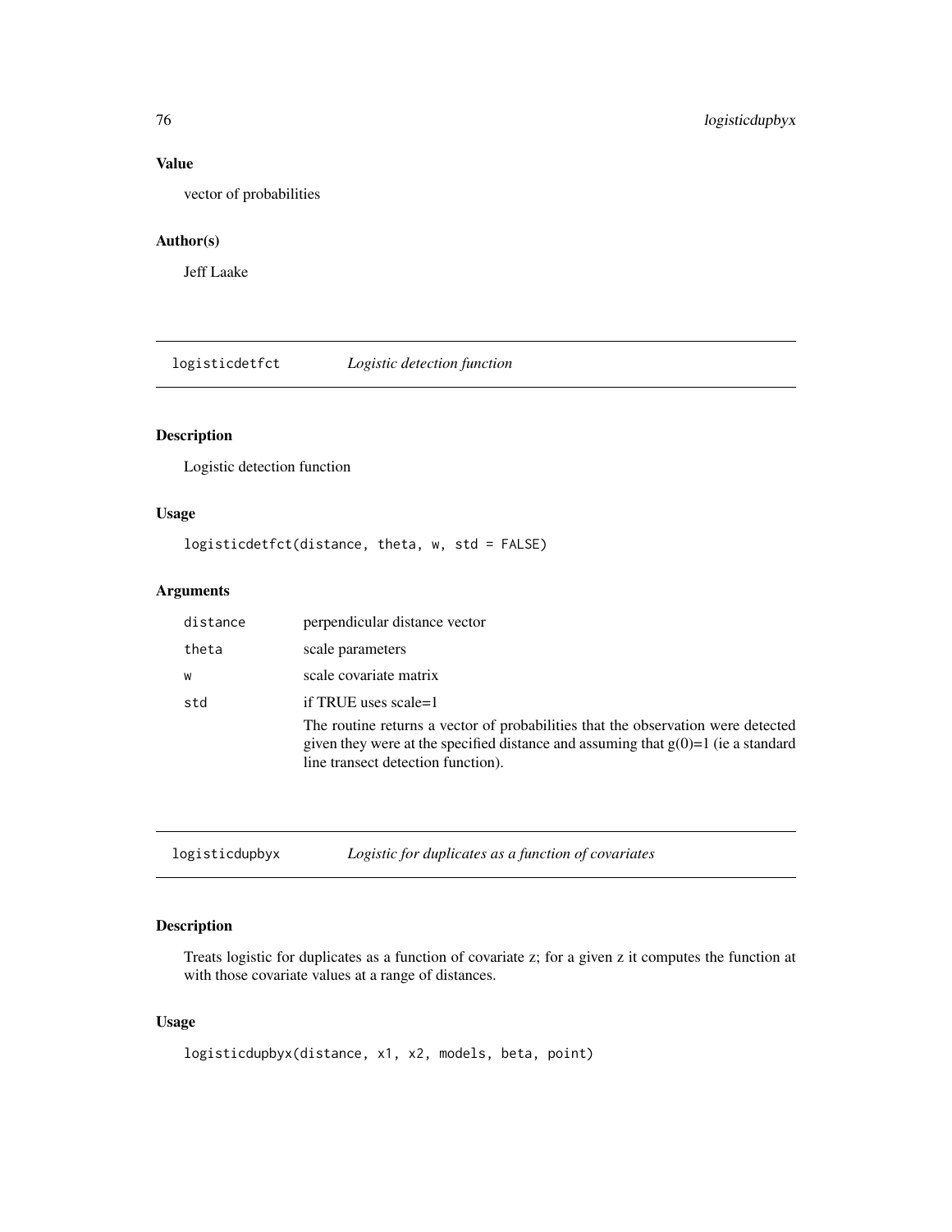### Value

vector of probabilities

### Author(s)

Jeff Laake

## logisticdetfct *Logistic detection function*

### Description

Logistic detection function

### Usage

```
logisticdetfct(distance, theta, w, std = FALSE)
```

### Arguments

| | |
|---|---|
| distance | perpendicular distance vector |
| theta | scale parameters |
| w | scale covariate matrix |
| std | if TRUE uses scale=1<br>The routine returns a vector of probabilities that the observation were detected given they were at the specified distance and assuming that g(0)=1 (ie a standard line transect detection function). |

## logisticdupbyx *Logistic for duplicates as a function of covariates*

### Description

Treats logistic for duplicates as a function of covariate z; for a given z it computes the function at with those covariate values at a range of distances.

### Usage

```
logisticdupbyx(distance, x1, x2, models, beta, point)
```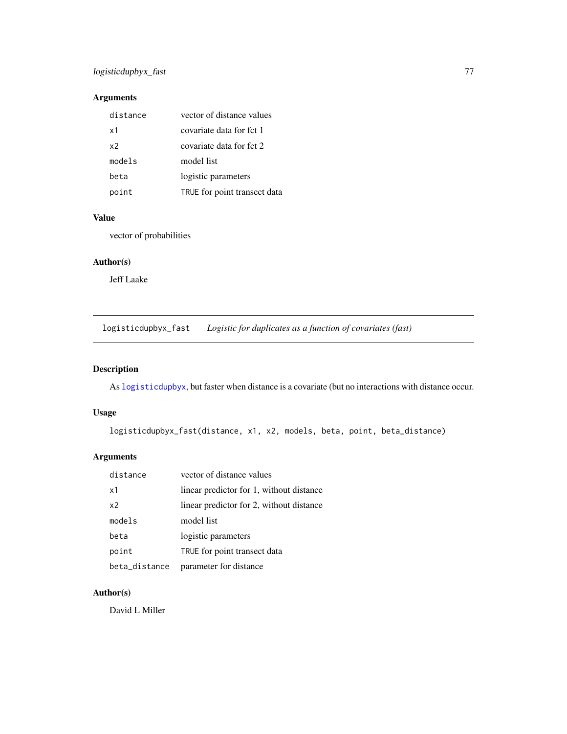### Arguments

| | |
|---|---|
| `distance` | vector of distance values |
| `x1` | covariate data for fct 1 |
| `x2` | covariate data for fct 2 |
| `models` | model list |
| `beta` | logistic parameters |
| `point` | `TRUE` for point transect data |

### Value

vector of probabilities

### Author(s)

Jeff Laake

---

## `logisticdupbyx_fast` *Logistic for duplicates as a function of covariates (fast)*

### Description

As `logisticdupbyx`, but faster when distance is a covariate (but no interactions with distance occur.

### Usage

```
logisticdupbyx_fast(distance, x1, x2, models, beta, point, beta_distance)
```

### Arguments

| | |
|---|---|
| `distance` | vector of distance values |
| `x1` | linear predictor for 1, without distance |
| `x2` | linear predictor for 2, without distance |
| `models` | model list |
| `beta` | logistic parameters |
| `point` | `TRUE` for point transect data |
| `beta_distance` | parameter for distance |

### Author(s)

David L Miller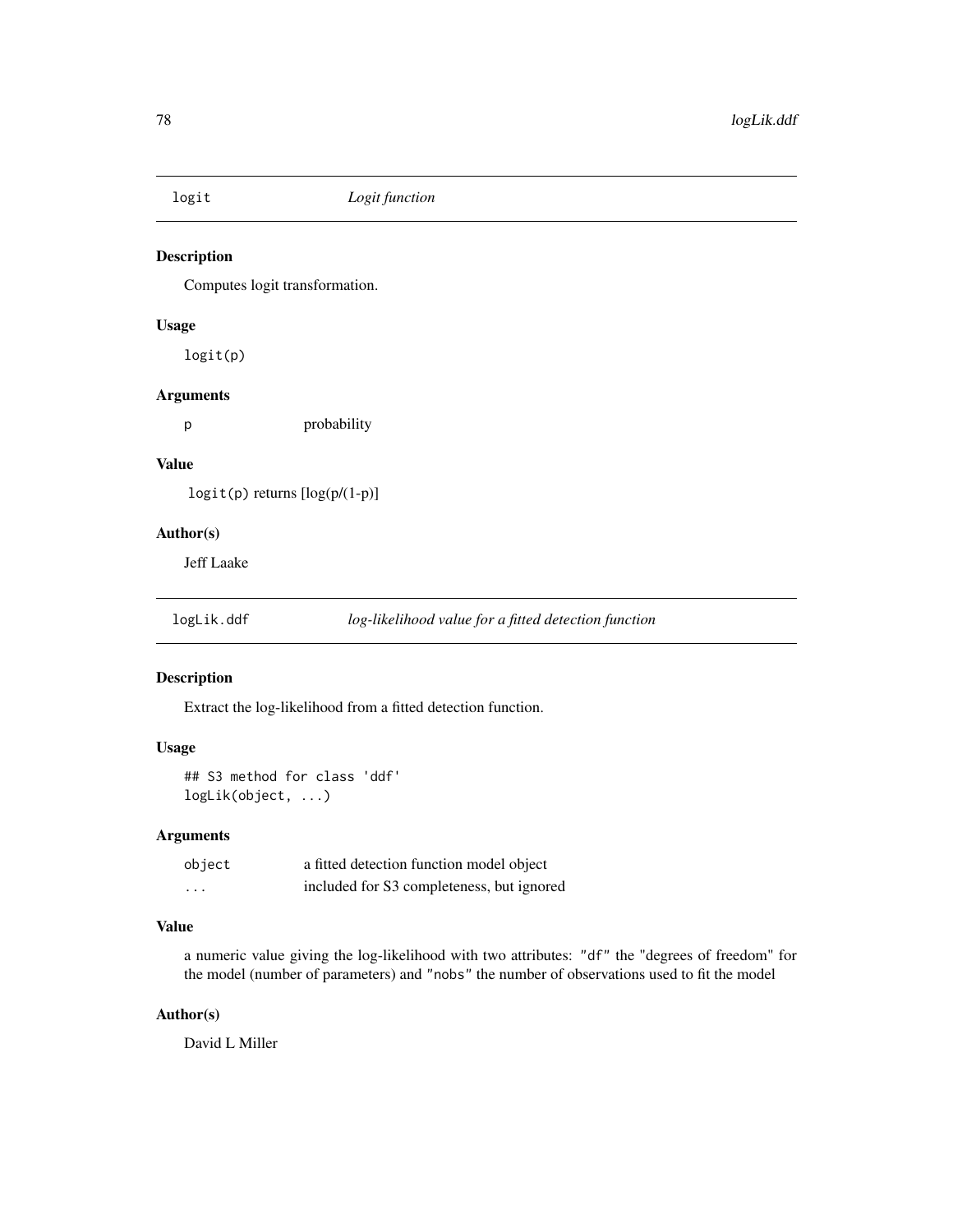## logit — *Logit function*

### Description

Computes logit transformation.

### Usage

```
logit(p)
```

### Arguments

| | |
|---|---|
| p | probability |

### Value

`logit(p)` returns [log(p/(1-p)]

### Author(s)

Jeff Laake

## logLik.ddf — *log-likelihood value for a fitted detection function*

### Description

Extract the log-likelihood from a fitted detection function.

### Usage

```
## S3 method for class 'ddf'
logLik(object, ...)
```

### Arguments

| | |
|---|---|
| object | a fitted detection function model object |
| ... | included for S3 completeness, but ignored |

### Value

a numeric value giving the log-likelihood with two attributes: "df" the "degrees of freedom" for the model (number of parameters) and "nobs" the number of observations used to fit the model

### Author(s)

David L Miller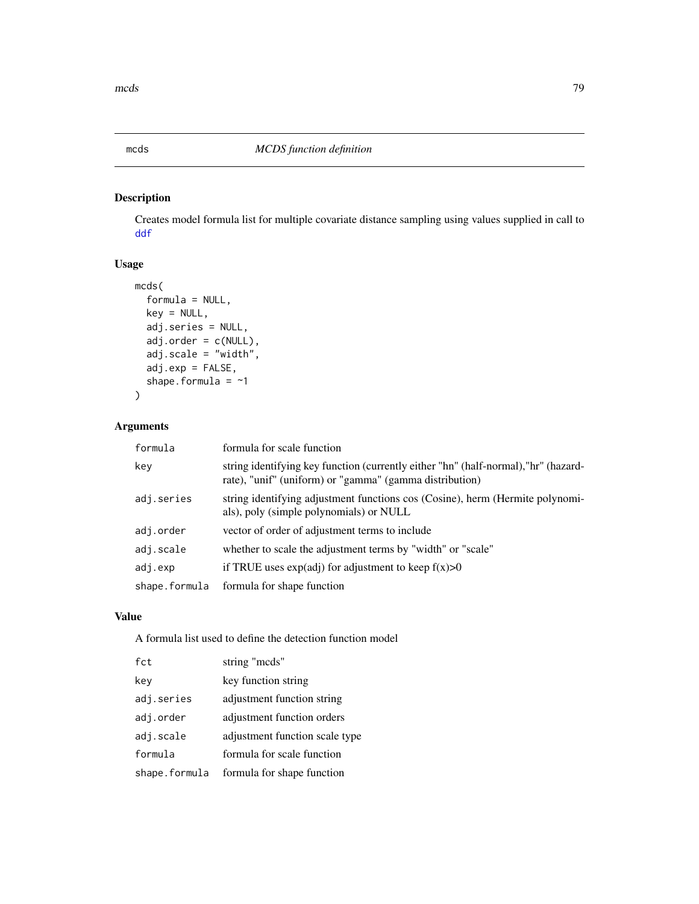# mcds — *MCDS function definition*

## Description

Creates model formula list for multiple covariate distance sampling using values supplied in call to ddf

## Usage

```
mcds(
  formula = NULL,
  key = NULL,
  adj.series = NULL,
  adj.order = c(NULL),
  adj.scale = "width",
  adj.exp = FALSE,
  shape.formula = ~1
)
```

## Arguments

| | |
|---|---|
| formula | formula for scale function |
| key | string identifying key function (currently either "hn" (half-normal),"hr" (hazard-rate), "unif" (uniform) or "gamma" (gamma distribution) |
| adj.series | string identifying adjustment functions cos (Cosine), herm (Hermite polynomials), poly (simple polynomials) or NULL |
| adj.order | vector of order of adjustment terms to include |
| adj.scale | whether to scale the adjustment terms by "width" or "scale" |
| adj.exp | if TRUE uses exp(adj) for adjustment to keep f(x)>0 |
| shape.formula | formula for shape function |

## Value

A formula list used to define the detection function model

| | |
|---|---|
| fct | string "mcds" |
| key | key function string |
| adj.series | adjustment function string |
| adj.order | adjustment function orders |
| adj.scale | adjustment function scale type |
| formula | formula for scale function |
| shape.formula | formula for shape function |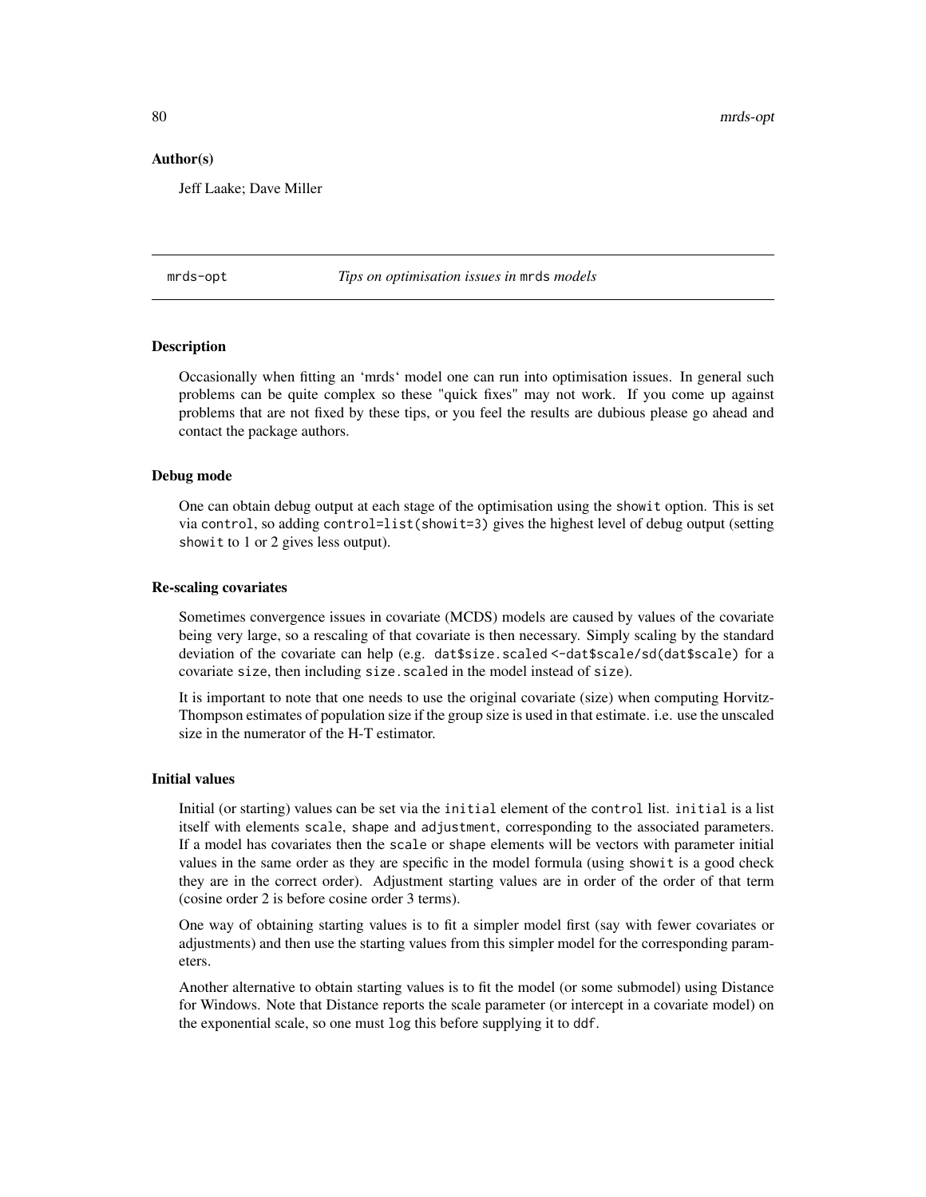### Author(s)

Jeff Laake; Dave Miller

## mrds-opt — *Tips on optimisation issues in* `mrds` *models*

### Description

Occasionally when fitting an 'mrds' model one can run into optimisation issues. In general such problems can be quite complex so these "quick fixes" may not work. If you come up against problems that are not fixed by these tips, or you feel the results are dubious please go ahead and contact the package authors.

### Debug mode

One can obtain debug output at each stage of the optimisation using the `showit` option. This is set via `control`, so adding `control=list(showit=3)` gives the highest level of debug output (setting `showit` to 1 or 2 gives less output).

### Re-scaling covariates

Sometimes convergence issues in covariate (MCDS) models are caused by values of the covariate being very large, so a rescaling of that covariate is then necessary. Simply scaling by the standard deviation of the covariate can help (e.g. `dat$size.scaled <-dat$scale/sd(dat$scale)` for a covariate `size`, then including `size.scaled` in the model instead of `size`).

It is important to note that one needs to use the original covariate (size) when computing Horvitz-Thompson estimates of population size if the group size is used in that estimate. i.e. use the unscaled size in the numerator of the H-T estimator.

### Initial values

Initial (or starting) values can be set via the `initial` element of the `control` list. `initial` is a list itself with elements `scale`, `shape` and `adjustment`, corresponding to the associated parameters. If a model has covariates then the `scale` or `shape` elements will be vectors with parameter initial values in the same order as they are specific in the model formula (using `showit` is a good check they are in the correct order). Adjustment starting values are in order of the order of that term (cosine order 2 is before cosine order 3 terms).

One way of obtaining starting values is to fit a simpler model first (say with fewer covariates or adjustments) and then use the starting values from this simpler model for the corresponding parameters.

Another alternative to obtain starting values is to fit the model (or some submodel) using Distance for Windows. Note that Distance reports the scale parameter (or intercept in a covariate model) on the exponential scale, so one must `log` this before supplying it to `ddf`.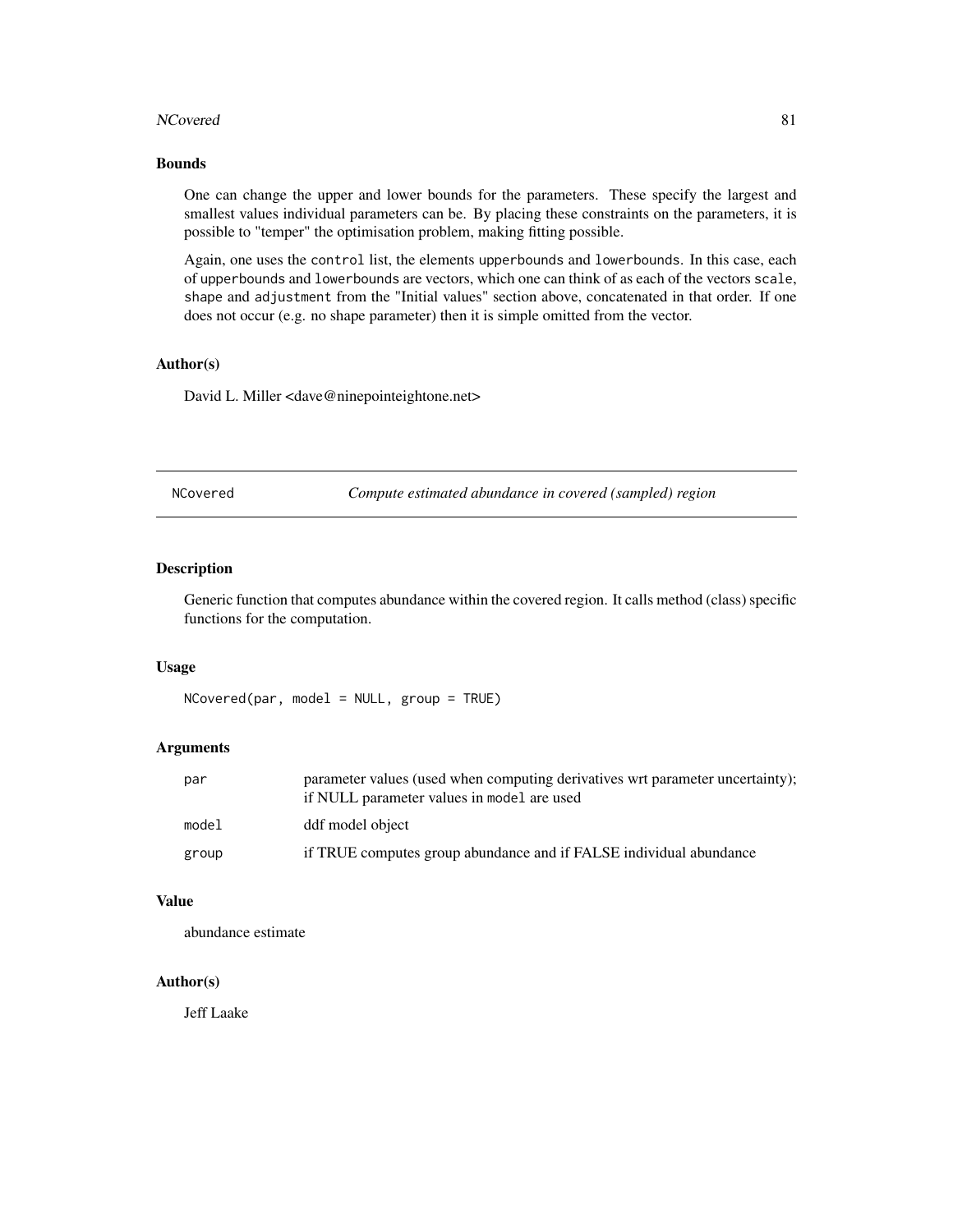### Bounds

One can change the upper and lower bounds for the parameters. These specify the largest and smallest values individual parameters can be. By placing these constraints on the parameters, it is possible to "temper" the optimisation problem, making fitting possible.

Again, one uses the `control` list, the elements `upperbounds` and `lowerbounds`. In this case, each of `upperbounds` and `lowerbounds` are vectors, which one can think of as each of the vectors `scale`, `shape` and `adjustment` from the "Initial values" section above, concatenated in that order. If one does not occur (e.g. no shape parameter) then it is simple omitted from the vector.

### Author(s)

David L. Miller <dave@ninepointeightone.net>

---

## NCovered — *Compute estimated abundance in covered (sampled) region*

### Description

Generic function that computes abundance within the covered region. It calls method (class) specific functions for the computation.

### Usage

```
NCovered(par, model = NULL, group = TRUE)
```

### Arguments

| | |
|---|---|
| `par` | parameter values (used when computing derivatives wrt parameter uncertainty); if NULL parameter values in `model` are used |
| `model` | ddf model object |
| `group` | if TRUE computes group abundance and if FALSE individual abundance |

### Value

abundance estimate

### Author(s)

Jeff Laake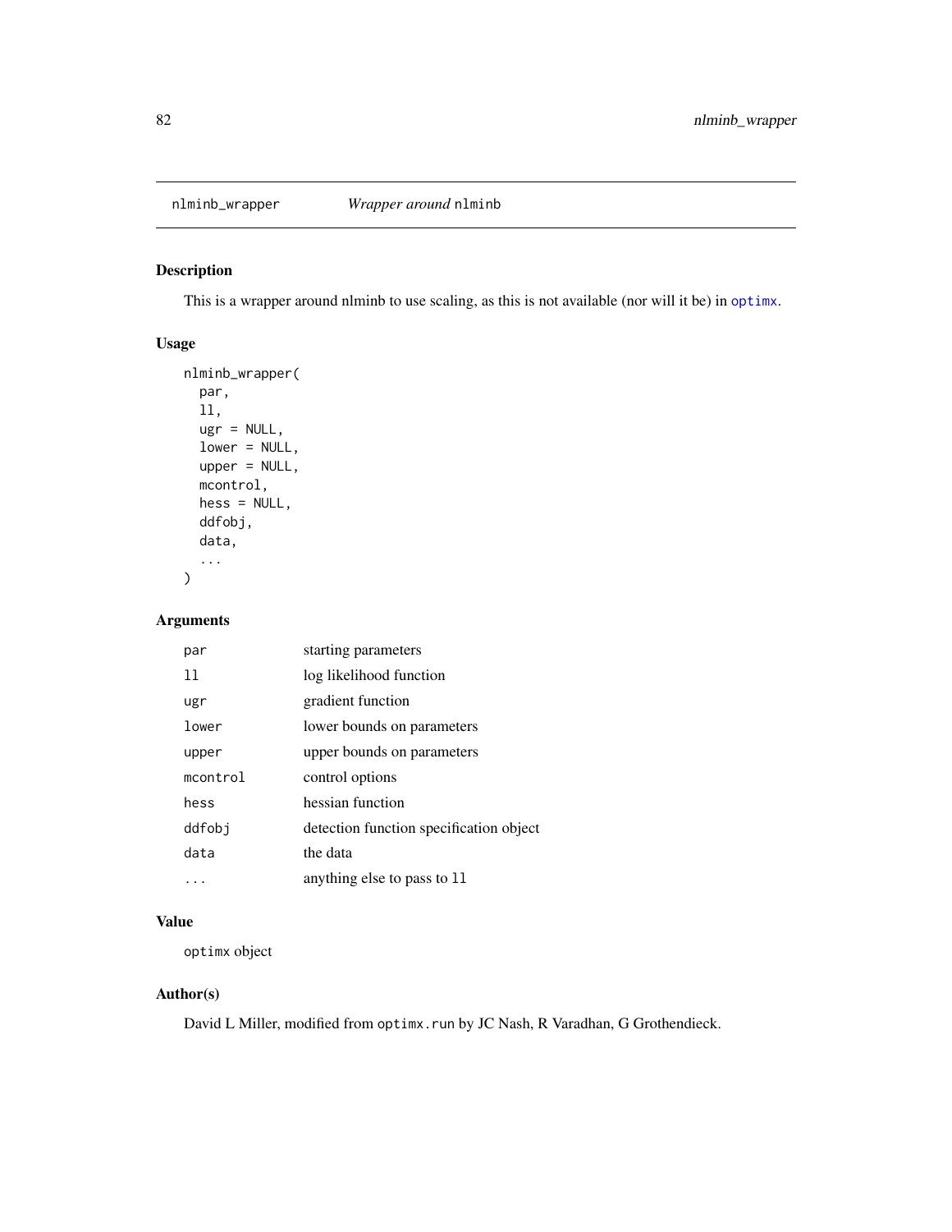## nlminb_wrapper — *Wrapper around* nlminb

### Description

This is a wrapper around nlminb to use scaling, as this is not available (nor will it be) in optimx.

### Usage

```
nlminb_wrapper(
  par,
  ll,
  ugr = NULL,
  lower = NULL,
  upper = NULL,
  mcontrol,
  hess = NULL,
  ddfobj,
  data,
  ...
)
```

### Arguments

| | |
|---|---|
| par | starting parameters |
| ll | log likelihood function |
| ugr | gradient function |
| lower | lower bounds on parameters |
| upper | upper bounds on parameters |
| mcontrol | control options |
| hess | hessian function |
| ddfobj | detection function specification object |
| data | the data |
| ... | anything else to pass to ll |

### Value

optimx object

### Author(s)

David L Miller, modified from optimx.run by JC Nash, R Varadhan, G Grothendieck.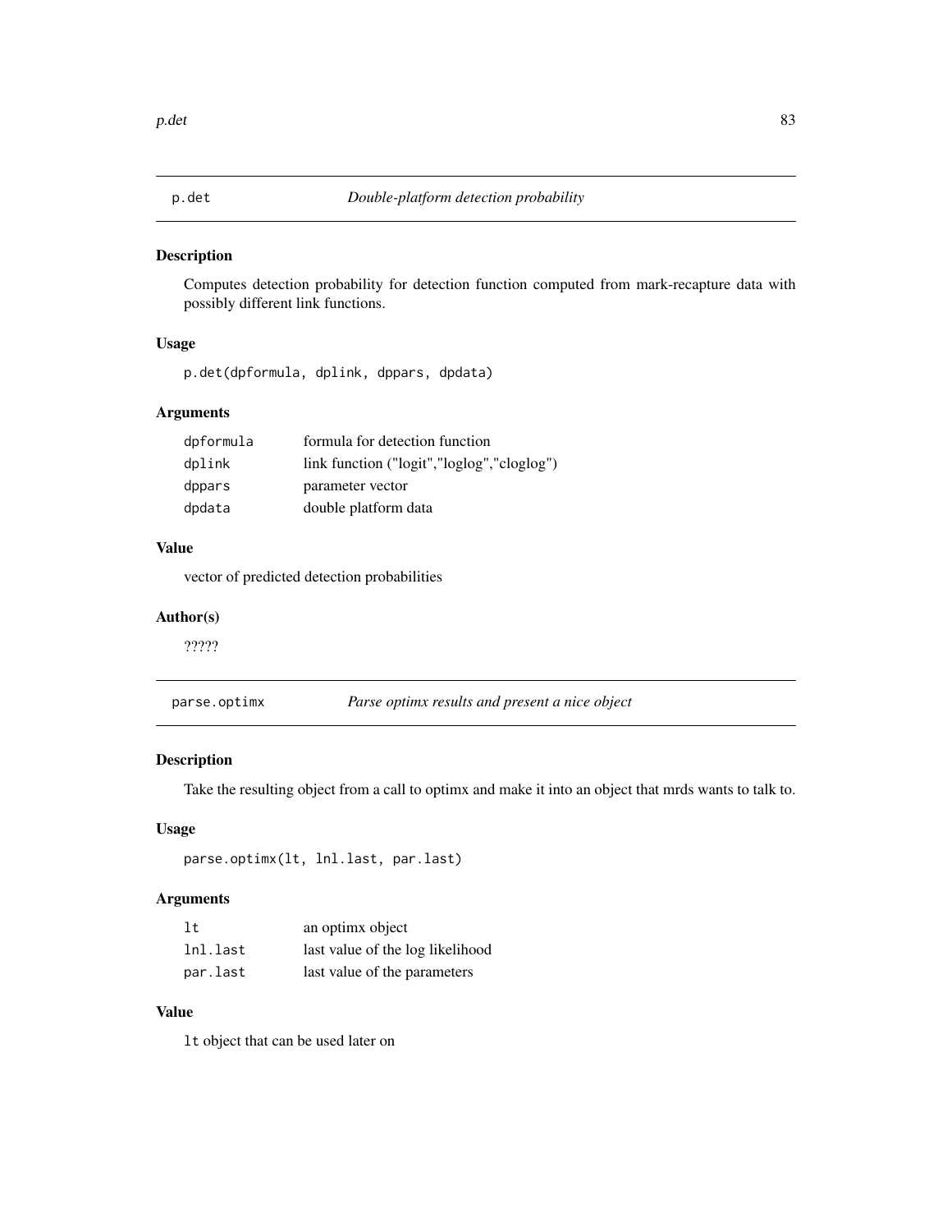## p.det *Double-platform detection probability*

### Description

Computes detection probability for detection function computed from mark-recapture data with possibly different link functions.

### Usage

```
p.det(dpformula, dplink, dppars, dpdata)
```

### Arguments

| | |
|---|---|
| dpformula | formula for detection function |
| dplink | link function ("logit","loglog","cloglog") |
| dppars | parameter vector |
| dpdata | double platform data |

### Value

vector of predicted detection probabilities

### Author(s)

?????

## parse.optimx *Parse optimx results and present a nice object*

### Description

Take the resulting object from a call to optimx and make it into an object that mrds wants to talk to.

### Usage

```
parse.optimx(lt, lnl.last, par.last)
```

### Arguments

| | |
|---|---|
| lt | an optimx object |
| lnl.last | last value of the log likelihood |
| par.last | last value of the parameters |

### Value

`lt` object that can be used later on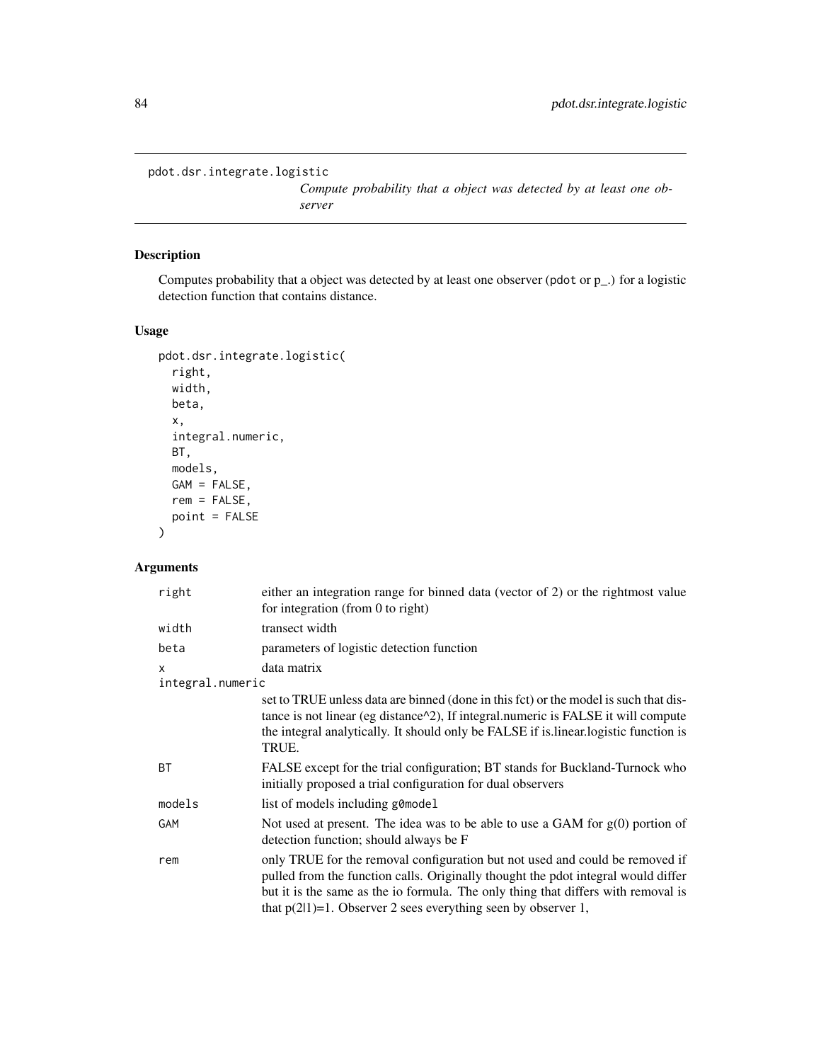```
pdot.dsr.integrate.logistic
```

*Compute probability that a object was detected by at least one observer*

## Description

Computes probability that a object was detected by at least one observer (pdot or p_.) for a logistic detection function that contains distance.

## Usage

```
pdot.dsr.integrate.logistic(
  right,
  width,
  beta,
  x,
  integral.numeric,
  BT,
  models,
  GAM = FALSE,
  rem = FALSE,
  point = FALSE
)
```

## Arguments

| | |
|---|---|
| `right` | either an integration range for binned data (vector of 2) or the rightmost value for integration (from 0 to right) |
| `width` | transect width |
| `beta` | parameters of logistic detection function |
| `x` | data matrix |
| `integral.numeric` | set to TRUE unless data are binned (done in this fct) or the model is such that distance is not linear (eg distance^2), If integral.numeric is FALSE it will compute the integral analytically. It should only be FALSE if is.linear.logistic function is TRUE. |
| `BT` | FALSE except for the trial configuration; BT stands for Buckland-Turnock who initially proposed a trial configuration for dual observers |
| `models` | list of models including `g0model` |
| `GAM` | Not used at present. The idea was to be able to use a GAM for g(0) portion of detection function; should always be F |
| `rem` | only TRUE for the removal configuration but not used and could be removed if pulled from the function calls. Originally thought the pdot integral would differ but it is the same as the io formula. The only thing that differs with removal is that p(2\|1)=1. Observer 2 sees everything seen by observer 1, |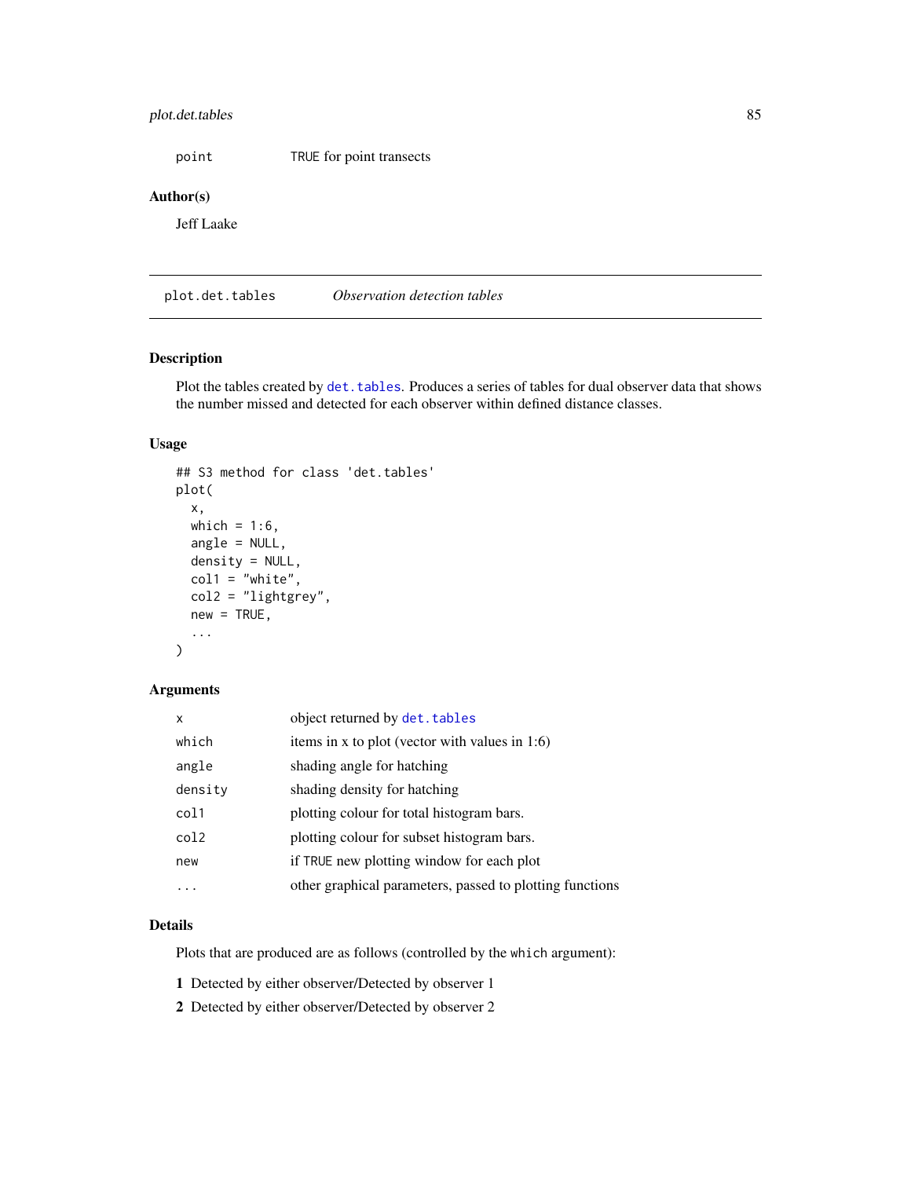| | |
|---|---|
| point | TRUE for point transects |

### Author(s)

Jeff Laake

---

## plot.det.tables — *Observation detection tables*

### Description

Plot the tables created by det.tables. Produces a series of tables for dual observer data that shows the number missed and detected for each observer within defined distance classes.

### Usage

```
## S3 method for class 'det.tables'
plot(
  x,
  which = 1:6,
  angle = NULL,
  density = NULL,
  col1 = "white",
  col2 = "lightgrey",
  new = TRUE,
  ...
)
```

### Arguments

| | |
|---|---|
| x | object returned by det.tables |
| which | items in x to plot (vector with values in 1:6) |
| angle | shading angle for hatching |
| density | shading density for hatching |
| col1 | plotting colour for total histogram bars. |
| col2 | plotting colour for subset histogram bars. |
| new | if TRUE new plotting window for each plot |
| ... | other graphical parameters, passed to plotting functions |

### Details

Plots that are produced are as follows (controlled by the which argument):

**1** Detected by either observer/Detected by observer 1

**2** Detected by either observer/Detected by observer 2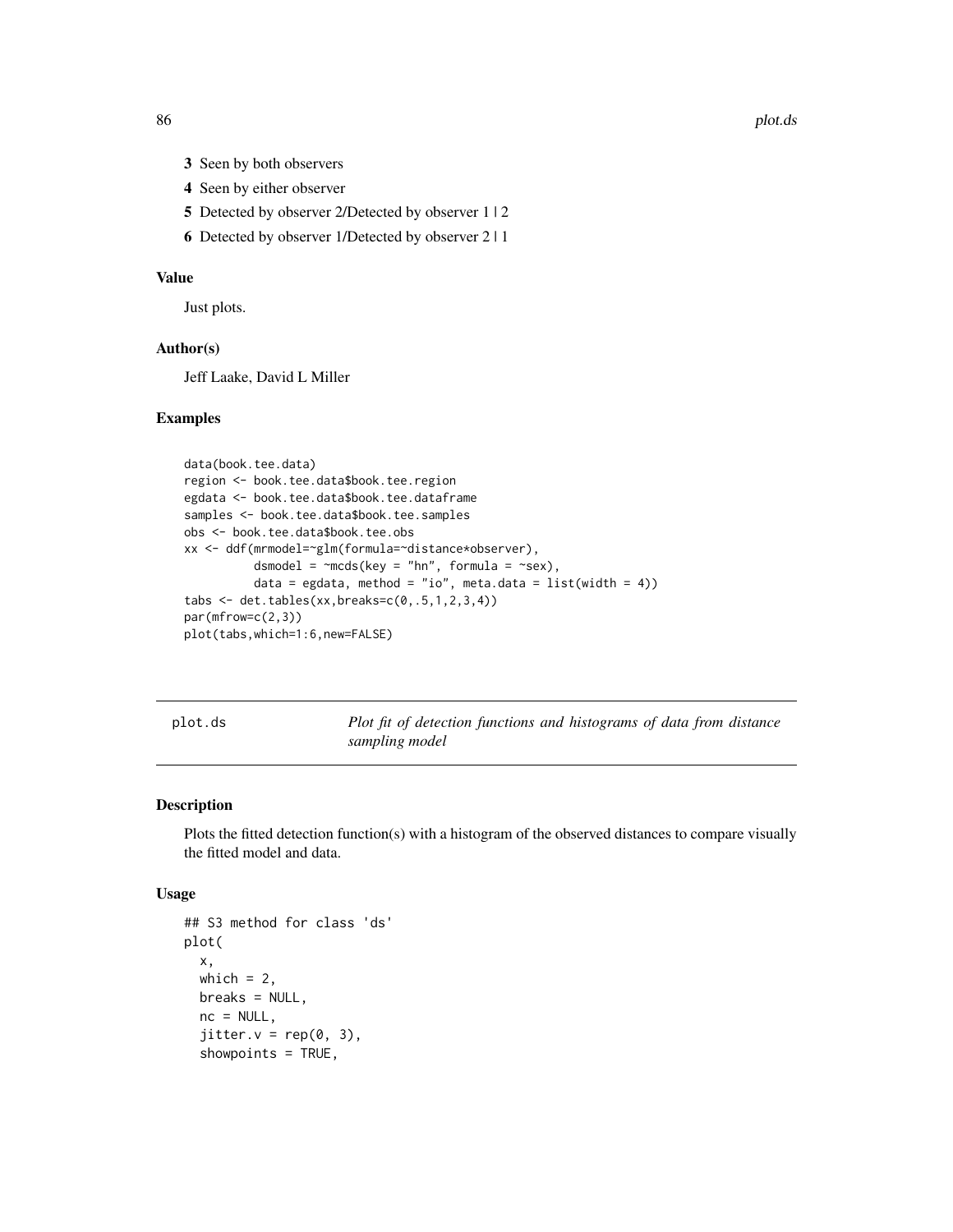3 Seen by both observers

4 Seen by either observer

5 Detected by observer 2/Detected by observer 1 | 2

6 Detected by observer 1/Detected by observer 2 | 1

### Value

Just plots.

### Author(s)

Jeff Laake, David L Miller

### Examples

```
data(book.tee.data)
region <- book.tee.data$book.tee.region
egdata <- book.tee.data$book.tee.dataframe
samples <- book.tee.data$book.tee.samples
obs <- book.tee.data$book.tee.obs
xx <- ddf(mrmodel=~glm(formula=~distance*observer),
          dsmodel = ~mcds(key = "hn", formula = ~sex),
          data = egdata, method = "io", meta.data = list(width = 4))
tabs <- det.tables(xx,breaks=c(0,.5,1,2,3,4))
par(mfrow=c(2,3))
plot(tabs,which=1:6,new=FALSE)
```

---

## plot.ds — *Plot fit of detection functions and histograms of data from distance sampling model*

### Description

Plots the fitted detection function(s) with a histogram of the observed distances to compare visually the fitted model and data.

### Usage

```
## S3 method for class 'ds'
plot(
  x,
  which = 2,
  breaks = NULL,
  nc = NULL,
  jitter.v = rep(0, 3),
  showpoints = TRUE,
```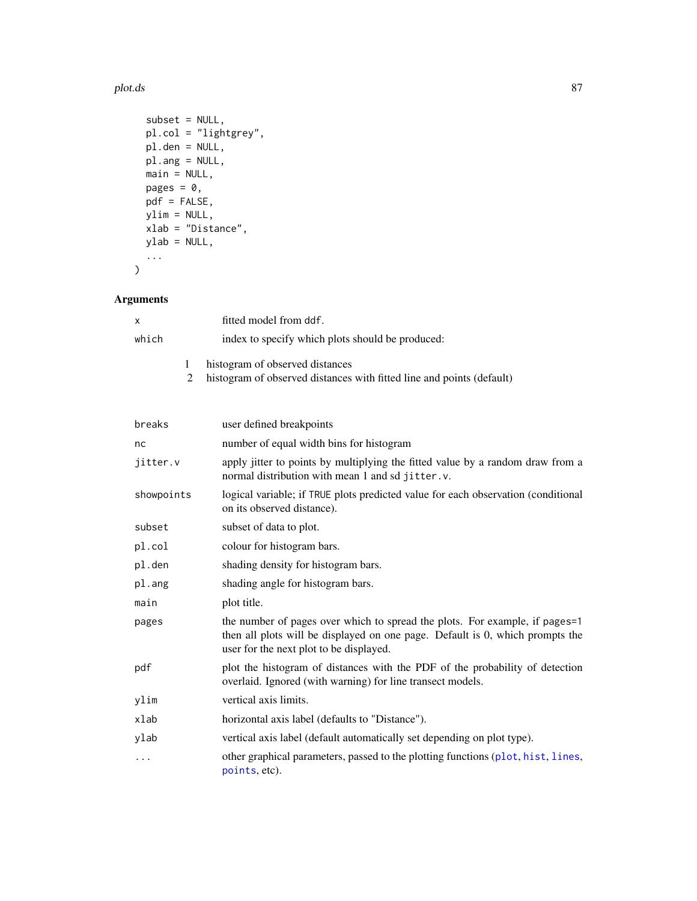```
  subset = NULL,
  pl.col = "lightgrey",
  pl.den = NULL,
  pl.ang = NULL,
  main = NULL,
  pages = 0,
  pdf = FALSE,
  ylim = NULL,
  xlab = "Distance",
  ylab = NULL,
  ...
)
```

## Arguments

| | |
|---|---|
| `x` | fitted model from `ddf`. |
| `which` | index to specify which plots should be produced:<br>1 histogram of observed distances<br>2 histogram of observed distances with fitted line and points (default) |
| `breaks` | user defined breakpoints |
| `nc` | number of equal width bins for histogram |
| `jitter.v` | apply jitter to points by multiplying the fitted value by a random draw from a normal distribution with mean 1 and sd `jitter.v`. |
| `showpoints` | logical variable; if `TRUE` plots predicted value for each observation (conditional on its observed distance). |
| `subset` | subset of data to plot. |
| `pl.col` | colour for histogram bars. |
| `pl.den` | shading density for histogram bars. |
| `pl.ang` | shading angle for histogram bars. |
| `main` | plot title. |
| `pages` | the number of pages over which to spread the plots. For example, if `pages=1` then all plots will be displayed on one page. Default is 0, which prompts the user for the next plot to be displayed. |
| `pdf` | plot the histogram of distances with the PDF of the probability of detection overlaid. Ignored (with warning) for line transect models. |
| `ylim` | vertical axis limits. |
| `xlab` | horizontal axis label (defaults to "Distance"). |
| `ylab` | vertical axis label (default automatically set depending on plot type). |
| `...` | other graphical parameters, passed to the plotting functions (`plot`, `hist`, `lines`, `points`, etc). |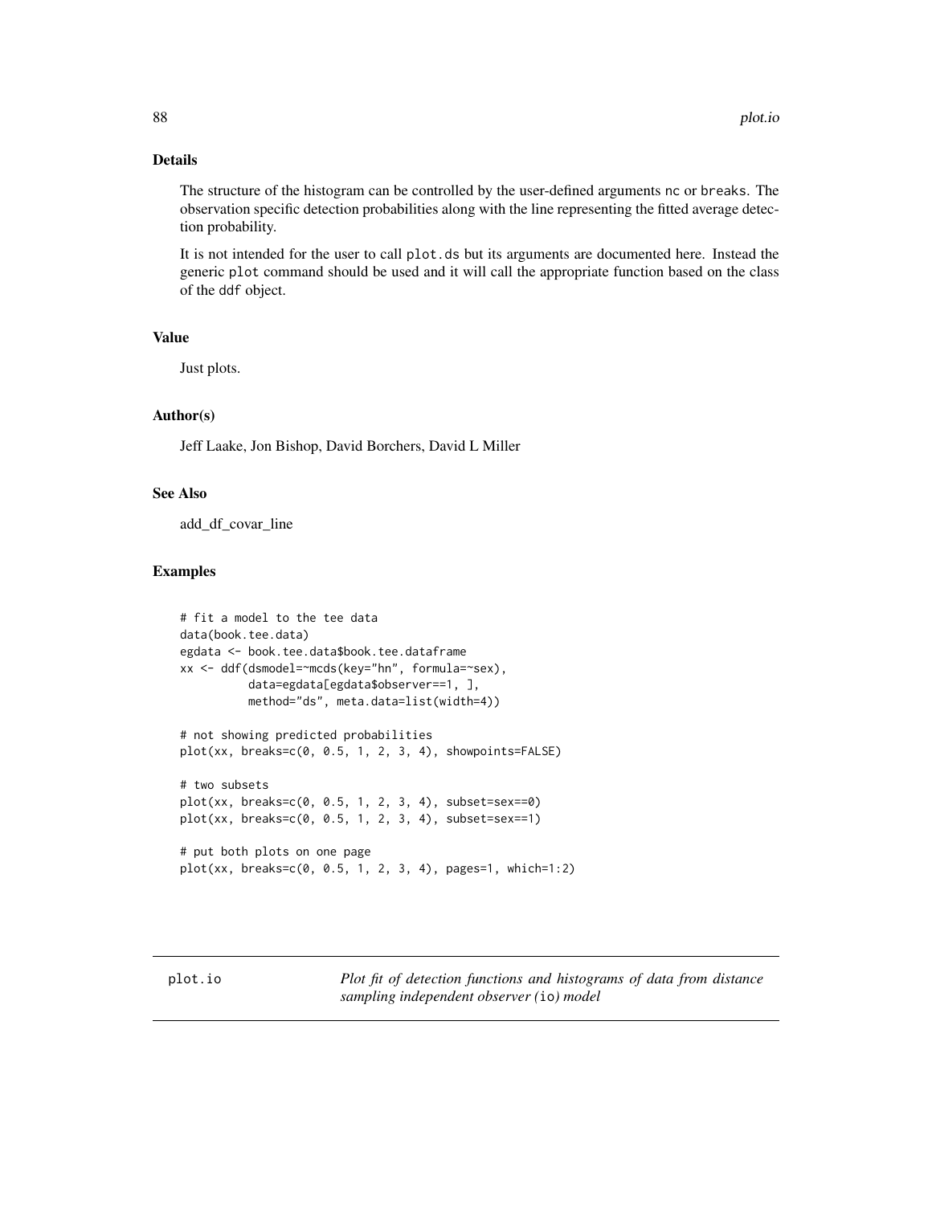## Details

The structure of the histogram can be controlled by the user-defined arguments nc or breaks. The observation specific detection probabilities along with the line representing the fitted average detection probability.

It is not intended for the user to call plot.ds but its arguments are documented here. Instead the generic plot command should be used and it will call the appropriate function based on the class of the ddf object.

## Value

Just plots.

## Author(s)

Jeff Laake, Jon Bishop, David Borchers, David L Miller

## See Also

add_df_covar_line

## Examples

```
# fit a model to the tee data
data(book.tee.data)
egdata <- book.tee.data$book.tee.dataframe
xx <- ddf(dsmodel=~mcds(key="hn", formula=~sex),
          data=egdata[egdata$observer==1, ],
          method="ds", meta.data=list(width=4))

# not showing predicted probabilities
plot(xx, breaks=c(0, 0.5, 1, 2, 3, 4), showpoints=FALSE)

# two subsets
plot(xx, breaks=c(0, 0.5, 1, 2, 3, 4), subset=sex==0)
plot(xx, breaks=c(0, 0.5, 1, 2, 3, 4), subset=sex==1)

# put both plots on one page
plot(xx, breaks=c(0, 0.5, 1, 2, 3, 4), pages=1, which=1:2)
```

---

plot.io — *Plot fit of detection functions and histograms of data from distance sampling independent observer (*io*) model*

---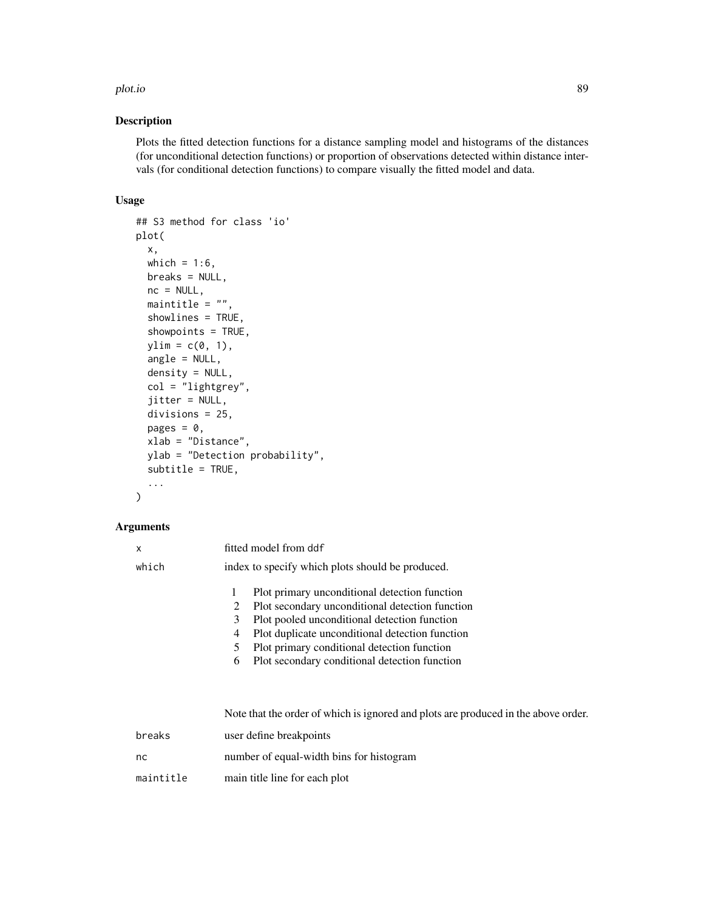## Description

Plots the fitted detection functions for a distance sampling model and histograms of the distances (for unconditional detection functions) or proportion of observations detected within distance intervals (for conditional detection functions) to compare visually the fitted model and data.

## Usage

```
## S3 method for class 'io'
plot(
  x,
  which = 1:6,
  breaks = NULL,
  nc = NULL,
  maintitle = "",
  showlines = TRUE,
  showpoints = TRUE,
  ylim = c(0, 1),
  angle = NULL,
  density = NULL,
  col = "lightgrey",
  jitter = NULL,
  divisions = 25,
  pages = 0,
  xlab = "Distance",
  ylab = "Detection probability",
  subtitle = TRUE,
  ...
)
```

## Arguments

| | |
|---|---|
| `x` | fitted model from `ddf` |
| `which` | index to specify which plots should be produced.<br><br>1 Plot primary unconditional detection function<br>2 Plot secondary unconditional detection function<br>3 Plot pooled unconditional detection function<br>4 Plot duplicate unconditional detection function<br>5 Plot primary conditional detection function<br>6 Plot secondary conditional detection function<br><br>Note that the order of which is ignored and plots are produced in the above order. |
| `breaks` | user define breakpoints |
| `nc` | number of equal-width bins for histogram |
| `maintitle` | main title line for each plot |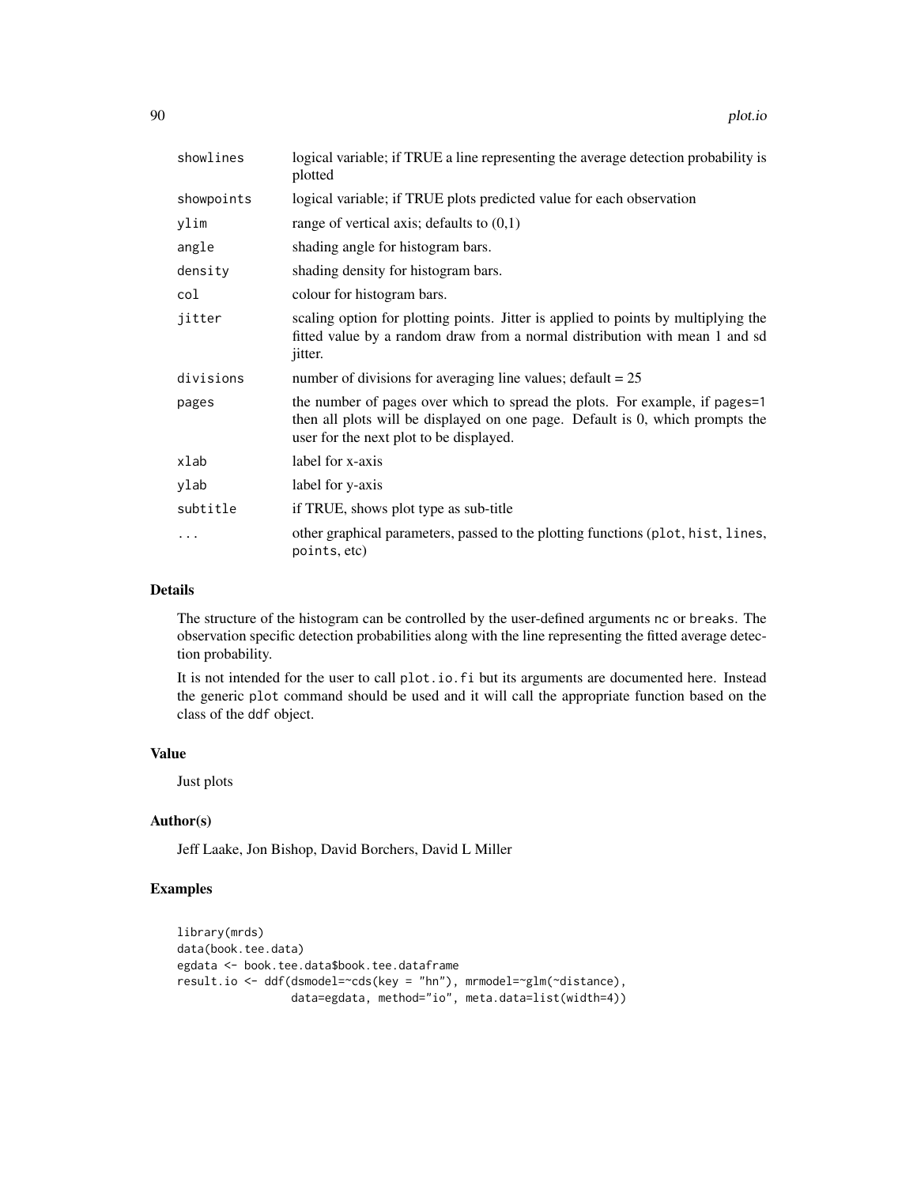| | |
|---|---|
| showlines | logical variable; if TRUE a line representing the average detection probability is plotted |
| showpoints | logical variable; if TRUE plots predicted value for each observation |
| ylim | range of vertical axis; defaults to (0,1) |
| angle | shading angle for histogram bars. |
| density | shading density for histogram bars. |
| col | colour for histogram bars. |
| jitter | scaling option for plotting points. Jitter is applied to points by multiplying the fitted value by a random draw from a normal distribution with mean 1 and sd jitter. |
| divisions | number of divisions for averaging line values; default = 25 |
| pages | the number of pages over which to spread the plots. For example, if pages=1 then all plots will be displayed on one page. Default is 0, which prompts the user for the next plot to be displayed. |
| xlab | label for x-axis |
| ylab | label for y-axis |
| subtitle | if TRUE, shows plot type as sub-title |
| ... | other graphical parameters, passed to the plotting functions (plot, hist, lines, points, etc) |

## Details

The structure of the histogram can be controlled by the user-defined arguments nc or breaks. The observation specific detection probabilities along with the line representing the fitted average detection probability.

It is not intended for the user to call plot.io.fi but its arguments are documented here. Instead the generic plot command should be used and it will call the appropriate function based on the class of the ddf object.

## Value

Just plots

## Author(s)

Jeff Laake, Jon Bishop, David Borchers, David L Miller

## Examples

```
library(mrds)
data(book.tee.data)
egdata <- book.tee.data$book.tee.dataframe
result.io <- ddf(dsmodel=~cds(key = "hn"), mrmodel=~glm(~distance),
                 data=egdata, method="io", meta.data=list(width=4))
```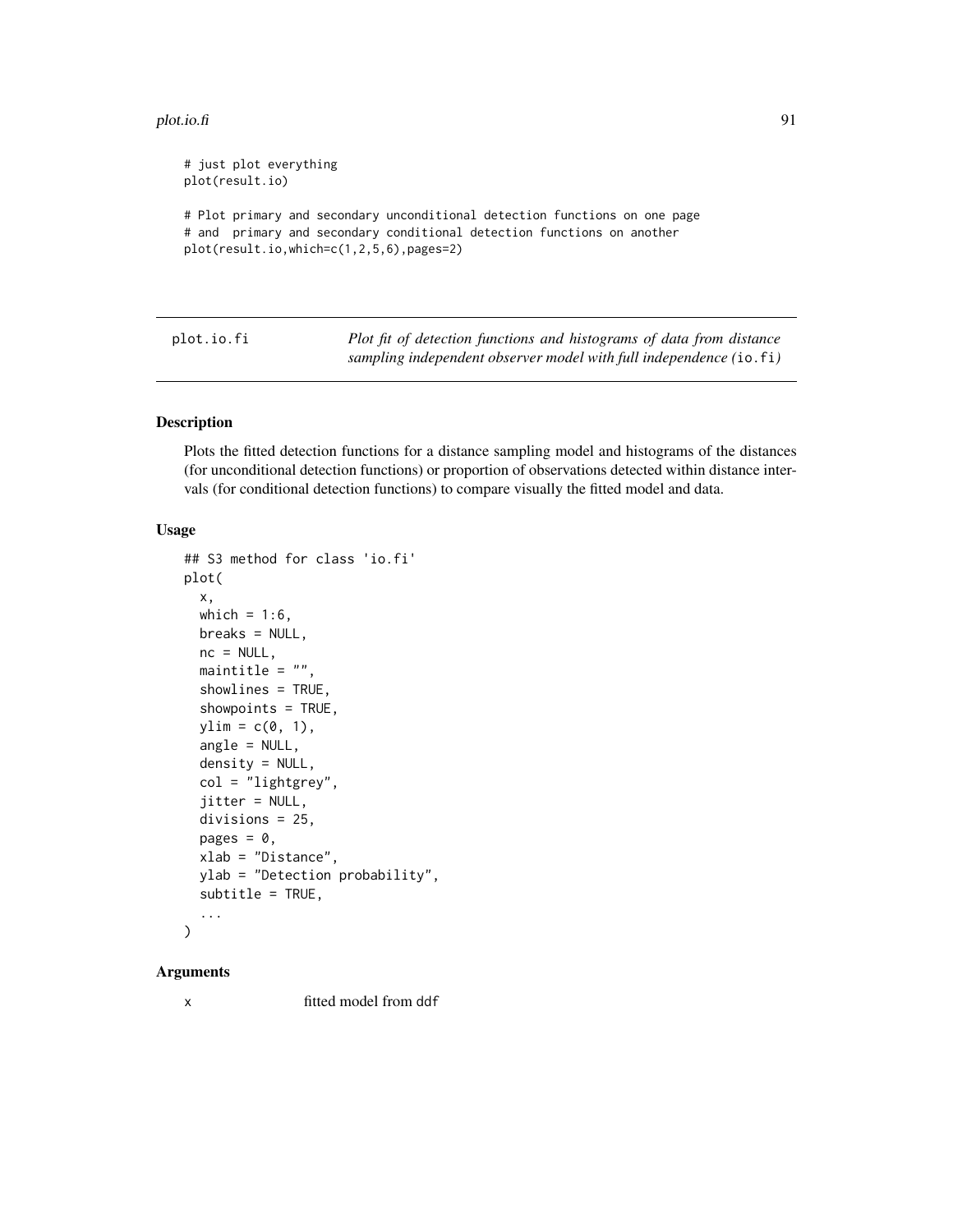```
# just plot everything
plot(result.io)

# Plot primary and secondary unconditional detection functions on one page
# and  primary and secondary conditional detection functions on another
plot(result.io,which=c(1,2,5,6),pages=2)
```

---

## plot.io.fi

*Plot fit of detection functions and histograms of data from distance sampling independent observer model with full independence (*`io.fi`*)*

---

### Description

Plots the fitted detection functions for a distance sampling model and histograms of the distances (for unconditional detection functions) or proportion of observations detected within distance intervals (for conditional detection functions) to compare visually the fitted model and data.

### Usage

```
## S3 method for class 'io.fi'
plot(
  x,
  which = 1:6,
  breaks = NULL,
  nc = NULL,
  maintitle = "",
  showlines = TRUE,
  showpoints = TRUE,
  ylim = c(0, 1),
  angle = NULL,
  density = NULL,
  col = "lightgrey",
  jitter = NULL,
  divisions = 25,
  pages = 0,
  xlab = "Distance",
  ylab = "Detection probability",
  subtitle = TRUE,
  ...
)
```

### Arguments

`x` fitted model from `ddf`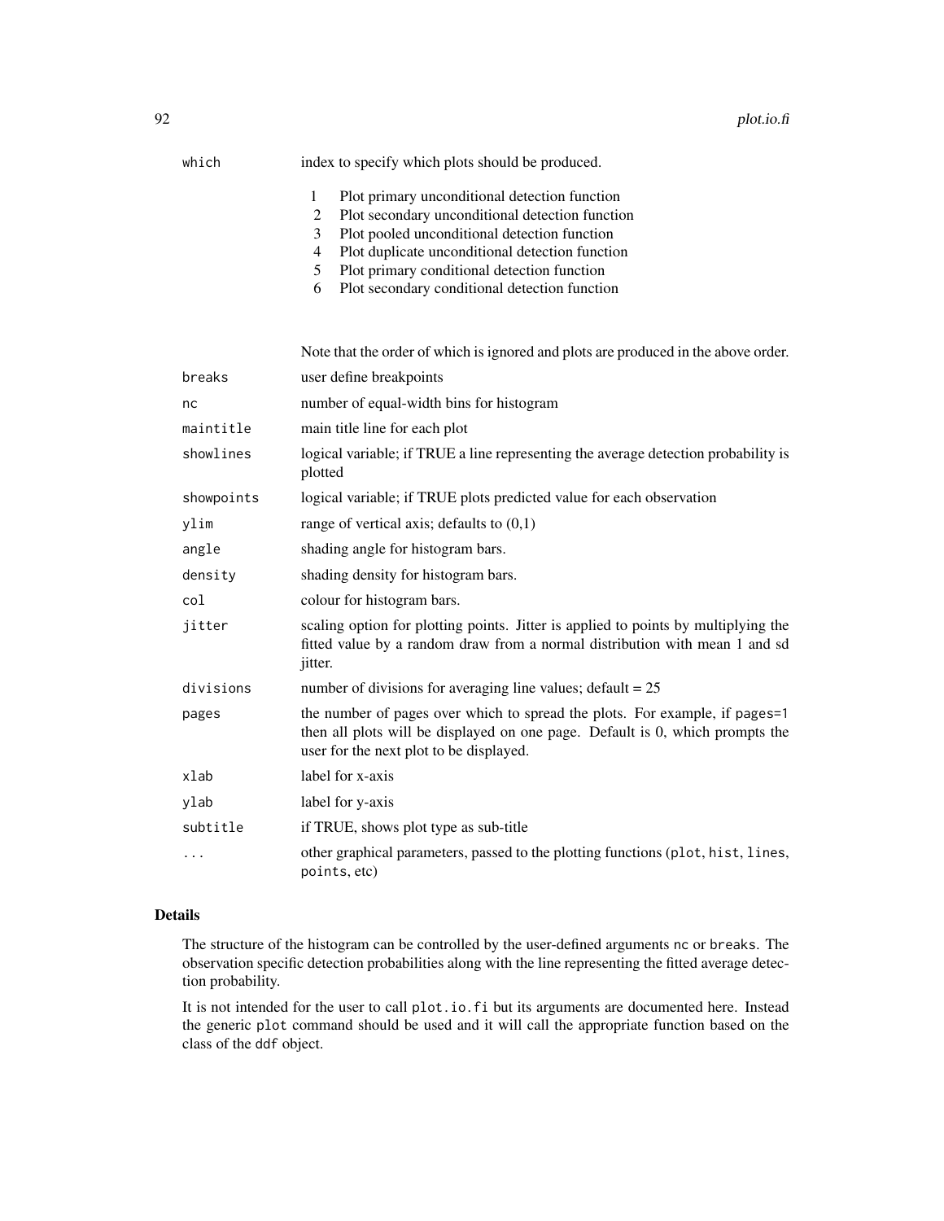| | |
|---|---|
| `which` | index to specify which plots should be produced.<br><br>1 Plot primary unconditional detection function<br>2 Plot secondary unconditional detection function<br>3 Plot pooled unconditional detection function<br>4 Plot duplicate unconditional detection function<br>5 Plot primary conditional detection function<br>6 Plot secondary conditional detection function<br><br>Note that the order of which is ignored and plots are produced in the above order. |
| `breaks` | user define breakpoints |
| `nc` | number of equal-width bins for histogram |
| `maintitle` | main title line for each plot |
| `showlines` | logical variable; if TRUE a line representing the average detection probability is plotted |
| `showpoints` | logical variable; if TRUE plots predicted value for each observation |
| `ylim` | range of vertical axis; defaults to (0,1) |
| `angle` | shading angle for histogram bars. |
| `density` | shading density for histogram bars. |
| `col` | colour for histogram bars. |
| `jitter` | scaling option for plotting points. Jitter is applied to points by multiplying the fitted value by a random draw from a normal distribution with mean 1 and sd jitter. |
| `divisions` | number of divisions for averaging line values; default = 25 |
| `pages` | the number of pages over which to spread the plots. For example, if `pages=1` then all plots will be displayed on one page. Default is 0, which prompts the user for the next plot to be displayed. |
| `xlab` | label for x-axis |
| `ylab` | label for y-axis |
| `subtitle` | if TRUE, shows plot type as sub-title |
| `...` | other graphical parameters, passed to the plotting functions (`plot`, `hist`, `lines`, `points`, etc) |

## Details

The structure of the histogram can be controlled by the user-defined arguments `nc` or `breaks`. The observation specific detection probabilities along with the line representing the fitted average detection probability.

It is not intended for the user to call `plot.io.fi` but its arguments are documented here. Instead the generic `plot` command should be used and it will call the appropriate function based on the class of the `ddf` object.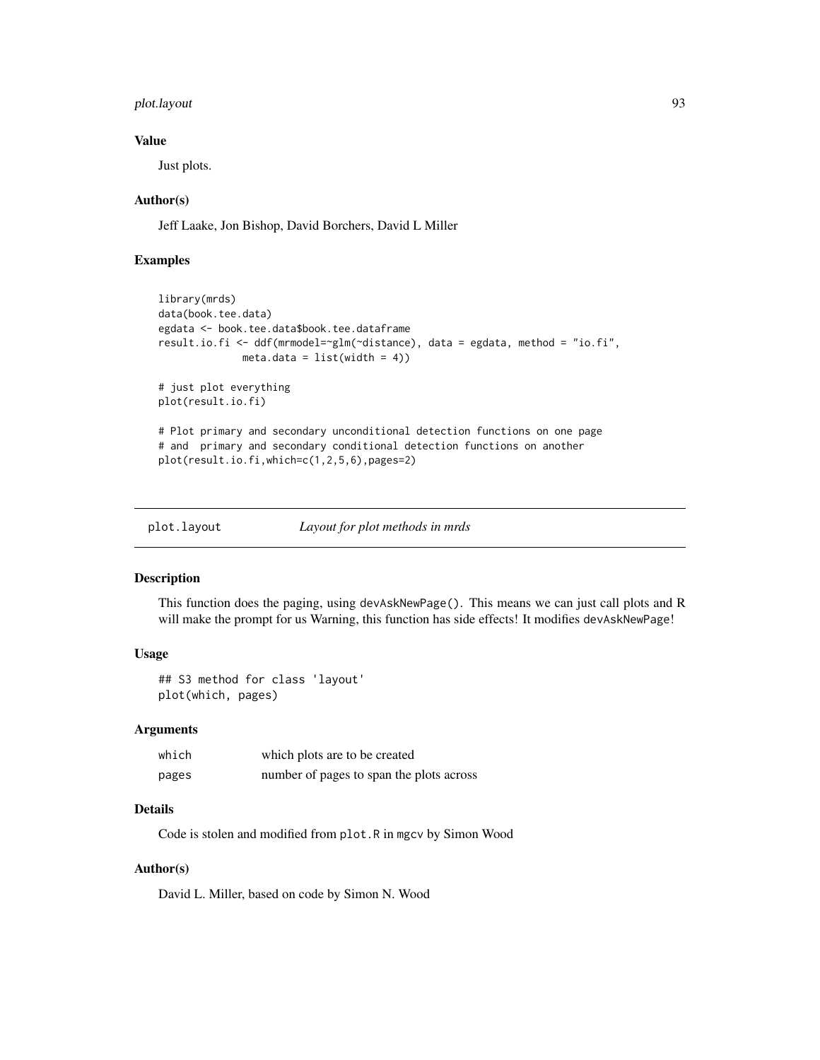### Value

Just plots.

### Author(s)

Jeff Laake, Jon Bishop, David Borchers, David L Miller

### Examples

```
library(mrds)
data(book.tee.data)
egdata <- book.tee.data$book.tee.dataframe
result.io.fi <- ddf(mrmodel=~glm(~distance), data = egdata, method = "io.fi",
             meta.data = list(width = 4))

# just plot everything
plot(result.io.fi)

# Plot primary and secondary unconditional detection functions on one page
# and  primary and secondary conditional detection functions on another
plot(result.io.fi,which=c(1,2,5,6),pages=2)
```

---

## plot.layout — *Layout for plot methods in mrds*

### Description

This function does the paging, using `devAskNewPage()`. This means we can just call plots and R will make the prompt for us Warning, this function has side effects! It modifies `devAskNewPage`!

### Usage

```
## S3 method for class 'layout'
plot(which, pages)
```

### Arguments

| | |
|---|---|
| `which` | which plots are to be created |
| `pages` | number of pages to span the plots across |

### Details

Code is stolen and modified from `plot.R` in `mgcv` by Simon Wood

### Author(s)

David L. Miller, based on code by Simon N. Wood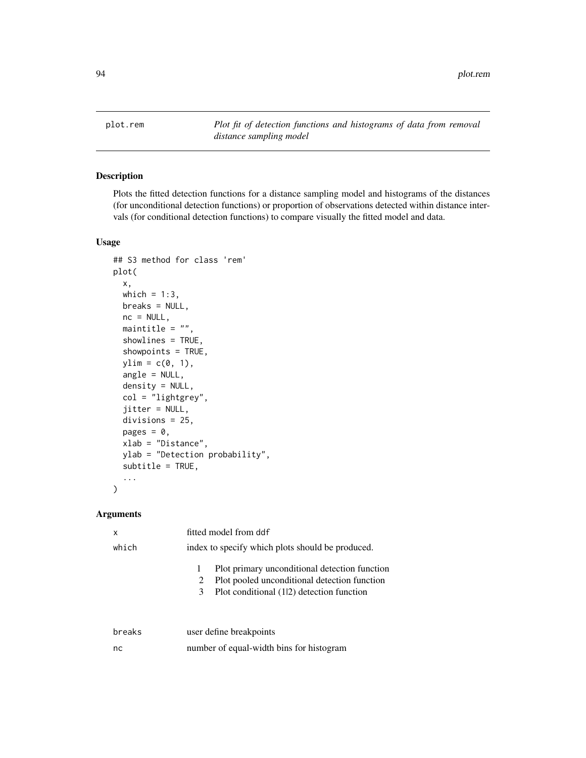plot.rem — *Plot fit of detection functions and histograms of data from removal distance sampling model*

## Description

Plots the fitted detection functions for a distance sampling model and histograms of the distances (for unconditional detection functions) or proportion of observations detected within distance intervals (for conditional detection functions) to compare visually the fitted model and data.

## Usage

```
## S3 method for class 'rem'
plot(
  x,
  which = 1:3,
  breaks = NULL,
  nc = NULL,
  maintitle = "",
  showlines = TRUE,
  showpoints = TRUE,
  ylim = c(0, 1),
  angle = NULL,
  density = NULL,
  col = "lightgrey",
  jitter = NULL,
  divisions = 25,
  pages = 0,
  xlab = "Distance",
  ylab = "Detection probability",
  subtitle = TRUE,
  ...
)
```

## Arguments

| | |
|---|---|
| `x` | fitted model from `ddf` |
| `which` | index to specify which plots should be produced.<br>1 Plot primary unconditional detection function<br>2 Plot pooled unconditional detection function<br>3 Plot conditional (1\|2) detection function |
| `breaks` | user define breakpoints |
| `nc` | number of equal-width bins for histogram |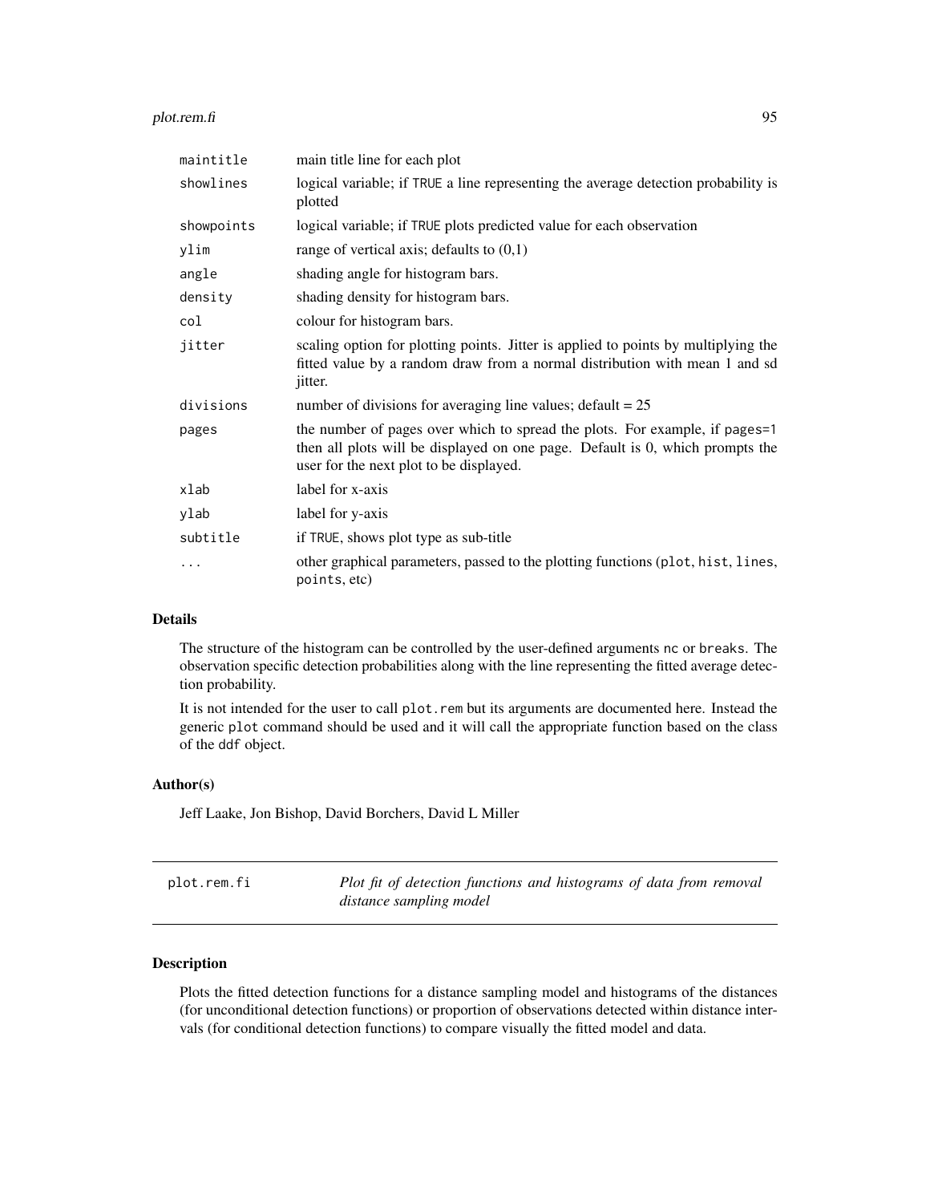| | |
|---|---|
| `maintitle` | main title line for each plot |
| `showlines` | logical variable; if TRUE a line representing the average detection probability is plotted |
| `showpoints` | logical variable; if TRUE plots predicted value for each observation |
| `ylim` | range of vertical axis; defaults to (0,1) |
| `angle` | shading angle for histogram bars. |
| `density` | shading density for histogram bars. |
| `col` | colour for histogram bars. |
| `jitter` | scaling option for plotting points. Jitter is applied to points by multiplying the fitted value by a random draw from a normal distribution with mean 1 and sd jitter. |
| `divisions` | number of divisions for averaging line values; default = 25 |
| `pages` | the number of pages over which to spread the plots. For example, if pages=1 then all plots will be displayed on one page. Default is 0, which prompts the user for the next plot to be displayed. |
| `xlab` | label for x-axis |
| `ylab` | label for y-axis |
| `subtitle` | if TRUE, shows plot type as sub-title |
| `...` | other graphical parameters, passed to the plotting functions (plot, hist, lines, points, etc) |

## Details

The structure of the histogram can be controlled by the user-defined arguments `nc` or `breaks`. The observation specific detection probabilities along with the line representing the fitted average detection probability.

It is not intended for the user to call `plot.rem` but its arguments are documented here. Instead the generic `plot` command should be used and it will call the appropriate function based on the class of the `ddf` object.

## Author(s)

Jeff Laake, Jon Bishop, David Borchers, David L Miller

---

# plot.rem.fi — *Plot fit of detection functions and histograms of data from removal distance sampling model*

## Description

Plots the fitted detection functions for a distance sampling model and histograms of the distances (for unconditional detection functions) or proportion of observations detected within distance intervals (for conditional detection functions) to compare visually the fitted model and data.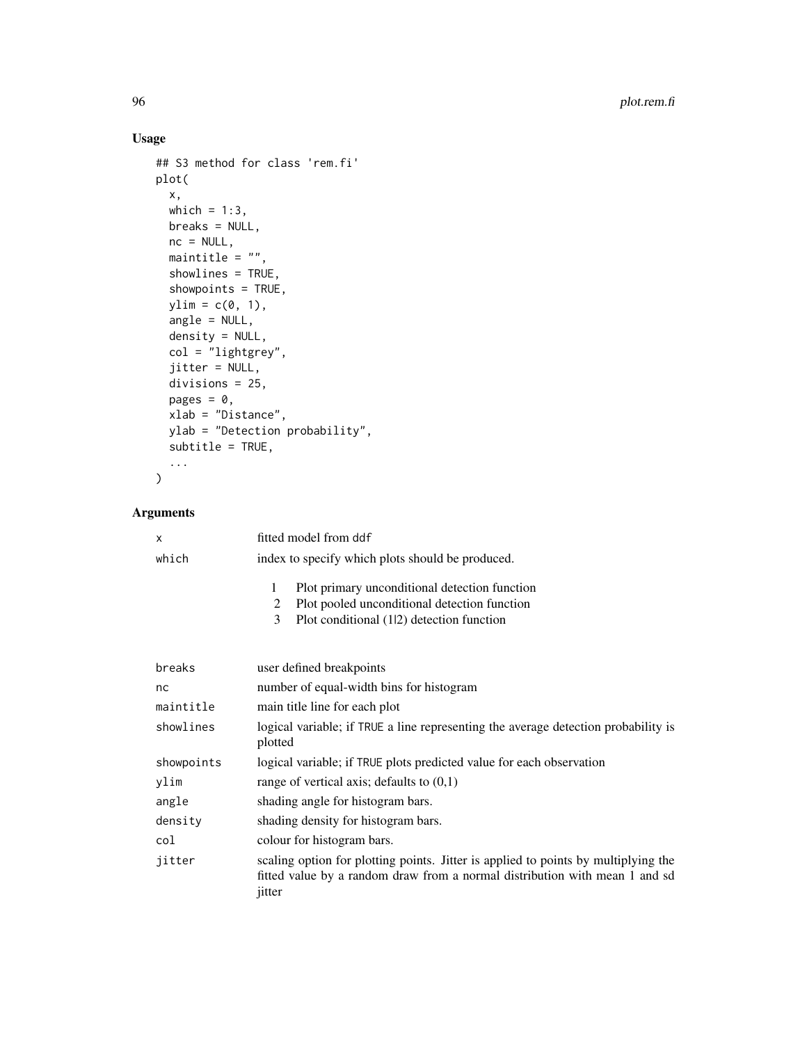## Usage

```
## S3 method for class 'rem.fi'
plot(
  x,
  which = 1:3,
  breaks = NULL,
  nc = NULL,
  maintitle = "",
  showlines = TRUE,
  showpoints = TRUE,
  ylim = c(0, 1),
  angle = NULL,
  density = NULL,
  col = "lightgrey",
  jitter = NULL,
  divisions = 25,
  pages = 0,
  xlab = "Distance",
  ylab = "Detection probability",
  subtitle = TRUE,
  ...
)
```

## Arguments

| | |
|---|---|
| x | fitted model from ddf |
| which | index to specify which plots should be produced.<br>1 Plot primary unconditional detection function<br>2 Plot pooled unconditional detection function<br>3 Plot conditional (1\|2) detection function |
| breaks | user defined breakpoints |
| nc | number of equal-width bins for histogram |
| maintitle | main title line for each plot |
| showlines | logical variable; if TRUE a line representing the average detection probability is plotted |
| showpoints | logical variable; if TRUE plots predicted value for each observation |
| ylim | range of vertical axis; defaults to (0,1) |
| angle | shading angle for histogram bars. |
| density | shading density for histogram bars. |
| col | colour for histogram bars. |
| jitter | scaling option for plotting points. Jitter is applied to points by multiplying the fitted value by a random draw from a normal distribution with mean 1 and sd jitter |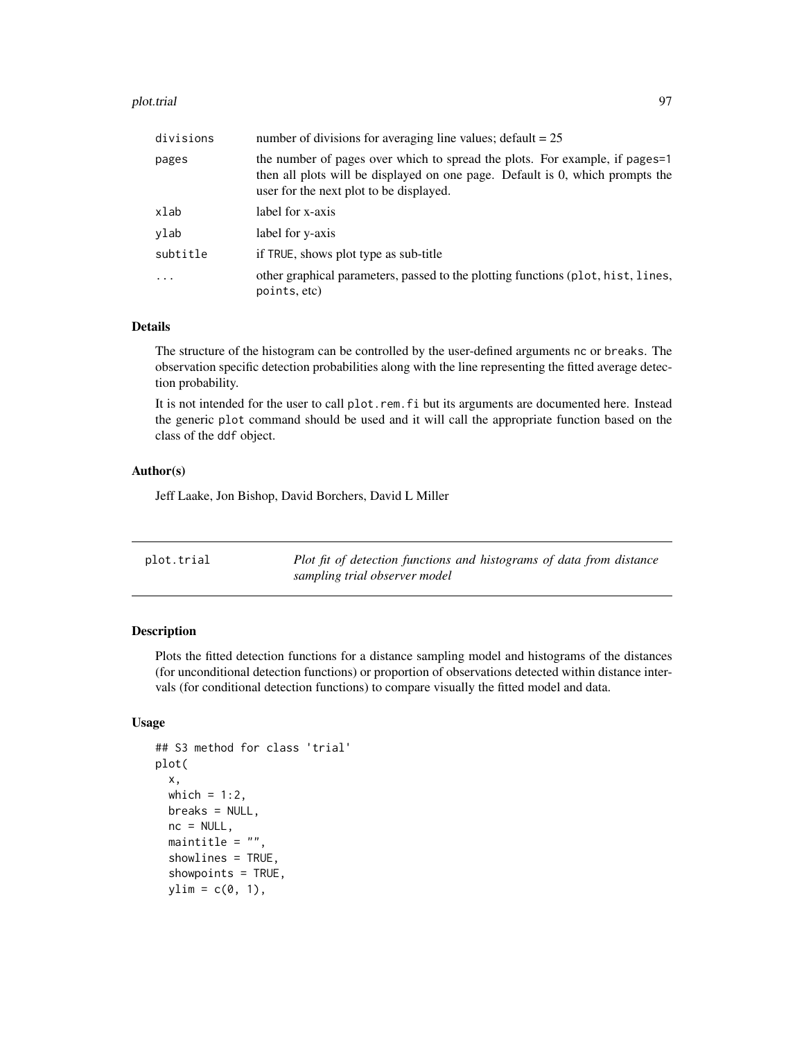| | |
|---|---|
| divisions | number of divisions for averaging line values; default = 25 |
| pages | the number of pages over which to spread the plots. For example, if pages=1 then all plots will be displayed on one page. Default is 0, which prompts the user for the next plot to be displayed. |
| xlab | label for x-axis |
| ylab | label for y-axis |
| subtitle | if TRUE, shows plot type as sub-title |
| ... | other graphical parameters, passed to the plotting functions (plot, hist, lines, points, etc) |

### Details

The structure of the histogram can be controlled by the user-defined arguments nc or breaks. The observation specific detection probabilities along with the line representing the fitted average detection probability.

It is not intended for the user to call plot.rem.fi but its arguments are documented here. Instead the generic plot command should be used and it will call the appropriate function based on the class of the ddf object.

### Author(s)

Jeff Laake, Jon Bishop, David Borchers, David L Miller

---

## plot.trial — *Plot fit of detection functions and histograms of data from distance sampling trial observer model*

---

### Description

Plots the fitted detection functions for a distance sampling model and histograms of the distances (for unconditional detection functions) or proportion of observations detected within distance intervals (for conditional detection functions) to compare visually the fitted model and data.

### Usage

```
## S3 method for class 'trial'
plot(
  x,
  which = 1:2,
  breaks = NULL,
  nc = NULL,
  maintitle = "",
  showlines = TRUE,
  showpoints = TRUE,
  ylim = c(0, 1),
```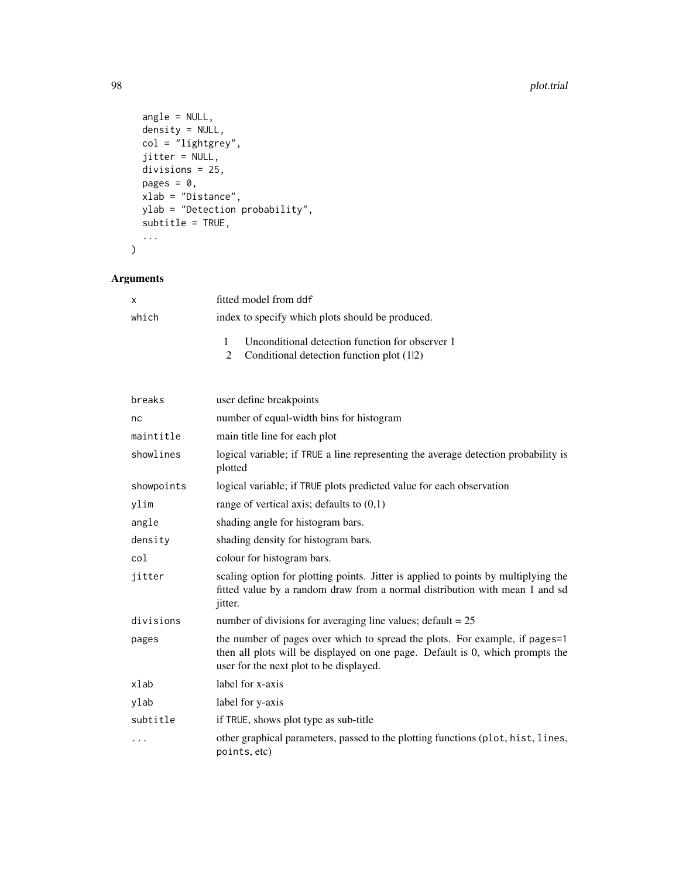```
  angle = NULL,
  density = NULL,
  col = "lightgrey",
  jitter = NULL,
  divisions = 25,
  pages = 0,
  xlab = "Distance",
  ylab = "Detection probability",
  subtitle = TRUE,
  ...
)
```

## Arguments

| | |
|---|---|
| x | fitted model from ddf |
| which | index to specify which plots should be produced.<br>1 Unconditional detection function for observer 1<br>2 Conditional detection function plot (1\|2) |
| breaks | user define breakpoints |
| nc | number of equal-width bins for histogram |
| maintitle | main title line for each plot |
| showlines | logical variable; if TRUE a line representing the average detection probability is plotted |
| showpoints | logical variable; if TRUE plots predicted value for each observation |
| ylim | range of vertical axis; defaults to (0,1) |
| angle | shading angle for histogram bars. |
| density | shading density for histogram bars. |
| col | colour for histogram bars. |
| jitter | scaling option for plotting points. Jitter is applied to points by multiplying the fitted value by a random draw from a normal distribution with mean 1 and sd jitter. |
| divisions | number of divisions for averaging line values; default = 25 |
| pages | the number of pages over which to spread the plots. For example, if pages=1 then all plots will be displayed on one page. Default is 0, which prompts the user for the next plot to be displayed. |
| xlab | label for x-axis |
| ylab | label for y-axis |
| subtitle | if TRUE, shows plot type as sub-title |
| ... | other graphical parameters, passed to the plotting functions (plot, hist, lines, points, etc) |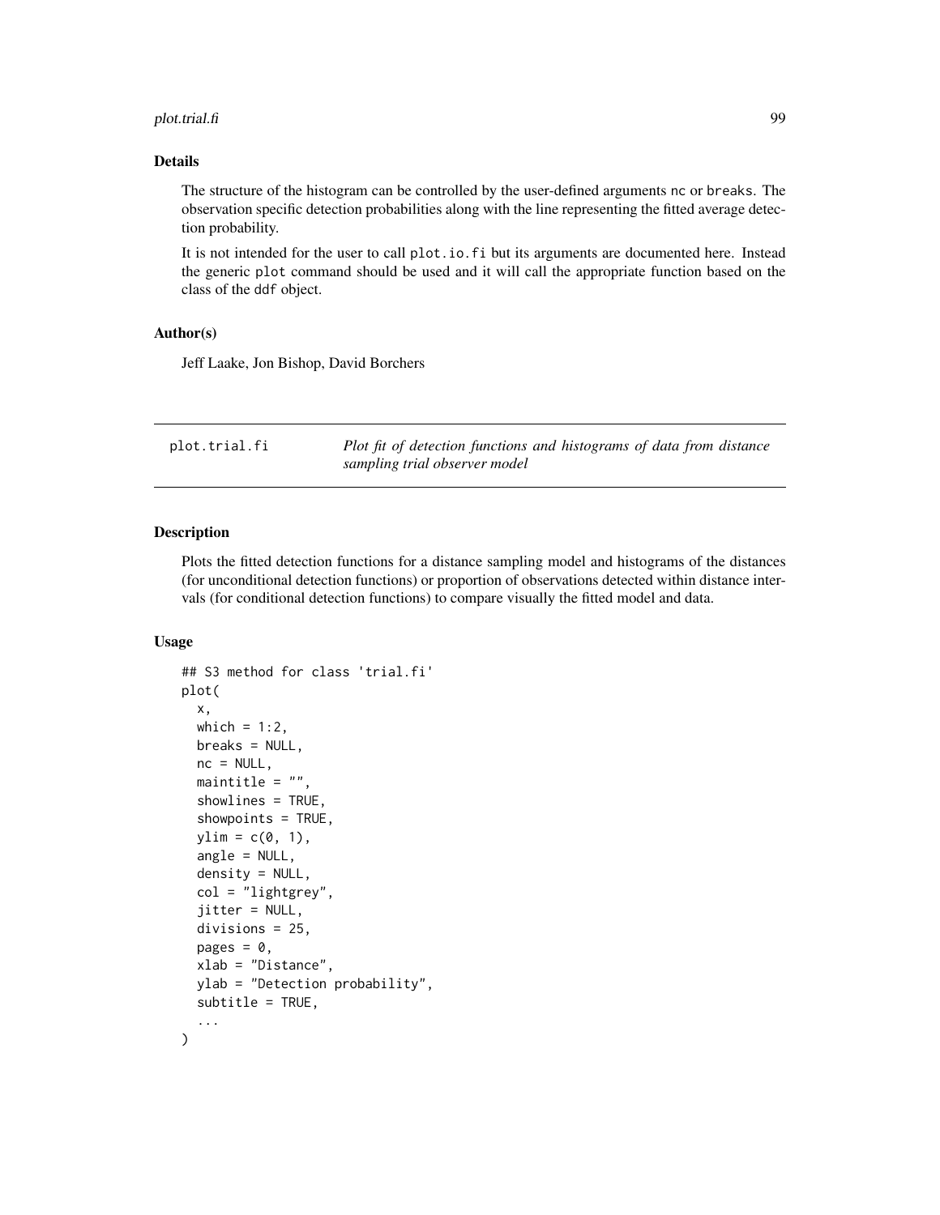## Details

The structure of the histogram can be controlled by the user-defined arguments nc or breaks. The observation specific detection probabilities along with the line representing the fitted average detection probability.

It is not intended for the user to call plot.io.fi but its arguments are documented here. Instead the generic plot command should be used and it will call the appropriate function based on the class of the ddf object.

## Author(s)

Jeff Laake, Jon Bishop, David Borchers

---

# plot.trial.fi — *Plot fit of detection functions and histograms of data from distance sampling trial observer model*

## Description

Plots the fitted detection functions for a distance sampling model and histograms of the distances (for unconditional detection functions) or proportion of observations detected within distance intervals (for conditional detection functions) to compare visually the fitted model and data.

## Usage

```
## S3 method for class 'trial.fi'
plot(
  x,
  which = 1:2,
  breaks = NULL,
  nc = NULL,
  maintitle = "",
  showlines = TRUE,
  showpoints = TRUE,
  ylim = c(0, 1),
  angle = NULL,
  density = NULL,
  col = "lightgrey",
  jitter = NULL,
  divisions = 25,
  pages = 0,
  xlab = "Distance",
  ylab = "Detection probability",
  subtitle = TRUE,
  ...
)
```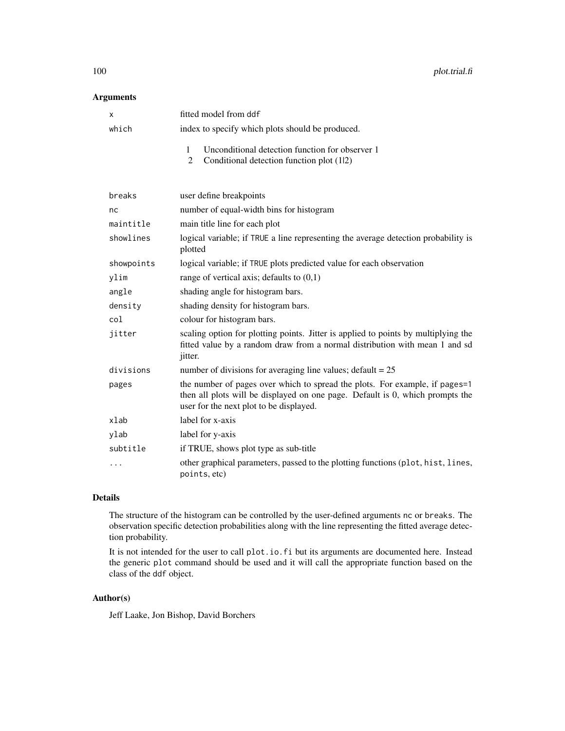## Arguments

| | |
|---|---|
| `x` | fitted model from `ddf` |
| `which` | index to specify which plots should be produced.<br>1 Unconditional detection function for observer 1<br>2 Conditional detection function plot (1\|2) |
| `breaks` | user define breakpoints |
| `nc` | number of equal-width bins for histogram |
| `maintitle` | main title line for each plot |
| `showlines` | logical variable; if `TRUE` a line representing the average detection probability is plotted |
| `showpoints` | logical variable; if `TRUE` plots predicted value for each observation |
| `ylim` | range of vertical axis; defaults to (0,1) |
| `angle` | shading angle for histogram bars. |
| `density` | shading density for histogram bars. |
| `col` | colour for histogram bars. |
| `jitter` | scaling option for plotting points. Jitter is applied to points by multiplying the fitted value by a random draw from a normal distribution with mean 1 and sd jitter. |
| `divisions` | number of divisions for averaging line values; default = 25 |
| `pages` | the number of pages over which to spread the plots. For example, if `pages=1` then all plots will be displayed on one page. Default is 0, which prompts the user for the next plot to be displayed. |
| `xlab` | label for x-axis |
| `ylab` | label for y-axis |
| `subtitle` | if TRUE, shows plot type as sub-title |
| `...` | other graphical parameters, passed to the plotting functions (`plot`, `hist`, `lines`, `points`, etc) |

## Details

The structure of the histogram can be controlled by the user-defined arguments `nc` or `breaks`. The observation specific detection probabilities along with the line representing the fitted average detection probability.

It is not intended for the user to call `plot.io.fi` but its arguments are documented here. Instead the generic `plot` command should be used and it will call the appropriate function based on the class of the `ddf` object.

## Author(s)

Jeff Laake, Jon Bishop, David Borchers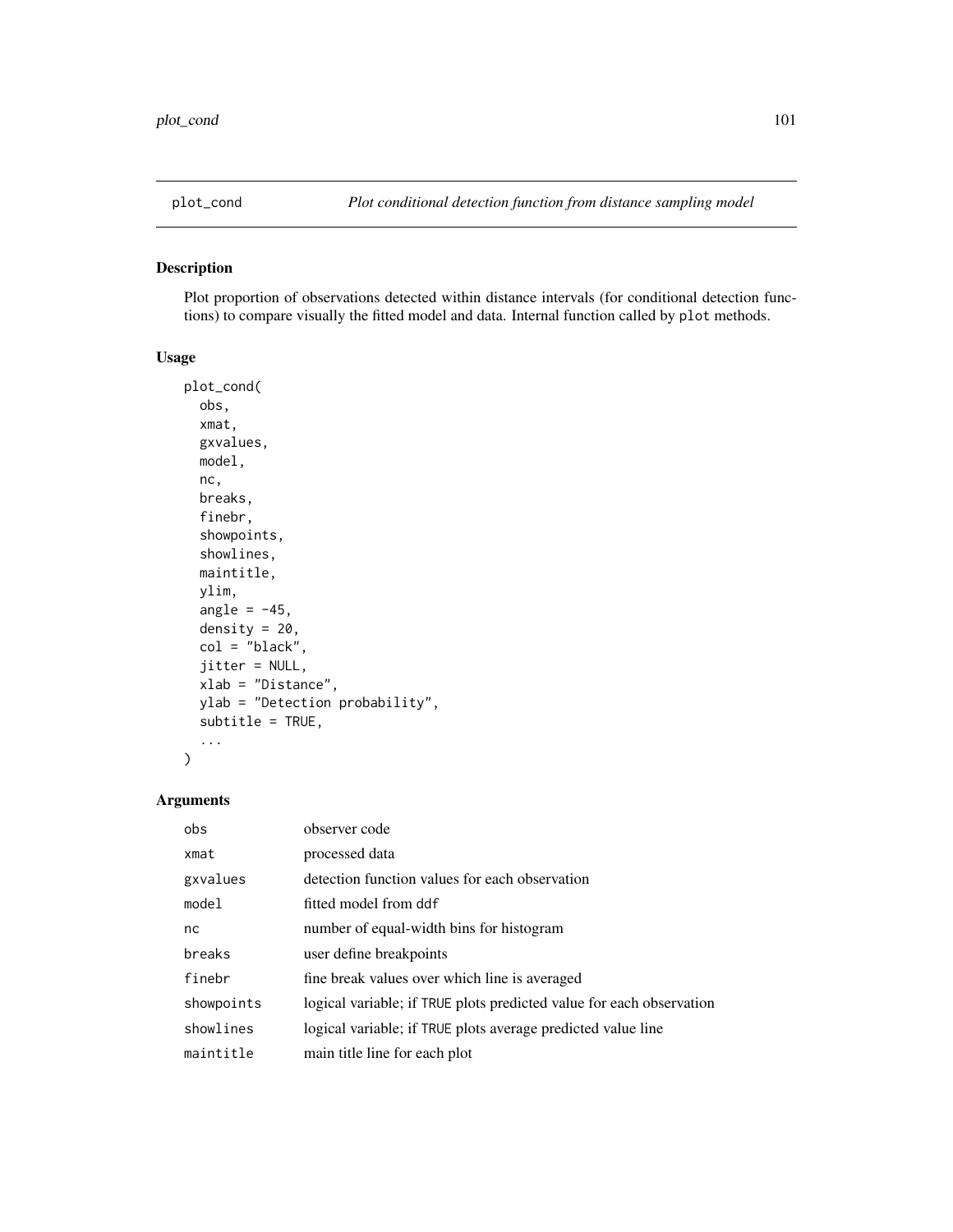plot_cond    *Plot conditional detection function from distance sampling model*

## Description

Plot proportion of observations detected within distance intervals (for conditional detection functions) to compare visually the fitted model and data. Internal function called by `plot` methods.

## Usage

```
plot_cond(
  obs,
  xmat,
  gxvalues,
  model,
  nc,
  breaks,
  finebr,
  showpoints,
  showlines,
  maintitle,
  ylim,
  angle = -45,
  density = 20,
  col = "black",
  jitter = NULL,
  xlab = "Distance",
  ylab = "Detection probability",
  subtitle = TRUE,
  ...
)
```

## Arguments

| | |
|---|---|
| obs | observer code |
| xmat | processed data |
| gxvalues | detection function values for each observation |
| model | fitted model from `ddf` |
| nc | number of equal-width bins for histogram |
| breaks | user define breakpoints |
| finebr | fine break values over which line is averaged |
| showpoints | logical variable; if `TRUE` plots predicted value for each observation |
| showlines | logical variable; if `TRUE` plots average predicted value line |
| maintitle | main title line for each plot |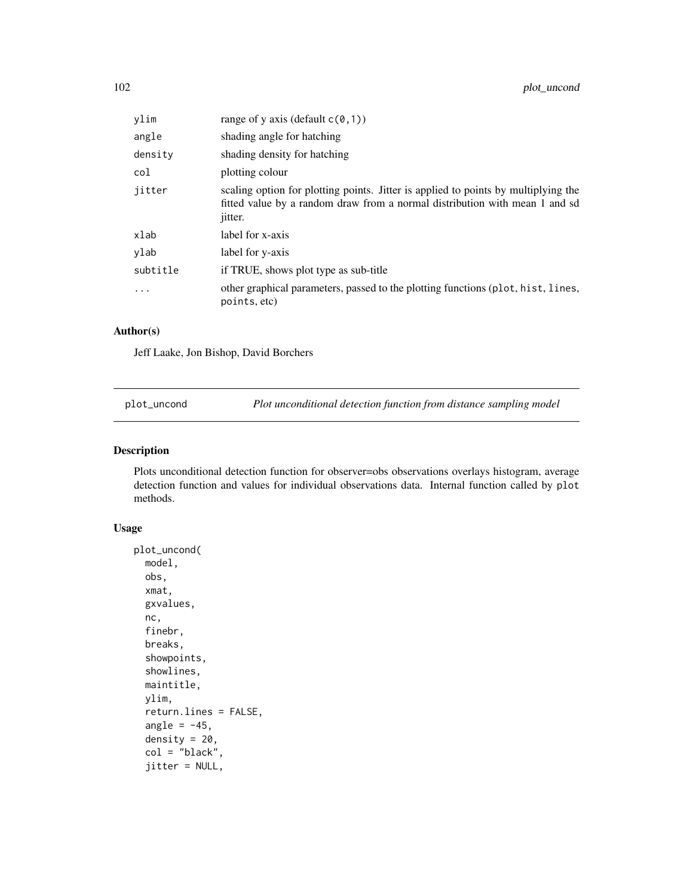| | |
|---|---|
| `ylim` | range of y axis (default `c(0,1)`) |
| `angle` | shading angle for hatching |
| `density` | shading density for hatching |
| `col` | plotting colour |
| `jitter` | scaling option for plotting points. Jitter is applied to points by multiplying the fitted value by a random draw from a normal distribution with mean 1 and sd jitter. |
| `xlab` | label for x-axis |
| `ylab` | label for y-axis |
| `subtitle` | if TRUE, shows plot type as sub-title |
| `...` | other graphical parameters, passed to the plotting functions (`plot`, `hist`, `lines`, `points`, etc) |

## Author(s)

Jeff Laake, Jon Bishop, David Borchers

---

`plot_uncond` *Plot unconditional detection function from distance sampling model*

---

## Description

Plots unconditional detection function for observer=obs observations overlays histogram, average detection function and values for individual observations data. Internal function called by `plot` methods.

## Usage

```
plot_uncond(
  model,
  obs,
  xmat,
  gxvalues,
  nc,
  finebr,
  breaks,
  showpoints,
  showlines,
  maintitle,
  ylim,
  return.lines = FALSE,
  angle = -45,
  density = 20,
  col = "black",
  jitter = NULL,
```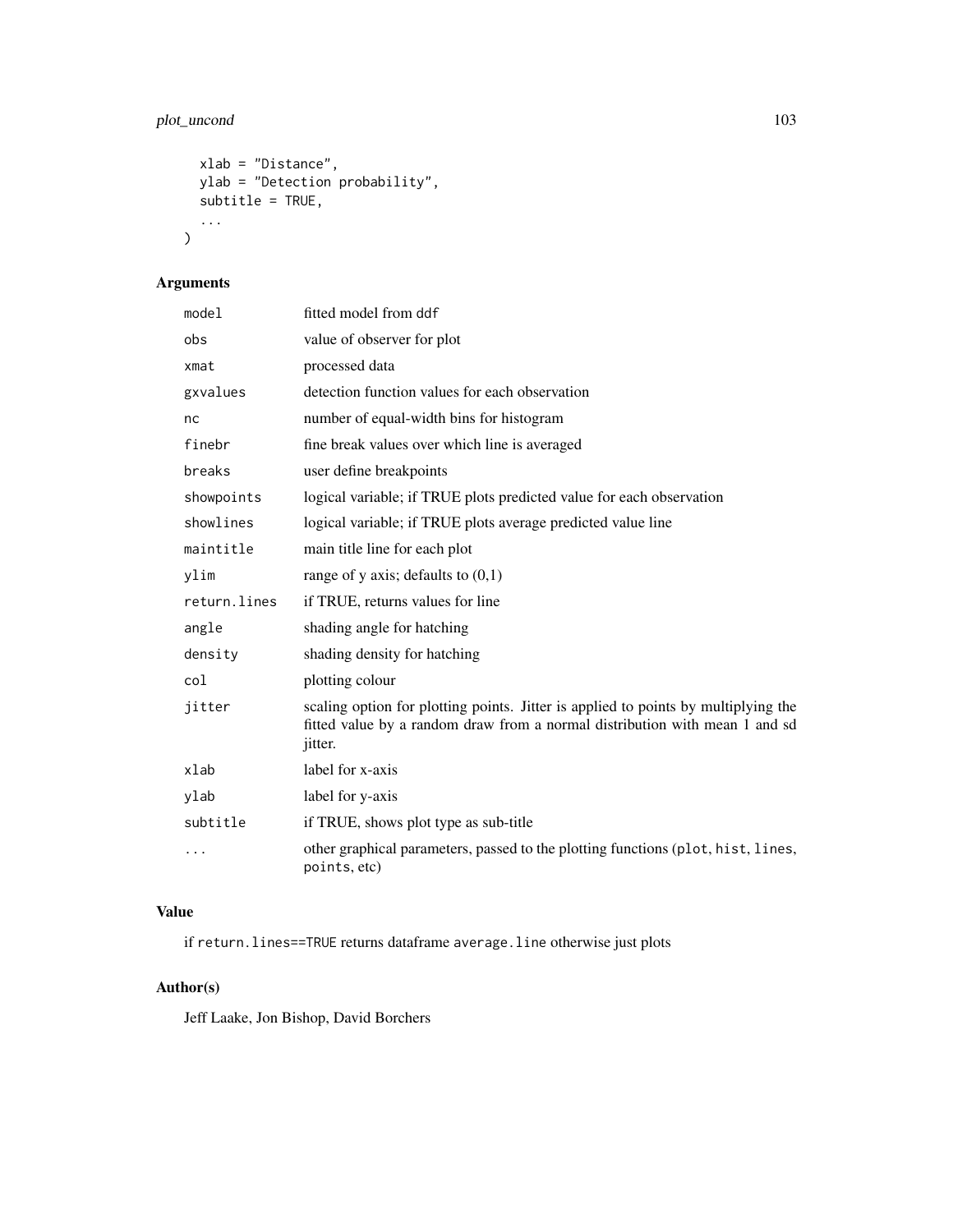```
  xlab = "Distance",
  ylab = "Detection probability",
  subtitle = TRUE,
  ...
)
```

## Arguments

| | |
|---|---|
| `model` | fitted model from `ddf` |
| `obs` | value of observer for plot |
| `xmat` | processed data |
| `gxvalues` | detection function values for each observation |
| `nc` | number of equal-width bins for histogram |
| `finebr` | fine break values over which line is averaged |
| `breaks` | user define breakpoints |
| `showpoints` | logical variable; if TRUE plots predicted value for each observation |
| `showlines` | logical variable; if TRUE plots average predicted value line |
| `maintitle` | main title line for each plot |
| `ylim` | range of y axis; defaults to (0,1) |
| `return.lines` | if TRUE, returns values for line |
| `angle` | shading angle for hatching |
| `density` | shading density for hatching |
| `col` | plotting colour |
| `jitter` | scaling option for plotting points. Jitter is applied to points by multiplying the fitted value by a random draw from a normal distribution with mean 1 and sd jitter. |
| `xlab` | label for x-axis |
| `ylab` | label for y-axis |
| `subtitle` | if TRUE, shows plot type as sub-title |
| `...` | other graphical parameters, passed to the plotting functions (`plot`, `hist`, `lines`, `points`, etc) |

## Value

if `return.lines==TRUE` returns dataframe `average.line` otherwise just plots

## Author(s)

Jeff Laake, Jon Bishop, David Borchers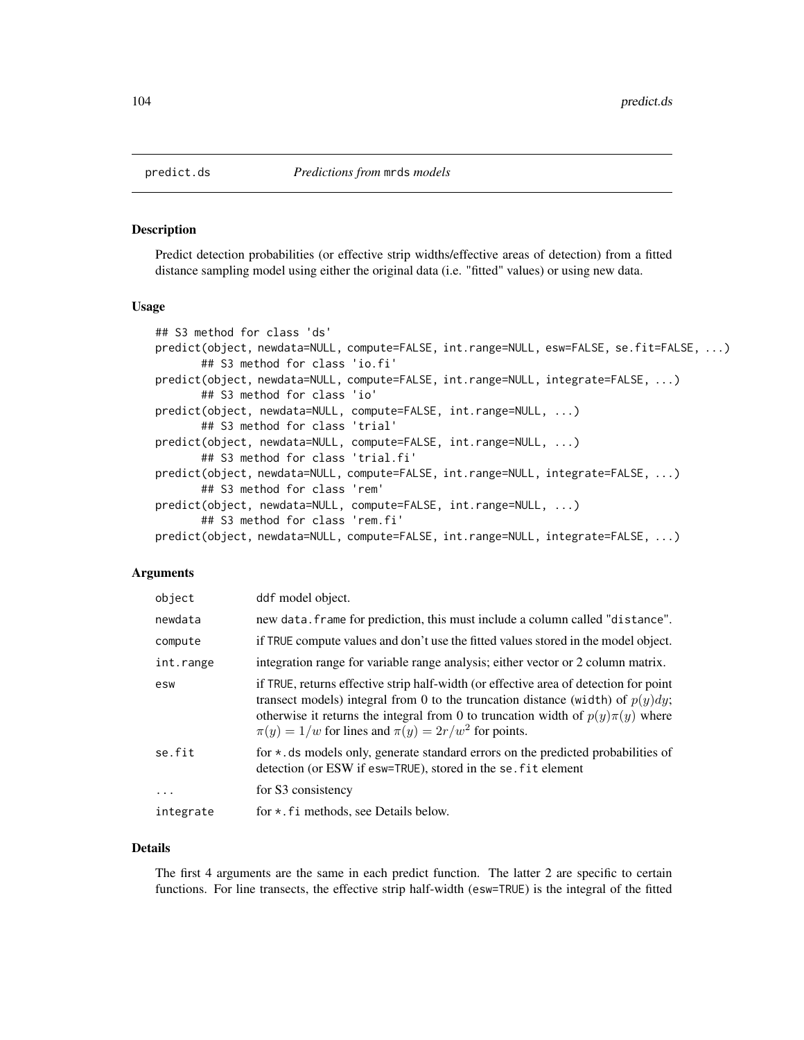predict.ds *Predictions from* mrds *models*

## Description

Predict detection probabilities (or effective strip widths/effective areas of detection) from a fitted distance sampling model using either the original data (i.e. "fitted" values) or using new data.

## Usage

```
## S3 method for class 'ds'
predict(object, newdata=NULL, compute=FALSE, int.range=NULL, esw=FALSE, se.fit=FALSE, ...)
       ## S3 method for class 'io.fi'
predict(object, newdata=NULL, compute=FALSE, int.range=NULL, integrate=FALSE, ...)
       ## S3 method for class 'io'
predict(object, newdata=NULL, compute=FALSE, int.range=NULL, ...)
       ## S3 method for class 'trial'
predict(object, newdata=NULL, compute=FALSE, int.range=NULL, ...)
       ## S3 method for class 'trial.fi'
predict(object, newdata=NULL, compute=FALSE, int.range=NULL, integrate=FALSE, ...)
       ## S3 method for class 'rem'
predict(object, newdata=NULL, compute=FALSE, int.range=NULL, ...)
       ## S3 method for class 'rem.fi'
predict(object, newdata=NULL, compute=FALSE, int.range=NULL, integrate=FALSE, ...)
```

## Arguments

| | |
|---|---|
| `object` | ddf model object. |
| `newdata` | new data.frame for prediction, this must include a column called "distance". |
| `compute` | if TRUE compute values and don't use the fitted values stored in the model object. |
| `int.range` | integration range for variable range analysis; either vector or 2 column matrix. |
| `esw` | if TRUE, returns effective strip half-width (or effective area of detection for point transect models) integral from 0 to the truncation distance (width) of $p(y)dy$; otherwise it returns the integral from 0 to truncation width of $p(y)\pi(y)$ where $\pi(y) = 1/w$ for lines and $\pi(y) = 2r/w^2$ for points. |
| `se.fit` | for *.ds models only, generate standard errors on the predicted probabilities of detection (or ESW if esw=TRUE), stored in the se.fit element |
| `...` | for S3 consistency |
| `integrate` | for *.fi methods, see Details below. |

## Details

The first 4 arguments are the same in each predict function. The latter 2 are specific to certain functions. For line transects, the effective strip half-width (esw=TRUE) is the integral of the fitted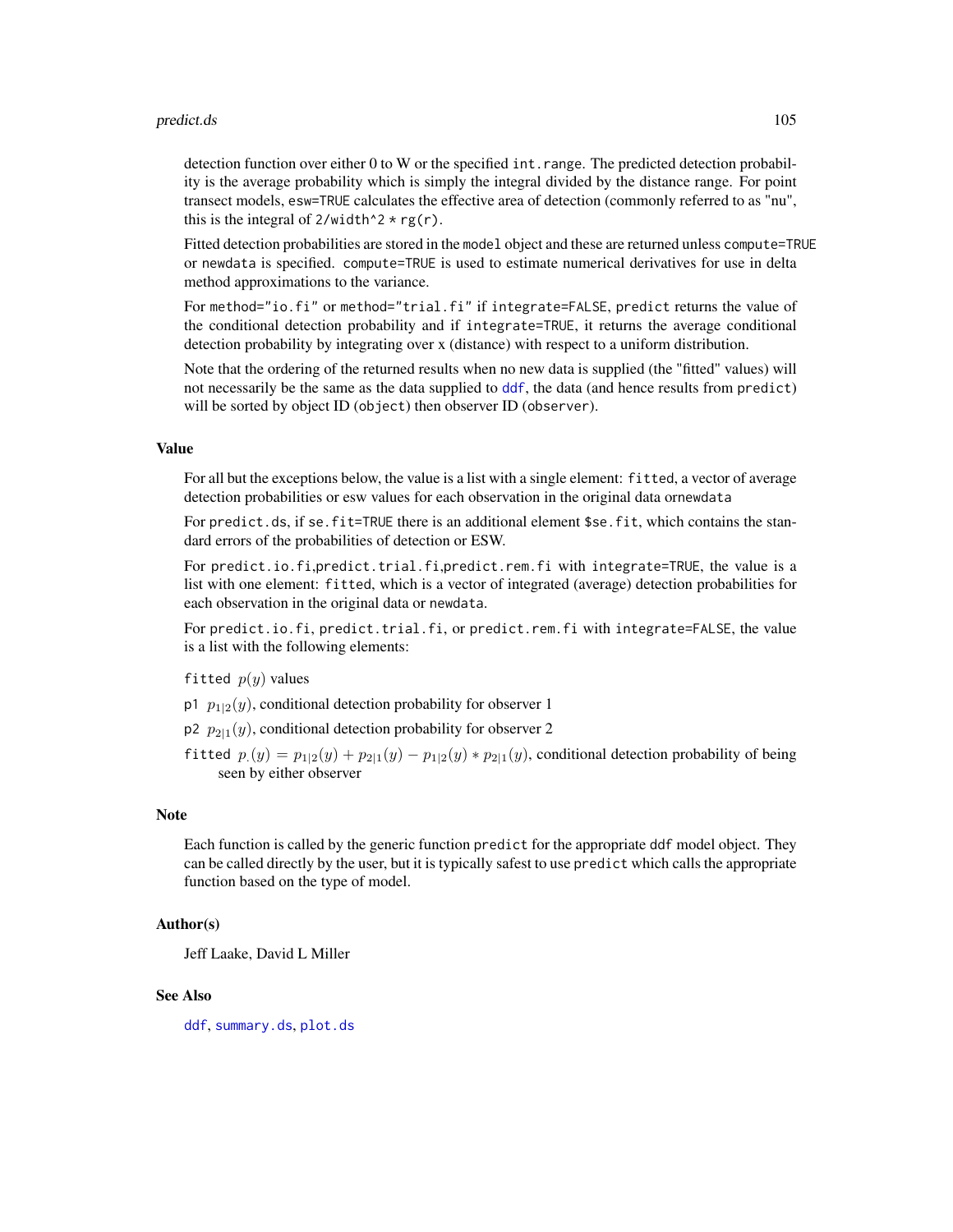detection function over either 0 to W or the specified `int.range`. The predicted detection probability is the average probability which is simply the integral divided by the distance range. For point transect models, `esw=TRUE` calculates the effective area of detection (commonly referred to as "nu", this is the integral of `2/width^2 * rg(r)`.

Fitted detection probabilities are stored in the `model` object and these are returned unless `compute=TRUE` or `newdata` is specified. `compute=TRUE` is used to estimate numerical derivatives for use in delta method approximations to the variance.

For `method="io.fi"` or `method="trial.fi"` if `integrate=FALSE`, `predict` returns the value of the conditional detection probability and if `integrate=TRUE`, it returns the average conditional detection probability by integrating over x (distance) with respect to a uniform distribution.

Note that the ordering of the returned results when no new data is supplied (the "fitted" values) will not necessarily be the same as the data supplied to `ddf`, the data (and hence results from `predict`) will be sorted by object ID (`object`) then observer ID (`observer`).

## Value

For all but the exceptions below, the value is a list with a single element: `fitted`, a vector of average detection probabilities or esw values for each observation in the original data or`newdata`

For `predict.ds`, if `se.fit=TRUE` there is an additional element `$se.fit`, which contains the standard errors of the probabilities of detection or ESW.

For `predict.io.fi`,`predict.trial.fi`,`predict.rem.fi` with `integrate=TRUE`, the value is a list with one element: `fitted`, which is a vector of integrated (average) detection probabilities for each observation in the original data or `newdata`.

For `predict.io.fi`, `predict.trial.fi`, or `predict.rem.fi` with `integrate=FALSE`, the value is a list with the following elements:

`fitted` $p(y)$ values

`p1` $p_{1|2}(y)$, conditional detection probability for observer 1

`p2` $p_{2|1}(y)$, conditional detection probability for observer 2

`fitted` $p_.(y) = p_{1|2}(y) + p_{2|1}(y) - p_{1|2}(y) * p_{2|1}(y)$, conditional detection probability of being seen by either observer

## Note

Each function is called by the generic function `predict` for the appropriate `ddf` model object. They can be called directly by the user, but it is typically safest to use `predict` which calls the appropriate function based on the type of model.

## Author(s)

Jeff Laake, David L Miller

## See Also

`ddf`, `summary.ds`, `plot.ds`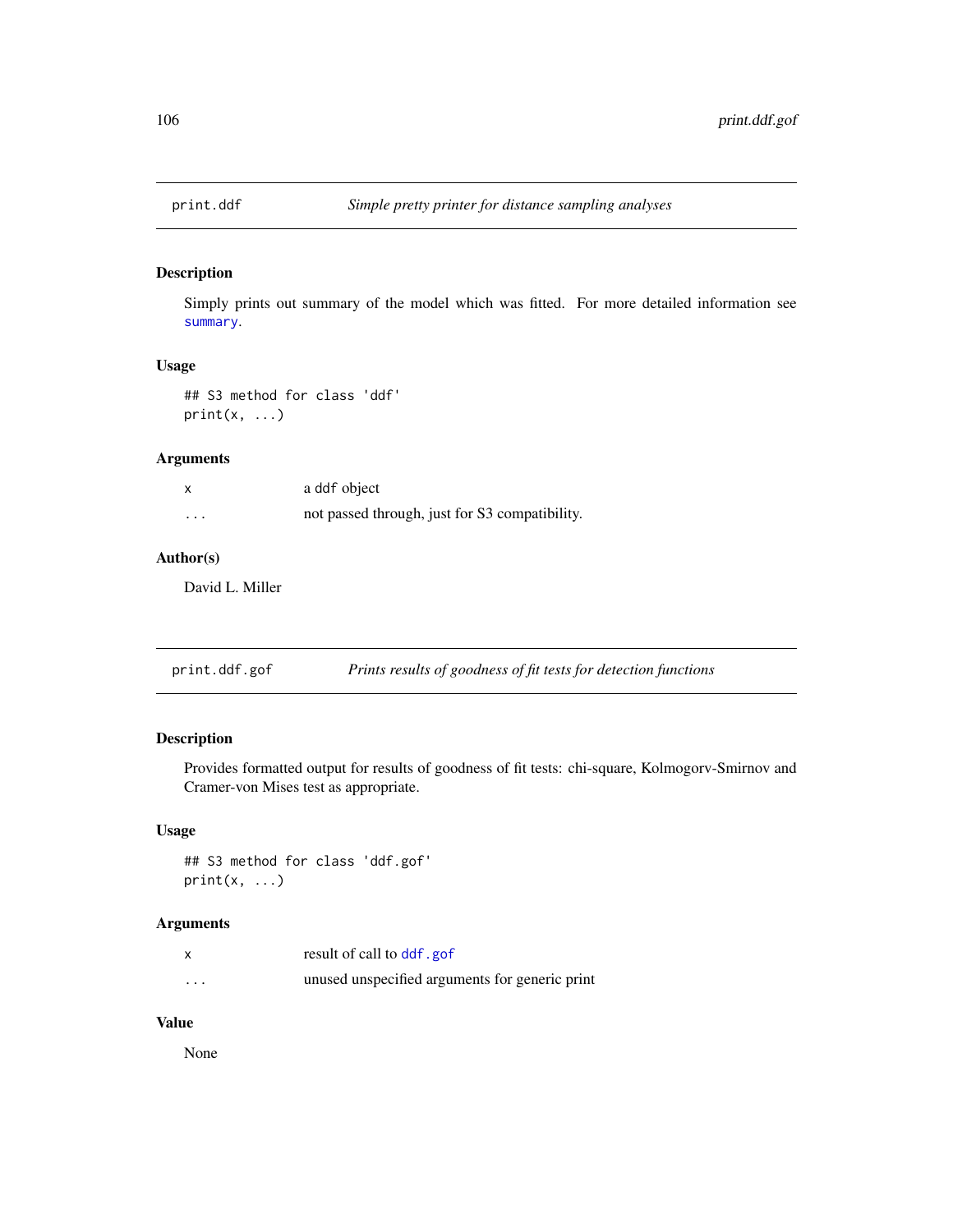## print.ddf — *Simple pretty printer for distance sampling analyses*

### Description

Simply prints out summary of the model which was fitted. For more detailed information see `summary`.

### Usage

```
## S3 method for class 'ddf'
print(x, ...)
```

### Arguments

| | |
|---|---|
| x | a `ddf` object |
| ... | not passed through, just for S3 compatibility. |

### Author(s)

David L. Miller

## print.ddf.gof — *Prints results of goodness of fit tests for detection functions*

### Description

Provides formatted output for results of goodness of fit tests: chi-square, Kolmogorv-Smirnov and Cramer-von Mises test as appropriate.

### Usage

```
## S3 method for class 'ddf.gof'
print(x, ...)
```

### Arguments

| | |
|---|---|
| x | result of call to `ddf.gof` |
| ... | unused unspecified arguments for generic print |

### Value

None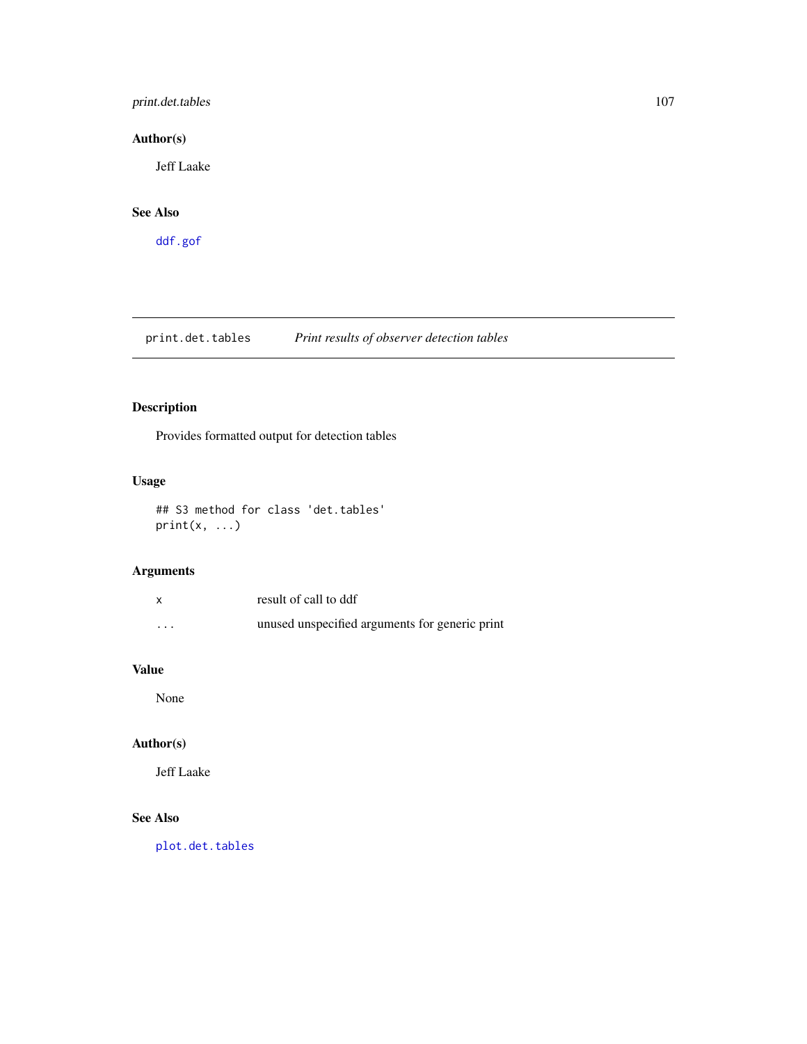### Author(s)

Jeff Laake

### See Also

`ddf.gof`

---

## print.det.tables — *Print results of observer detection tables*

### Description

Provides formatted output for detection tables

### Usage

```
## S3 method for class 'det.tables'
print(x, ...)
```

### Arguments

| | |
|---|---|
| x | result of call to ddf |
| ... | unused unspecified arguments for generic print |

### Value

None

### Author(s)

Jeff Laake

### See Also

`plot.det.tables`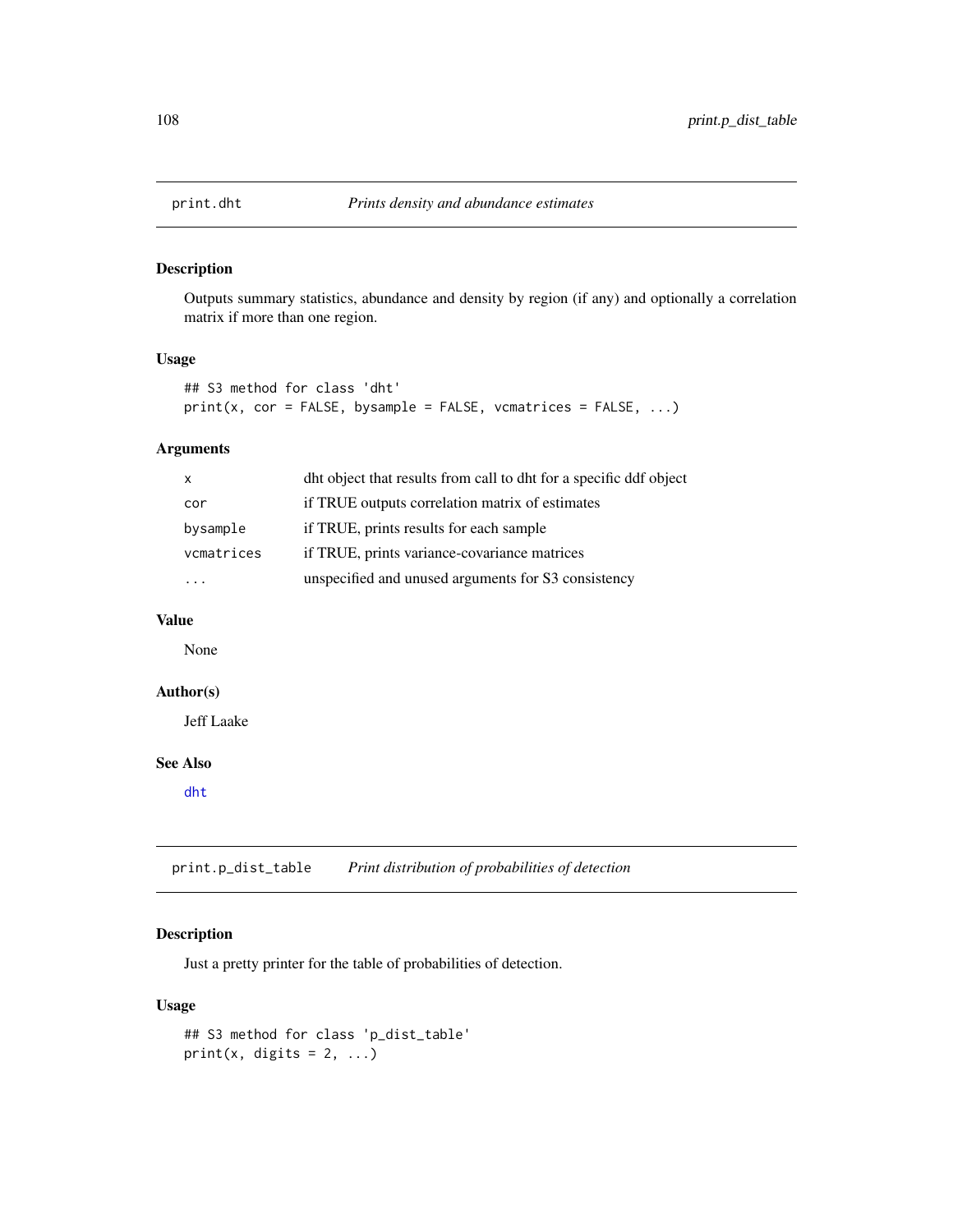## print.dht *Prints density and abundance estimates*

### Description

Outputs summary statistics, abundance and density by region (if any) and optionally a correlation matrix if more than one region.

### Usage

```
## S3 method for class 'dht'
print(x, cor = FALSE, bysample = FALSE, vcmatrices = FALSE, ...)
```

### Arguments

| | |
|---|---|
| `x` | dht object that results from call to dht for a specific ddf object |
| `cor` | if TRUE outputs correlation matrix of estimates |
| `bysample` | if TRUE, prints results for each sample |
| `vcmatrices` | if TRUE, prints variance-covariance matrices |
| `...` | unspecified and unused arguments for S3 consistency |

### Value

None

### Author(s)

Jeff Laake

### See Also

`dht`

## print.p_dist_table *Print distribution of probabilities of detection*

### Description

Just a pretty printer for the table of probabilities of detection.

### Usage

```
## S3 method for class 'p_dist_table'
print(x, digits = 2, ...)
```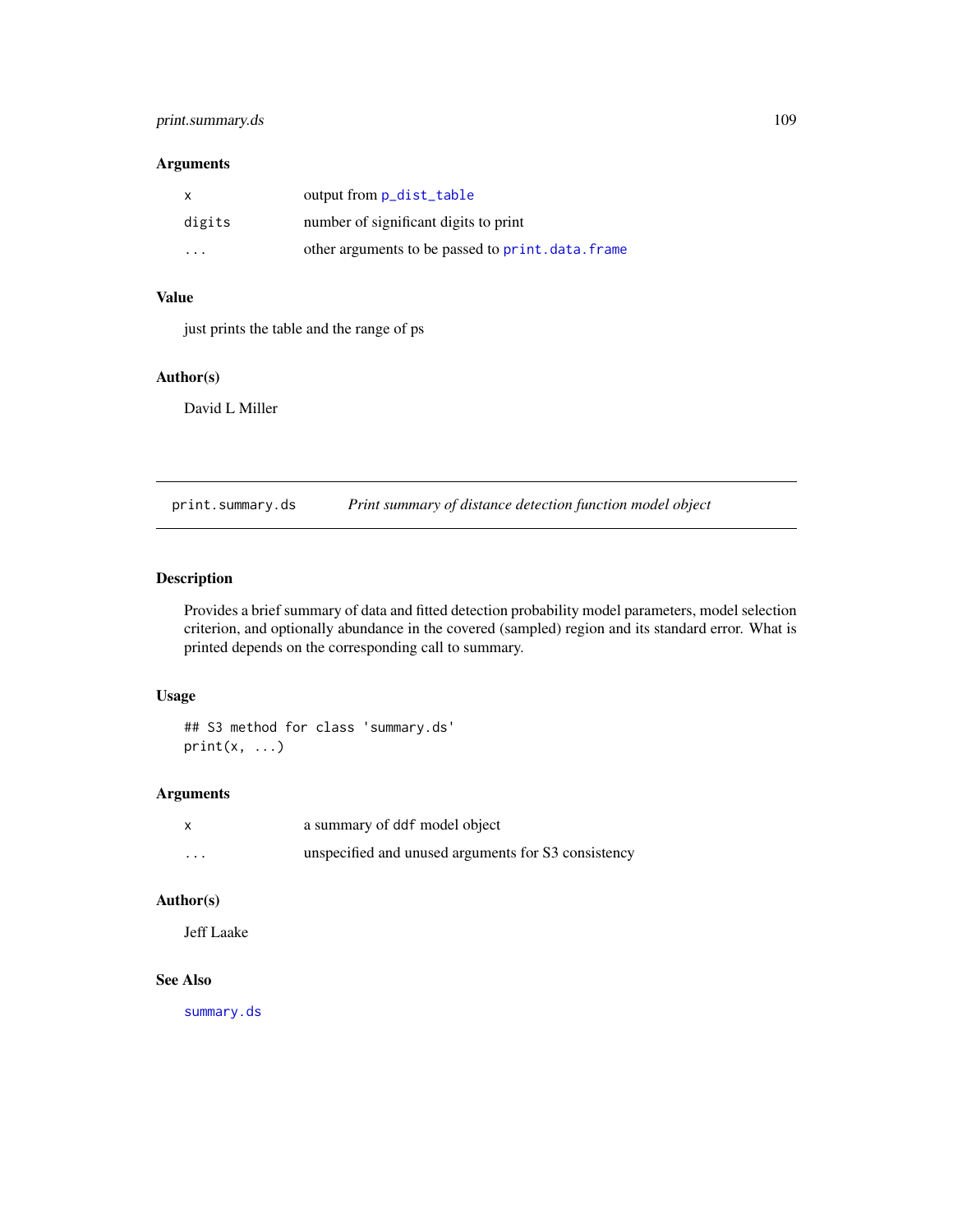### Arguments

| | |
|---|---|
| `x` | output from `p_dist_table` |
| `digits` | number of significant digits to print |
| `...` | other arguments to be passed to `print.data.frame` |

### Value

just prints the table and the range of ps

### Author(s)

David L Miller

---

## `print.summary.ds` *Print summary of distance detection function model object*

---

### Description

Provides a brief summary of data and fitted detection probability model parameters, model selection criterion, and optionally abundance in the covered (sampled) region and its standard error. What is printed depends on the corresponding call to summary.

### Usage

```
## S3 method for class 'summary.ds'
print(x, ...)
```

### Arguments

| | |
|---|---|
| `x` | a summary of `ddf` model object |
| `...` | unspecified and unused arguments for S3 consistency |

### Author(s)

Jeff Laake

### See Also

`summary.ds`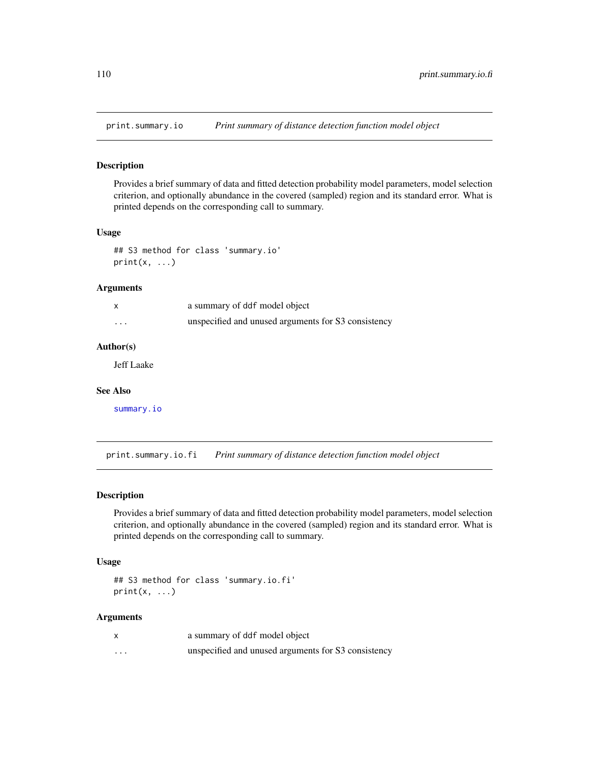## print.summary.io — *Print summary of distance detection function model object*

### Description

Provides a brief summary of data and fitted detection probability model parameters, model selection criterion, and optionally abundance in the covered (sampled) region and its standard error. What is printed depends on the corresponding call to summary.

### Usage

```
## S3 method for class 'summary.io'
print(x, ...)
```

### Arguments

| | |
|---|---|
| x | a summary of ddf model object |
| ... | unspecified and unused arguments for S3 consistency |

### Author(s)

Jeff Laake

### See Also

summary.io

## print.summary.io.fi — *Print summary of distance detection function model object*

### Description

Provides a brief summary of data and fitted detection probability model parameters, model selection criterion, and optionally abundance in the covered (sampled) region and its standard error. What is printed depends on the corresponding call to summary.

### Usage

```
## S3 method for class 'summary.io.fi'
print(x, ...)
```

### Arguments

| | |
|---|---|
| x | a summary of ddf model object |
| ... | unspecified and unused arguments for S3 consistency |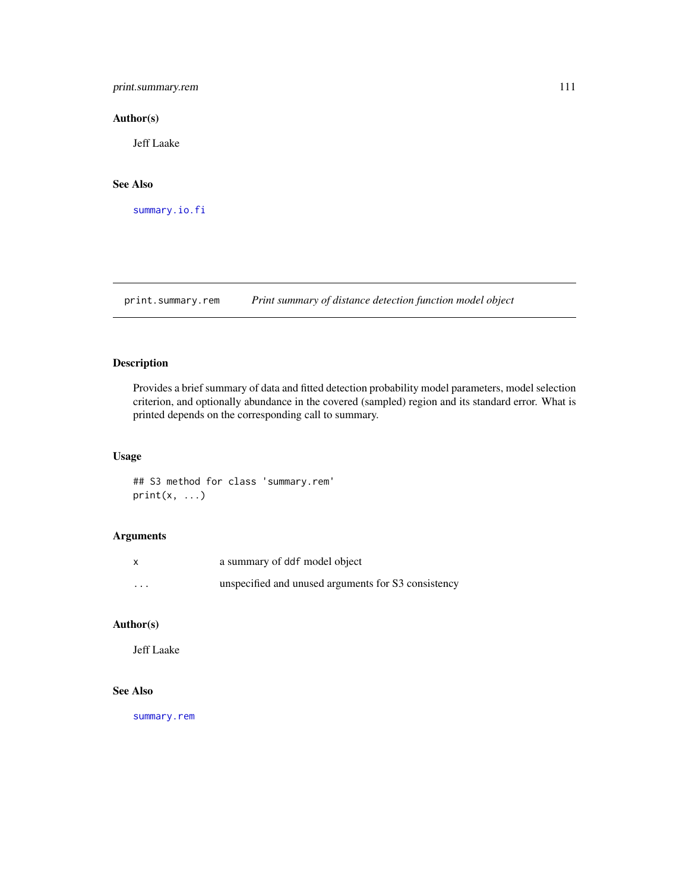## Author(s)

Jeff Laake

## See Also

`summary.io.fi`

---

# print.summary.rem    *Print summary of distance detection function model object*

## Description

Provides a brief summary of data and fitted detection probability model parameters, model selection criterion, and optionally abundance in the covered (sampled) region and its standard error. What is printed depends on the corresponding call to summary.

## Usage

```
## S3 method for class 'summary.rem'
print(x, ...)
```

## Arguments

| | |
|---|---|
| `x` | a summary of `ddf` model object |
| `...` | unspecified and unused arguments for S3 consistency |

## Author(s)

Jeff Laake

## See Also

`summary.rem`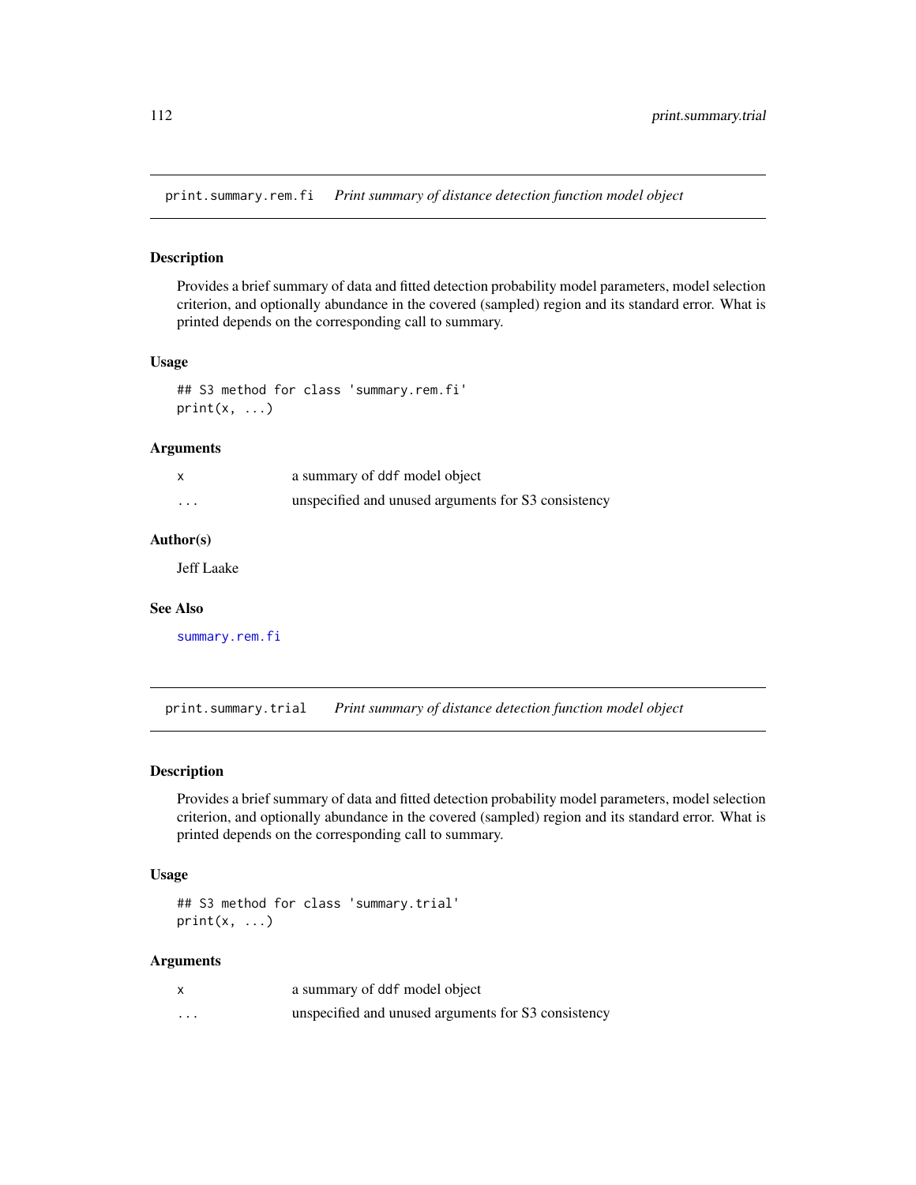## print.summary.rem.fi *Print summary of distance detection function model object*

### Description

Provides a brief summary of data and fitted detection probability model parameters, model selection criterion, and optionally abundance in the covered (sampled) region and its standard error. What is printed depends on the corresponding call to summary.

### Usage

```
## S3 method for class 'summary.rem.fi'
print(x, ...)
```

### Arguments

| | |
|---|---|
| x | a summary of ddf model object |
| ... | unspecified and unused arguments for S3 consistency |

### Author(s)

Jeff Laake

### See Also

summary.rem.fi

## print.summary.trial *Print summary of distance detection function model object*

### Description

Provides a brief summary of data and fitted detection probability model parameters, model selection criterion, and optionally abundance in the covered (sampled) region and its standard error. What is printed depends on the corresponding call to summary.

### Usage

```
## S3 method for class 'summary.trial'
print(x, ...)
```

### Arguments

| | |
|---|---|
| x | a summary of ddf model object |
| ... | unspecified and unused arguments for S3 consistency |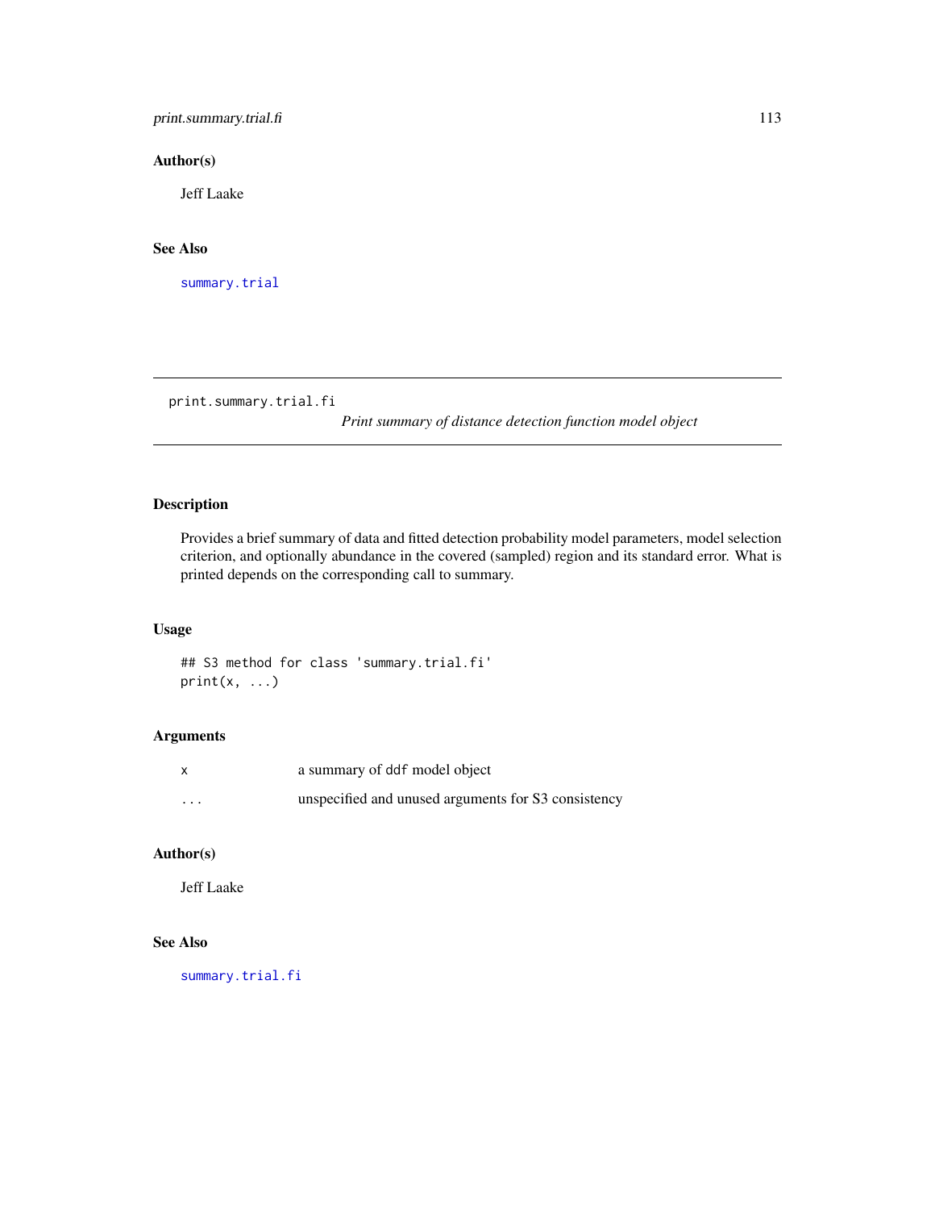## Author(s)

Jeff Laake

## See Also

summary.trial

---

# print.summary.trial.fi

*Print summary of distance detection function model object*

## Description

Provides a brief summary of data and fitted detection probability model parameters, model selection criterion, and optionally abundance in the covered (sampled) region and its standard error. What is printed depends on the corresponding call to summary.

## Usage

```
## S3 method for class 'summary.trial.fi'
print(x, ...)
```

## Arguments

| | |
|---|---|
| x | a summary of ddf model object |
| ... | unspecified and unused arguments for S3 consistency |

## Author(s)

Jeff Laake

## See Also

summary.trial.fi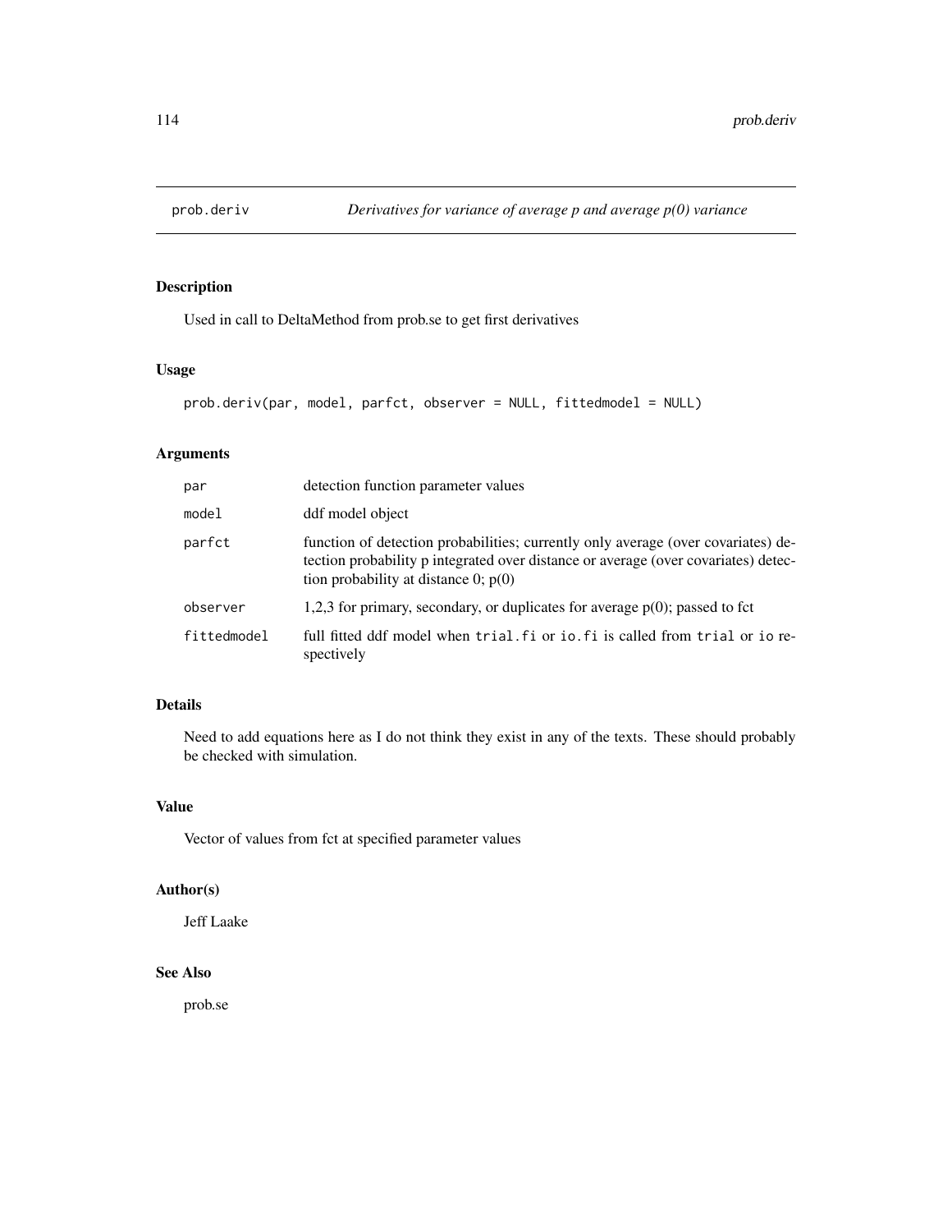# prob.deriv

*Derivatives for variance of average p and average p(0) variance*

## Description

Used in call to DeltaMethod from prob.se to get first derivatives

## Usage

```
prob.deriv(par, model, parfct, observer = NULL, fittedmodel = NULL)
```

## Arguments

| | |
|---|---|
| par | detection function parameter values |
| model | ddf model object |
| parfct | function of detection probabilities; currently only average (over covariates) detection probability p integrated over distance or average (over covariates) detection probability at distance 0; p(0) |
| observer | 1,2,3 for primary, secondary, or duplicates for average p(0); passed to fct |
| fittedmodel | full fitted ddf model when `trial.fi` or `io.fi` is called from `trial` or `io` respectively |

## Details

Need to add equations here as I do not think they exist in any of the texts. These should probably be checked with simulation.

## Value

Vector of values from fct at specified parameter values

## Author(s)

Jeff Laake

## See Also

prob.se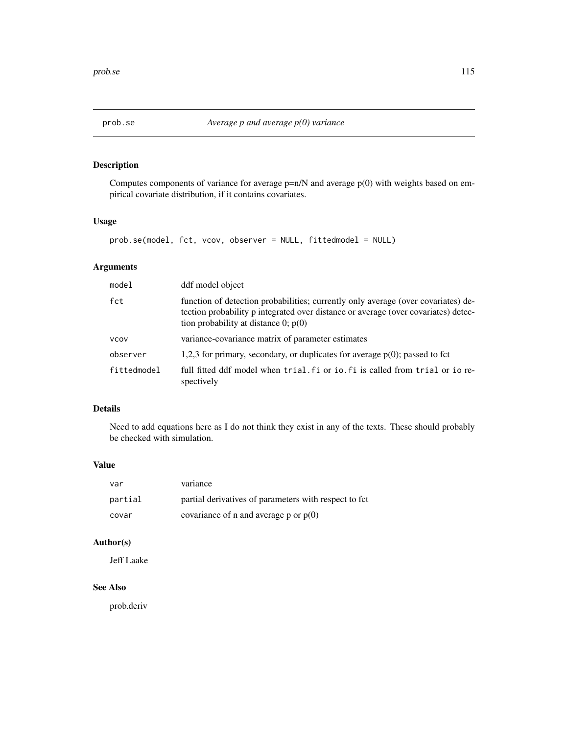# prob.se — *Average p and average p(0) variance*

## Description

Computes components of variance for average p=n/N and average p(0) with weights based on empirical covariate distribution, if it contains covariates.

## Usage

```
prob.se(model, fct, vcov, observer = NULL, fittedmodel = NULL)
```

## Arguments

| Argument | Description |
|---|---|
| `model` | ddf model object |
| `fct` | function of detection probabilities; currently only average (over covariates) detection probability p integrated over distance or average (over covariates) detection probability at distance 0; p(0) |
| `vcov` | variance-covariance matrix of parameter estimates |
| `observer` | 1,2,3 for primary, secondary, or duplicates for average p(0); passed to fct |
| `fittedmodel` | full fitted ddf model when `trial.fi` or `io.fi` is called from `trial` or `io` respectively |

## Details

Need to add equations here as I do not think they exist in any of the texts. These should probably be checked with simulation.

## Value

| Value | Description |
|---|---|
| `var` | variance |
| `partial` | partial derivatives of parameters with respect to fct |
| `covar` | covariance of n and average p or p(0) |

## Author(s)

Jeff Laake

## See Also

prob.deriv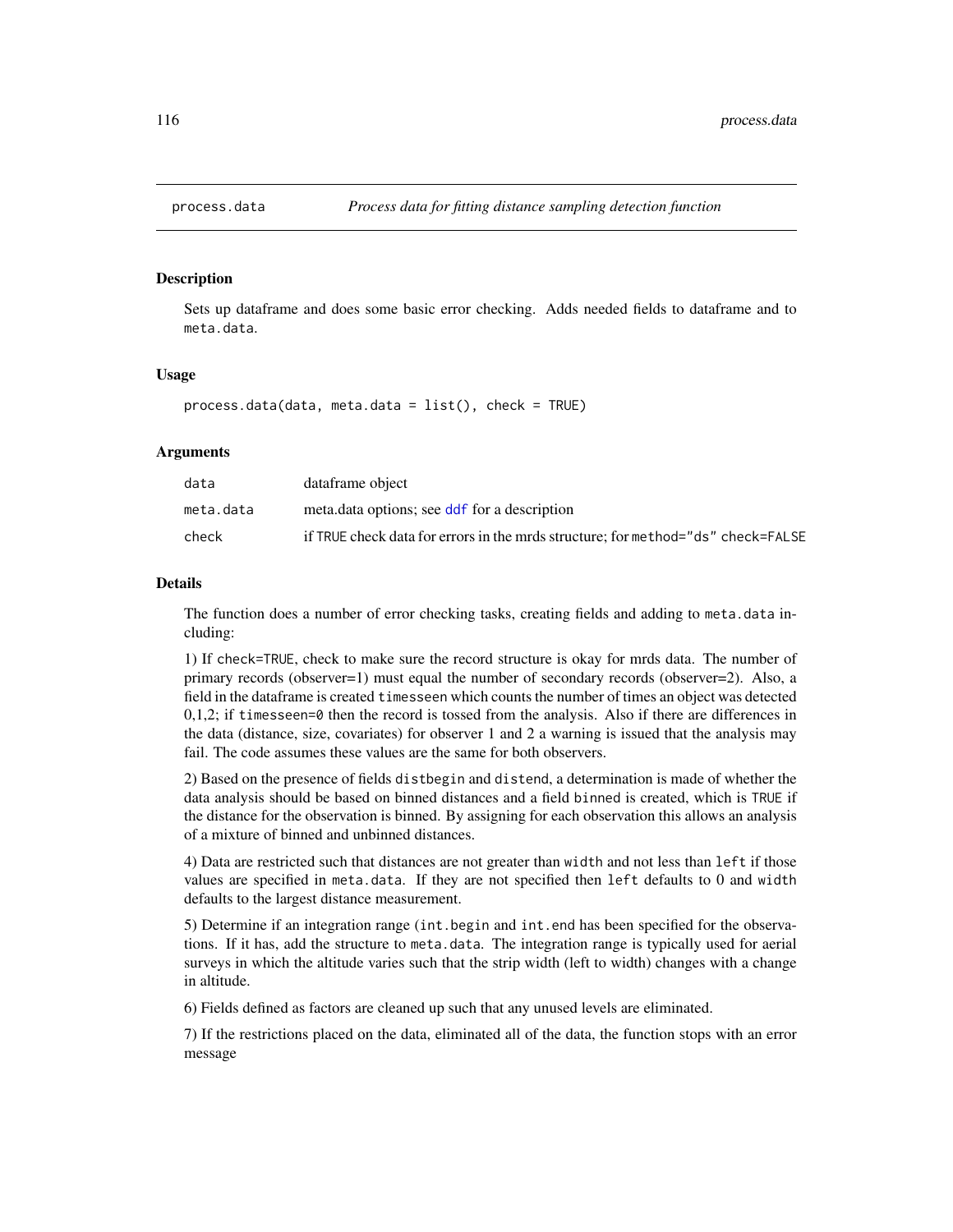## process.data — *Process data for fitting distance sampling detection function*

### Description

Sets up dataframe and does some basic error checking. Adds needed fields to dataframe and to `meta.data`.

### Usage

```
process.data(data, meta.data = list(), check = TRUE)
```

### Arguments

| | |
|---|---|
| `data` | dataframe object |
| `meta.data` | meta.data options; see `ddf` for a description |
| `check` | if `TRUE` check data for errors in the mrds structure; for `method="ds"` `check=FALSE` |

### Details

The function does a number of error checking tasks, creating fields and adding to `meta.data` including:

1) If `check=TRUE`, check to make sure the record structure is okay for mrds data. The number of primary records (observer=1) must equal the number of secondary records (observer=2). Also, a field in the dataframe is created `timesseen` which counts the number of times an object was detected 0,1,2; if `timesseen=0` then the record is tossed from the analysis. Also if there are differences in the data (distance, size, covariates) for observer 1 and 2 a warning is issued that the analysis may fail. The code assumes these values are the same for both observers.

2) Based on the presence of fields `distbegin` and `distend`, a determination is made of whether the data analysis should be based on binned distances and a field `binned` is created, which is `TRUE` if the distance for the observation is binned. By assigning for each observation this allows an analysis of a mixture of binned and unbinned distances.

4) Data are restricted such that distances are not greater than `width` and not less than `left` if those values are specified in `meta.data`. If they are not specified then `left` defaults to 0 and `width` defaults to the largest distance measurement.

5) Determine if an integration range (`int.begin` and `int.end` has been specified for the observations. If it has, add the structure to `meta.data`. The integration range is typically used for aerial surveys in which the altitude varies such that the strip width (left to width) changes with a change in altitude.

6) Fields defined as factors are cleaned up such that any unused levels are eliminated.

7) If the restrictions placed on the data, eliminated all of the data, the function stops with an error message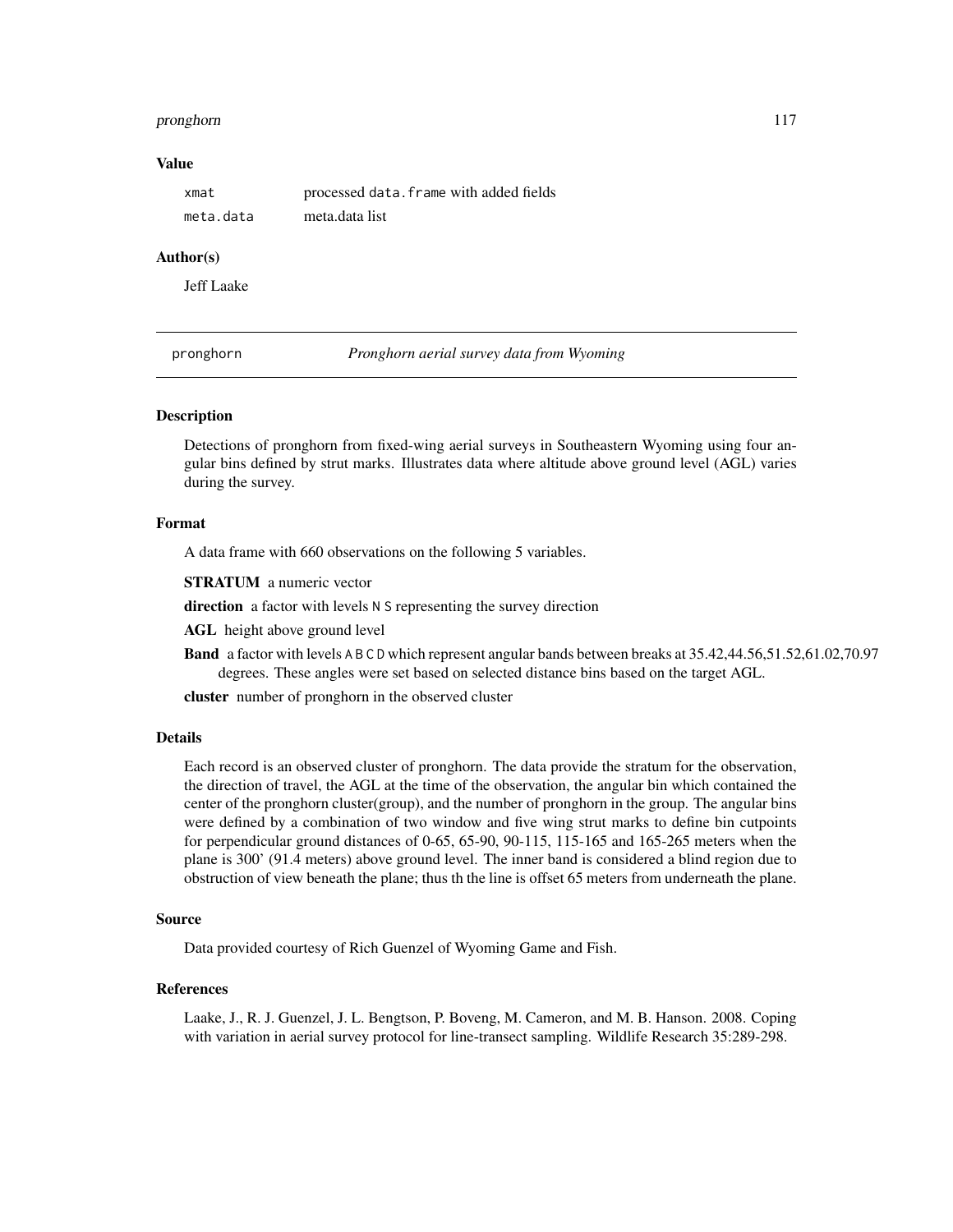### Value

| | |
|---|---|
| xmat | processed `data.frame` with added fields |
| meta.data | meta.data list |

### Author(s)

Jeff Laake

---

## pronghorn — *Pronghorn aerial survey data from Wyoming*

### Description

Detections of pronghorn from fixed-wing aerial surveys in Southeastern Wyoming using four angular bins defined by strut marks. Illustrates data where altitude above ground level (AGL) varies during the survey.

### Format

A data frame with 660 observations on the following 5 variables.

**STRATUM** a numeric vector

**direction** a factor with levels `N` `S` representing the survey direction

**AGL** height above ground level

**Band** a factor with levels `A` `B` `C` `D` which represent angular bands between breaks at 35.42,44.56,51.52,61.02,70.97 degrees. These angles were set based on selected distance bins based on the target AGL.

**cluster** number of pronghorn in the observed cluster

### Details

Each record is an observed cluster of pronghorn. The data provide the stratum for the observation, the direction of travel, the AGL at the time of the observation, the angular bin which contained the center of the pronghorn cluster(group), and the number of pronghorn in the group. The angular bins were defined by a combination of two window and five wing strut marks to define bin cutpoints for perpendicular ground distances of 0-65, 65-90, 90-115, 115-165 and 165-265 meters when the plane is 300' (91.4 meters) above ground level. The inner band is considered a blind region due to obstruction of view beneath the plane; thus th the line is offset 65 meters from underneath the plane.

### Source

Data provided courtesy of Rich Guenzel of Wyoming Game and Fish.

### References

Laake, J., R. J. Guenzel, J. L. Bengtson, P. Boveng, M. Cameron, and M. B. Hanson. 2008. Coping with variation in aerial survey protocol for line-transect sampling. Wildlife Research 35:289-298.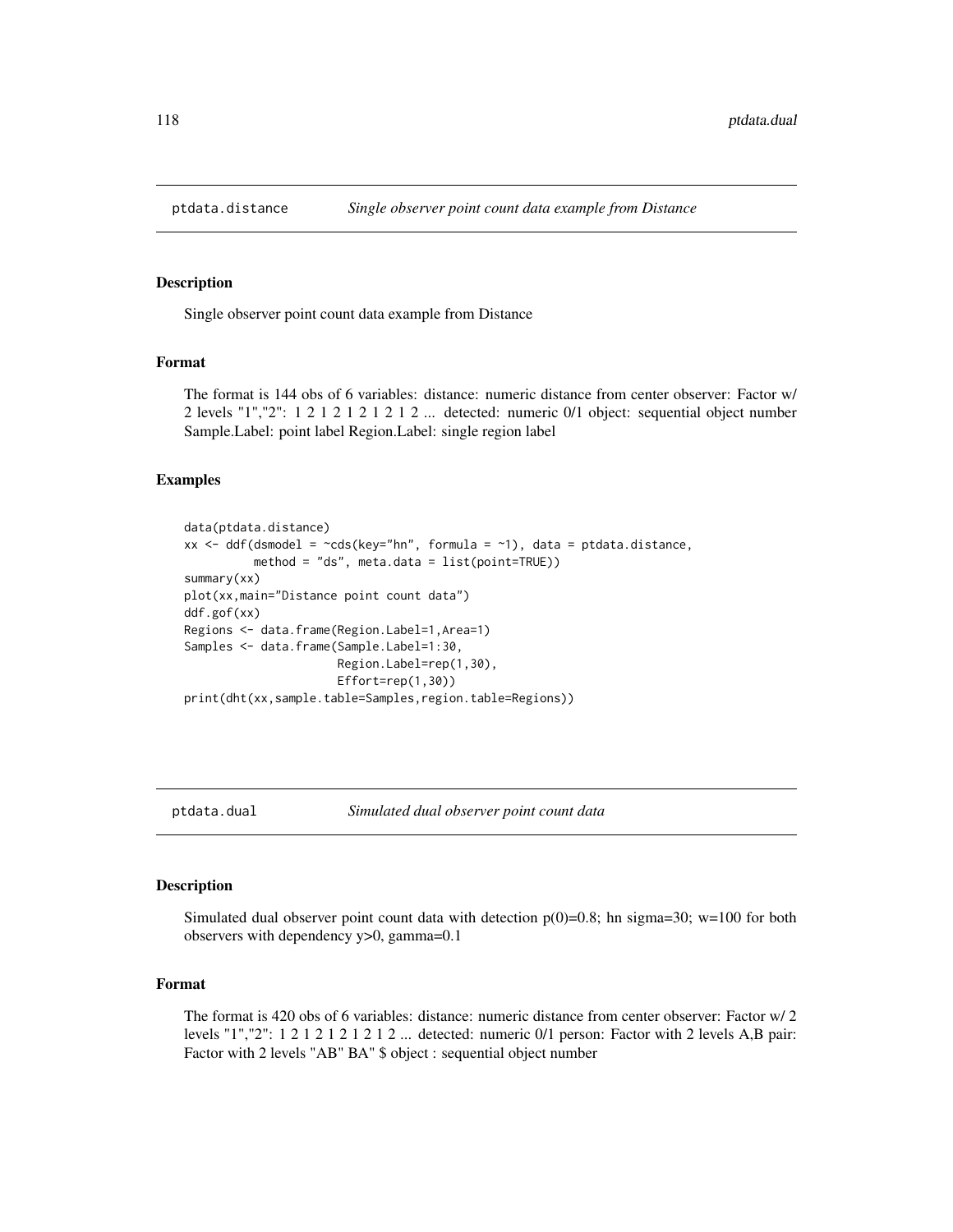## ptdata.distance — *Single observer point count data example from Distance*

### Description

Single observer point count data example from Distance

### Format

The format is 144 obs of 6 variables: distance: numeric distance from center observer: Factor w/ 2 levels "1","2": 1 2 1 2 1 2 1 2 1 2 ... detected: numeric 0/1 object: sequential object number Sample.Label: point label Region.Label: single region label

### Examples

```
data(ptdata.distance)
xx <- ddf(dsmodel = ~cds(key="hn", formula = ~1), data = ptdata.distance,
          method = "ds", meta.data = list(point=TRUE))
summary(xx)
plot(xx,main="Distance point count data")
ddf.gof(xx)
Regions <- data.frame(Region.Label=1,Area=1)
Samples <- data.frame(Sample.Label=1:30,
                      Region.Label=rep(1,30),
                      Effort=rep(1,30))
print(dht(xx,sample.table=Samples,region.table=Regions))
```

## ptdata.dual — *Simulated dual observer point count data*

### Description

Simulated dual observer point count data with detection p(0)=0.8; hn sigma=30; w=100 for both observers with dependency y>0, gamma=0.1

### Format

The format is 420 obs of 6 variables: distance: numeric distance from center observer: Factor w/ 2 levels "1","2": 1 2 1 2 1 2 1 2 1 2 ... detected: numeric 0/1 person: Factor with 2 levels A,B pair: Factor with 2 levels "AB" BA" $ object : sequential object number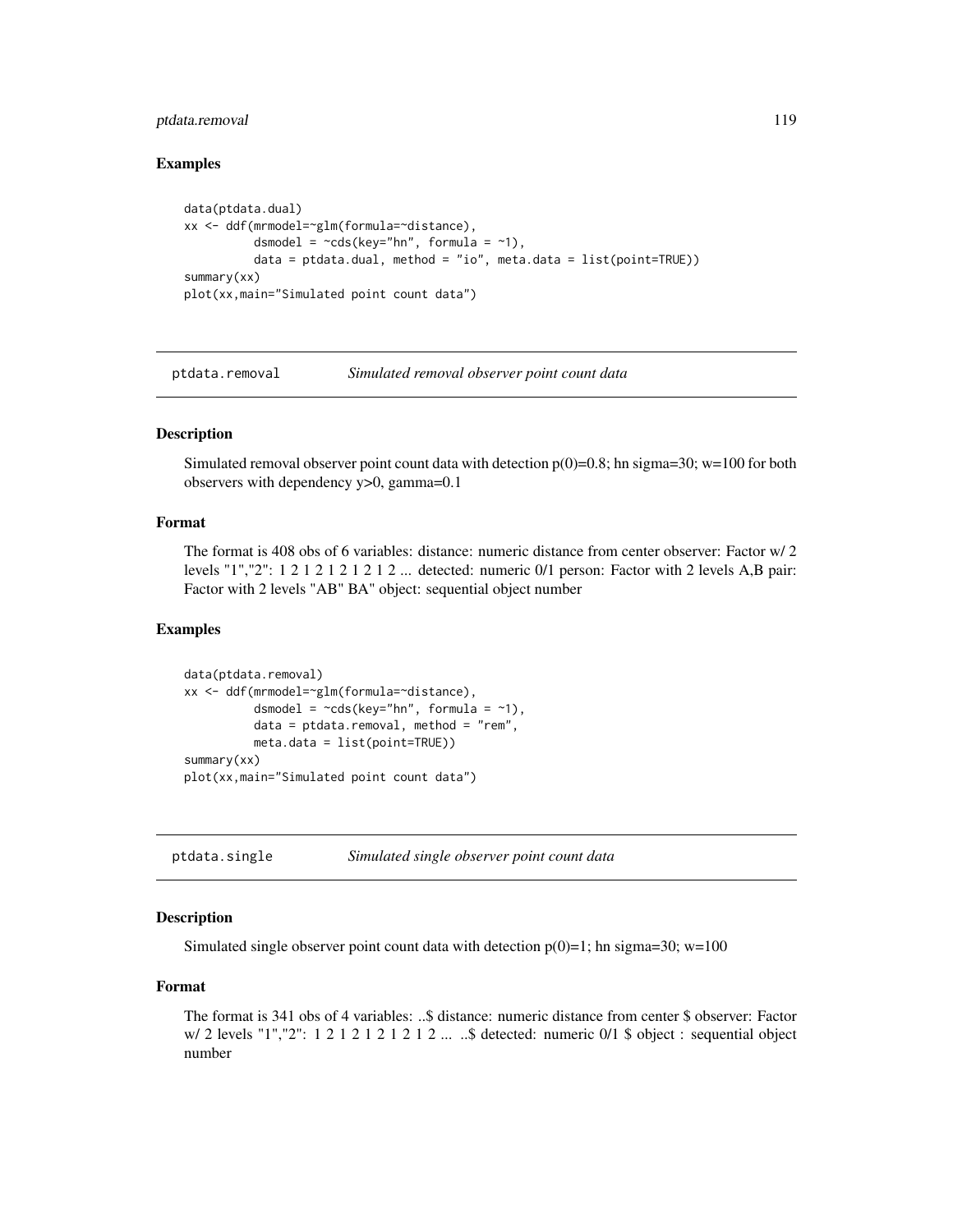### Examples

```
data(ptdata.dual)
xx <- ddf(mrmodel=~glm(formula=~distance),
          dsmodel = ~cds(key="hn", formula = ~1),
          data = ptdata.dual, method = "io", meta.data = list(point=TRUE))
summary(xx)
plot(xx,main="Simulated point count data")
```

## ptdata.removal — *Simulated removal observer point count data*

### Description

Simulated removal observer point count data with detection p(0)=0.8; hn sigma=30; w=100 for both observers with dependency y>0, gamma=0.1

### Format

The format is 408 obs of 6 variables: distance: numeric distance from center observer: Factor w/ 2 levels "1","2": 1 2 1 2 1 2 1 2 1 2 ... detected: numeric 0/1 person: Factor with 2 levels A,B pair: Factor with 2 levels "AB" BA" object: sequential object number

### Examples

```
data(ptdata.removal)
xx <- ddf(mrmodel=~glm(formula=~distance),
          dsmodel = ~cds(key="hn", formula = ~1),
          data = ptdata.removal, method = "rem",
          meta.data = list(point=TRUE))
summary(xx)
plot(xx,main="Simulated point count data")
```

## ptdata.single — *Simulated single observer point count data*

### Description

Simulated single observer point count data with detection p(0)=1; hn sigma=30; w=100

### Format

The format is 341 obs of 4 variables: ..$ distance: numeric distance from center $ observer: Factor w/ 2 levels "1","2": 1 2 1 2 1 2 1 2 1 2 ... ..$ detected: numeric 0/1 $ object : sequential object number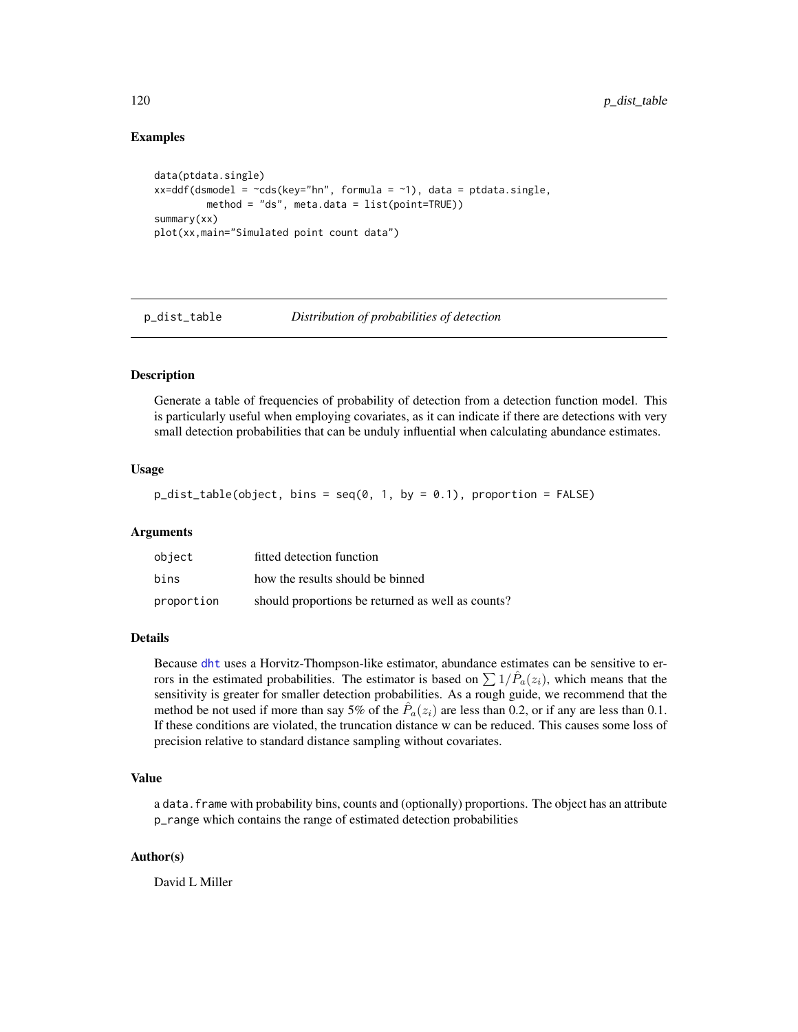## Examples

```
data(ptdata.single)
xx=ddf(dsmodel = ~cds(key="hn", formula = ~1), data = ptdata.single,
        method = "ds", meta.data = list(point=TRUE))
summary(xx)
plot(xx,main="Simulated point count data")
```

---

# p_dist_table — *Distribution of probabilities of detection*

---

### Description

Generate a table of frequencies of probability of detection from a detection function model. This is particularly useful when employing covariates, as it can indicate if there are detections with very small detection probabilities that can be unduly influential when calculating abundance estimates.

### Usage

```
p_dist_table(object, bins = seq(0, 1, by = 0.1), proportion = FALSE)
```

### Arguments

| | |
|---|---|
| `object` | fitted detection function |
| `bins` | how the results should be binned |
| `proportion` | should proportions be returned as well as counts? |

### Details

Because dht uses a Horvitz-Thompson-like estimator, abundance estimates can be sensitive to errors in the estimated probabilities. The estimator is based on $\sum 1/\hat{P}_a(z_i)$, which means that the sensitivity is greater for smaller detection probabilities. As a rough guide, we recommend that the method be not used if more than say 5% of the $\hat{P}_a(z_i)$ are less than 0.2, or if any are less than 0.1. If these conditions are violated, the truncation distance w can be reduced. This causes some loss of precision relative to standard distance sampling without covariates.

### Value

a `data.frame` with probability bins, counts and (optionally) proportions. The object has an attribute `p_range` which contains the range of estimated detection probabilities

### Author(s)

David L Miller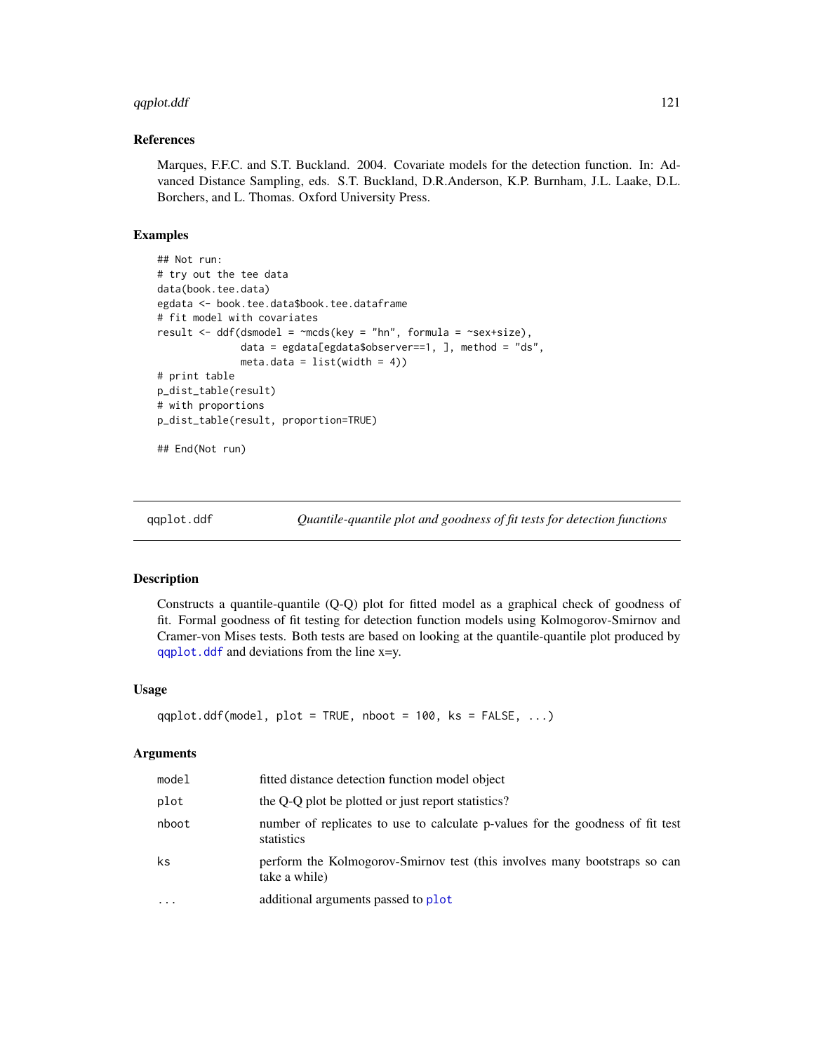### References

Marques, F.F.C. and S.T. Buckland. 2004. Covariate models for the detection function. In: Advanced Distance Sampling, eds. S.T. Buckland, D.R.Anderson, K.P. Burnham, J.L. Laake, D.L. Borchers, and L. Thomas. Oxford University Press.

### Examples

```
## Not run:
# try out the tee data
data(book.tee.data)
egdata <- book.tee.data$book.tee.dataframe
# fit model with covariates
result <- ddf(dsmodel = ~mcds(key = "hn", formula = ~sex+size),
              data = egdata[egdata$observer==1, ], method = "ds",
              meta.data = list(width = 4))
# print table
p_dist_table(result)
# with proportions
p_dist_table(result, proportion=TRUE)

## End(Not run)
```

---

## qqplot.ddf — *Quantile-quantile plot and goodness of fit tests for detection functions*

### Description

Constructs a quantile-quantile (Q-Q) plot for fitted model as a graphical check of goodness of fit. Formal goodness of fit testing for detection function models using Kolmogorov-Smirnov and Cramer-von Mises tests. Both tests are based on looking at the quantile-quantile plot produced by `qqplot.ddf` and deviations from the line x=y.

### Usage

```
qqplot.ddf(model, plot = TRUE, nboot = 100, ks = FALSE, ...)
```

### Arguments

| Argument | Description |
|---|---|
| `model` | fitted distance detection function model object |
| `plot` | the Q-Q plot be plotted or just report statistics? |
| `nboot` | number of replicates to use to calculate p-values for the goodness of fit test statistics |
| `ks` | perform the Kolmogorov-Smirnov test (this involves many bootstraps so can take a while) |
| `...` | additional arguments passed to `plot` |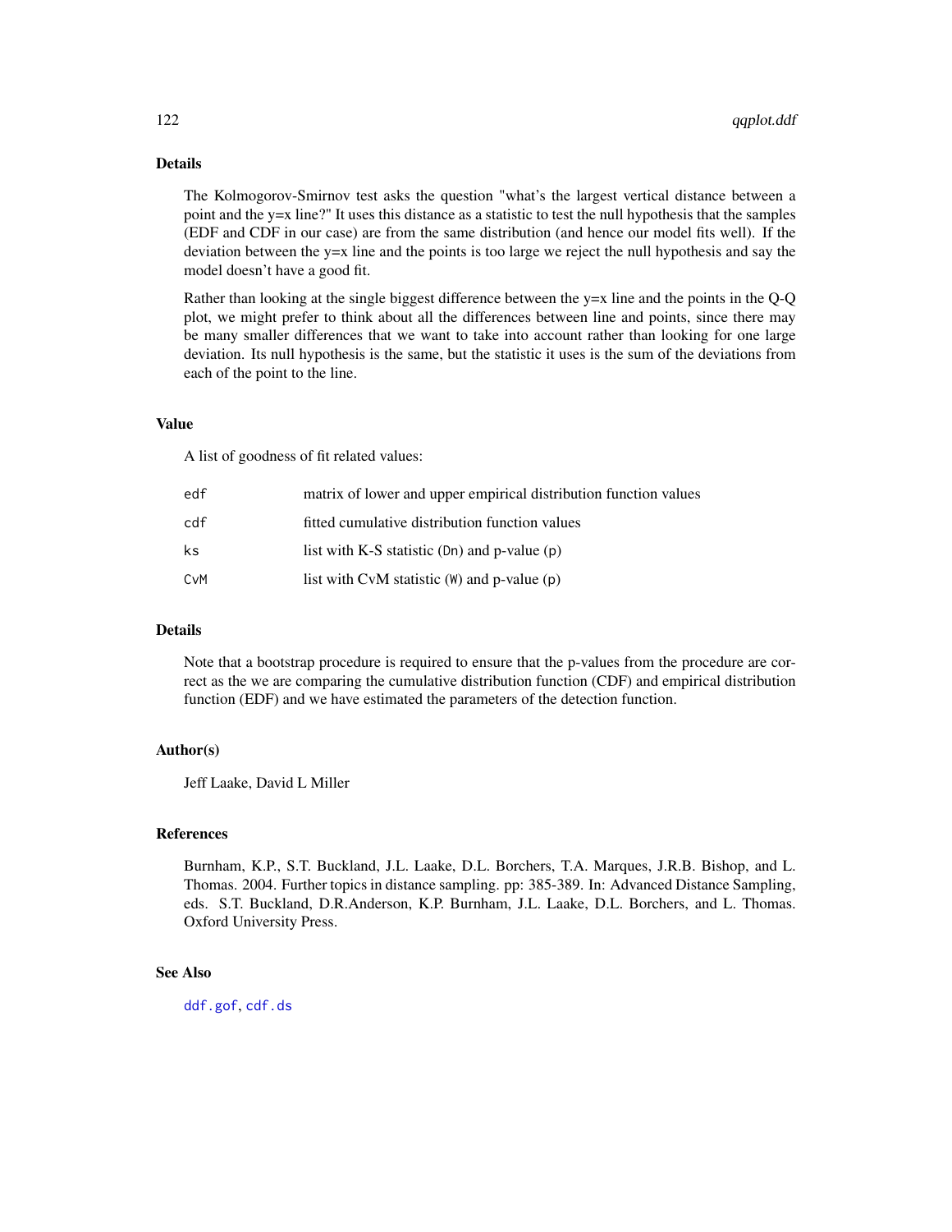## Details

The Kolmogorov-Smirnov test asks the question "what's the largest vertical distance between a point and the y=x line?" It uses this distance as a statistic to test the null hypothesis that the samples (EDF and CDF in our case) are from the same distribution (and hence our model fits well). If the deviation between the y=x line and the points is too large we reject the null hypothesis and say the model doesn't have a good fit.

Rather than looking at the single biggest difference between the y=x line and the points in the Q-Q plot, we might prefer to think about all the differences between line and points, since there may be many smaller differences that we want to take into account rather than looking for one large deviation. Its null hypothesis is the same, but the statistic it uses is the sum of the deviations from each of the point to the line.

## Value

A list of goodness of fit related values:

| | |
|---|---|
| `edf` | matrix of lower and upper empirical distribution function values |
| `cdf` | fitted cumulative distribution function values |
| `ks` | list with K-S statistic (`Dn`) and p-value (`p`) |
| `CvM` | list with CvM statistic (`W`) and p-value (`p`) |

## Details

Note that a bootstrap procedure is required to ensure that the p-values from the procedure are correct as the we are comparing the cumulative distribution function (CDF) and empirical distribution function (EDF) and we have estimated the parameters of the detection function.

## Author(s)

Jeff Laake, David L Miller

## References

Burnham, K.P., S.T. Buckland, J.L. Laake, D.L. Borchers, T.A. Marques, J.R.B. Bishop, and L. Thomas. 2004. Further topics in distance sampling. pp: 385-389. In: Advanced Distance Sampling, eds. S.T. Buckland, D.R.Anderson, K.P. Burnham, J.L. Laake, D.L. Borchers, and L. Thomas. Oxford University Press.

## See Also

`ddf.gof`, `cdf.ds`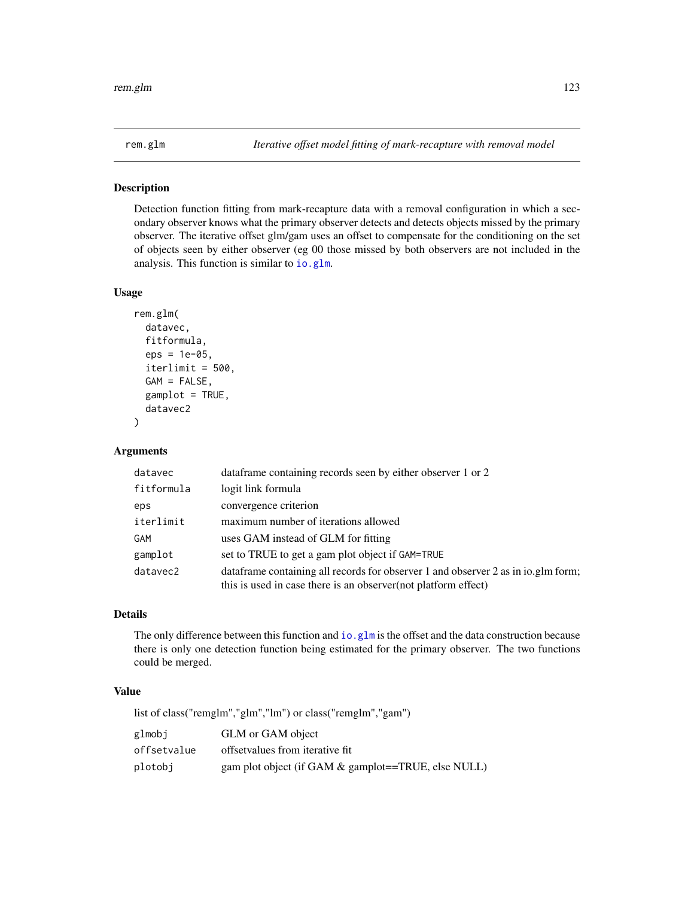# rem.glm — *Iterative offset model fitting of mark-recapture with removal model*

## Description

Detection function fitting from mark-recapture data with a removal configuration in which a secondary observer knows what the primary observer detects and detects objects missed by the primary observer. The iterative offset glm/gam uses an offset to compensate for the conditioning on the set of objects seen by either observer (eg 00 those missed by both observers are not included in the analysis. This function is similar to `io.glm`.

## Usage

```
rem.glm(
  datavec,
  fitformula,
  eps = 1e-05,
  iterlimit = 500,
  GAM = FALSE,
  gamplot = TRUE,
  datavec2
)
```

## Arguments

| Argument | Description |
|---|---|
| `datavec` | dataframe containing records seen by either observer 1 or 2 |
| `fitformula` | logit link formula |
| `eps` | convergence criterion |
| `iterlimit` | maximum number of iterations allowed |
| `GAM` | uses GAM instead of GLM for fitting |
| `gamplot` | set to TRUE to get a gam plot object if `GAM=TRUE` |
| `datavec2` | dataframe containing all records for observer 1 and observer 2 as in io.glm form; this is used in case there is an observer(not platform effect) |

## Details

The only difference between this function and `io.glm` is the offset and the data construction because there is only one detection function being estimated for the primary observer. The two functions could be merged.

## Value

list of class("remglm","glm","lm") or class("remglm","gam")

| | |
|---|---|
| `glmobj` | GLM or GAM object |
| `offsetvalue` | offsetvalues from iterative fit |
| `plotobj` | gam plot object (if GAM & gamplot==TRUE, else NULL) |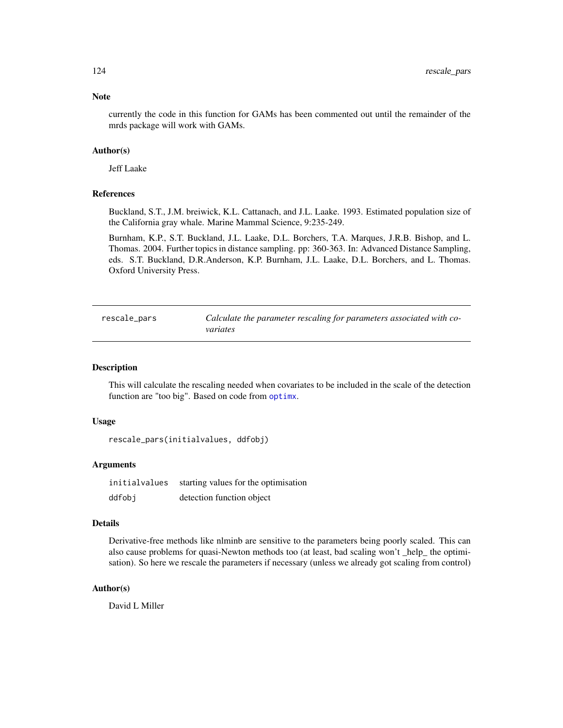## Note

currently the code in this function for GAMs has been commented out until the remainder of the mrds package will work with GAMs.

## Author(s)

Jeff Laake

## References

Buckland, S.T., J.M. breiwick, K.L. Cattanach, and J.L. Laake. 1993. Estimated population size of the California gray whale. Marine Mammal Science, 9:235-249.

Burnham, K.P., S.T. Buckland, J.L. Laake, D.L. Borchers, T.A. Marques, J.R.B. Bishop, and L. Thomas. 2004. Further topics in distance sampling. pp: 360-363. In: Advanced Distance Sampling, eds. S.T. Buckland, D.R.Anderson, K.P. Burnham, J.L. Laake, D.L. Borchers, and L. Thomas. Oxford University Press.

---

# rescale_pars — *Calculate the parameter rescaling for parameters associated with covariates*

## Description

This will calculate the rescaling needed when covariates to be included in the scale of the detection function are "too big". Based on code from `optimx`.

## Usage

```
rescale_pars(initialvalues, ddfobj)
```

## Arguments

| | |
|---|---|
| `initialvalues` | starting values for the optimisation |
| `ddfobj` | detection function object |

## Details

Derivative-free methods like nlminb are sensitive to the parameters being poorly scaled. This can also cause problems for quasi-Newton methods too (at least, bad scaling won't _help_ the optimisation). So here we rescale the parameters if necessary (unless we already got scaling from control)

## Author(s)

David L Miller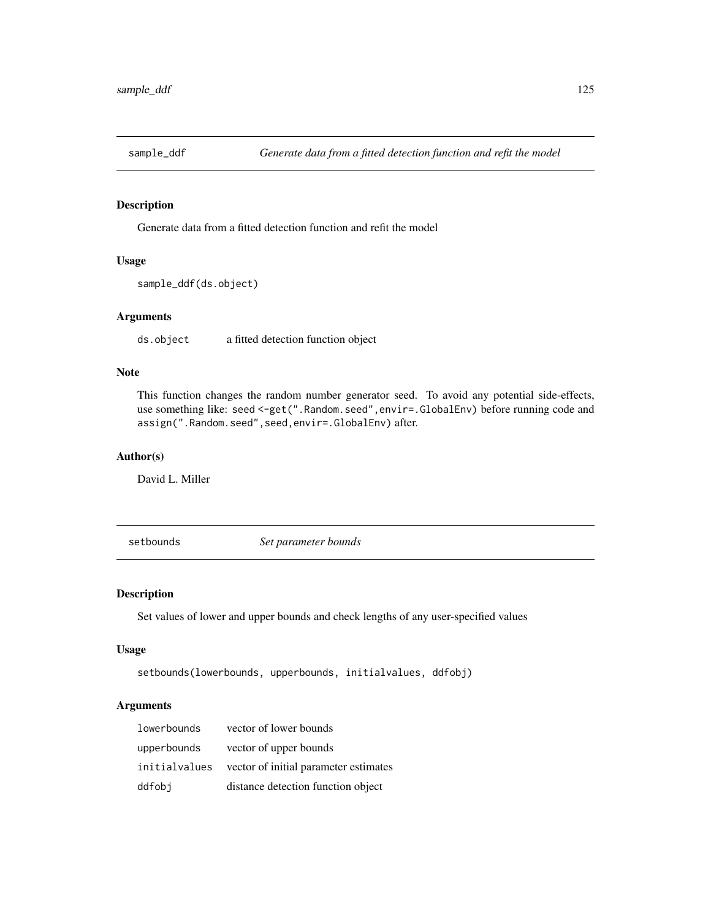## sample_ddf — *Generate data from a fitted detection function and refit the model*

### Description

Generate data from a fitted detection function and refit the model

### Usage

```
sample_ddf(ds.object)
```

### Arguments

| | |
|---|---|
| ds.object | a fitted detection function object |

### Note

This function changes the random number generator seed. To avoid any potential side-effects, use something like: `seed <-get(".Random.seed",envir=.GlobalEnv)` before running code and `assign(".Random.seed",seed,envir=.GlobalEnv)` after.

### Author(s)

David L. Miller

## setbounds — *Set parameter bounds*

### Description

Set values of lower and upper bounds and check lengths of any user-specified values

### Usage

```
setbounds(lowerbounds, upperbounds, initialvalues, ddfobj)
```

### Arguments

| | |
|---|---|
| lowerbounds | vector of lower bounds |
| upperbounds | vector of upper bounds |
| initialvalues | vector of initial parameter estimates |
| ddfobj | distance detection function object |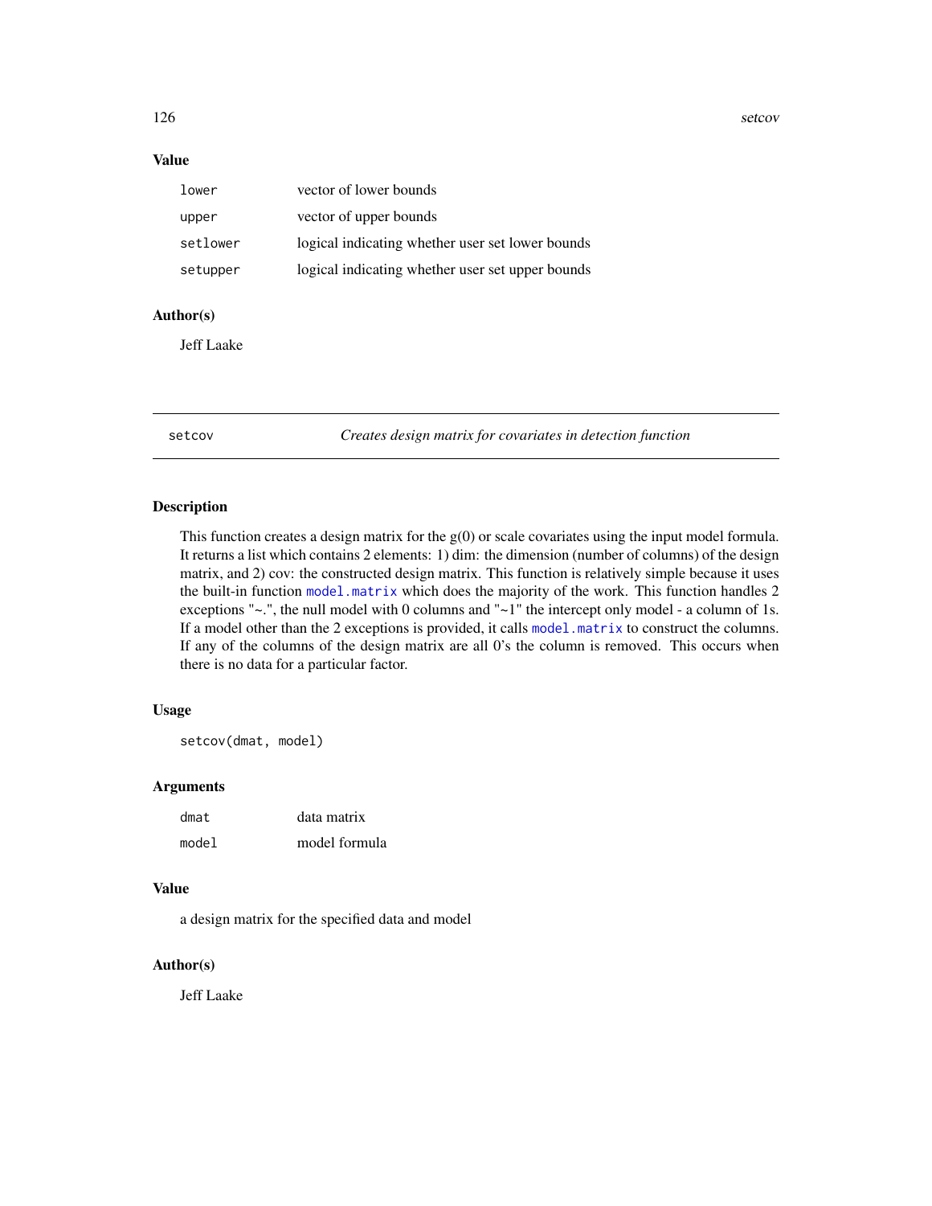### Value

| | |
|---|---|
| `lower` | vector of lower bounds |
| `upper` | vector of upper bounds |
| `setlower` | logical indicating whether user set lower bounds |
| `setupper` | logical indicating whether user set upper bounds |

### Author(s)

Jeff Laake

---

## setcov — *Creates design matrix for covariates in detection function*

### Description

This function creates a design matrix for the g(0) or scale covariates using the input model formula. It returns a list which contains 2 elements: 1) dim: the dimension (number of columns) of the design matrix, and 2) cov: the constructed design matrix. This function is relatively simple because it uses the built-in function `model.matrix` which does the majority of the work. This function handles 2 exceptions "~.", the null model with 0 columns and "~1" the intercept only model - a column of 1s. If a model other than the 2 exceptions is provided, it calls `model.matrix` to construct the columns. If any of the columns of the design matrix are all 0's the column is removed. This occurs when there is no data for a particular factor.

### Usage

```
setcov(dmat, model)
```

### Arguments

| | |
|---|---|
| `dmat` | data matrix |
| `model` | model formula |

### Value

a design matrix for the specified data and model

### Author(s)

Jeff Laake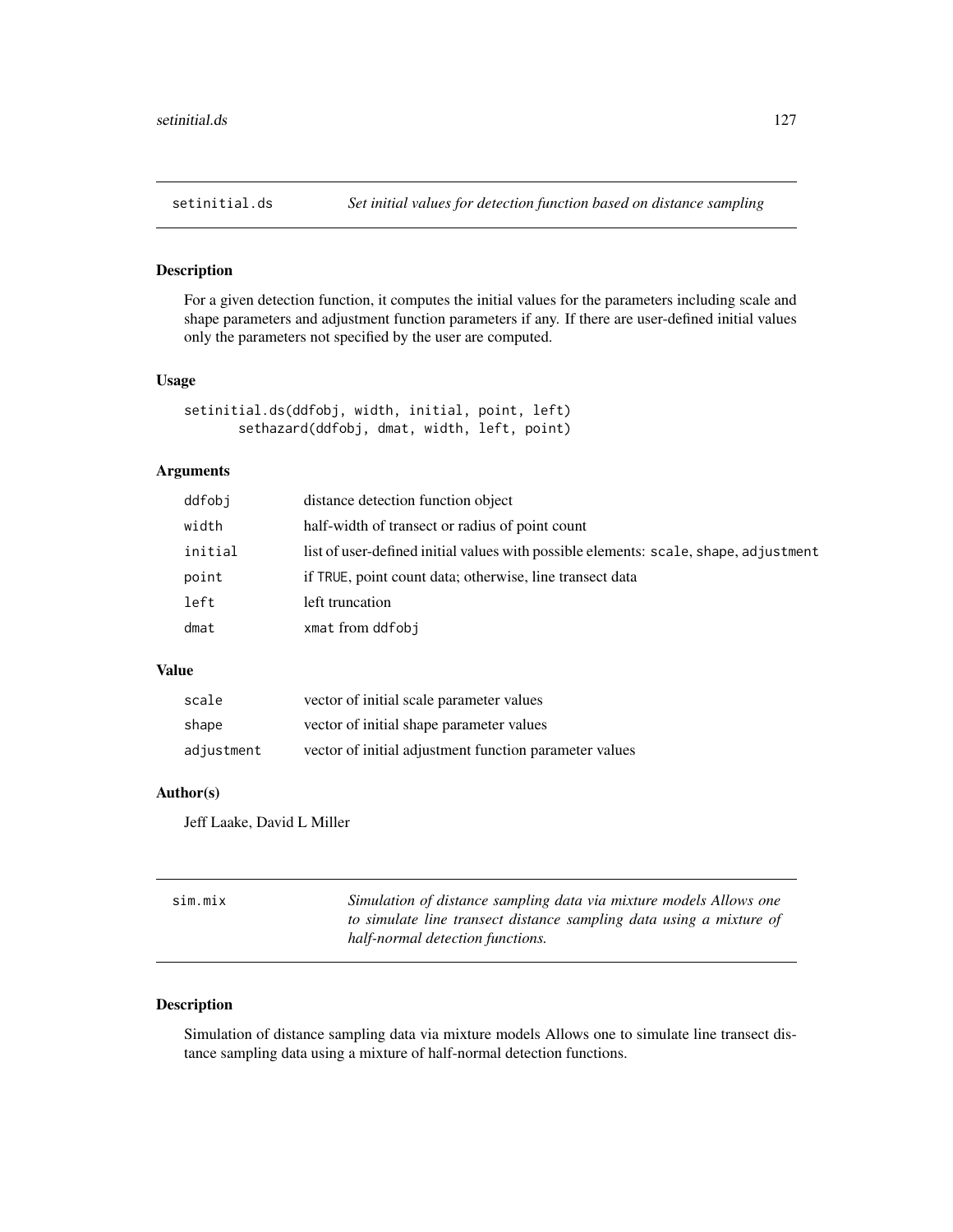## setinitial.ds — *Set initial values for detection function based on distance sampling*

### Description

For a given detection function, it computes the initial values for the parameters including scale and shape parameters and adjustment function parameters if any. If there are user-defined initial values only the parameters not specified by the user are computed.

### Usage

```
setinitial.ds(ddfobj, width, initial, point, left)
      sethazard(ddfobj, dmat, width, left, point)
```

### Arguments

| | |
|---|---|
| `ddfobj` | distance detection function object |
| `width` | half-width of transect or radius of point count |
| `initial` | list of user-defined initial values with possible elements: `scale`, `shape`, `adjustment` |
| `point` | if `TRUE`, point count data; otherwise, line transect data |
| `left` | left truncation |
| `dmat` | `xmat` from `ddfobj` |

### Value

| | |
|---|---|
| `scale` | vector of initial scale parameter values |
| `shape` | vector of initial shape parameter values |
| `adjustment` | vector of initial adjustment function parameter values |

### Author(s)

Jeff Laake, David L Miller

## sim.mix — *Simulation of distance sampling data via mixture models Allows one to simulate line transect distance sampling data using a mixture of half-normal detection functions.*

### Description

Simulation of distance sampling data via mixture models Allows one to simulate line transect distance sampling data using a mixture of half-normal detection functions.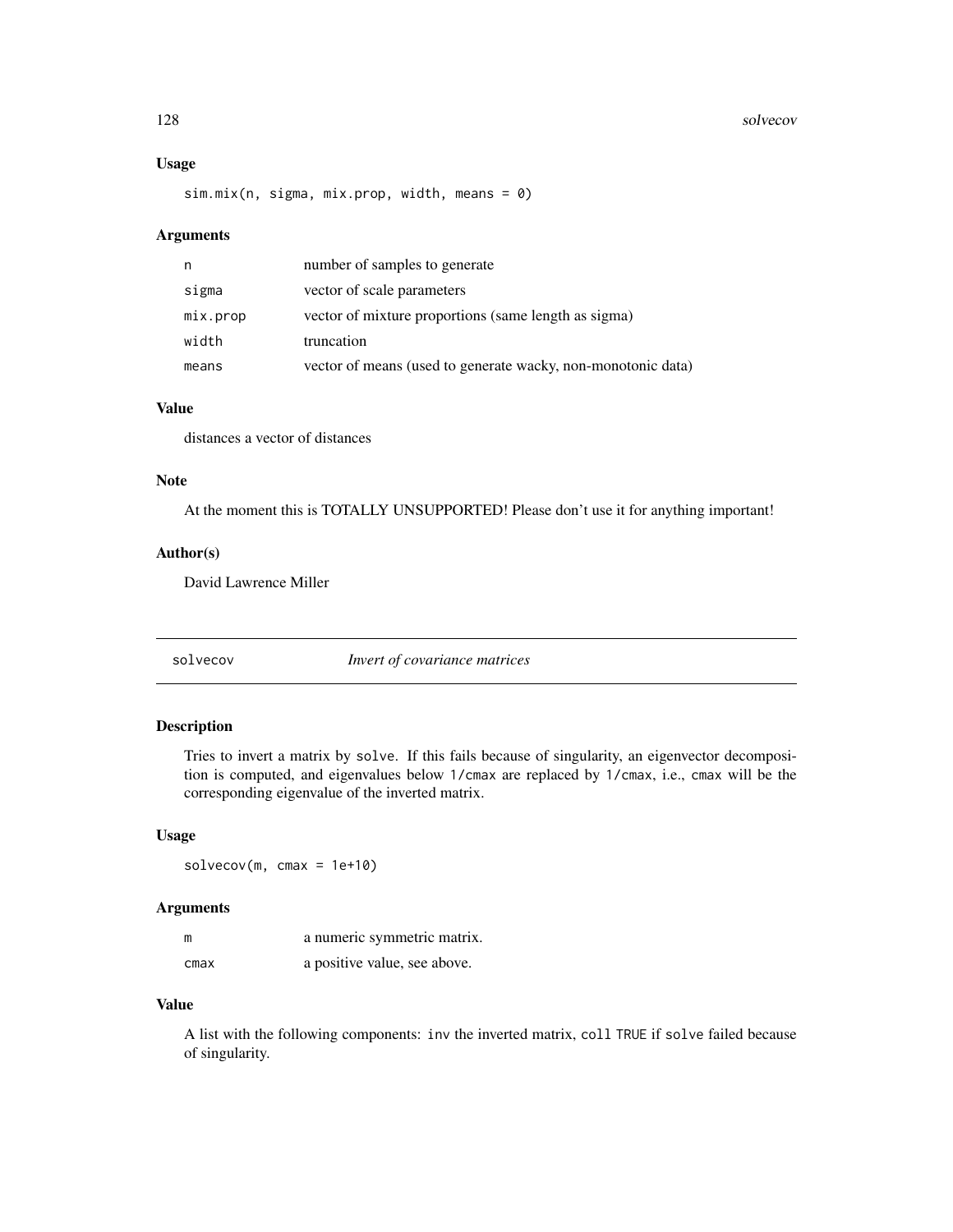### Usage

```
sim.mix(n, sigma, mix.prop, width, means = 0)
```

### Arguments

| | |
|---|---|
| n | number of samples to generate |
| sigma | vector of scale parameters |
| mix.prop | vector of mixture proportions (same length as sigma) |
| width | truncation |
| means | vector of means (used to generate wacky, non-monotonic data) |

### Value

distances a vector of distances

### Note

At the moment this is TOTALLY UNSUPPORTED! Please don't use it for anything important!

### Author(s)

David Lawrence Miller

---

## solvecov *Invert of covariance matrices*

### Description

Tries to invert a matrix by `solve`. If this fails because of singularity, an eigenvector decomposition is computed, and eigenvalues below `1/cmax` are replaced by `1/cmax`, i.e., `cmax` will be the corresponding eigenvalue of the inverted matrix.

### Usage

```
solvecov(m, cmax = 1e+10)
```

### Arguments

| | |
|---|---|
| m | a numeric symmetric matrix. |
| cmax | a positive value, see above. |

### Value

A list with the following components: `inv` the inverted matrix, `coll` `TRUE` if `solve` failed because of singularity.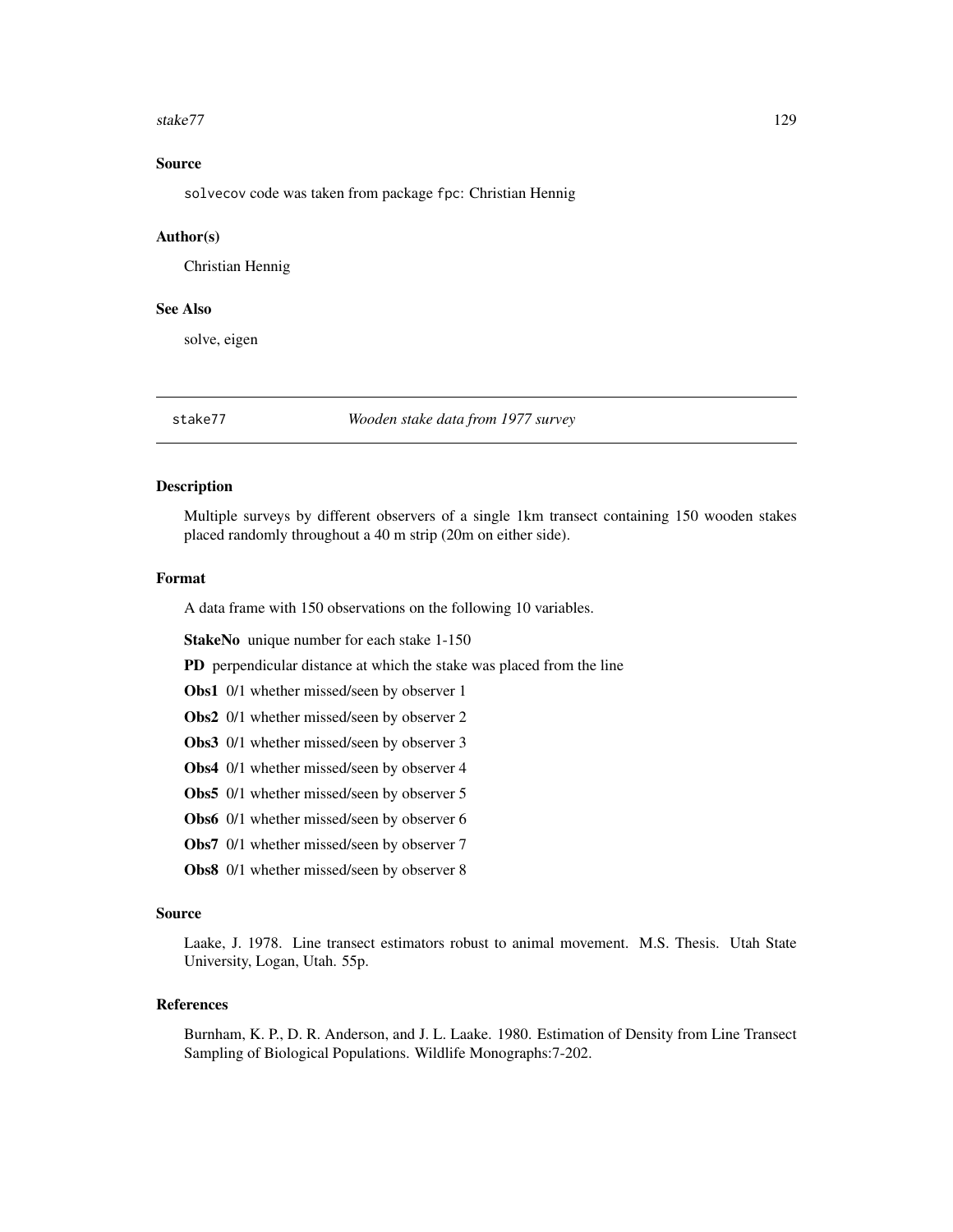### Source

solvecov code was taken from package fpc: Christian Hennig

### Author(s)

Christian Hennig

### See Also

solve, eigen

---

## stake77 *Wooden stake data from 1977 survey*

### Description

Multiple surveys by different observers of a single 1km transect containing 150 wooden stakes placed randomly throughout a 40 m strip (20m on either side).

### Format

A data frame with 150 observations on the following 10 variables.

**StakeNo** unique number for each stake 1-150

**PD** perpendicular distance at which the stake was placed from the line

**Obs1** 0/1 whether missed/seen by observer 1

**Obs2** 0/1 whether missed/seen by observer 2

**Obs3** 0/1 whether missed/seen by observer 3

**Obs4** 0/1 whether missed/seen by observer 4

**Obs5** 0/1 whether missed/seen by observer 5

**Obs6** 0/1 whether missed/seen by observer 6

**Obs7** 0/1 whether missed/seen by observer 7

**Obs8** 0/1 whether missed/seen by observer 8

### Source

Laake, J. 1978. Line transect estimators robust to animal movement. M.S. Thesis. Utah State University, Logan, Utah. 55p.

### References

Burnham, K. P., D. R. Anderson, and J. L. Laake. 1980. Estimation of Density from Line Transect Sampling of Biological Populations. Wildlife Monographs:7-202.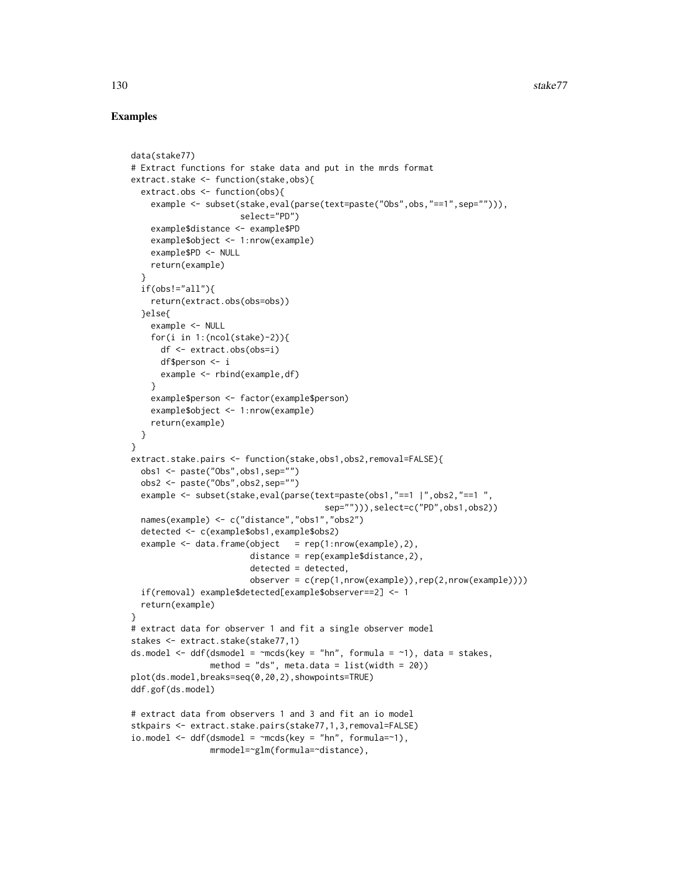## Examples

```
data(stake77)
# Extract functions for stake data and put in the mrds format
extract.stake <- function(stake,obs){
  extract.obs <- function(obs){
    example <- subset(stake,eval(parse(text=paste("Obs",obs,"==1",sep=""))),
                      select="PD")
    example$distance <- example$PD
    example$object <- 1:nrow(example)
    example$PD <- NULL
    return(example)
  }
  if(obs!="all"){
    return(extract.obs(obs=obs))
  }else{
    example <- NULL
    for(i in 1:(ncol(stake)-2)){
      df <- extract.obs(obs=i)
      df$person <- i
      example <- rbind(example,df)
    }
    example$person <- factor(example$person)
    example$object <- 1:nrow(example)
    return(example)
  }
}
extract.stake.pairs <- function(stake,obs1,obs2,removal=FALSE){
  obs1 <- paste("Obs",obs1,sep="")
  obs2 <- paste("Obs",obs2,sep="")
  example <- subset(stake,eval(parse(text=paste(obs1,"==1 |",obs2,"==1 ",
                                    sep=""))),select=c("PD",obs1,obs2))
  names(example) <- c("distance","obs1","obs2")
  detected <- c(example$obs1,example$obs2)
  example <- data.frame(object   = rep(1:nrow(example),2),
                        distance = rep(example$distance,2),
                        detected = detected,
                        observer = c(rep(1,nrow(example)),rep(2,nrow(example))))
  if(removal) example$detected[example$observer==2] <- 1
  return(example)
}
# extract data for observer 1 and fit a single observer model
stakes <- extract.stake(stake77,1)
ds.model <- ddf(dsmodel = ~mcds(key = "hn", formula = ~1), data = stakes,
                method = "ds", meta.data = list(width = 20))
plot(ds.model,breaks=seq(0,20,2),showpoints=TRUE)
ddf.gof(ds.model)

# extract data from observers 1 and 3 and fit an io model
stkpairs <- extract.stake.pairs(stake77,1,3,removal=FALSE)
io.model <- ddf(dsmodel = ~mcds(key = "hn", formula=~1),
                mrmodel=~glm(formula=~distance),
```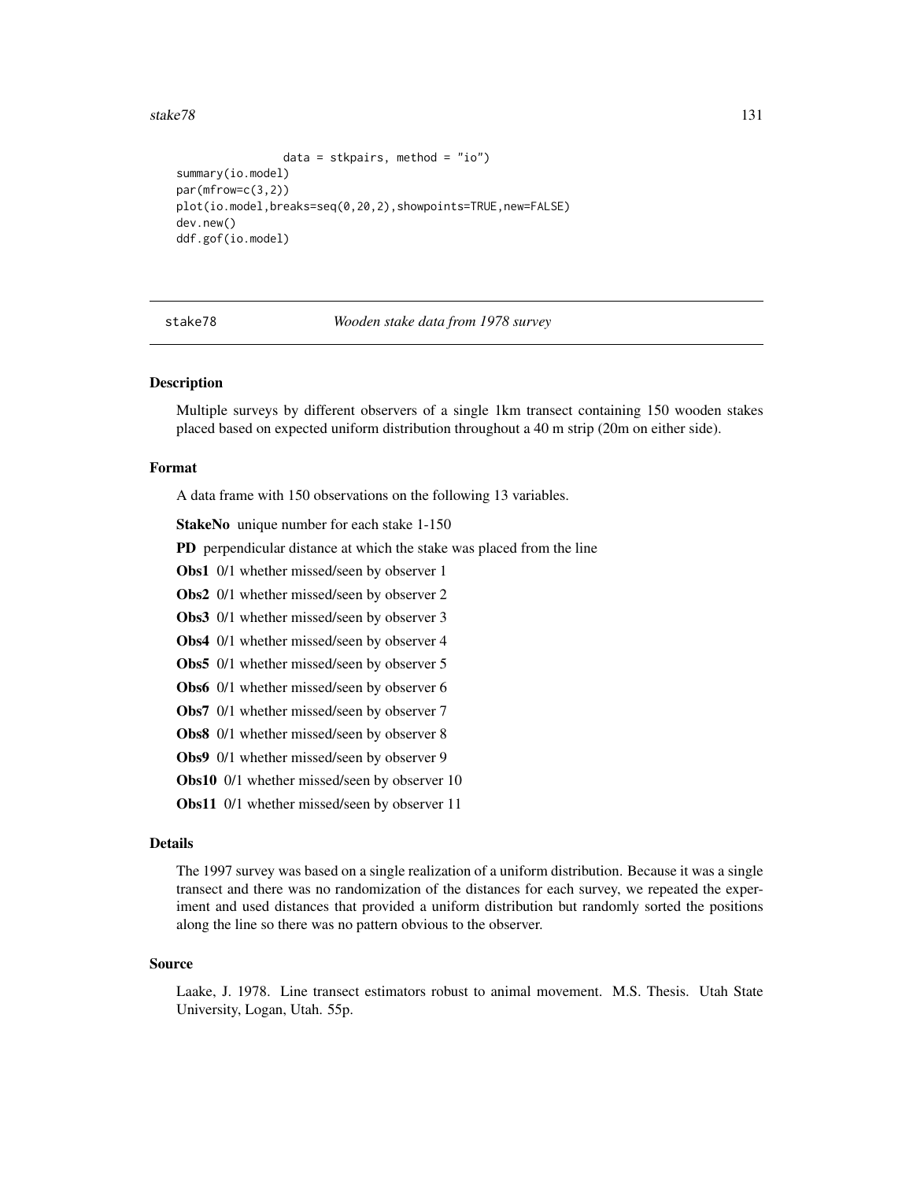```
                data = stkpairs, method = "io")
summary(io.model)
par(mfrow=c(3,2))
plot(io.model,breaks=seq(0,20,2),showpoints=TRUE,new=FALSE)
dev.new()
ddf.gof(io.model)
```

## stake78 *Wooden stake data from 1978 survey*

### Description

Multiple surveys by different observers of a single 1km transect containing 150 wooden stakes placed based on expected uniform distribution throughout a 40 m strip (20m on either side).

### Format

A data frame with 150 observations on the following 13 variables.

**StakeNo** unique number for each stake 1-150

**PD** perpendicular distance at which the stake was placed from the line

**Obs1** 0/1 whether missed/seen by observer 1

**Obs2** 0/1 whether missed/seen by observer 2

**Obs3** 0/1 whether missed/seen by observer 3

**Obs4** 0/1 whether missed/seen by observer 4

**Obs5** 0/1 whether missed/seen by observer 5

**Obs6** 0/1 whether missed/seen by observer 6

**Obs7** 0/1 whether missed/seen by observer 7

**Obs8** 0/1 whether missed/seen by observer 8

**Obs9** 0/1 whether missed/seen by observer 9

**Obs10** 0/1 whether missed/seen by observer 10

**Obs11** 0/1 whether missed/seen by observer 11

### Details

The 1997 survey was based on a single realization of a uniform distribution. Because it was a single transect and there was no randomization of the distances for each survey, we repeated the experiment and used distances that provided a uniform distribution but randomly sorted the positions along the line so there was no pattern obvious to the observer.

### Source

Laake, J. 1978. Line transect estimators robust to animal movement. M.S. Thesis. Utah State University, Logan, Utah. 55p.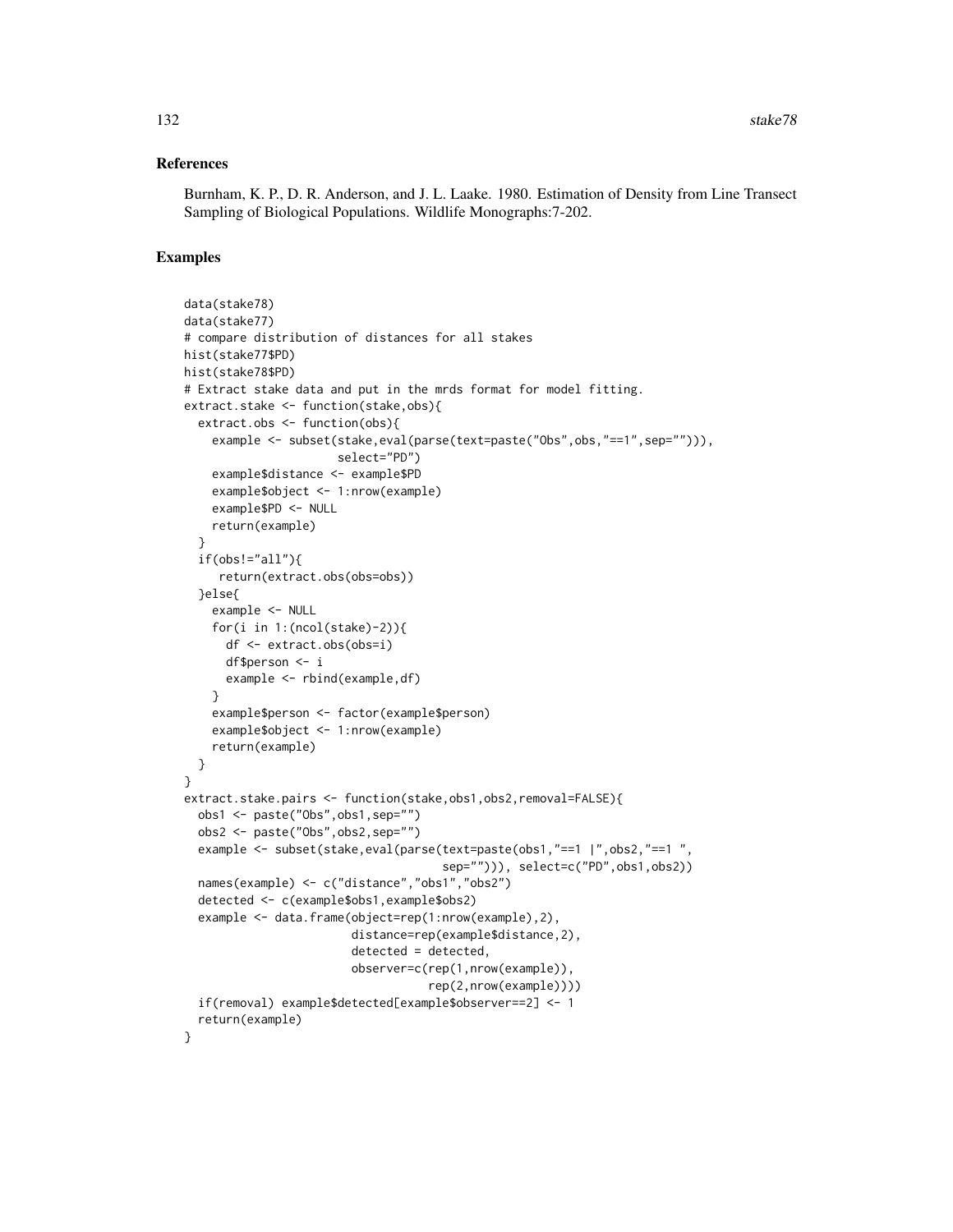## References

Burnham, K. P., D. R. Anderson, and J. L. Laake. 1980. Estimation of Density from Line Transect Sampling of Biological Populations. Wildlife Monographs:7-202.

## Examples

```
data(stake78)
data(stake77)
# compare distribution of distances for all stakes
hist(stake77$PD)
hist(stake78$PD)
# Extract stake data and put in the mrds format for model fitting.
extract.stake <- function(stake,obs){
  extract.obs <- function(obs){
    example <- subset(stake,eval(parse(text=paste("Obs",obs,"==1",sep=""))),
                      select="PD")
    example$distance <- example$PD
    example$object <- 1:nrow(example)
    example$PD <- NULL
    return(example)
  }
  if(obs!="all"){
     return(extract.obs(obs=obs))
  }else{
    example <- NULL
    for(i in 1:(ncol(stake)-2)){
      df <- extract.obs(obs=i)
      df$person <- i
      example <- rbind(example,df)
    }
    example$person <- factor(example$person)
    example$object <- 1:nrow(example)
    return(example)
  }
}
extract.stake.pairs <- function(stake,obs1,obs2,removal=FALSE){
  obs1 <- paste("Obs",obs1,sep="")
  obs2 <- paste("Obs",obs2,sep="")
  example <- subset(stake,eval(parse(text=paste(obs1,"==1 |",obs2,"==1 ",
                                      sep=""))), select=c("PD",obs1,obs2))
  names(example) <- c("distance","obs1","obs2")
  detected <- c(example$obs1,example$obs2)
  example <- data.frame(object=rep(1:nrow(example),2),
                        distance=rep(example$distance,2),
                        detected = detected,
                        observer=c(rep(1,nrow(example)),
                                   rep(2,nrow(example))))
  if(removal) example$detected[example$observer==2] <- 1
  return(example)
}
```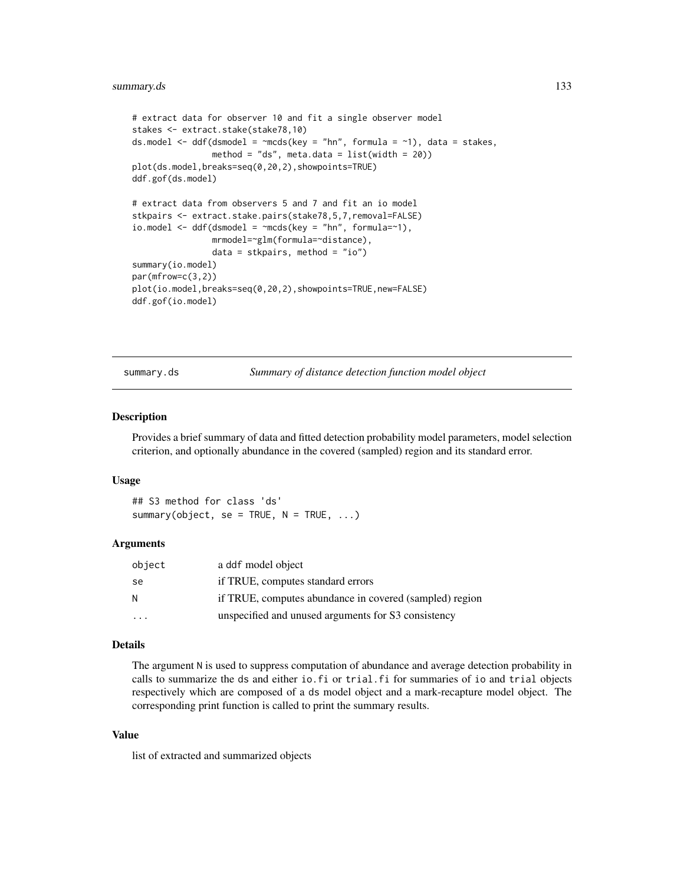```
# extract data for observer 10 and fit a single observer model
stakes <- extract.stake(stake78,10)
ds.model <- ddf(dsmodel = ~mcds(key = "hn", formula = ~1), data = stakes,
                method = "ds", meta.data = list(width = 20))
plot(ds.model,breaks=seq(0,20,2),showpoints=TRUE)
ddf.gof(ds.model)

# extract data from observers 5 and 7 and fit an io model
stkpairs <- extract.stake.pairs(stake78,5,7,removal=FALSE)
io.model <- ddf(dsmodel = ~mcds(key = "hn", formula=~1),
                mrmodel=~glm(formula=~distance),
                data = stkpairs, method = "io")
summary(io.model)
par(mfrow=c(3,2))
plot(io.model,breaks=seq(0,20,2),showpoints=TRUE,new=FALSE)
ddf.gof(io.model)
```

---

## summary.ds — *Summary of distance detection function model object*

### Description

Provides a brief summary of data and fitted detection probability model parameters, model selection criterion, and optionally abundance in the covered (sampled) region and its standard error.

### Usage

```
## S3 method for class 'ds'
summary(object, se = TRUE, N = TRUE, ...)
```

### Arguments

| | |
|---|---|
| object | a ddf model object |
| se | if TRUE, computes standard errors |
| N | if TRUE, computes abundance in covered (sampled) region |
| ... | unspecified and unused arguments for S3 consistency |

### Details

The argument `N` is used to suppress computation of abundance and average detection probability in calls to summarize the `ds` and either `io.fi` or `trial.fi` for summaries of `io` and `trial` objects respectively which are composed of a `ds` model object and a mark-recapture model object. The corresponding print function is called to print the summary results.

### Value

list of extracted and summarized objects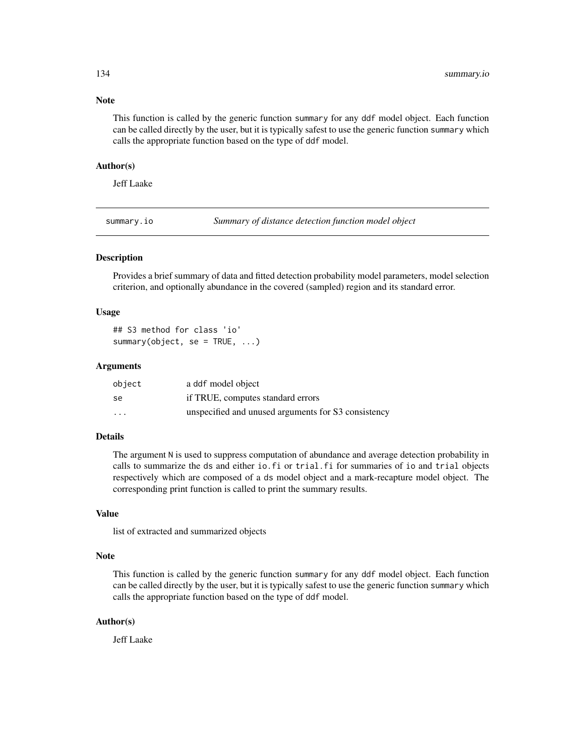### Note

This function is called by the generic function `summary` for any `ddf` model object. Each function can be called directly by the user, but it is typically safest to use the generic function `summary` which calls the appropriate function based on the type of `ddf` model.

### Author(s)

Jeff Laake

---

## summary.io — *Summary of distance detection function model object*

---

### Description

Provides a brief summary of data and fitted detection probability model parameters, model selection criterion, and optionally abundance in the covered (sampled) region and its standard error.

### Usage

```
## S3 method for class 'io'
summary(object, se = TRUE, ...)
```

### Arguments

| | |
|---|---|
| `object` | a `ddf` model object |
| `se` | if TRUE, computes standard errors |
| `...` | unspecified and unused arguments for S3 consistency |

### Details

The argument `N` is used to suppress computation of abundance and average detection probability in calls to summarize the `ds` and either `io.fi` or `trial.fi` for summaries of `io` and `trial` objects respectively which are composed of a `ds` model object and a mark-recapture model object. The corresponding print function is called to print the summary results.

### Value

list of extracted and summarized objects

### Note

This function is called by the generic function `summary` for any `ddf` model object. Each function can be called directly by the user, but it is typically safest to use the generic function `summary` which calls the appropriate function based on the type of `ddf` model.

### Author(s)

Jeff Laake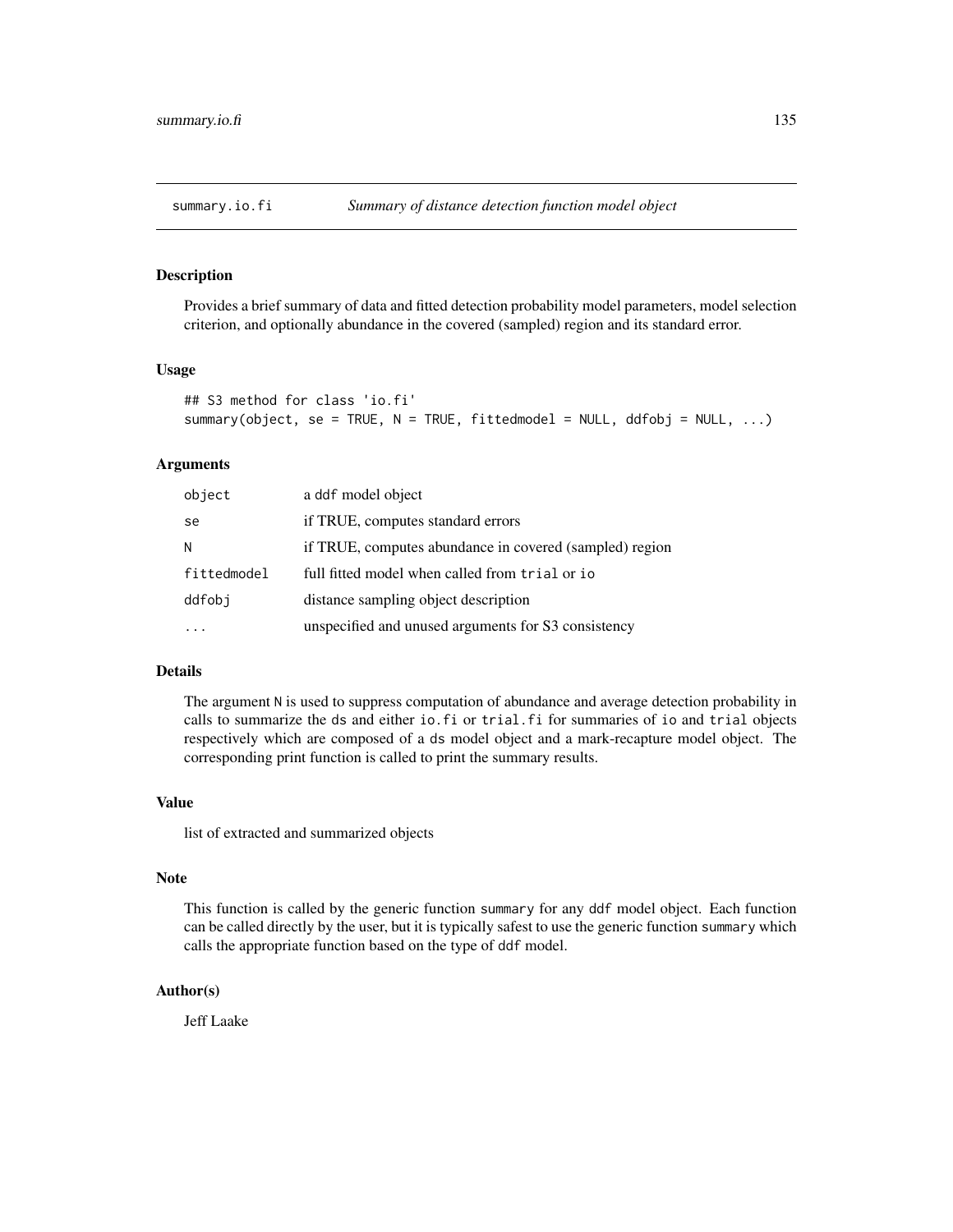## summary.io.fi — *Summary of distance detection function model object*

### Description

Provides a brief summary of data and fitted detection probability model parameters, model selection criterion, and optionally abundance in the covered (sampled) region and its standard error.

### Usage

```
## S3 method for class 'io.fi'
summary(object, se = TRUE, N = TRUE, fittedmodel = NULL, ddfobj = NULL, ...)
```

### Arguments

| | |
|---|---|
| object | a ddf model object |
| se | if TRUE, computes standard errors |
| N | if TRUE, computes abundance in covered (sampled) region |
| fittedmodel | full fitted model when called from trial or io |
| ddfobj | distance sampling object description |
| ... | unspecified and unused arguments for S3 consistency |

### Details

The argument N is used to suppress computation of abundance and average detection probability in calls to summarize the ds and either io.fi or trial.fi for summaries of io and trial objects respectively which are composed of a ds model object and a mark-recapture model object. The corresponding print function is called to print the summary results.

### Value

list of extracted and summarized objects

### Note

This function is called by the generic function summary for any ddf model object. Each function can be called directly by the user, but it is typically safest to use the generic function summary which calls the appropriate function based on the type of ddf model.

### Author(s)

Jeff Laake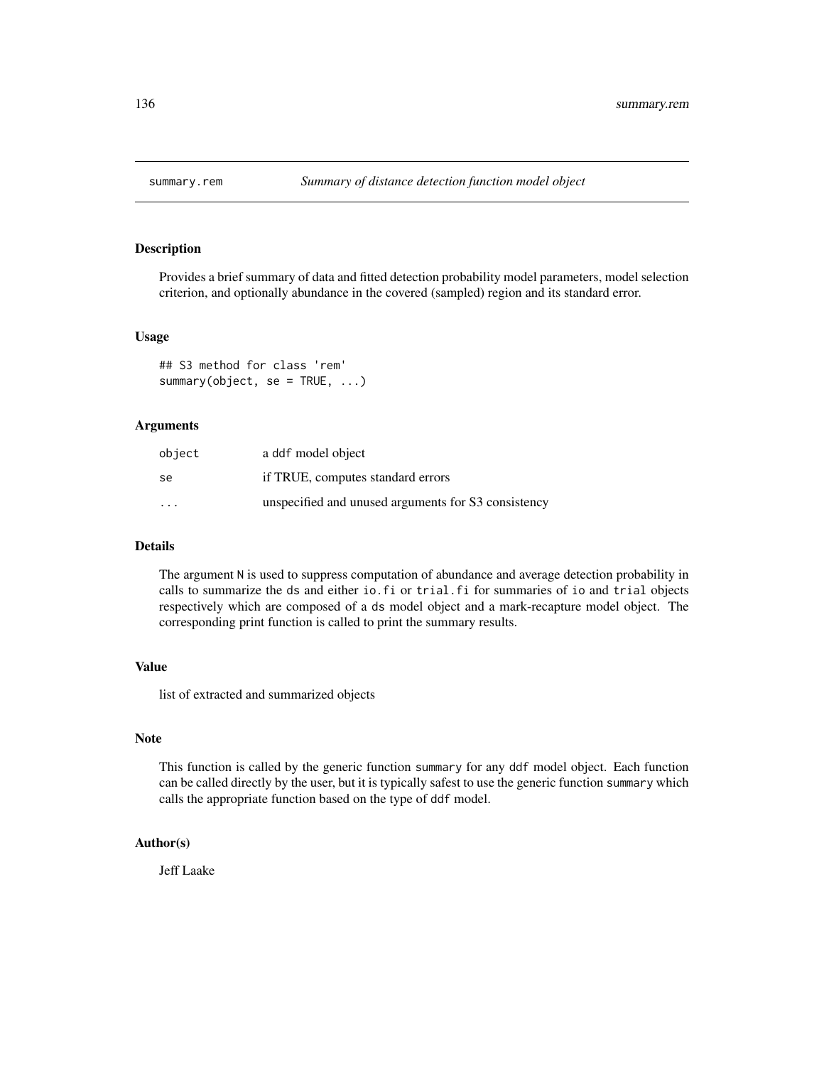# summary.rem — *Summary of distance detection function model object*

## Description

Provides a brief summary of data and fitted detection probability model parameters, model selection criterion, and optionally abundance in the covered (sampled) region and its standard error.

## Usage

```
## S3 method for class 'rem'
summary(object, se = TRUE, ...)
```

## Arguments

| | |
|---|---|
| object | a ddf model object |
| se | if TRUE, computes standard errors |
| ... | unspecified and unused arguments for S3 consistency |

## Details

The argument N is used to suppress computation of abundance and average detection probability in calls to summarize the ds and either io.fi or trial.fi for summaries of io and trial objects respectively which are composed of a ds model object and a mark-recapture model object. The corresponding print function is called to print the summary results.

## Value

list of extracted and summarized objects

## Note

This function is called by the generic function summary for any ddf model object. Each function can be called directly by the user, but it is typically safest to use the generic function summary which calls the appropriate function based on the type of ddf model.

## Author(s)

Jeff Laake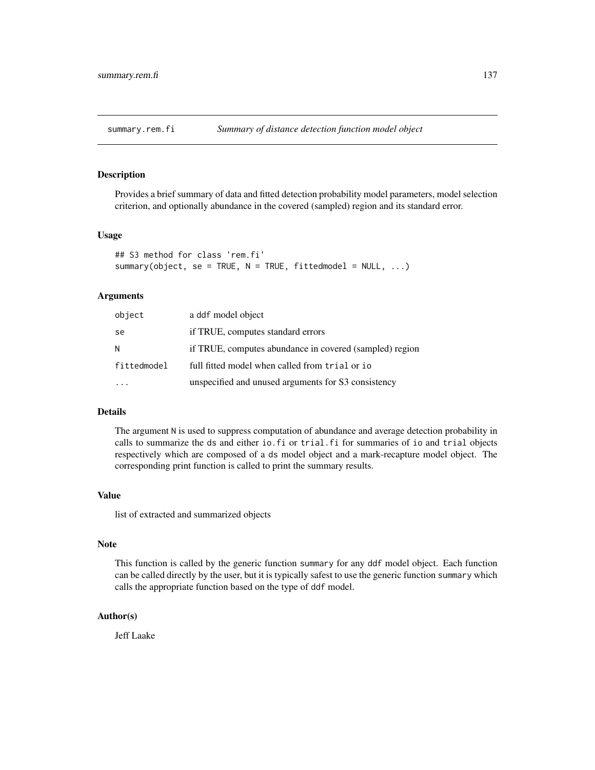## summary.rem.fi — *Summary of distance detection function model object*

### Description

Provides a brief summary of data and fitted detection probability model parameters, model selection criterion, and optionally abundance in the covered (sampled) region and its standard error.

### Usage

```
## S3 method for class 'rem.fi'
summary(object, se = TRUE, N = TRUE, fittedmodel = NULL, ...)
```

### Arguments

| | |
|---|---|
| `object` | a `ddf` model object |
| `se` | if TRUE, computes standard errors |
| `N` | if TRUE, computes abundance in covered (sampled) region |
| `fittedmodel` | full fitted model when called from `trial` or `io` |
| `...` | unspecified and unused arguments for S3 consistency |

### Details

The argument `N` is used to suppress computation of abundance and average detection probability in calls to summarize the `ds` and either `io.fi` or `trial.fi` for summaries of `io` and `trial` objects respectively which are composed of a `ds` model object and a mark-recapture model object. The corresponding print function is called to print the summary results.

### Value

list of extracted and summarized objects

### Note

This function is called by the generic function `summary` for any `ddf` model object. Each function can be called directly by the user, but it is typically safest to use the generic function `summary` which calls the appropriate function based on the type of `ddf` model.

### Author(s)

Jeff Laake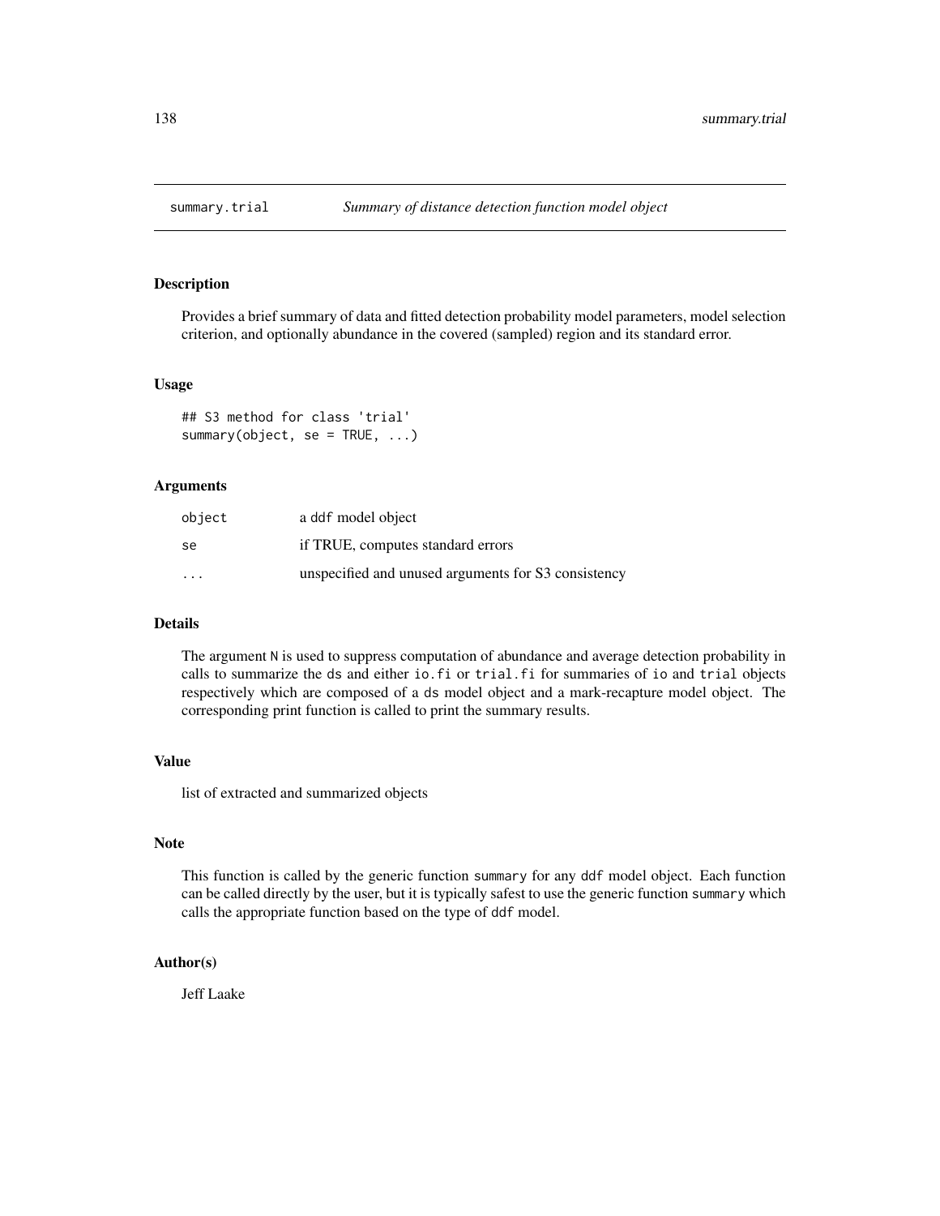# summary.trial — *Summary of distance detection function model object*

## Description

Provides a brief summary of data and fitted detection probability model parameters, model selection criterion, and optionally abundance in the covered (sampled) region and its standard error.

## Usage

```
## S3 method for class 'trial'
summary(object, se = TRUE, ...)
```

## Arguments

| | |
|---|---|
| `object` | a `ddf` model object |
| `se` | if TRUE, computes standard errors |
| `...` | unspecified and unused arguments for S3 consistency |

## Details

The argument `N` is used to suppress computation of abundance and average detection probability in calls to summarize the `ds` and either `io.fi` or `trial.fi` for summaries of `io` and `trial` objects respectively which are composed of a `ds` model object and a mark-recapture model object. The corresponding print function is called to print the summary results.

## Value

list of extracted and summarized objects

## Note

This function is called by the generic function `summary` for any `ddf` model object. Each function can be called directly by the user, but it is typically safest to use the generic function `summary` which calls the appropriate function based on the type of `ddf` model.

## Author(s)

Jeff Laake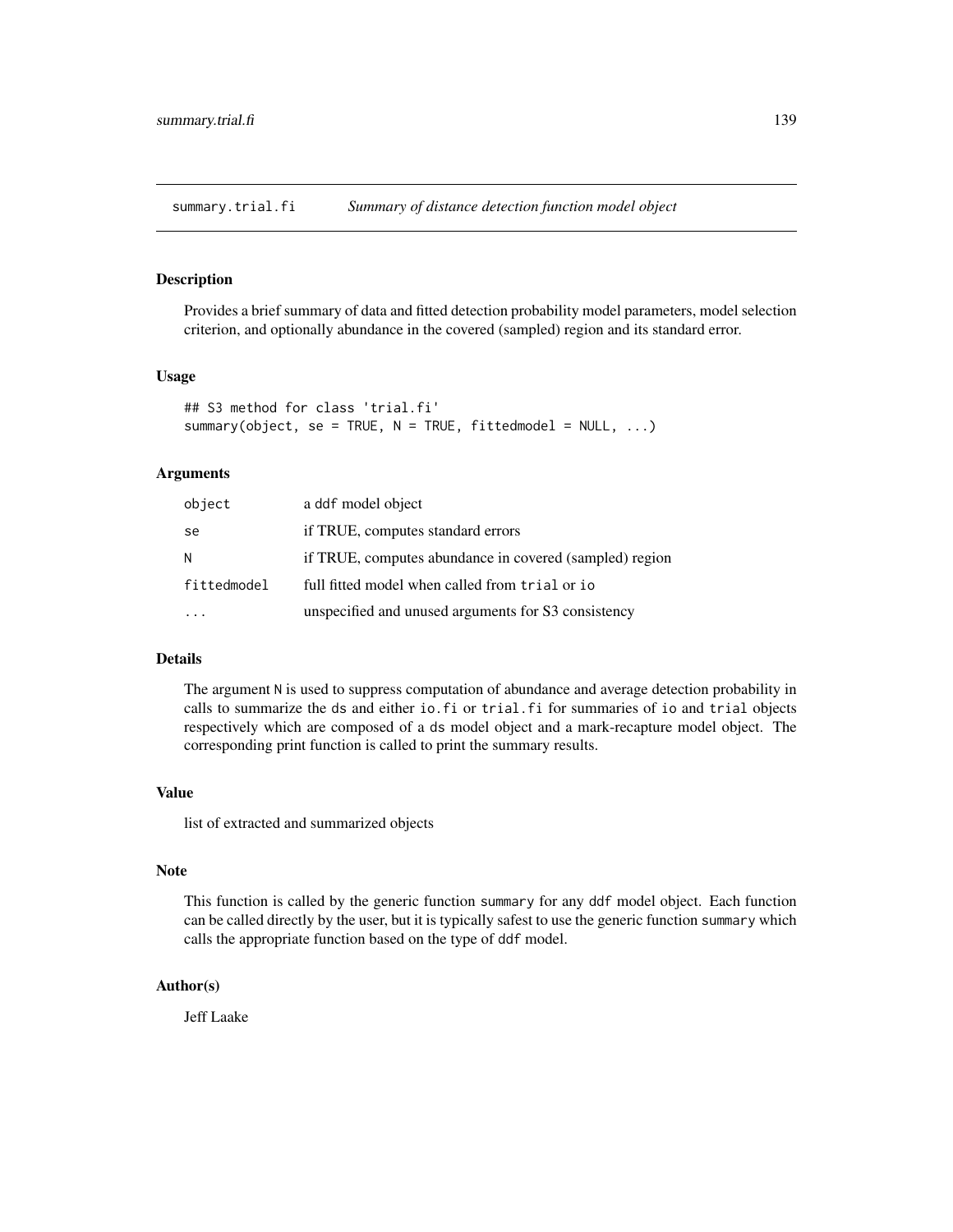## summary.trial.fi *Summary of distance detection function model object*

### Description

Provides a brief summary of data and fitted detection probability model parameters, model selection criterion, and optionally abundance in the covered (sampled) region and its standard error.

### Usage

```
## S3 method for class 'trial.fi'
summary(object, se = TRUE, N = TRUE, fittedmodel = NULL, ...)
```

### Arguments

| | |
|---|---|
| object | a ddf model object |
| se | if TRUE, computes standard errors |
| N | if TRUE, computes abundance in covered (sampled) region |
| fittedmodel | full fitted model when called from trial or io |
| ... | unspecified and unused arguments for S3 consistency |

### Details

The argument N is used to suppress computation of abundance and average detection probability in calls to summarize the ds and either io.fi or trial.fi for summaries of io and trial objects respectively which are composed of a ds model object and a mark-recapture model object. The corresponding print function is called to print the summary results.

### Value

list of extracted and summarized objects

### Note

This function is called by the generic function summary for any ddf model object. Each function can be called directly by the user, but it is typically safest to use the generic function summary which calls the appropriate function based on the type of ddf model.

### Author(s)

Jeff Laake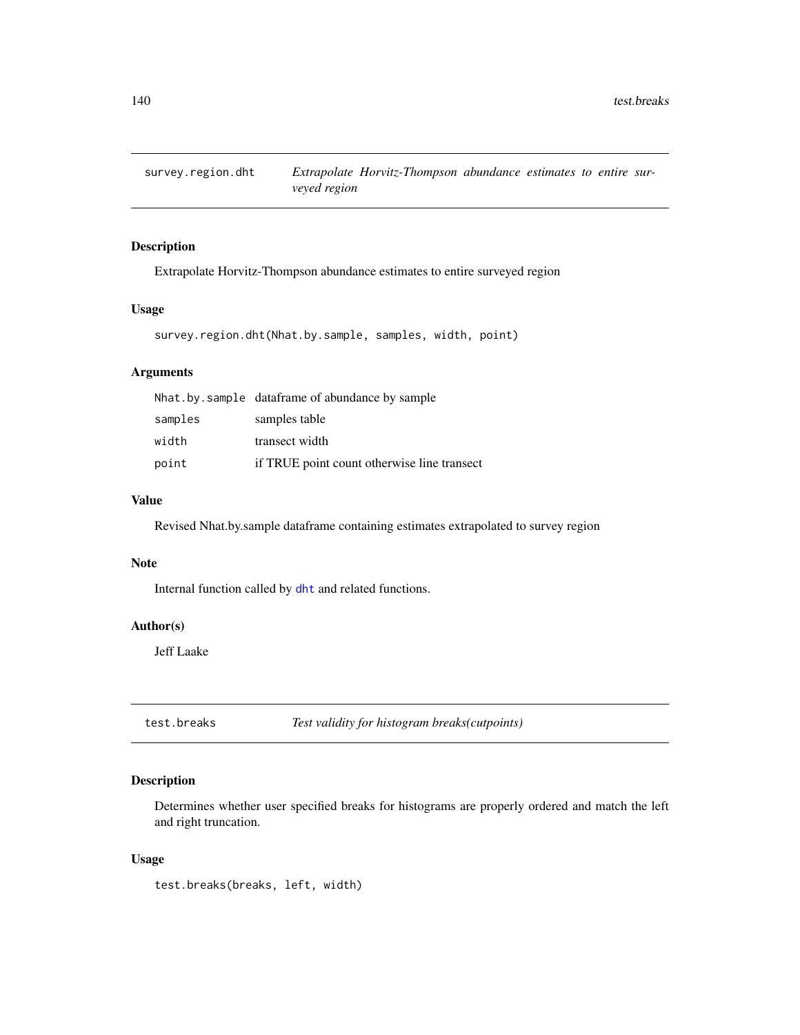## survey.region.dht — *Extrapolate Horvitz-Thompson abundance estimates to entire surveyed region*

### Description

Extrapolate Horvitz-Thompson abundance estimates to entire surveyed region

### Usage

```
survey.region.dht(Nhat.by.sample, samples, width, point)
```

### Arguments

| | |
|---|---|
| `Nhat.by.sample` | dataframe of abundance by sample |
| `samples` | samples table |
| `width` | transect width |
| `point` | if TRUE point count otherwise line transect |

### Value

Revised Nhat.by.sample dataframe containing estimates extrapolated to survey region

### Note

Internal function called by `dht` and related functions.

### Author(s)

Jeff Laake

## test.breaks — *Test validity for histogram breaks(cutpoints)*

### Description

Determines whether user specified breaks for histograms are properly ordered and match the left and right truncation.

### Usage

```
test.breaks(breaks, left, width)
```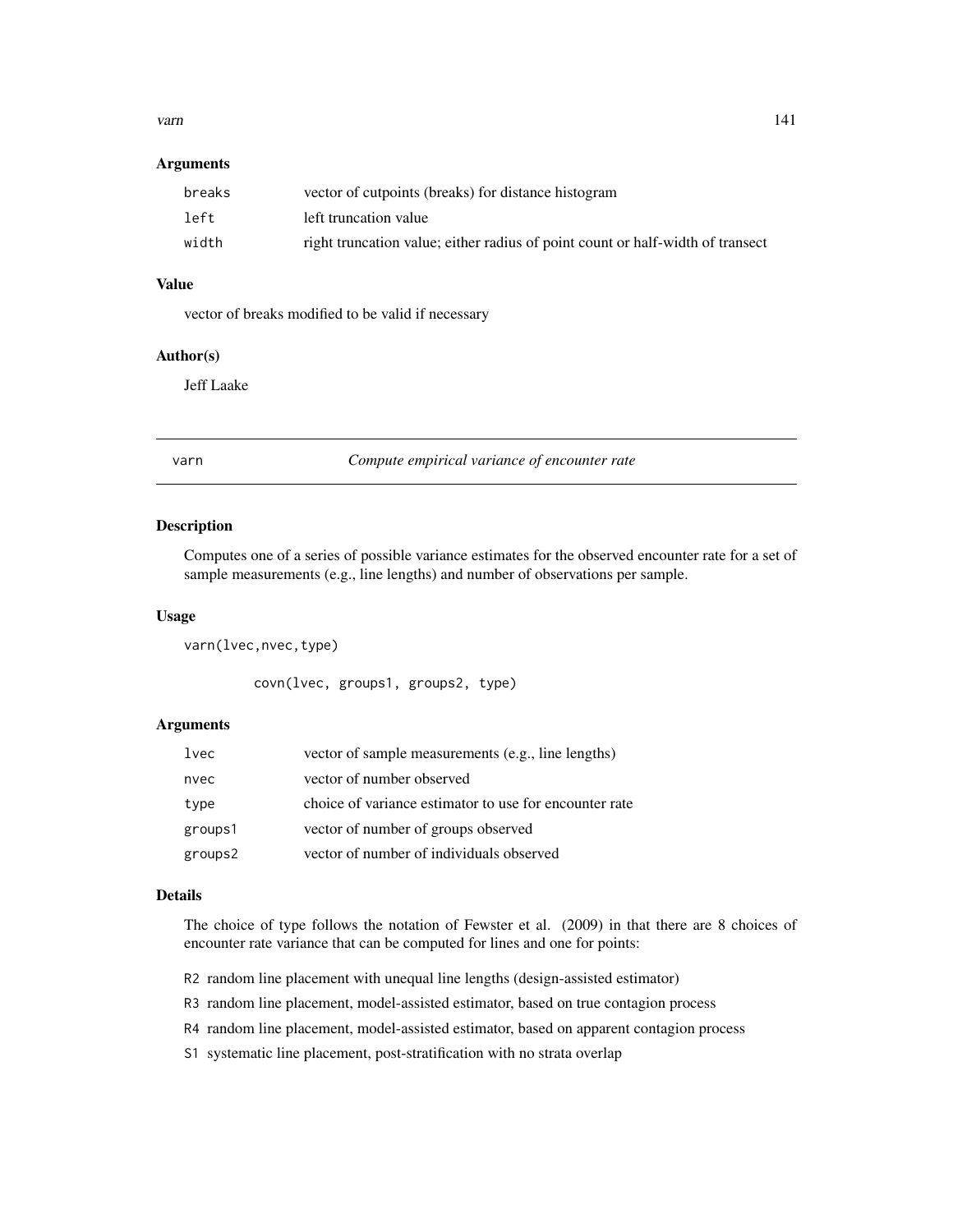### Arguments

| | |
|---|---|
| breaks | vector of cutpoints (breaks) for distance histogram |
| left | left truncation value |
| width | right truncation value; either radius of point count or half-width of transect |

### Value

vector of breaks modified to be valid if necessary

### Author(s)

Jeff Laake

---

## varn *Compute empirical variance of encounter rate*

### Description

Computes one of a series of possible variance estimates for the observed encounter rate for a set of sample measurements (e.g., line lengths) and number of observations per sample.

### Usage

```
varn(lvec,nvec,type)

        covn(lvec, groups1, groups2, type)
```

### Arguments

| | |
|---|---|
| lvec | vector of sample measurements (e.g., line lengths) |
| nvec | vector of number observed |
| type | choice of variance estimator to use for encounter rate |
| groups1 | vector of number of groups observed |
| groups2 | vector of number of individuals observed |

### Details

The choice of type follows the notation of Fewster et al. (2009) in that there are 8 choices of encounter rate variance that can be computed for lines and one for points:

- R2 random line placement with unequal line lengths (design-assisted estimator)
- R3 random line placement, model-assisted estimator, based on true contagion process
- R4 random line placement, model-assisted estimator, based on apparent contagion process
- S1 systematic line placement, post-stratification with no strata overlap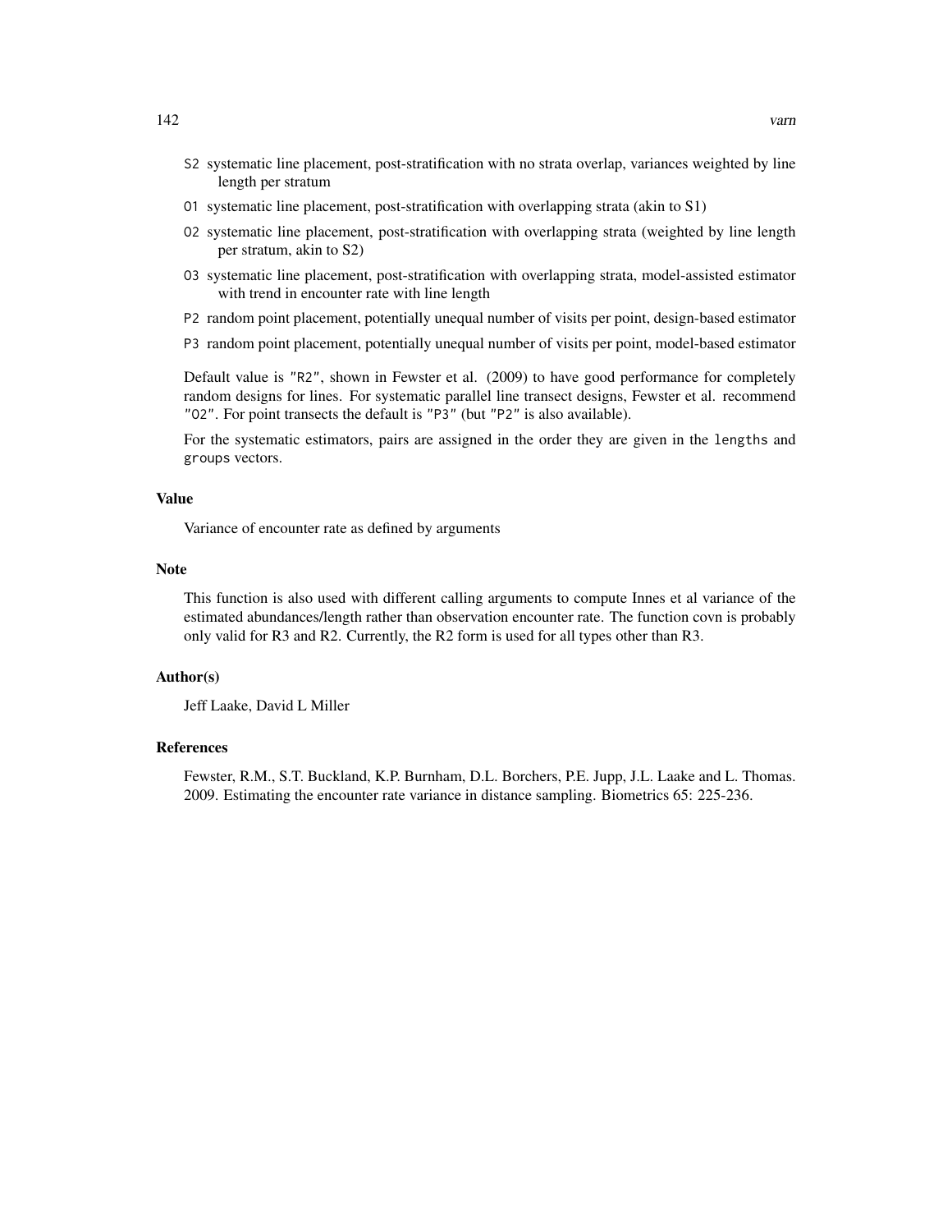- `S2` systematic line placement, post-stratification with no strata overlap, variances weighted by line length per stratum
- `O1` systematic line placement, post-stratification with overlapping strata (akin to S1)
- `O2` systematic line placement, post-stratification with overlapping strata (weighted by line length per stratum, akin to S2)
- `O3` systematic line placement, post-stratification with overlapping strata, model-assisted estimator with trend in encounter rate with line length
- `P2` random point placement, potentially unequal number of visits per point, design-based estimator
- `P3` random point placement, potentially unequal number of visits per point, model-based estimator

Default value is `"R2"`, shown in Fewster et al. (2009) to have good performance for completely random designs for lines. For systematic parallel line transect designs, Fewster et al. recommend `"O2"`. For point transects the default is `"P3"` (but `"P2"` is also available).

For the systematic estimators, pairs are assigned in the order they are given in the `lengths` and `groups` vectors.

## Value

Variance of encounter rate as defined by arguments

## Note

This function is also used with different calling arguments to compute Innes et al variance of the estimated abundances/length rather than observation encounter rate. The function covn is probably only valid for R3 and R2. Currently, the R2 form is used for all types other than R3.

## Author(s)

Jeff Laake, David L Miller

## References

Fewster, R.M., S.T. Buckland, K.P. Burnham, D.L. Borchers, P.E. Jupp, J.L. Laake and L. Thomas. 2009. Estimating the encounter rate variance in distance sampling. Biometrics 65: 225-236.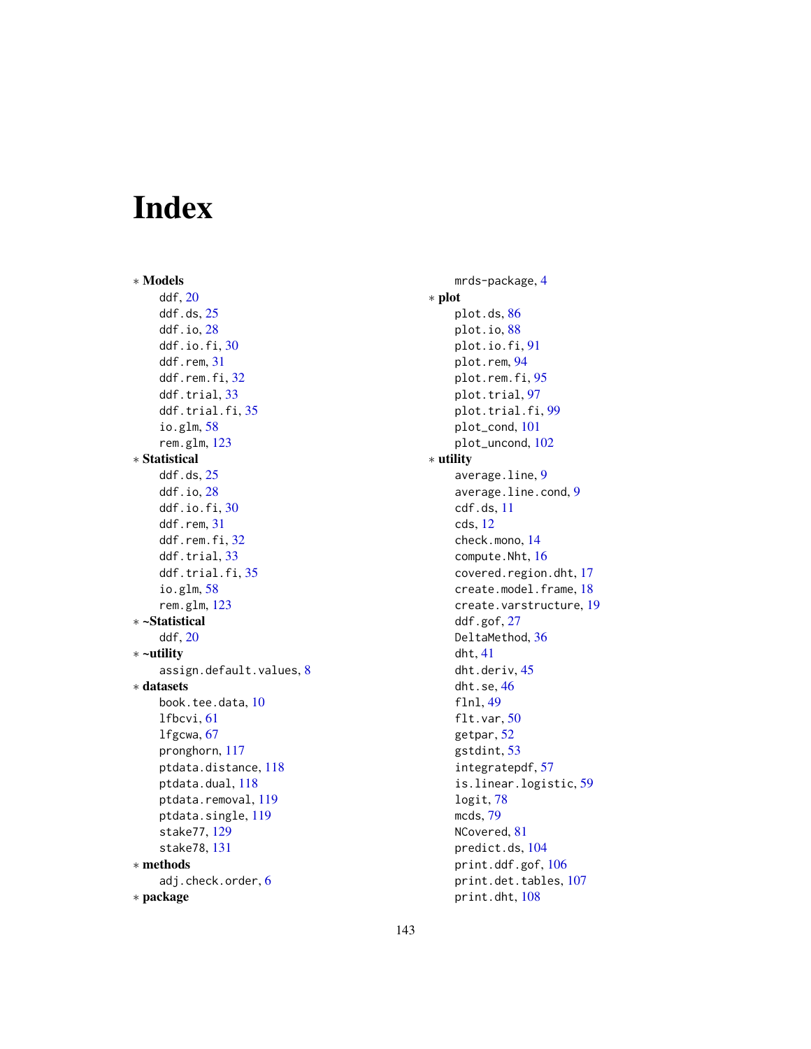# Index

∗ **Models**

ddf, 20
ddf.ds, 25
ddf.io, 28
ddf.io.fi, 30
ddf.rem, 31
ddf.rem.fi, 32
ddf.trial, 33
ddf.trial.fi, 35
io.glm, 58
rem.glm, 123

∗ **Statistical**

ddf.ds, 25
ddf.io, 28
ddf.io.fi, 30
ddf.rem, 31
ddf.rem.fi, 32
ddf.trial, 33
ddf.trial.fi, 35
io.glm, 58
rem.glm, 123

∗ **~Statistical**

ddf, 20

∗ **~utility**

assign.default.values, 8

∗ **datasets**

book.tee.data, 10
lfbcvi, 61
lfgcwa, 67
pronghorn, 117
ptdata.distance, 118
ptdata.dual, 118
ptdata.removal, 119
ptdata.single, 119
stake77, 129
stake78, 131

∗ **methods**

adj.check.order, 6

∗ **package**

mrds-package, 4

∗ **plot**

plot.ds, 86
plot.io, 88
plot.io.fi, 91
plot.rem, 94
plot.rem.fi, 95
plot.trial, 97
plot.trial.fi, 99
plot_cond, 101
plot_uncond, 102

∗ **utility**

average.line, 9
average.line.cond, 9
cdf.ds, 11
cds, 12
check.mono, 14
compute.Nht, 16
covered.region.dht, 17
create.model.frame, 18
create.varstructure, 19
ddf.gof, 27
DeltaMethod, 36
dht, 41
dht.deriv, 45
dht.se, 46
flnl, 49
flt.var, 50
getpar, 52
gstdint, 53
integratepdf, 57
is.linear.logistic, 59
logit, 78
mcds, 79
NCovered, 81
predict.ds, 104
print.ddf.gof, 106
print.det.tables, 107
print.dht, 108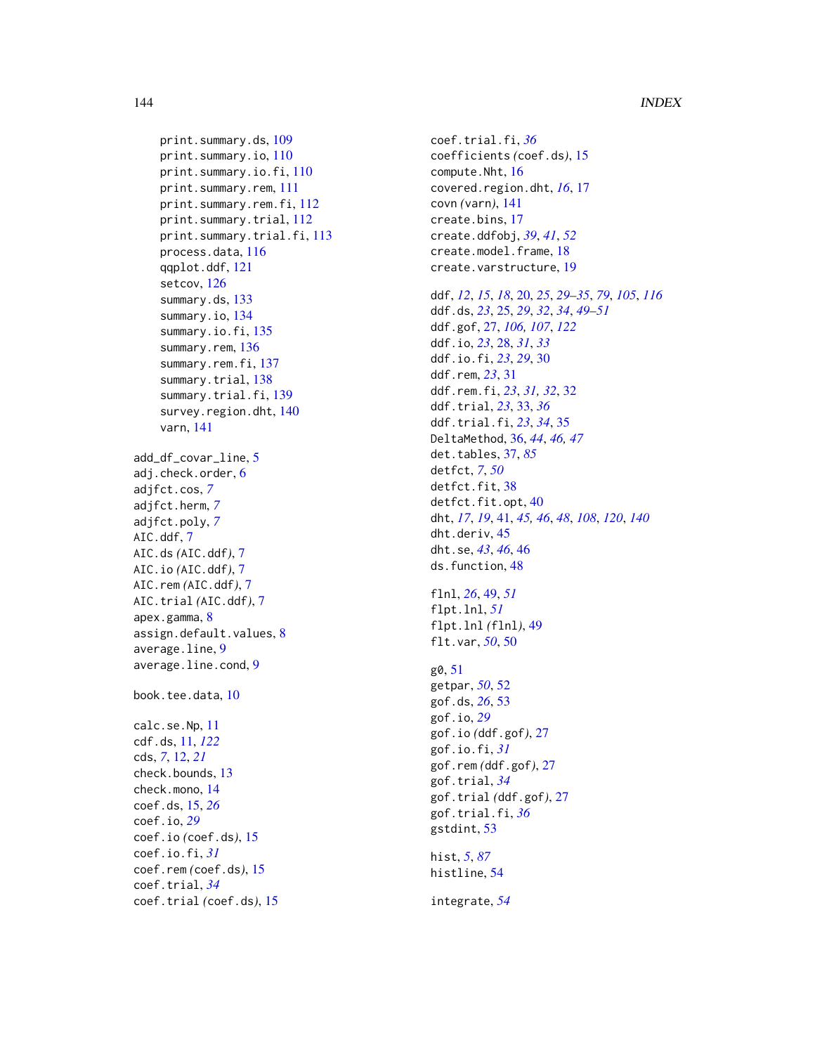print.summary.ds, 109
print.summary.io, 110
print.summary.io.fi, 110
print.summary.rem, 111
print.summary.rem.fi, 112
print.summary.trial, 112
print.summary.trial.fi, 113
process.data, 116
qqplot.ddf, 121
setcov, 126
summary.ds, 133
summary.io, 134
summary.io.fi, 135
summary.rem, 136
summary.rem.fi, 137
summary.trial, 138
summary.trial.fi, 139
survey.region.dht, 140
varn, 141

add_df_covar_line, 5
adj.check.order, 6
adjfct.cos, *7*
adjfct.herm, *7*
adjfct.poly, *7*
AIC.ddf, 7
AIC.ds *(AIC.ddf)*, 7
AIC.io *(AIC.ddf)*, 7
AIC.rem *(AIC.ddf)*, 7
AIC.trial *(AIC.ddf)*, 7
apex.gamma, 8
assign.default.values, 8
average.line, 9
average.line.cond, 9

book.tee.data, 10

calc.se.Np, 11
cdf.ds, 11, *122*
cds, *7*, 12, *21*
check.bounds, 13
check.mono, 14
coef.ds, 15, *26*
coef.io, *29*
coef.io *(coef.ds)*, 15
coef.io.fi, *31*
coef.rem *(coef.ds)*, 15
coef.trial, *34*
coef.trial *(coef.ds)*, 15
coef.trial.fi, *36*
coefficients *(coef.ds)*, 15
compute.Nht, 16
covered.region.dht, *16*, 17
covn *(varn)*, 141
create.bins, 17
create.ddfobj, *39*, *41*, *52*
create.model.frame, 18
create.varstructure, 19

ddf, *12*, *15*, *18*, 20, *25*, *29–35*, *79*, *105*, *116*
ddf.ds, *23*, 25, *29*, *32*, *34*, *49–51*
ddf.gof, 27, *106, 107*, *122*
ddf.io, *23*, 28, *31*, *33*
ddf.io.fi, *23*, *29*, 30
ddf.rem, *23*, 31
ddf.rem.fi, *23*, *31, 32*, 32
ddf.trial, *23*, 33, *36*
ddf.trial.fi, *23*, *34*, 35
DeltaMethod, 36, *44*, *46, 47*
det.tables, 37, *85*
detfct, *7*, *50*
detfct.fit, 38
detfct.fit.opt, 40
dht, *17*, *19*, 41, *45, 46*, *48*, *108*, *120*, *140*
dht.deriv, 45
dht.se, *43*, *46*, 46
ds.function, 48

flnl, *26*, 49, *51*
flpt.lnl, *51*
flpt.lnl *(flnl)*, 49
flt.var, *50*, 50

g0, 51
getpar, *50*, 52
gof.ds, *26*, 53
gof.io, *29*
gof.io *(ddf.gof)*, 27
gof.io.fi, *31*
gof.rem *(ddf.gof)*, 27
gof.trial, *34*
gof.trial *(ddf.gof)*, 27
gof.trial.fi, *36*
gstdint, 53

hist, *5*, *87*
histline, 54

integrate, *54*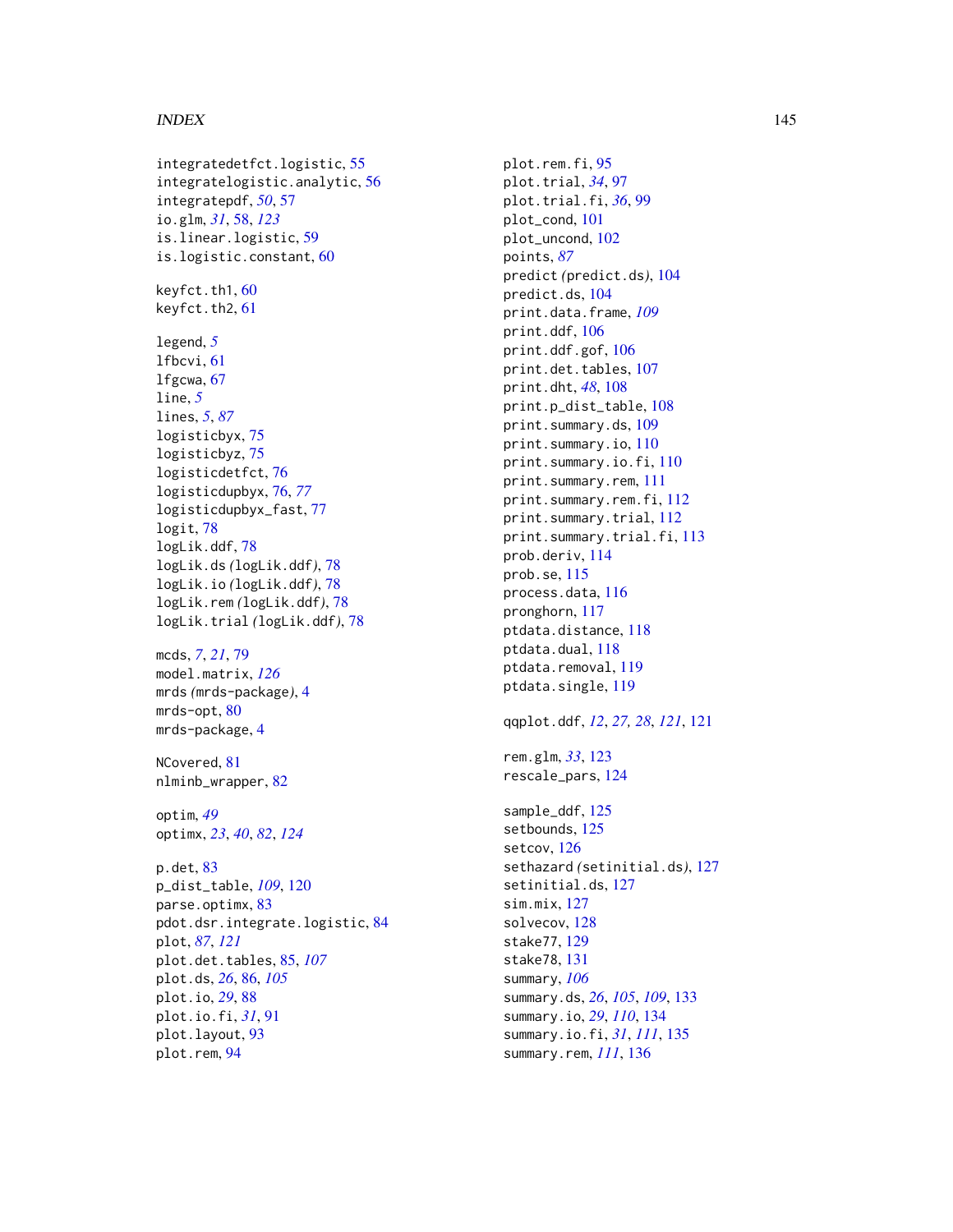integratedetfct.logistic, 55
integratelogistic.analytic, 56
integratepdf, *50*, 57
io.glm, *31*, 58, *123*
is.linear.logistic, 59
is.logistic.constant, 60

keyfct.th1, 60
keyfct.th2, 61

legend, *5*
lfbcvi, 61
lfgcwa, 67
line, *5*
lines, *5*, *87*
logisticbyx, 75
logisticbyz, 75
logisticdetfct, 76
logisticdupbyx, 76, *77*
logisticdupbyx_fast, 77
logit, 78
logLik.ddf, 78
logLik.ds *(logLik.ddf)*, 78
logLik.io *(logLik.ddf)*, 78
logLik.rem *(logLik.ddf)*, 78
logLik.trial *(logLik.ddf)*, 78

mcds, *7*, *21*, 79
model.matrix, *126*
mrds *(mrds-package)*, 4
mrds-opt, 80
mrds-package, 4

NCovered, 81
nlminb_wrapper, 82

optim, *49*
optimx, *23*, *40*, *82*, *124*

p.det, 83
p_dist_table, *109*, 120
parse.optimx, 83
pdot.dsr.integrate.logistic, 84
plot, *87*, *121*
plot.det.tables, 85, *107*
plot.ds, *26*, 86, *105*
plot.io, *29*, 88
plot.io.fi, *31*, 91
plot.layout, 93
plot.rem, 94
plot.rem.fi, 95
plot.trial, *34*, 97
plot.trial.fi, *36*, 99
plot_cond, 101
plot_uncond, 102
points, *87*
predict *(predict.ds)*, 104
predict.ds, 104
print.data.frame, *109*
print.ddf, 106
print.ddf.gof, 106
print.det.tables, 107
print.dht, *48*, 108
print.p_dist_table, 108
print.summary.ds, 109
print.summary.io, 110
print.summary.io.fi, 110
print.summary.rem, 111
print.summary.rem.fi, 112
print.summary.trial, 112
print.summary.trial.fi, 113
prob.deriv, 114
prob.se, 115
process.data, 116
pronghorn, 117
ptdata.distance, 118
ptdata.dual, 118
ptdata.removal, 119
ptdata.single, 119

qqplot.ddf, *12*, *27*, *28*, *121*, 121

rem.glm, *33*, 123
rescale_pars, 124

sample_ddf, 125
setbounds, 125
setcov, 126
sethazard *(setinitial.ds)*, 127
setinitial.ds, 127
sim.mix, 127
solvecov, 128
stake77, 129
stake78, 131
summary, *106*
summary.ds, *26*, *105*, *109*, 133
summary.io, *29*, *110*, 134
summary.io.fi, *31*, *111*, 135
summary.rem, *111*, 136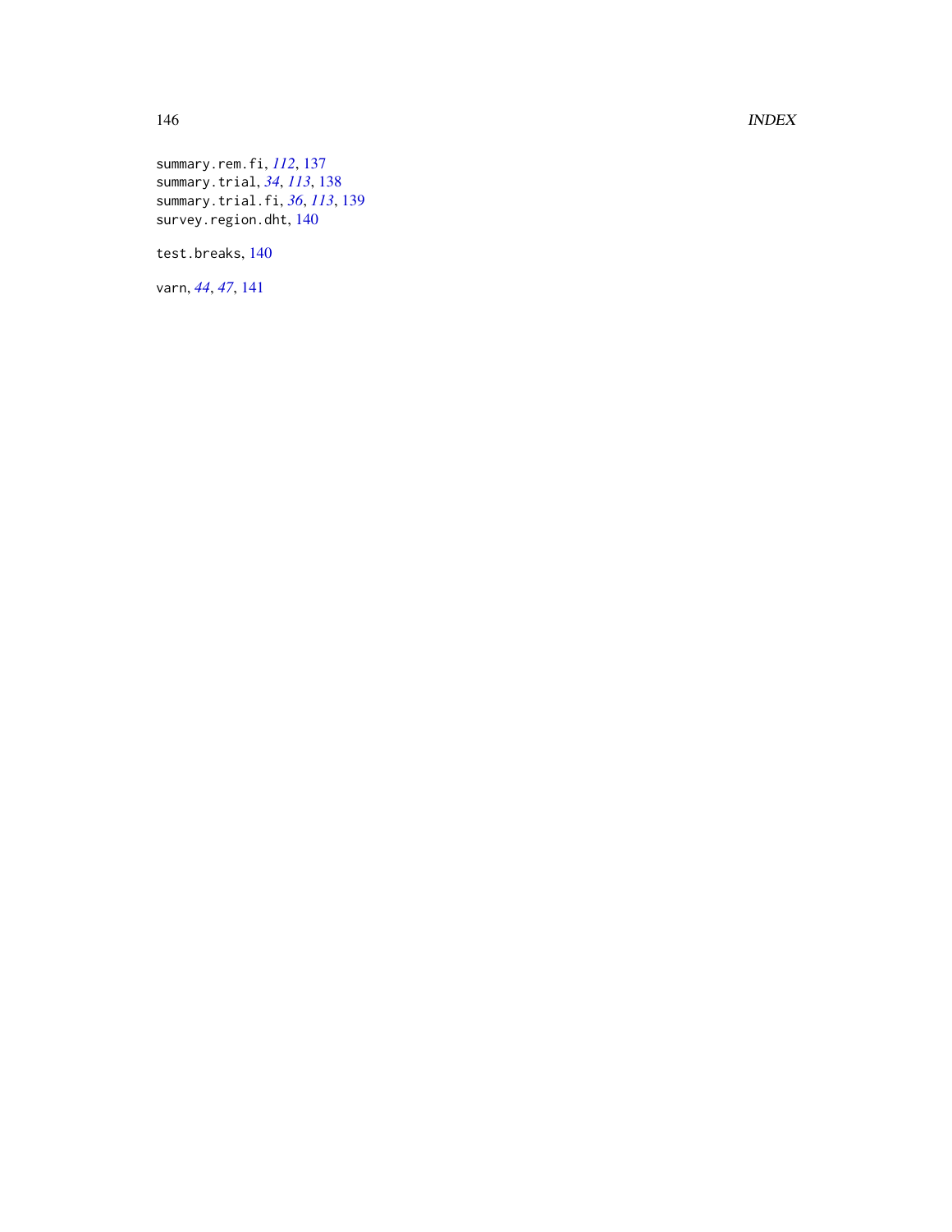summary.rem.fi, *112*, 137
summary.trial, *34*, *113*, 138
summary.trial.fi, *36*, *113*, 139
survey.region.dht, 140

test.breaks, 140

varn, *44*, *47*, 141